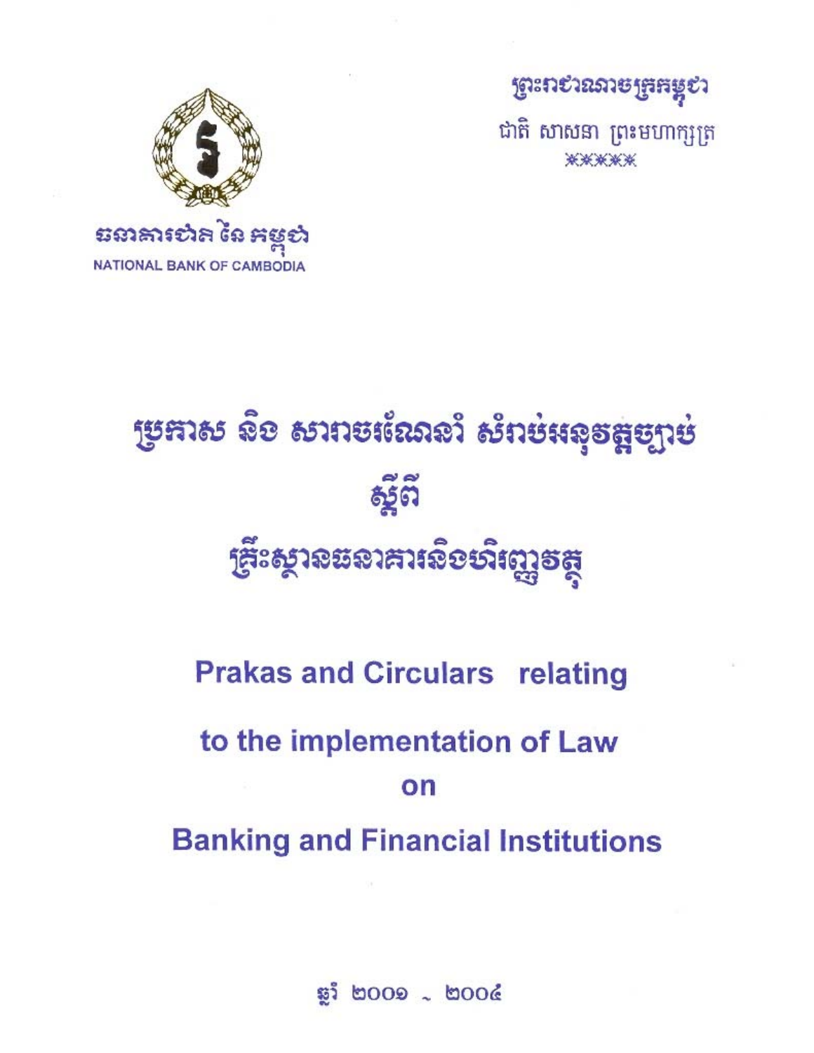ព្រះរាជាណាចក្រកម្ពុជា

ជាតិ សាសនា ព្រះមហាក្សត្រ

\*\*\*\*\*

ធនាគារជាតិ នៃ កម្ពុជា

NATIONAL BANK OF CAMBODIA

# ប្រកាស និង សារាចរណែនាំ សំរាប់អនុវត្តច្បាប់ ស្តីពី គ្រឹះស្ថានធនាគារនិងហិរញ្ញវត្ថុ

# Prakas and Circulars relating to the implementation of Law on Banking and Financial Institutions

ឆ្នាំ ២០០១ - ២០០៤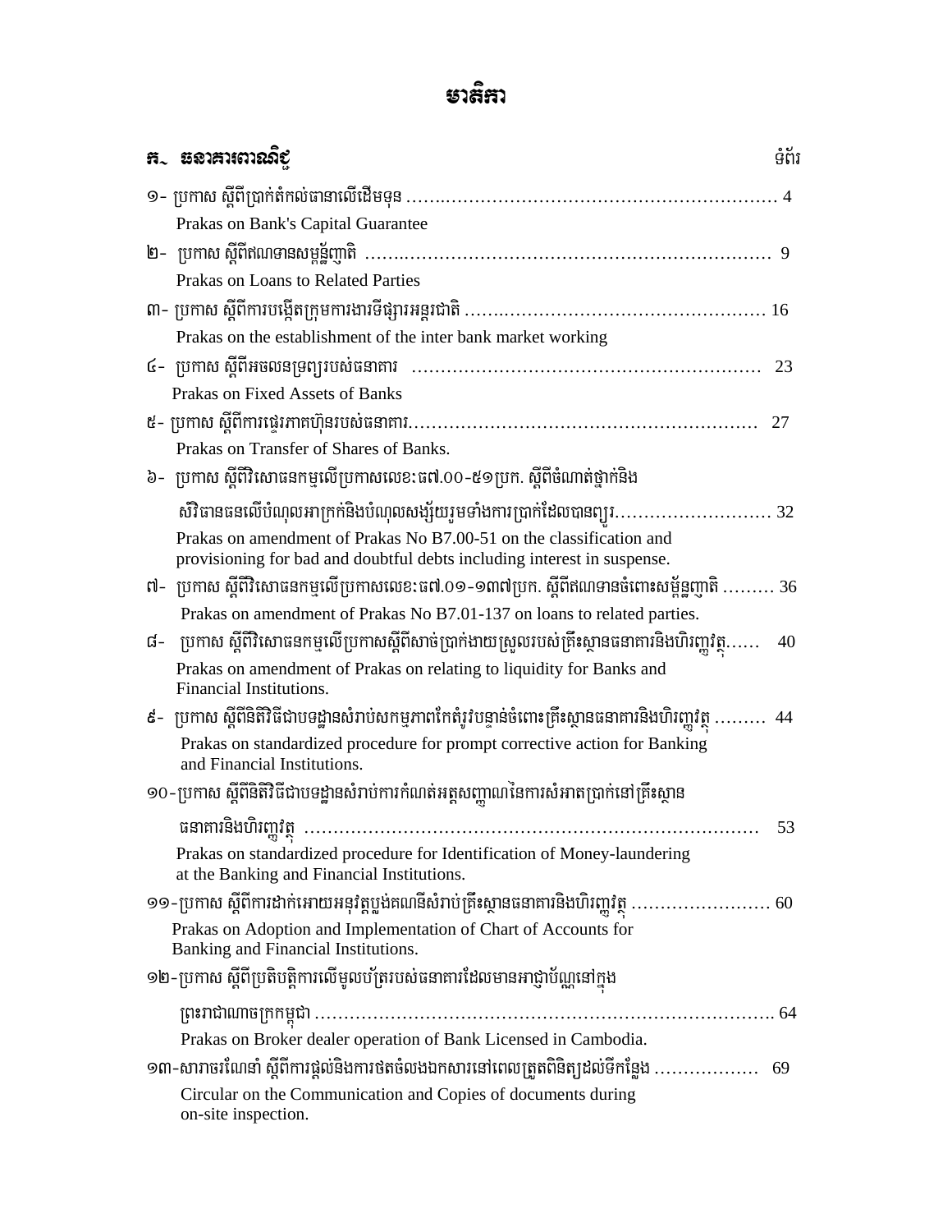# មាតិកា

## ក. ធនាគារពាណិជ្ជ

ទំព័រ

១- ប្រកាស ស្តីពីប្រាក់តំកល់ធានាលើដើមទុន ................................................................ 4
Prakas on Bank's Capital Guarantee

២- ប្រកាស ស្តីពីឥណទានសម្ពន្ធ័ញាតិ ................................................................ 9
Prakas on Loans to Related Parties

៣- ប្រកាស ស្តីពីការបង្កើតក្រុមការងារទីផ្សារអន្តរជាតិ ................................................ 16
Prakas on the establishment of the inter bank market working

៤- ប្រកាស ស្តីពីអចលនទ្រព្យរបស់ធនាគារ ................................................................ 23
Prakas on Fixed Assets of Banks

៥- ប្រកាស ស្តីពីការផ្ទេរភាគហ៊ុនរបស់ធនាគារ................................................................ 27
Prakas on Transfer of Shares of Banks.

៦- ប្រកាស ស្តីពីវិសោធនកម្មលើប្រកាសលេខៈធ៧.០០-៥១ប្រក. ស្តីពីចំណាត់ថ្នាក់និង សំវិធានធនលើបំណុលអាក្រក់និងបំណុលសង្ស័យរួមទាំងការប្រាក់ដែលបានព្យួរ.......................... 32
Prakas on amendment of Prakas No B7.00-51 on the classification and provisioning for bad and doubtful debts including interest in suspense.

៧- ប្រកាស ស្តីពីវិសោធនកម្មលើប្រកាសលេខៈធ៧.០១-១៣៧ប្រក. ស្តីពីឥណទានចំពោះសម្ព័ន្ធញាតិ ......... 36
Prakas on amendment of Prakas No B7.01-137 on loans to related parties.

៨- ប្រកាស ស្តីពីវិសោធនកម្មលើប្រកាសស្តីពីសាច់ប្រាក់ងាយស្រួលរបស់គ្រឹះស្ថានធនាគារនិងហិរញ្ញវត្ថុ...... 40
Prakas on amendment of Prakas on relating to liquidity for Banks and Financial Institutions.

៩- ប្រកាស ស្តីពីនិតិវិធីជាបទដ្ឋានសំរាប់សកម្មភាពកែតំរូវបន្ទាន់ចំពោះគ្រឹះស្ថានធនាគារនិងហិរញ្ញវត្ថុ ......... 44
Prakas on standardized procedure for prompt corrective action for Banking and Financial Institutions.

១០-ប្រកាស ស្តីពីនិតិវិធីជាបទដ្ឋានសំរាប់ការកំណត់អត្តសញ្ញាណនៃការសំអាតប្រាក់នៅគ្រឹះស្ថាន ធនាគារនិងហិរញ្ញវត្ថុ ................................................................ 53
Prakas on standardized procedure for Identification of Money-laundering at the Banking and Financial Institutions.

១១-ប្រកាស ស្តីពីការដាក់អោយអនុវត្តប្លង់គណនីសំរាប់គ្រឹះស្ថានធនាគារនិងហិរញ្ញវត្ថុ ........................ 60
Prakas on Adoption and Implementation of Chart of Accounts for Banking and Financial Institutions.

១២-ប្រកាស ស្តីពីប្រតិបត្តិការលើមូលប័ត្ររបស់ធនាគារដែលមានអាជ្ញាប័ណ្ណនៅក្នុង ព្រះរាជាណាចក្រកម្ពុជា................................................................ 64
Prakas on Broker dealer operation of Bank Licensed in Cambodia.

១៣-សារាចរណែនាំ ស្តីពីការផ្តល់និងការថតចំលងឯកសារនៅពេលត្រួតពិនិត្យដល់ទីកន្លែង .................. 69
Circular on the Communication and Copies of documents during on-site inspection.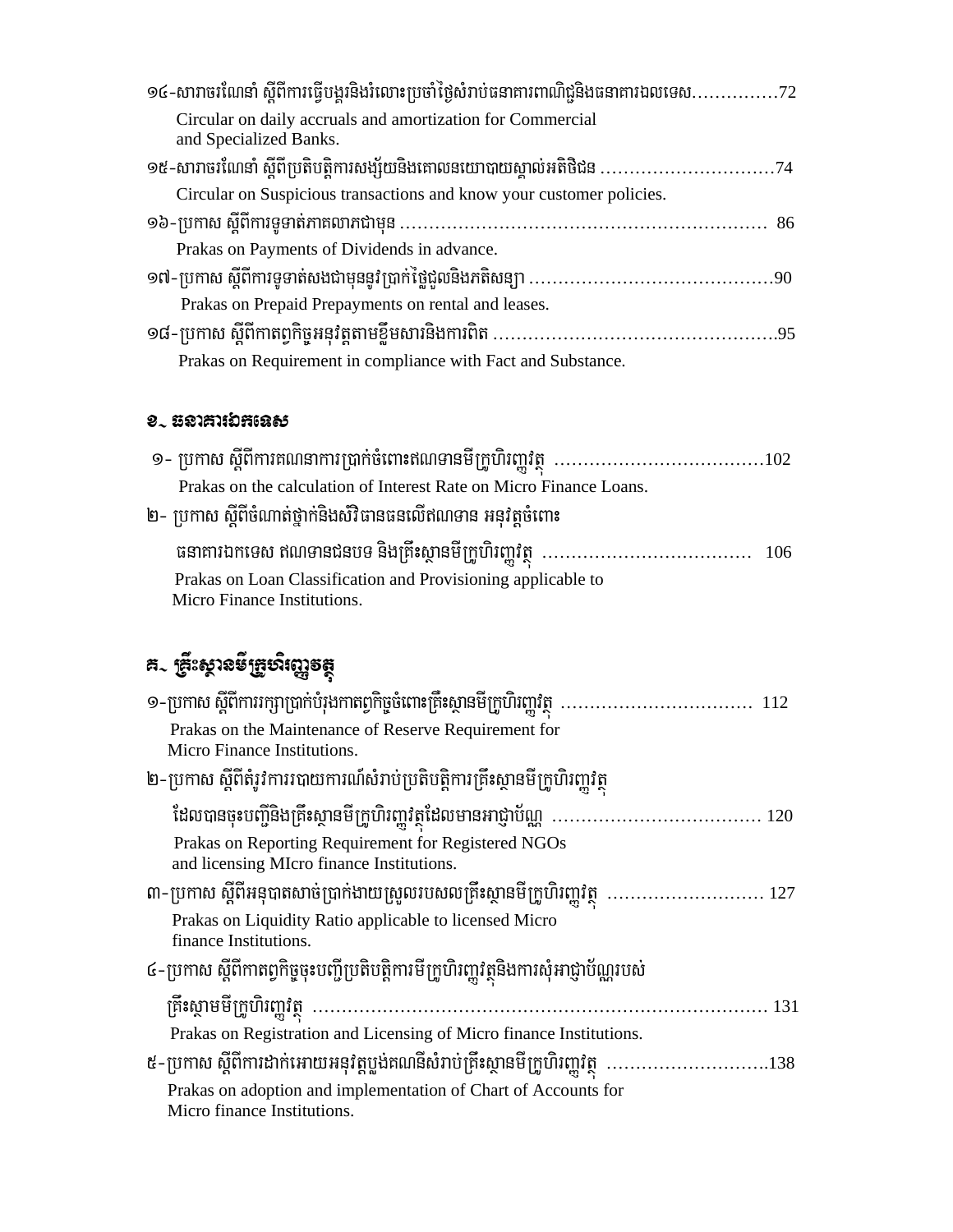១៤-សារាចរណែនាំ ស្តីពីការធ្វើបង្គរនិងរំលោះប្រចាំថ្ងៃសំរាប់ធនាគារពាណិជ្ជនិងធនាគារឯលទេស……………72
Circular on daily accruals and amortization for Commercial and Specialized Banks.

១៥-សារាចរណែនាំ ស្តីពីប្រតិបត្តិការសង្ស័យនិងគោលនយោបាយស្គាល់អតិថិជន …………………………74
Circular on Suspicious transactions and know your customer policies.

១៦-ប្រកាស ស្តីពីការទូទាត់ភាគលាភជាមុន ……………………………………………………… 86
Prakas on Payments of Dividends in advance.

១៧-ប្រកាស ស្តីពីការទូទាត់សងជាមុននូវប្រាក់ថ្លៃជួលនិងភតិសន្យា ……………………………………90
Prakas on Prepaid Prepayments on rental and leases.

១៨-ប្រកាស ស្តីពីកាតព្វកិច្ចអនុវត្តតាមខ្លឹមសារនិងការពិត ………………………………………….95
Prakas on Requirement in compliance with Fact and Substance.

## ខ. ធនាគារឯកទេស

១- ប្រកាស ស្តីពីការគណនាការប្រាក់ចំពោះឥណទានមីក្រូហិរញ្ញវត្ថុ ………………………………102
Prakas on the calculation of Interest Rate on Micro Finance Loans.

២- ប្រកាស ស្តីពីចំណាត់ថ្នាក់និងសំវិធានធនលើឥណទាន អនុវត្តចំពោះ ធនាគារឯកទេស ឥណទានជនបទ និងគ្រឹះស្ថានមីក្រូហិរញ្ញវត្ថុ ……………………………… 106
Prakas on Loan Classification and Provisioning applicable to Micro Finance Institutions.

## គ. គ្រឹះស្ថានមីក្រូហិរញ្ញវត្ថុ

១-ប្រកាស ស្តីពីការរក្សាប្រាក់បំរុងកាតព្វកិច្ចចំពោះគ្រឹះស្ថានមីក្រូហិរញ្ញវត្ថុ …………………………… 112
Prakas on the Maintenance of Reserve Requirement for Micro Finance Institutions.

២-ប្រកាស ស្តីពីតំរូវការរបាយការណ៍សំរាប់ប្រតិបត្តិការគ្រឹះស្ថានមីក្រូហិរញ្ញវត្ថុ ដែលបានចុះបញ្ជីនិងគ្រឹះស្ថានមីក្រូហិរញ្ញវត្ថុដែលមានអាជ្ញាប័ណ្ណ ……………………………… 120
Prakas on Reporting Requirement for Registered NGOs and licensing MIcro finance Institutions.

៣-ប្រកាស ស្តីពីអនុបាតសាច់ប្រាក់ងាយស្រួលរបសលគ្រឹះស្ថានមីក្រូហិរញ្ញវត្ថុ ……………………… 127
Prakas on Liquidity Ratio applicable to licensed Micro finance Institutions.

៤-ប្រកាស ស្តីពីកាតព្វកិច្ចចុះបញ្ជីប្រតិបត្តិការមីក្រូហិរញ្ញវត្ថុនិងការសុំអាជ្ញាប័ណ្ណរបស់ គ្រឹះស្ថាមមីក្រូហិរញ្ញវត្ថុ …………………………………………………………………… 131
Prakas on Registration and Licensing of Micro finance Institutions.

៥-ប្រកាស ស្តីពីការដាក់អោយអនុវត្តប្លង់គណនីសំរាប់គ្រឹះស្ថានមីក្រូហិរញ្ញវត្ថុ ……………………….138
Prakas on adoption and implementation of Chart of Accounts for Micro finance Institutions.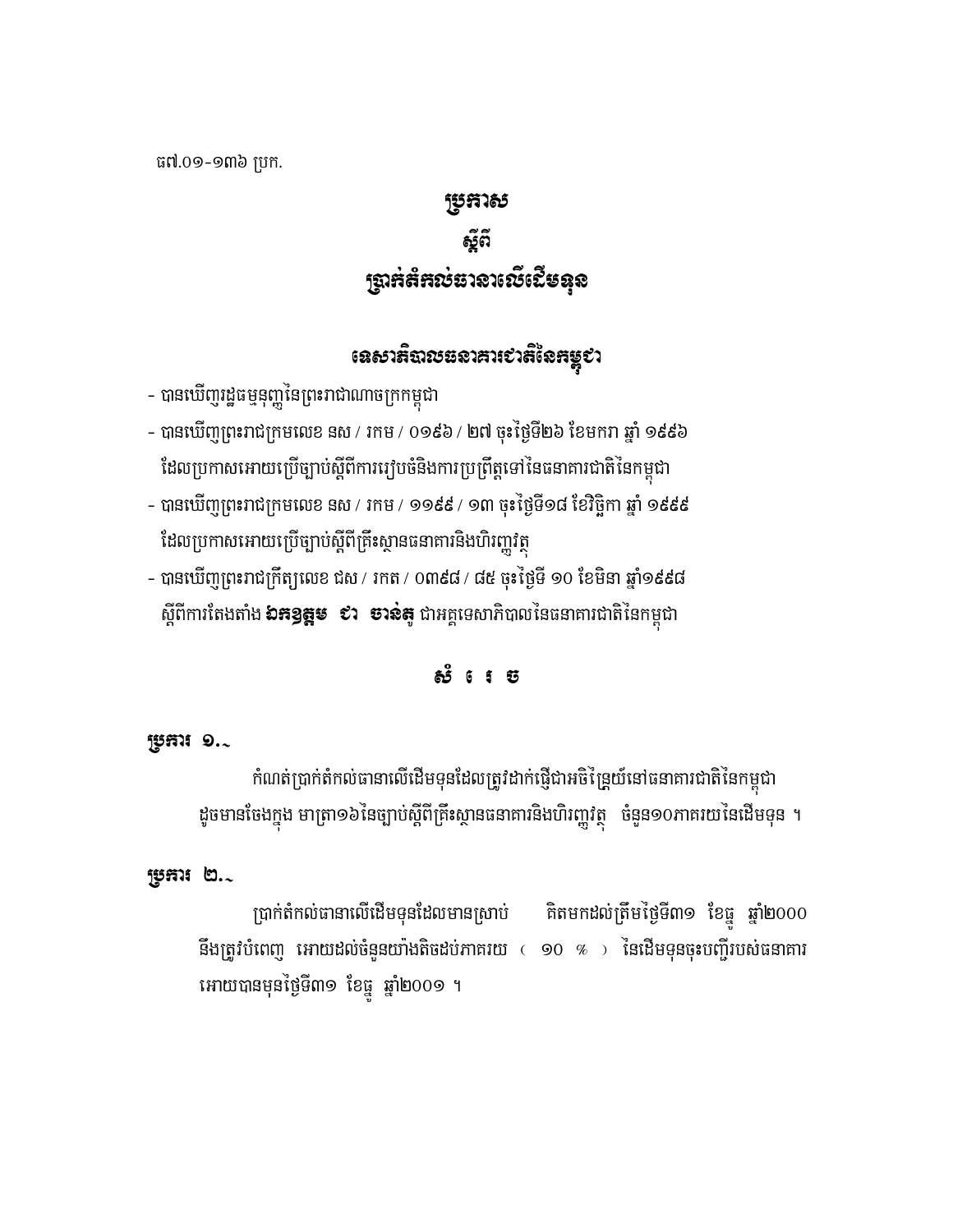ធ៧.០១-១៣៦ ប្រក.

# ប្រកាស

## ស្តីពី

## ប្រាក់តំកល់ធានាលើដើមទុន

### ទេសាភិបាលធនាគារជាតិនៃកម្ពុជា

- បានឃើញរដ្ឋធម្មនុញ្ញនៃព្រះរាជាណាចក្រកម្ពុជា
- បានឃើញព្រះរាជក្រមលេខ នស / រកម / ០១៩៦ / ២៧ ចុះថ្ងៃទី២៦ ខែមករា ឆ្នាំ ១៩៩៦ ដែលប្រកាសអោយប្រើច្បាប់ស្តីពីការរៀបចំនិងការប្រព្រឹត្តទៅនៃធនាគារជាតិនៃកម្ពុជា
- បានឃើញព្រះរាជក្រមលេខ នស / រកម / ១១៩៩ / ១៣ ចុះថ្ងៃទី១៨ ខែវិច្ឆិកា ឆ្នាំ ១៩៩៩ ដែលប្រកាសអោយប្រើច្បាប់ស្តីពីគ្រឹះស្ថានធនាគារនិងហិរញ្ញវត្ថុ
- បានឃើញព្រះរាជក្រឹត្យលេខ ជស / រកត / ០៣៩៨ / ៨៥ ចុះថ្ងៃទី ១០ ខែមិនា ឆ្នាំ១៩៩៨ ស្តីពីការតែងតាំង **ឯកឧត្តម ជា ចាន់តូ** ជាអគ្គទេសាភិបាលនៃធនាគារជាតិនៃកម្ពុជា

### សំរេច

**ប្រការ ១.-**

កំណត់ប្រាក់តំកល់ធានាលើដើមទុនដែលត្រូវដាក់ធ្វើជាអចិន្ត្រៃយ៍នៅធនាគារជាតិនៃកម្ពុជា ដូចមានចែងក្នុង មាត្រា១៦នៃច្បាប់ស្តីពីគ្រឹះស្ថានធនាគារនិងហិរញ្ញវត្ថុ ចំនួន១០ភាគរយនៃដើមទុន ។

**ប្រការ ២.-**

ប្រាក់តំកល់ធានាលើដើមទុនដែលមានស្រាប់ គិតមកដល់ត្រឹមថ្ងៃទី៣១ ខែធ្នូ ឆ្នាំ២០០០ នឹងត្រូវបំពេញ អោយដល់ចំនួនយ៉ាងតិចដប់ភាគរយ ( ១០ % ) នៃដើមទុនចុះបញ្ជីរបស់ធនាគារ អោយបានមុនថ្ងៃទី៣១ ខែធ្នូ ឆ្នាំ២០០១ ។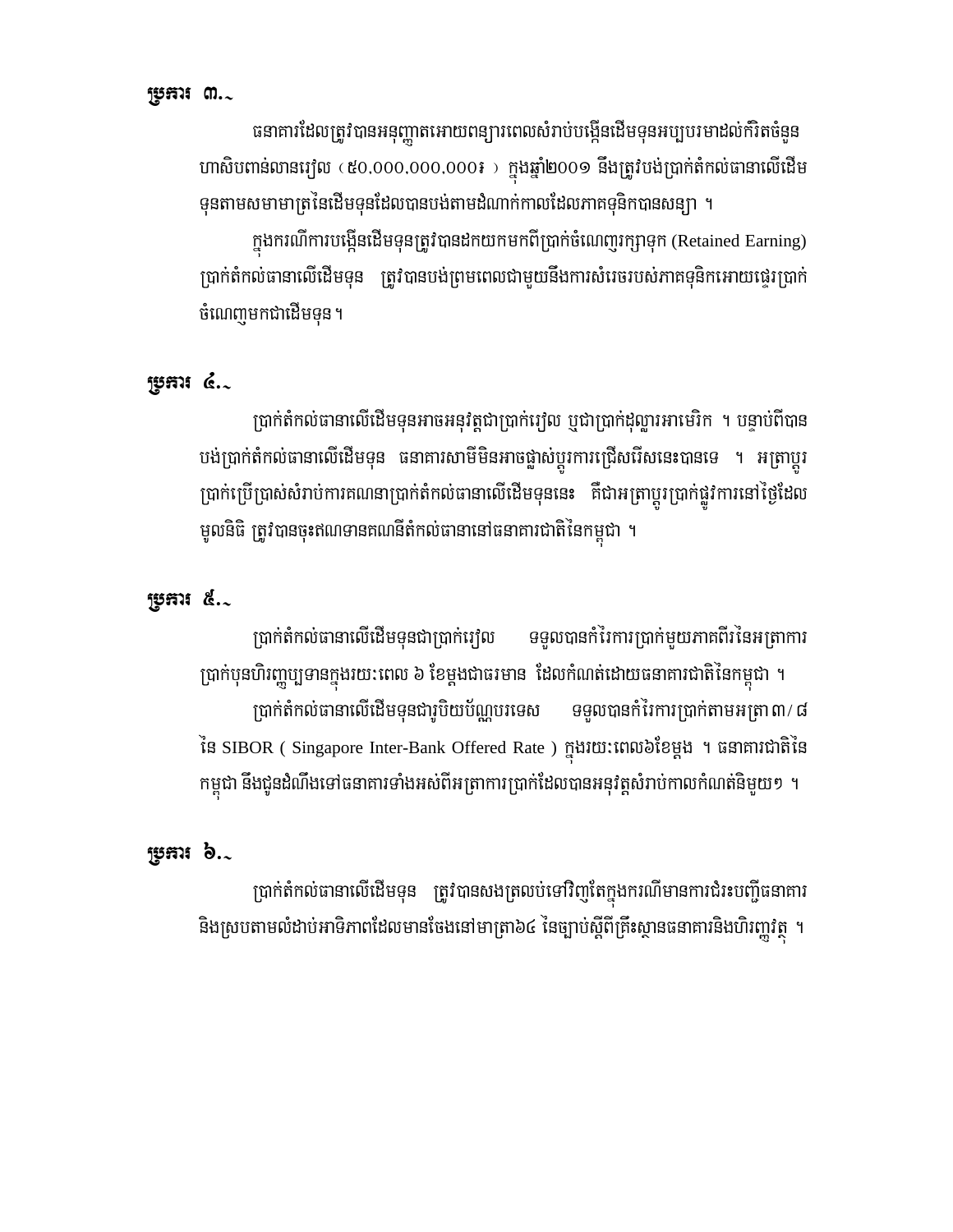## ប្រការ ៣.-

ធនាគារដែលត្រូវបានអនុញ្ញាតអោយពន្យារពេលសំរាប់បង្កើនដើមទុនអប្បបរមាដល់កំរិតចំនួន ហាសិបពាន់លានរៀល (៥០.០០០.០០០.០០០៛) ក្នុងឆ្នាំ២០០១ នឹងត្រូវបង់ប្រាក់តំកល់ធានាលើដើមទុនតាមសមាមាត្រនៃដើមទុនដែលបានបង់តាមដំណាក់កាលដែលភាគទុនិកបានសន្យា ។

ក្នុងករណីការបង្កើនដើមទុនត្រូវបានដកយកមកពីប្រាក់ចំណេញរក្សាទុក (Retained Earning) ប្រាក់តំកល់ធានាលើដើមទុន ត្រូវបានបង់ព្រមពេលជាមួយនឹងការសំរេចរបស់ភាគទុនិកអោយផ្ទេរប្រាក់ចំណេញមកជាដើមទុន ។

## ប្រការ ៤.-

ប្រាក់តំកល់ធានាលើដើមទុនអាចអនុវត្តជាប្រាក់រៀល ឬជាប្រាក់ដុល្លារអាមេរិក ។ បន្ទាប់ពីបានបង់ប្រាក់តំកល់ធានាលើដើមទុន ធនាគារសាមីមិនអាចផ្លាស់ប្តូរការជ្រើសរើសនេះបានទេ ។ អត្រាប្តូរប្រាក់ប្រើប្រាស់សំរាប់ការគណនាប្រាក់តំកល់ធានាលើដើមទុននេះ គឺជាអត្រាប្តូរប្រាក់ផ្លូវការនៅថ្ងៃដែលមូលនិធិ ត្រូវបានចុះឥណទានគណនីតំកល់ធានានៅធនាគារជាតិនៃកម្ពុជា ។

## ប្រការ ៥.-

ប្រាក់តំកល់ធានាលើដើមទុនជាប្រាក់រៀល ទទួលបានកំរៃការប្រាក់មួយភាគពីរនៃអត្រាការប្រាក់បុនហិរញ្ញប្បទានក្នុងរយៈពេល ៦ ខែម្តងជាធរមាន ដែលកំណត់ដោយធនាគារជាតិនៃកម្ពុជា ។

ប្រាក់តំកល់ធានាលើដើមទុនជារូបិយប័ណ្ណបរទេស ទទួលបានកំរៃការប្រាក់តាមអត្រា៣/៨ នៃ SIBOR ( Singapore Inter-Bank Offered Rate ) ក្នុងរយៈពេល៦ខែម្តង ។ ធនាគារជាតិនៃកម្ពុជា នឹងជូនដំណឹងទៅធនាគារទាំងអស់ពីអត្រាការប្រាក់ដែលបានអនុវត្តសំរាប់កាលកំណត់និមួយៗ ។

## ប្រការ ៦.-

ប្រាក់តំកល់ធានាលើដើមទុន ត្រូវបានសងត្រលប់ទៅវិញតែក្នុងករណីមានការជំរះបញ្ជីធនាគារ និងស្របតាមលំដាប់អាទិភាពដែលមានចែងនៅមាត្រា៦៤ នៃច្បាប់ស្តីពីគ្រឹះស្ថានធនាគារនិងហិរញ្ញវត្ថុ ។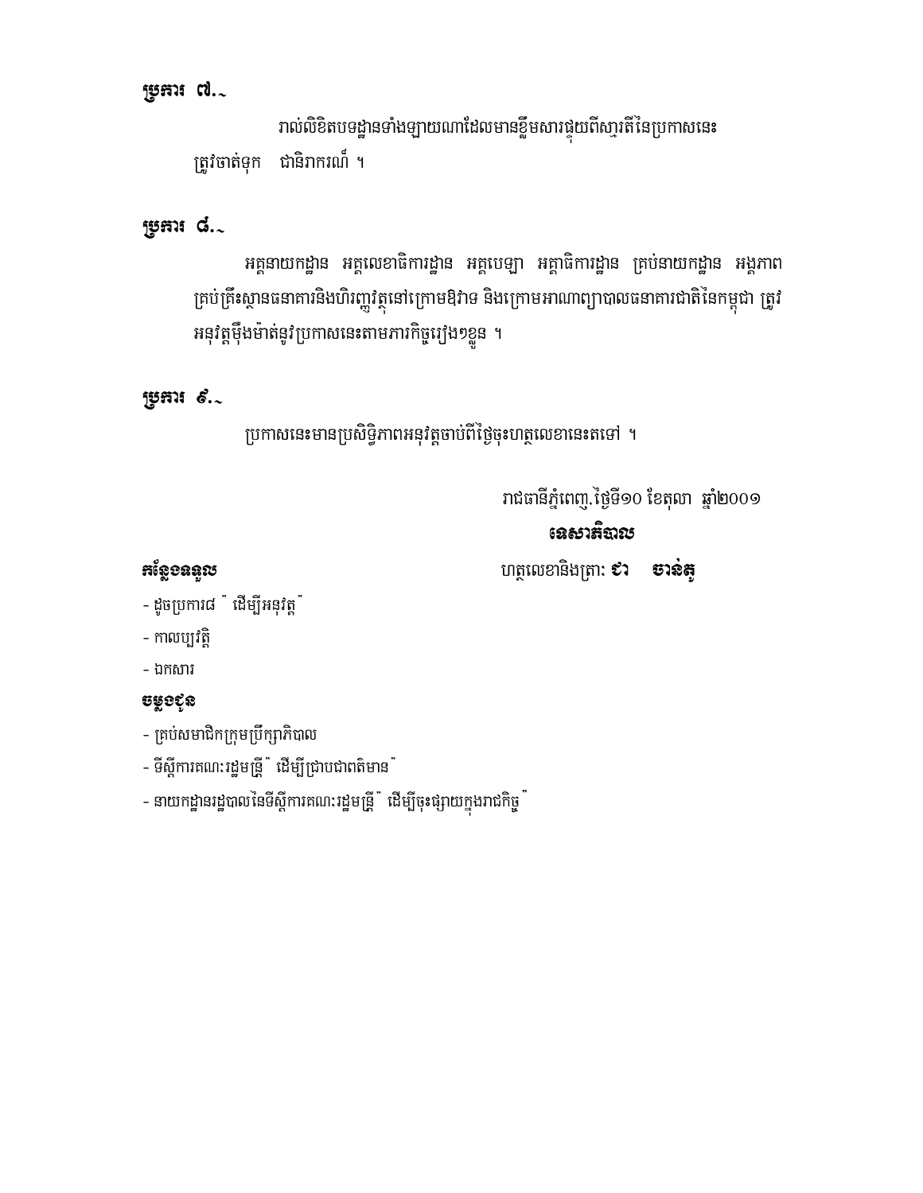**ប្រការ ៧.-**

រាល់លិខិតបទដ្ឋានទាំងឡាយណាដែលមានខ្លឹមសារផ្ទុយពីស្មារតីនៃប្រកាសនេះ ត្រូវចាត់ទុក ជានិរាករណ៍ ។

**ប្រការ ៨.-**

អគ្គនាយកដ្ឋាន អគ្គលេខាធិការដ្ឋាន អគ្គបេឡា អគ្គាធិការដ្ឋាន គ្រប់នាយកដ្ឋាន អង្គភាព គ្រប់គ្រឹះស្ថានធនាគារនិងហិរញ្ញវត្ថុនៅក្រោមឱវាទ និងក្រោមអាណាព្យាបាលធនាគារជាតិនៃកម្ពុជា ត្រូវអនុវត្តម៉ឺងម៉ាត់នូវប្រកាសនេះតាមភារកិច្ចរៀងៗខ្លួន ។

**ប្រការ ៩.-**

ប្រកាសនេះមានប្រសិទ្ធិភាពអនុវត្តចាប់ពីថ្ងៃចុះហត្ថលេខានេះតទៅ ។

រាជធានីភ្នំពេញ,ថ្ងៃទី១០ ខែតុលា ឆ្នាំ២០០១

**ទេសាភិបាល**

ហត្ថលេខានិងត្រា: **ជា ចាន់តូ**

**កន្លែងទទួល**

- ដូចប្រការ៨ " ដើម្បីអនុវត្ត "
- កាលប្បវត្តិ
- ឯកសារ

**ចម្លងជូន**

- គ្រប់សមាជិកក្រុមប្រឹក្សាភិបាល
- ទីស្តីការគណៈរដ្ឋមន្ត្រី " ដើម្បីជ្រាបជាពតិមាន "
- នាយកដ្ឋានរដ្ឋបាលនៃទីស្តីការគណៈរដ្ឋមន្ត្រី " ដើម្បីចុះផ្សាយក្នុងរាជកិច្ច "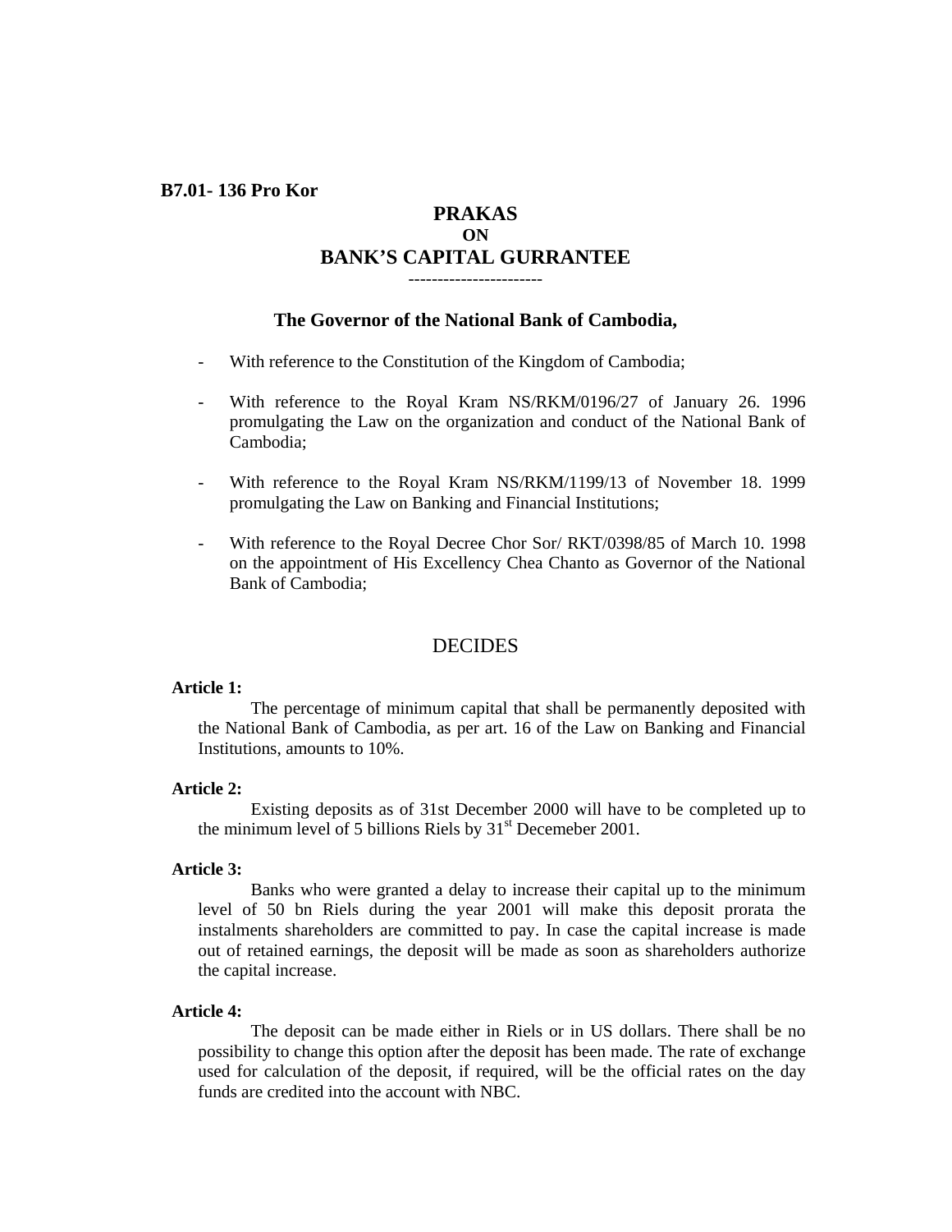**B7.01- 136 Pro Kor**

# PRAKAS
## ON
# BANK'S CAPITAL GURRANTEE

----------------------

### The Governor of the National Bank of Cambodia,

- With reference to the Constitution of the Kingdom of Cambodia;
- With reference to the Royal Kram NS/RKM/0196/27 of January 26. 1996 promulgating the Law on the organization and conduct of the National Bank of Cambodia;
- With reference to the Royal Kram NS/RKM/1199/13 of November 18. 1999 promulgating the Law on Banking and Financial Institutions;
- With reference to the Royal Decree Chor Sor/ RKT/0398/85 of March 10. 1998 on the appointment of His Excellency Chea Chanto as Governor of the National Bank of Cambodia;

DECIDES

**Article 1:**

The percentage of minimum capital that shall be permanently deposited with the National Bank of Cambodia, as per art. 16 of the Law on Banking and Financial Institutions, amounts to 10%.

**Article 2:**

Existing deposits as of 31st December 2000 will have to be completed up to the minimum level of 5 billions Riels by 31st Decemeber 2001.

**Article 3:**

Banks who were granted a delay to increase their capital up to the minimum level of 50 bn Riels during the year 2001 will make this deposit prorata the instalments shareholders are committed to pay. In case the capital increase is made out of retained earnings, the deposit will be made as soon as shareholders authorize the capital increase.

**Article 4:**

The deposit can be made either in Riels or in US dollars. There shall be no possibility to change this option after the deposit has been made. The rate of exchange used for calculation of the deposit, if required, will be the official rates on the day funds are credited into the account with NBC.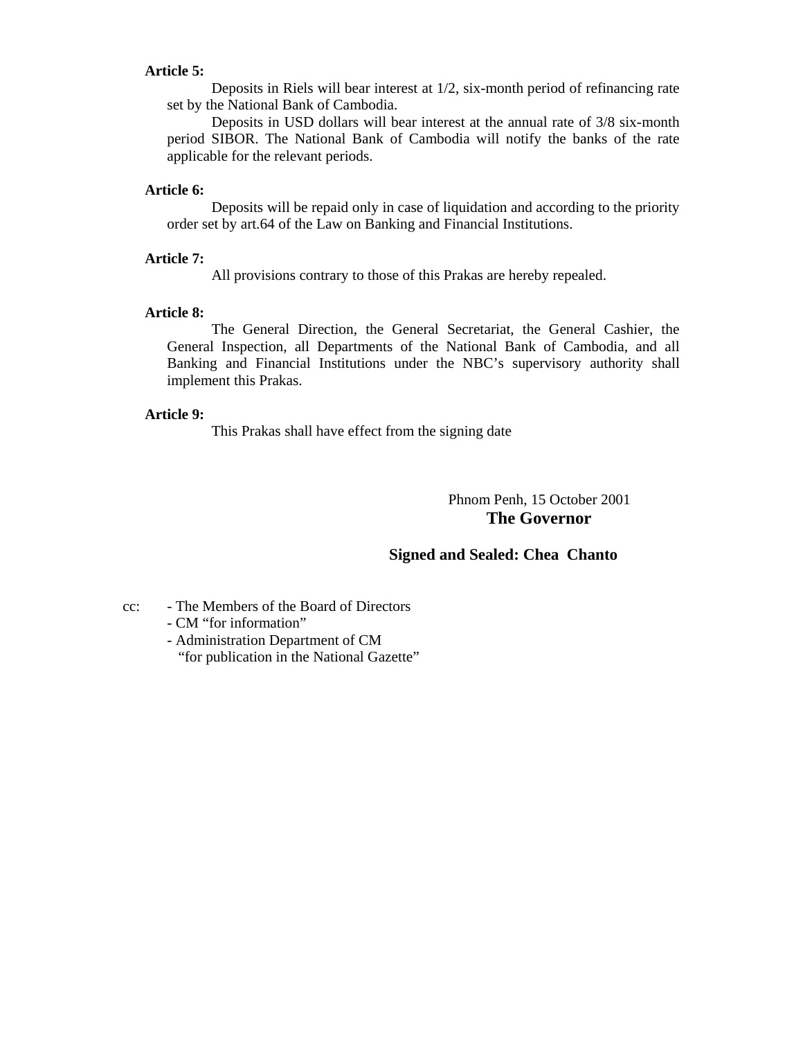**Article 5:**

Deposits in Riels will bear interest at 1/2, six-month period of refinancing rate set by the National Bank of Cambodia.

Deposits in USD dollars will bear interest at the annual rate of 3/8 six-month period SIBOR. The National Bank of Cambodia will notify the banks of the rate applicable for the relevant periods.

**Article 6:**

Deposits will be repaid only in case of liquidation and according to the priority order set by art.64 of the Law on Banking and Financial Institutions.

**Article 7:**

All provisions contrary to those of this Prakas are hereby repealed.

**Article 8:**

The General Direction, the General Secretariat, the General Cashier, the General Inspection, all Departments of the National Bank of Cambodia, and all Banking and Financial Institutions under the NBC's supervisory authority shall implement this Prakas.

**Article 9:**

This Prakas shall have effect from the signing date

Phnom Penh, 15 October 2001

**The Governor**

**Signed and Sealed: Chea Chanto**

cc:
- The Members of the Board of Directors
- CM "for information"
- Administration Department of CM "for publication in the National Gazette"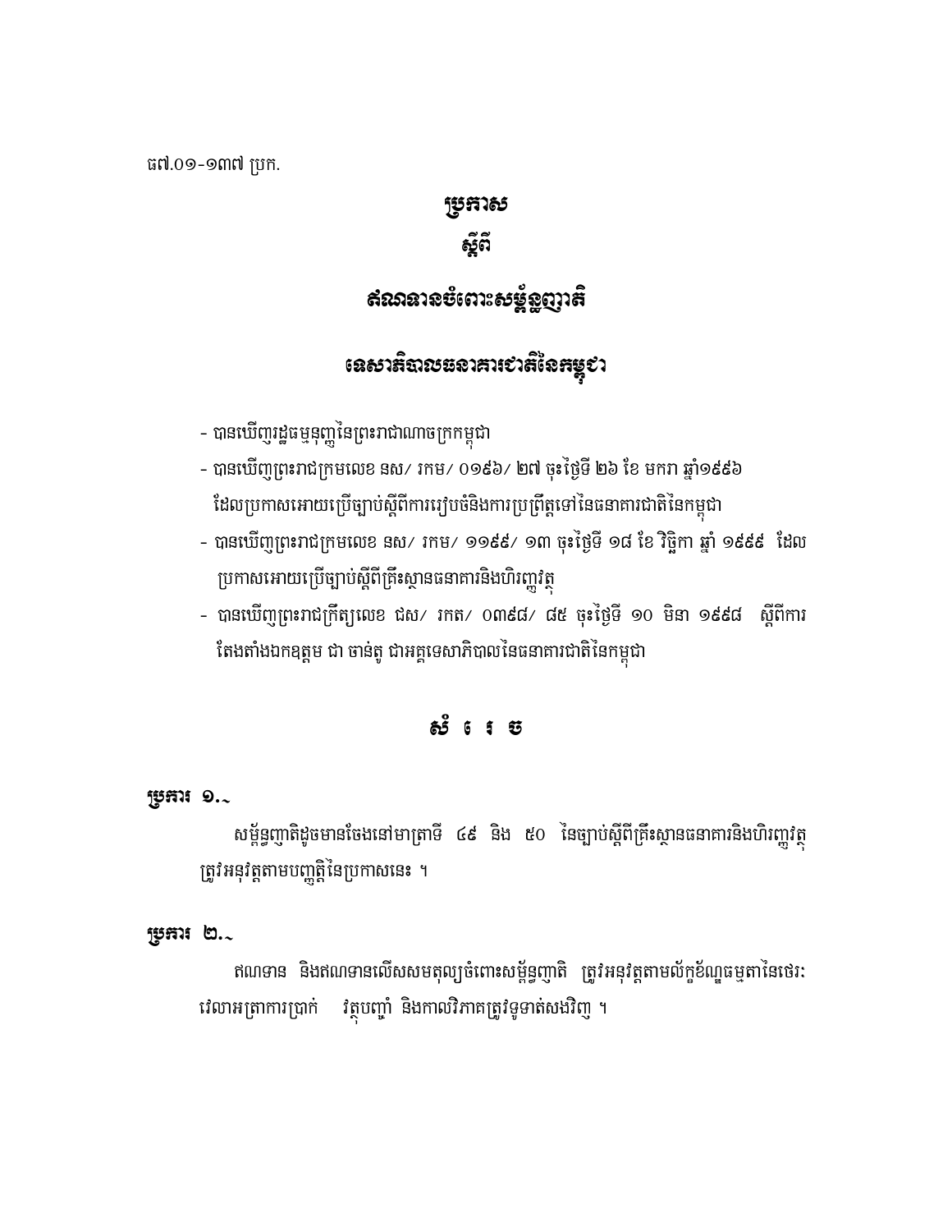ធ៧.០១-១៣៧ ប្រក.

# ប្រកាស

# ស្តីពី

# ឥណទានចំពោះសម្ព័ន្ធញាតិ

# ទេសាភិបាលធនាគារជាតិនៃកម្ពុជា

- បានឃើញរដ្ឋធម្មនុញ្ញនៃព្រះរាជាណាចក្រកម្ពុជា
- បានឃើញព្រះរាជក្រមលេខ នស/ រកម/ ០១៩៦/ ២៧ ចុះថ្ងៃទី ២៦ ខែ មករា ឆ្នាំ១៩៩៦ ដែលប្រកាសអោយប្រើច្បាប់ស្តីពីការរៀបចំនិងការប្រព្រឹត្តទៅនៃធនាគារជាតិនៃកម្ពុជា
- បានឃើញព្រះរាជក្រមលេខ នស/ រកម/ ១១៩៩/ ១៣ ចុះថ្ងៃទី ១៨ ខែ វិច្ឆិកា ឆ្នាំ ១៩៩៩ ដែលប្រកាសអោយប្រើច្បាប់ស្តីពីគ្រឹះស្ថានធនាគារនិងហិរញ្ញវត្ថុ
- បានឃើញព្រះរាជក្រឹត្យលេខ ជស/ រកត/ ០៣៩៨/ ៨៥ ចុះថ្ងៃទី ១០ មិនា ១៩៩៨ ស្តីពីការតែងតាំងឯកឧត្តម ជា ចាន់តូ ជាអគ្គទេសាភិបាលនៃធនាគារជាតិនៃកម្ពុជា

# សំរេច

## ប្រការ ១.-

សម្ព័ន្ធញាតិដូចមានចែងនៅមាត្រាទី ៤៩ និង ៥០ នៃច្បាប់ស្តីពីគ្រឹះស្ថានធនាគារនិងហិរញ្ញវត្ថុ ត្រូវអនុវត្តតាមបញ្ញត្តិនៃប្រកាសនេះ ។

## ប្រការ ២.-

ឥណទាន និងឥណទានលើសសមតុល្យចំពោះសម្ព័ន្ធញាតិ ត្រូវអនុវត្តតាមល័ក្ខខ័ណ្ឌធម្មតានៃថេរៈវេលាអត្រាការប្រាក់ វត្ថុបញ្ចាំ និងកាលវិភាគត្រូវទូទាត់សងវិញ ។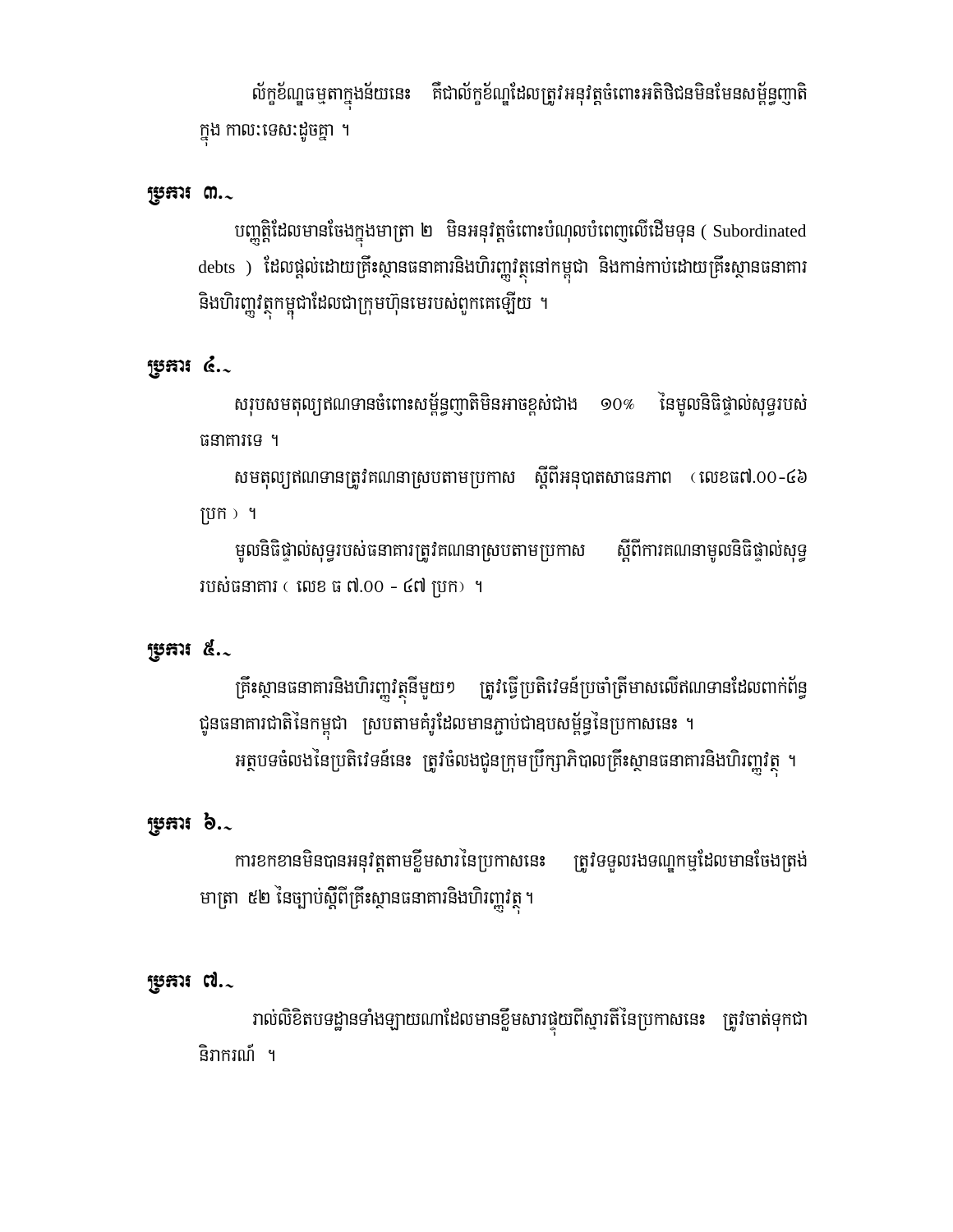លក្ខខណ្ឌធម្មតាក្នុងន័យនេះ គឺជាលក្ខខណ្ឌដែលត្រូវអនុវត្តចំពោះអតិថិជនមិនមែនសម្ព័ន្ធញាតិក្នុង កាលៈទេសៈដូចគ្នា ។

**ប្រការ ៣.-**

បញ្ញត្តិដែលមានចែងក្នុងមាត្រា ២ មិនអនុវត្តចំពោះបំណុលបំពេញលើដើមទុន ( Subordinated debts ) ដែលផ្តល់ដោយគ្រឹះស្ថានធនាគារនិងហិរញ្ញវត្ថុនៅកម្ពុជា និងកាន់កាប់ដោយគ្រឹះស្ថានធនាគារ និងហិរញ្ញវត្ថុកម្ពុជាដែលជាក្រុមហ៊ុនមេរបស់ពួកគេឡើយ ។

**ប្រការ ៤.-**

សរុបសមតុល្យឥណទានចំពោះសម្ព័ន្ធញាតិមិនអាចខ្ពស់ជាង ១០% នៃមូលនិធិផ្ទាល់សុទ្ធរបស់ធនាគារទេ ។

សមតុល្យឥណទានត្រូវគណនាស្របតាមប្រកាស ស្តីពីអនុបាតសាធនភាព ( លេខធ៧.០០-៤៦ ប្រក ) ។

មូលនិធិផ្ទាល់សុទ្ធរបស់ធនាគារត្រូវគណនាស្របតាមប្រកាស ស្តីពីការគណនាមូលនិធិផ្ទាល់សុទ្ធរបស់ធនាគារ ( លេខ ធ ៧.០០ - ៤៧ ប្រក) ។

**ប្រការ ៥.-**

គ្រឹះស្ថានធនាគារនិងហិរញ្ញវត្ថុនីមួយៗ ត្រូវធ្វើប្រតិវេទន៍ប្រចាំត្រីមាសលើឥណទានដែលពាក់ព័ន្ធជូនធនាគារជាតិនៃកម្ពុជា ស្របតាមគំរូដែលមានភ្ជាប់ជាឧបសម្ព័ន្ធនៃប្រកាសនេះ ។

អត្ថបទចំលងនៃប្រតិវេទន៍នេះ ត្រូវចំលងជូនក្រុមប្រឹក្សាភិបាលគ្រឹះស្ថានធនាគារនិងហិរញ្ញវត្ថុ ។

**ប្រការ ៦.-**

ការខកខានមិនបានអនុវត្តតាមខ្លឹមសារនៃប្រកាសនេះ ត្រូវទទួលរងទណ្ឌកម្មដែលមានចែងត្រង់មាត្រា ៥២ នៃច្បាប់ស្តីពីគ្រឹះស្ថានធនាគារនិងហិរញ្ញវត្ថុ។

**ប្រការ ៧.-**

រាល់លិខិតបទដ្ឋានទាំងឡាយណាដែលមានខ្លឹមសារផ្ទុយពីស្មារតីនៃប្រកាសនេះ ត្រូវចាត់ទុកជានិរាករណ៍ ។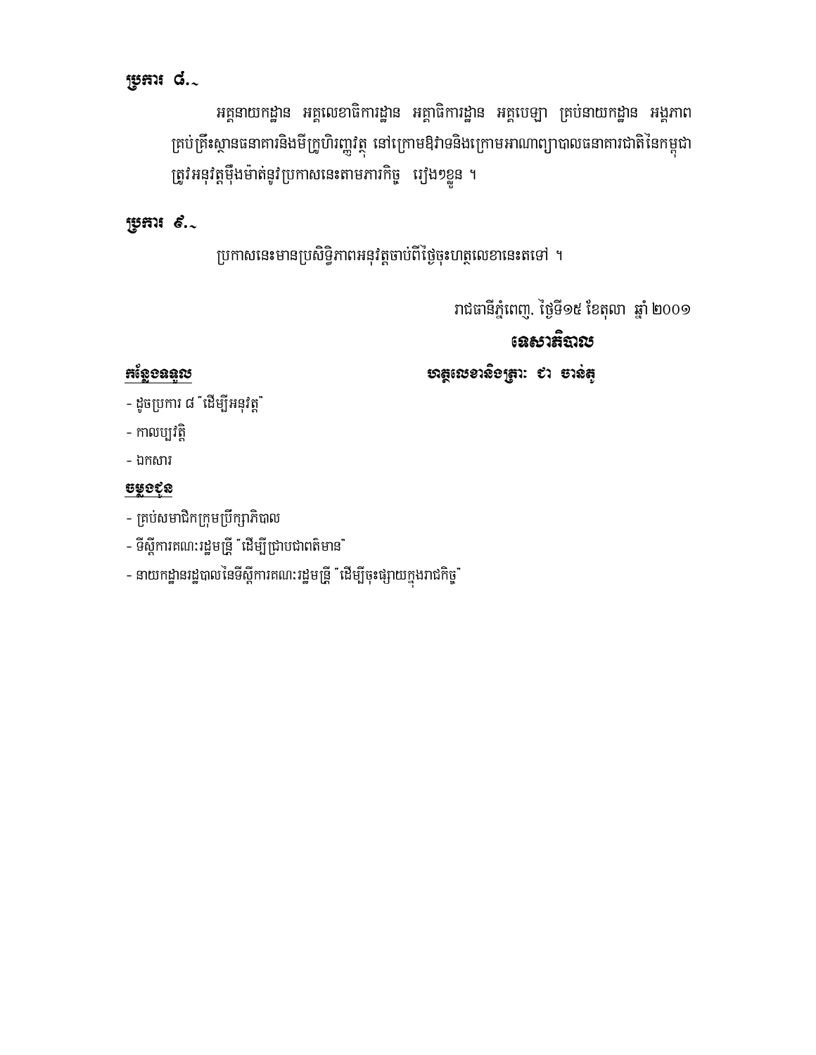**ប្រការ ៨.-**

អគ្គនាយកដ្ឋាន អគ្គលេខាធិការដ្ឋាន អគ្គាធិការដ្ឋាន អគ្គបេឡា គ្រប់នាយកដ្ឋាន អង្គភាព គ្រប់គ្រឹះស្ថានធនាគារនិងមីក្រូហិរញ្ញវត្ថុ នៅក្រោមឱវាទនិងក្រោមអាណាព្យាបាលធនាគារជាតិនៃកម្ពុជា ត្រូវអនុវត្តម៉ឺងម៉ាត់នូវប្រកាសនេះតាមភារកិច្ច រៀង១ខ្លួន ។

**ប្រការ ៩.-**

ប្រកាសនេះមានប្រសិទ្ធិភាពអនុវត្តចាប់ពីថ្ងៃចុះហត្ថលេខានេះតទៅ ។

រាជធានីភ្នំពេញ, ថ្ងៃទី១៥ ខែតុលា ឆ្នាំ ២០០១

**ទេសាភិបាល**

**ហត្ថលេខានិងត្រា: ជា ចាន់តូ**

**កន្លែងទទួល**

- ដូចប្រការ ៨ "ដើម្បីអនុវត្ត"
- កាលប្បវត្តិ
- ឯកសារ

**ចម្លងជូន**

- គ្រប់សមាជិកក្រុមប្រឹក្សាភិបាល
- ទីស្តីការគណៈរដ្ឋមន្ត្រី "ដើម្បីជ្រាបជាពត៌មាន"
- នាយកដ្ឋានរដ្ឋបាលនៃទីស្តីការគណៈរដ្ឋមន្ត្រី "ដើម្បីចុះផ្សាយក្នុងរាជកិច្ច"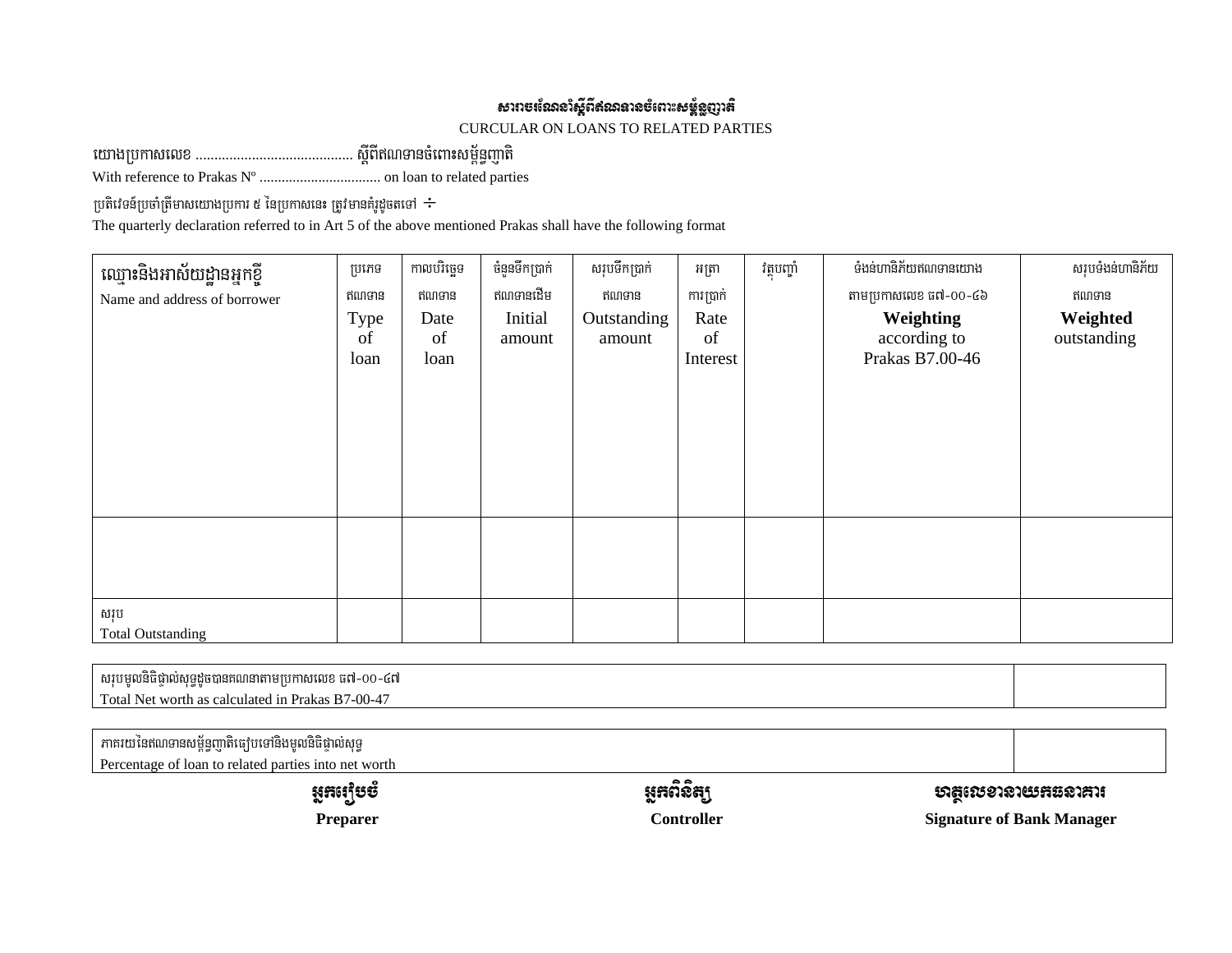**សារាចរណែនាំស្តីពីឥណទានចំពោះសម្ព័ន្ធញាតិ**

CURCULAR ON LOANS TO RELATED PARTIES

យោងប្រកាសលេខ .......................................... ស្តីពីឥណទានចំពោះសម្ព័ន្ធញាតិ

With reference to Prakas Nº ................................. on loan to related parties

ប្រតិវេទន៍ប្រចាំត្រីមាសយោងប្រការ ៥ នៃប្រកាសនេះ ត្រូវមានគំរូដូចតទៅ ÷

The quarterly declaration referred to in Art 5 of the above mentioned Prakas shall have the following format

| ឈ្មោះនិងអាស័យដ្ឋានអ្នកខ្ចី Name and address of borrower | ប្រភេទឥណទាន Type of loan | កាលបរិច្ឆេទឥណទាន Date of loan | ចំនួនទឹកប្រាក់ឥណទានដើម Initial amount | សរុបទឹកប្រាក់ឥណទាន Outstanding amount | អត្រាការប្រាក់ Rate of Interest | វត្ថុបញ្ចាំ | ទំងន់ហានិភ័យឥណទានយោងតាមប្រកាសលេខ ធ៧-០០-៤៦ **Weighting** according to Prakas B7.00-46 | សរុបទំងន់ហានិភ័យឥណទាន **Weighted** outstanding |
|---|---|---|---|---|---|---|---|---|
| | | | | | | | | |
| សរុប Total Outstanding | | | | | | | | |

| សរុបមូលនិធិផ្ទាល់សុទ្ធដូចបានគណនាតាមប្រកាសលេខ ធ៧-០០-៤៧ Total Net worth as calculated in Prakas B7-00-47 | |
|---|---|

| ភាគរយនៃឥណទានសម្ព័ន្ធញាតិធៀបទៅនិងមូលនិធិផ្ទាល់សុទ្ធ Percentage of loan to related parties into net worth | |
|---|---|

| **អ្នករៀបចំ** | **អ្នកពិនិត្យ** | **ហត្ថលេខានាយកធនាគារ** |
|---|---|---|
| **Preparer** | **Controller** | **Signature of Bank Manager** |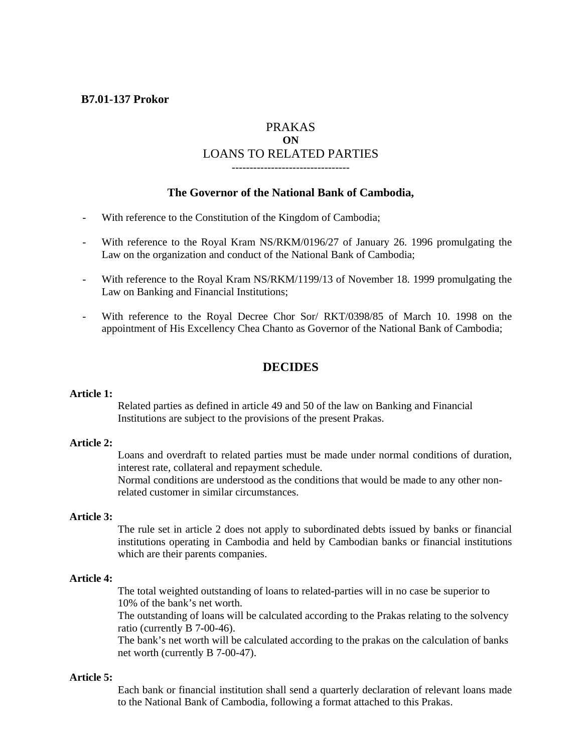**B7.01-137 Prokor**

# PRAKAS
**ON**
# LOANS TO RELATED PARTIES

---

### The Governor of the National Bank of Cambodia,

- With reference to the Constitution of the Kingdom of Cambodia;
- With reference to the Royal Kram NS/RKM/0196/27 of January 26. 1996 promulgating the Law on the organization and conduct of the National Bank of Cambodia;
- With reference to the Royal Kram NS/RKM/1199/13 of November 18. 1999 promulgating the Law on Banking and Financial Institutions;
- With reference to the Royal Decree Chor Sor/ RKT/0398/85 of March 10. 1998 on the appointment of His Excellency Chea Chanto as Governor of the National Bank of Cambodia;

## DECIDES

**Article 1:**

Related parties as defined in article 49 and 50 of the law on Banking and Financial Institutions are subject to the provisions of the present Prakas.

**Article 2:**

Loans and overdraft to related parties must be made under normal conditions of duration, interest rate, collateral and repayment schedule.
Normal conditions are understood as the conditions that would be made to any other non-related customer in similar circumstances.

**Article 3:**

The rule set in article 2 does not apply to subordinated debts issued by banks or financial institutions operating in Cambodia and held by Cambodian banks or financial institutions which are their parents companies.

**Article 4:**

The total weighted outstanding of loans to related-parties will in no case be superior to 10% of the bank's net worth.
The outstanding of loans will be calculated according to the Prakas relating to the solvency ratio (currently B 7-00-46).
The bank's net worth will be calculated according to the prakas on the calculation of banks net worth (currently B 7-00-47).

**Article 5:**

Each bank or financial institution shall send a quarterly declaration of relevant loans made to the National Bank of Cambodia, following a format attached to this Prakas.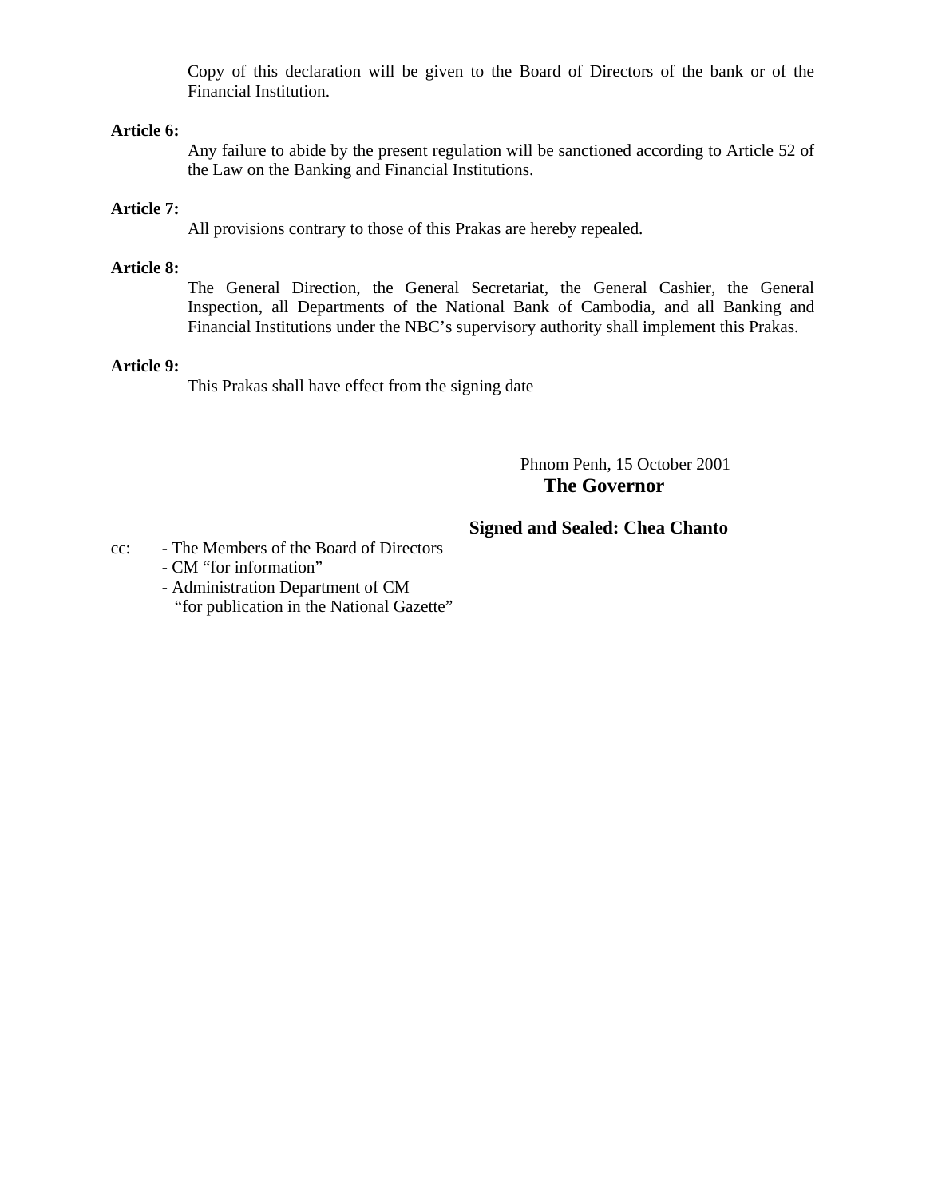Copy of this declaration will be given to the Board of Directors of the bank or of the Financial Institution.

**Article 6:**

Any failure to abide by the present regulation will be sanctioned according to Article 52 of the Law on the Banking and Financial Institutions.

**Article 7:**

All provisions contrary to those of this Prakas are hereby repealed.

**Article 8:**

The General Direction, the General Secretariat, the General Cashier, the General Inspection, all Departments of the National Bank of Cambodia, and all Banking and Financial Institutions under the NBC's supervisory authority shall implement this Prakas.

**Article 9:**

This Prakas shall have effect from the signing date

Phnom Penh, 15 October 2001

**The Governor**

**Signed and Sealed: Chea Chanto**

cc:
- The Members of the Board of Directors
- CM "for information"
- Administration Department of CM "for publication in the National Gazette"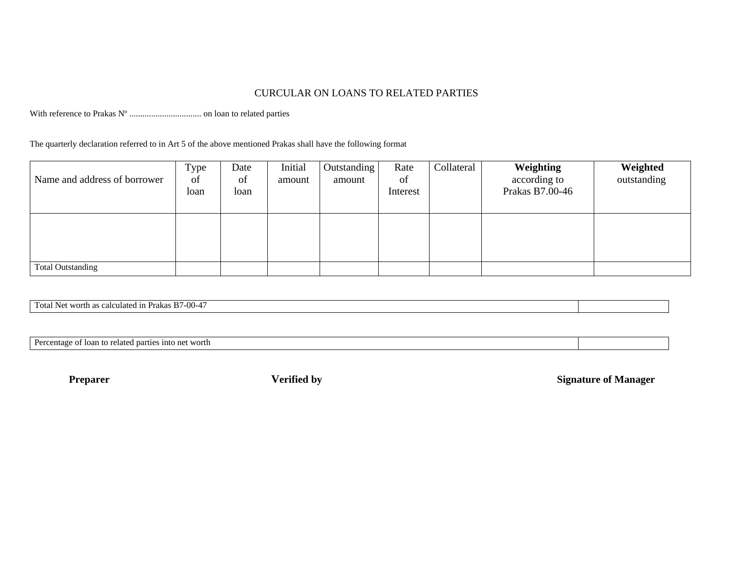# CURCULAR ON LOANS TO RELATED PARTIES

With reference to Prakas Nº ................................ on loan to related parties

The quarterly declaration referred to in Art 5 of the above mentioned Prakas shall have the following format

| Name and address of borrower | Type of loan | Date of loan | Initial amount | Outstanding amount | Rate of Interest | Collateral | **Weighting** according to Prakas B7.00-46 | **Weighted** outstanding |
|---|---|---|---|---|---|---|---|---|
| | | | | | | | | |
| Total Outstanding | | | | | | | | |

| Total Net worth as calculated in Prakas B7-00-47 | |
|---|---|

| Percentage of loan to related parties into net worth | |
|---|---|

**Preparer** **Verified by** **Signature of Manager**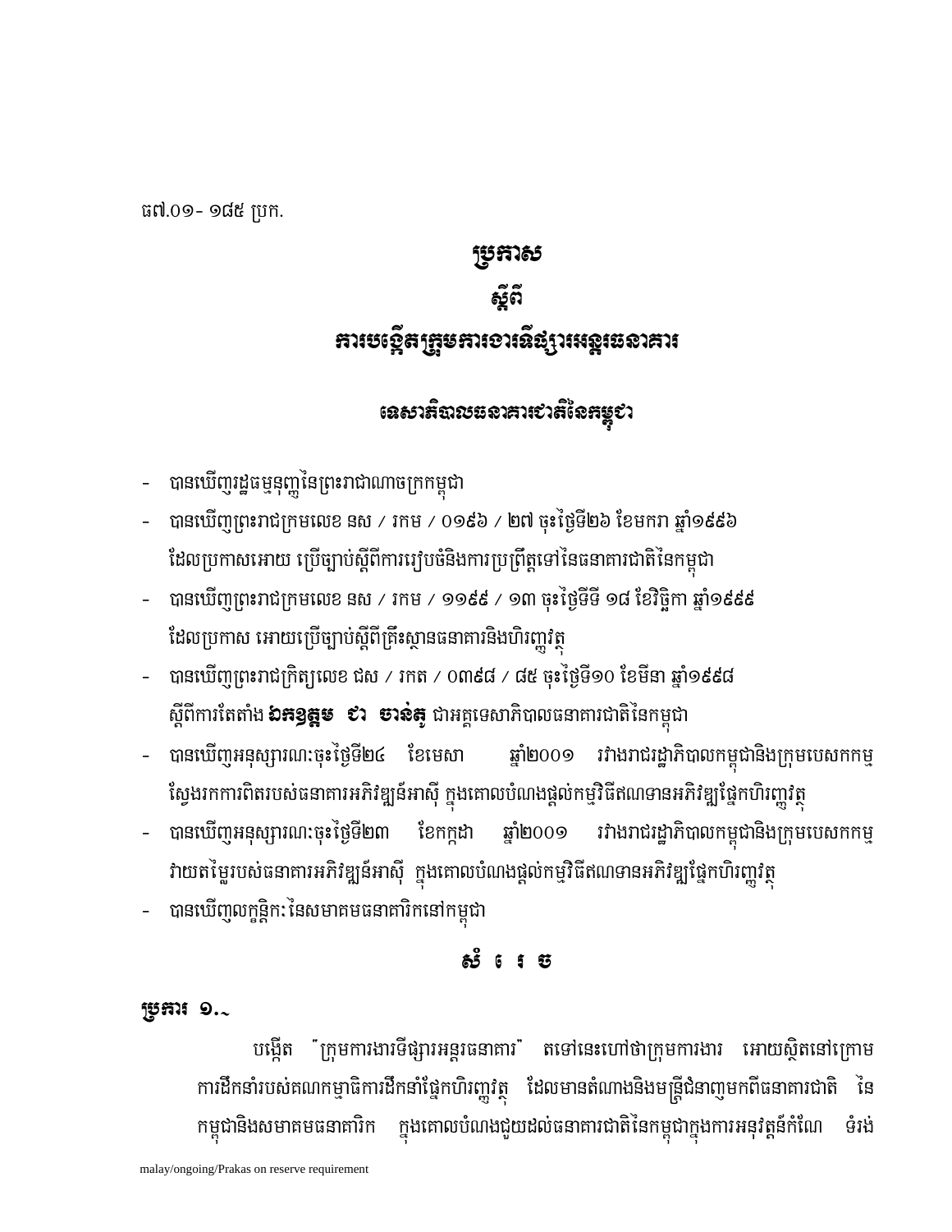ធ៧.០១- ១៨៥ ប្រក.

# ប្រកាស
# ស្តីពី
# ការបង្កើតក្រុមការងារទីផ្សារអន្តរធនាគារ

## ទេសាភិបាលធនាគារជាតិនៃកម្ពុជា

- បានឃើញរដ្ឋធម្មនុញ្ញនៃព្រះរាជាណាចក្រកម្ពុជា
- បានឃើញព្រះរាជក្រមលេខ នស / រកម / ០១៩៦ / ២៧ ចុះថ្ងៃទី២៦ ខែមករា ឆ្នាំ១៩៩៦ ដែលប្រកាសអោយ ប្រើច្បាប់ស្តីពីការរៀបចំនិងការប្រព្រឹត្តទៅនៃធនាគារជាតិនៃកម្ពុជា
- បានឃើញព្រះរាជក្រមលេខ នស / រកម / ១១៩៩ / ១៣ ចុះថ្ងៃទីទី ១៨ ខែវិច្ឆិកា ឆ្នាំ១៩៩៩ ដែលប្រកាស អោយប្រើច្បាប់ស្តីពីគ្រឹះស្ថានធនាគារនិងហិរញ្ញវត្ថុ
- បានឃើញព្រះរាជក្រិត្យលេខ ជស / រកត / ០៣៩៨ / ៨៥ ចុះថ្ងៃទី១០ ខែមីនា ឆ្នាំ១៩៩៨ ស្តីពីការតែងតាំង **ឯកឧត្តម ជា ចាន់តូ** ជាអគ្គទេសាភិបាលធនាគារជាតិនៃកម្ពុជា
- បានឃើញអនុស្សារណៈចុះថ្ងៃទី២៤ ខែមេសា ឆ្នាំ២០០១ រវាងរាជរដ្ឋាភិបាលកម្ពុជានិងក្រុមបេសកកម្ម ស្វែងរកការពិតរបស់ធនាគារអភិវឌ្ឍន៍អាស៊ី ក្នុងគោលបំណងផ្តល់កម្មវិធីឥណទានអភិវឌ្ឍផ្នែកហិរញ្ញវត្ថុ
- បានឃើញអនុស្សារណៈចុះថ្ងៃទី២៣ ខែកក្កដា ឆ្នាំ២០០១ រវាងរាជរដ្ឋាភិបាលកម្ពុជានិងក្រុមបេសកកម្ម វាយតម្លៃរបស់ធនាគារអភិវឌ្ឍន៍អាស៊ី ក្នុងគោលបំណងផ្តល់កម្មវិធីឥណទានអភិវឌ្ឍផ្នែកហិរញ្ញវត្ថុ
- បានឃើញលក្ខន្តិកៈនៃសមាគមធនាគារិកនៅកម្ពុជា

## ស ំ រេ ច

**ប្រការ ១.–**

បង្កើត "ក្រុមការងារទីផ្សារអន្តរធនាគារ" តទៅនេះហៅថាក្រុមការងារ អោយស្ថិតនៅក្រោម ការដឹកនាំរបស់គណកម្មាធិការដឹកនាំផ្នែកហិរញ្ញវត្ថុ ដែលមានតំណាងនិងមន្ត្រីជំនាញមកពីធនាគារជាតិ នៃ កម្ពុជានិងសមាគមធនាគារិក ក្នុងគោលបំណងជួយដល់ធនាគារជាតិនៃកម្ពុជាក្នុងការអនុវត្តន៏កំណែ ទំរង់

malay/ongoing/Prakas on reserve requirement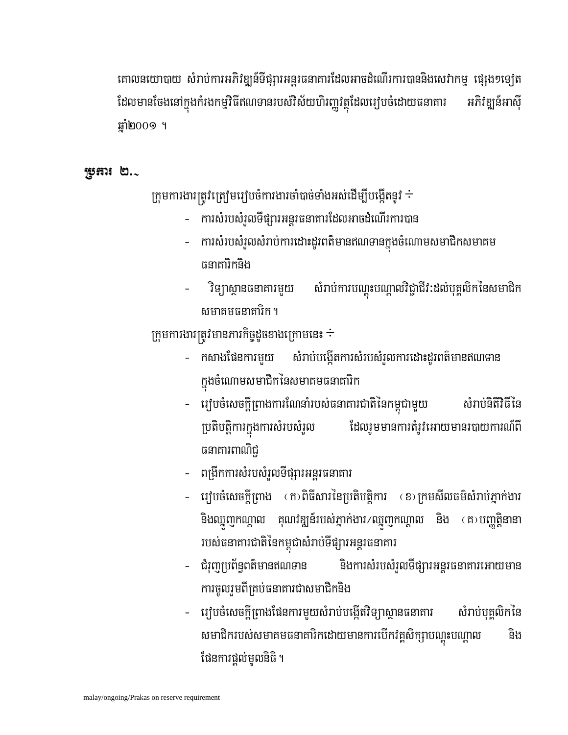គោលនយោបាយ សំរាប់ការអភិវឌ្ឍន៍ទីផ្សារអន្តរធនាគារដែលអាចដំណើរការបាននិងសេវាកម្ម ផ្សេងៗទៀត ដែលមានចែងនៅក្នុងកំរងកម្មវិធីឥណទានរបស់វិស័យហិរញ្ញវត្ថុដែលរៀបចំដោយធនាគារ អភិវឌ្ឍន៍អាស៊ី ឆ្នាំ២០០១ ។

**ប្រការ ២.~**

ក្រុមការងារត្រូវត្រៀមរៀបចំការងារចាំបាច់ទាំងអស់ដើម្បីបង្កើតនូវ ÷

- ការសំរបសំរួលទីផ្សារអន្តរធនាគារដែលអាចដំណើរការបាន
- ការសំរបសំរួលសំរាប់ការដោះដូរពត៌មានឥណទានក្នុងចំណោមសមាជិកសមាគមធនាគារិកនិង
- វិទ្យាស្ថានធនាគារមួយ សំរាប់ការបណ្តុះបណ្តាលវិជ្ជាជីវៈដល់បុគ្គលិកនៃសមាជិកសមាគមធនាគារិក ។

ក្រុមការងារត្រូវមានភារកិច្ចដូចខាងក្រោមនេះ ÷

- កសាងផែនការមួយ សំរាប់បង្កើតការសំរបសំរួលការដោះដូរពត៌មានឥណទានក្នុងចំណោមសមាជិកនៃសមាគមធនាគារិក
- រៀបចំសេចក្តីព្រាងការណែនាំរបស់ធនាគារជាតិនៃកម្ពុជាមួយ សំរាប់នីតិវិធីនៃប្រតិបត្តិការក្នុងការសំរបសំរួល ដែលរួមមានការតំរូវអោយមានរបាយការណ៍ពីធនាគារពាណិជ្ជ
- ពង្រីកការសំរបសំរួលទីផ្សារអន្តរធនាគារ
- រៀបចំសេចក្តីព្រាង (ក) ពិធីសារនៃប្រតិបត្តិការ (ខ) ក្រមសីលធម៌សំរាប់ភ្នាក់ងារនិងឈ្មួញកណ្តាល គុណវឌ្ឍន៍របស់ភ្នាក់ងារ/ឈ្មួញកណ្តាល និង (គ) បញ្ញត្តិនានារបស់ធនាគារជាតិនៃកម្ពុជាសំរាប់ទីផ្សារអន្តរធនាគារ
- ជំរុញប្រព័ន្ធពត៌មានឥណទាន និងការសំរបសំរួលទីផ្សារអន្តរធនាគារអោយមានការចូលរួមពីគ្រប់ធនាគារជាសមាជិកនិង
- រៀបចំសេចក្តីព្រាងផែនការមួយសំរាប់បង្កើតវិទ្យាស្ថានធនាគារ សំរាប់បុគ្គលិកនៃសមាជិករបស់សមាគមធនាគារិកដោយមានការបើកវគ្គសិក្សាបណ្តុះបណ្តាល និងផែនការផ្តល់មូលនិធិ ។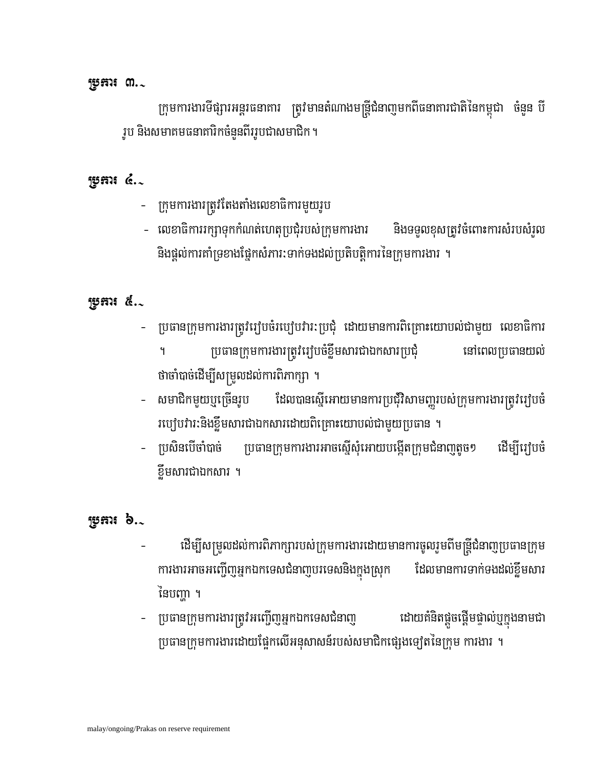**ប្រការ ៣.~**

ក្រុមការងារទីផ្សារអន្តរធនាគារ ត្រូវមានតំណាងមន្ត្រីជំនាញមកពីធនាគារជាតិនៃកម្ពុជា ចំនួន បីរូប និងសមាគមធនាគារិកចំនួនពីររូបជាសមាជិក។

**ប្រការ ៤.~**

- ក្រុមការងារត្រូវតែងតាំងលេខាធិការមួយរូប
- លេខាធិការរក្សាទុកកំណត់ហេតុប្រជុំរបស់ក្រុមការងារ និងទទួលខុសត្រូវចំពោះការសំរបសំរួល និងផ្តល់ការគាំទ្រខាងផ្នែកសំភារៈទាក់ទងដល់ប្រតិបត្តិការនៃក្រុមការងារ ។

**ប្រការ ៥.~**

- ប្រធានក្រុមការងារត្រូវរៀបចំរបៀបវារៈប្រជុំ ដោយមានការពិគ្រោះយោបល់ជាមួយ លេខាធិការ ។ ប្រធានក្រុមការងារត្រូវរៀបចំខ្លឹមសារជាឯកសារប្រជុំ នៅពេលប្រធានយល់ថាចាំបាច់ដើម្បីសម្រួលដល់ការពិភាក្សា ។
- សមាជិកមួយឬច្រើនរូប ដែលបានស្នើអោយមានការប្រជុំវិសាមញ្ញរបស់ក្រុមការងារត្រូវរៀបចំរបៀបវារៈនិងខ្លឹមសារជាឯកសារដោយពិគ្រោះយោបល់ជាមួយប្រធាន ។
- ប្រសិនបើចាំបាច់ ប្រធានក្រុមការងារអាចស្នើសុំអោយបង្កើតក្រុមជំនាញតូចៗ ដើម្បីរៀបចំខ្លឹមសារជាឯកសារ ។

**ប្រការ ៦.~**

- ដើម្បីសម្រួលដល់ការពិភាក្សារបស់ក្រុមការងារដោយមានការចូលរួមពីមន្ត្រីជំនាញប្រធានក្រុមការងារអាចអញ្ជើញអ្នកឯកទេសជំនាញបរទេសនិងក្នុងស្រុក ដែលមានការទាក់ទងដល់ខ្លឹមសារនៃបញ្ហា ។
- ប្រធានក្រុមការងារត្រូវអញ្ជើញអ្នកឯកទេសជំនាញ ដោយគំនិតផ្តួចផ្តើមផ្ទាល់ឬក្នុងនាមជាប្រធានក្រុមការងារដោយផ្អែកលើអនុសាសន៍របស់សមាជិកផ្សេងទៀតនៃក្រុម ការងារ ។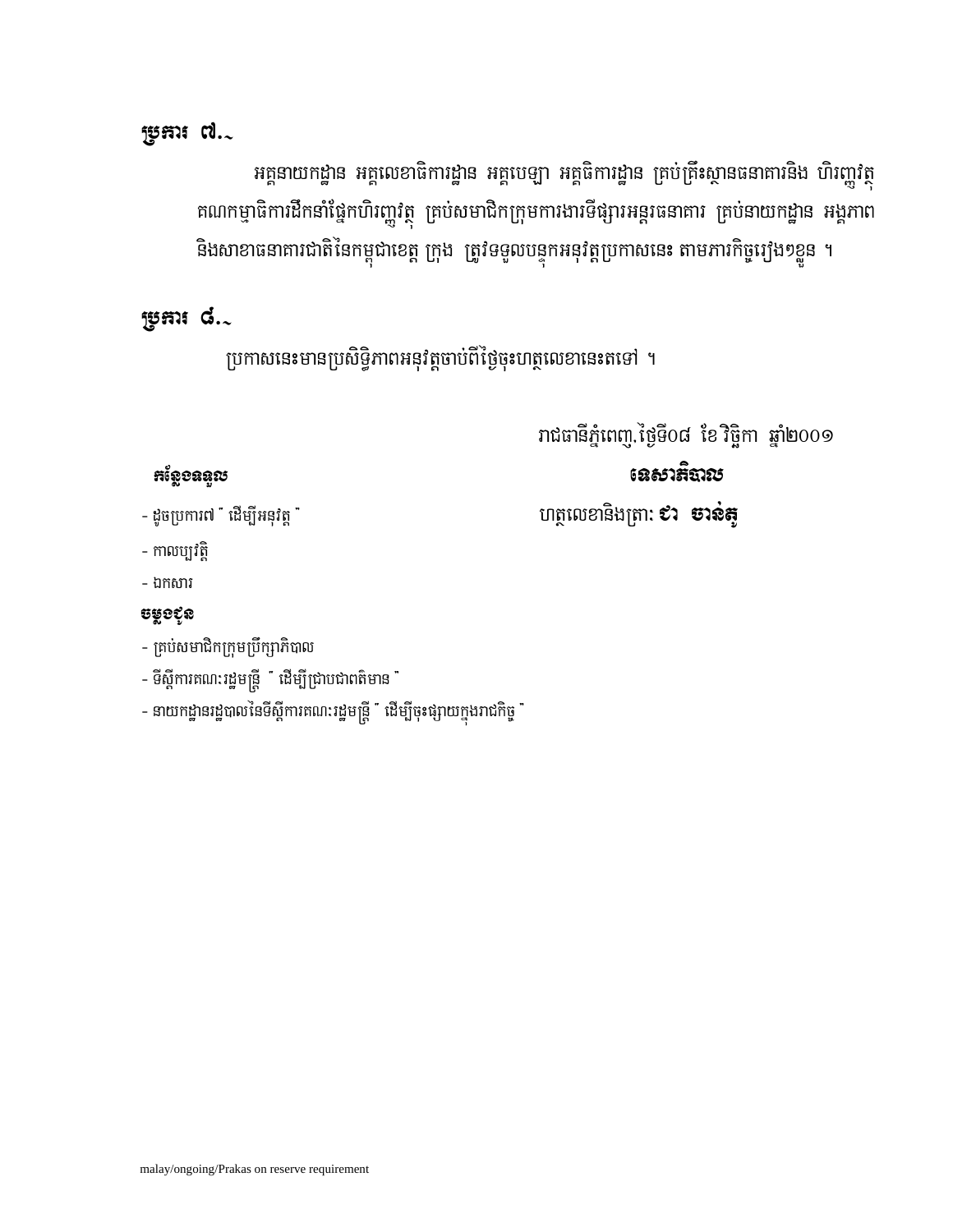**ប្រការ ៧.-**

អគ្គនាយកដ្ឋាន អគ្គលេខាធិការដ្ឋាន អគ្គបេឡា អគ្គធិការដ្ឋាន គ្រប់គ្រឹះស្ថានធនាគារនិង ហិរញ្ញវត្ថុ គណកម្មាធិការដឹកនាំផ្នែកហិរញ្ញវត្ថុ គ្រប់សមាជិកក្រុមការងារទីផ្សារអន្តរធនាគារ គ្រប់នាយកដ្ឋាន អង្គភាព និងសាខាធនាគារជាតិនៃកម្ពុជាខេត្ត ក្រុង ត្រូវទទួលបន្ទុកអនុវត្តប្រកាសនេះ តាមភារកិច្ចរៀងៗខ្លួន ។

**ប្រការ ៨.-**

ប្រកាសនេះមានប្រសិទ្ធិភាពអនុវត្តចាប់ពីថ្ងៃចុះហត្ថលេខានេះតទៅ ។

រាជធានីភ្នំពេញ,ថ្ងៃទី០៨ ខែ វិច្ឆិកា ឆ្នាំ២០០១

**ទេសាភិបាល**

ហត្ថលេខានិងត្រា: **ជា ចាន់តូ**

**កន្លែងទទួល**

- ដូចប្រការ៧ " ដើម្បីអនុវត្ត "
- កាលប្បវត្តិ
- ឯកសារ

**ចម្លងជូន**

- គ្រប់សមាជិកក្រុមប្រឹក្សាភិបាល
- ទីស្តីការគណៈរដ្ឋមន្ត្រី " ដើម្បីជ្រាបជាពតិមាន "
- នាយកដ្ឋានរដ្ឋបាលនៃទីស្តីការគណៈរដ្ឋមន្ត្រី " ដើម្បីចុះផ្សាយក្នុងរាជកិច្ច "

malay/ongoing/Prakas on reserve requirement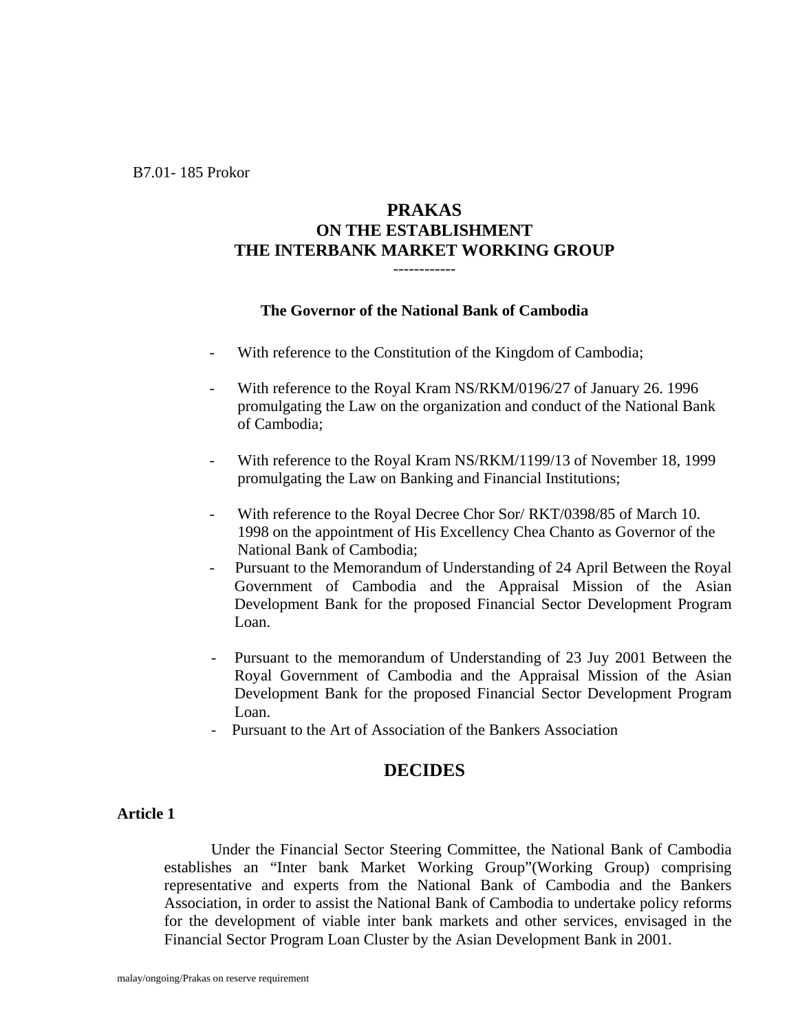B7.01- 185 Prokor

# PRAKAS
# ON THE ESTABLISHMENT
# THE INTERBANK MARKET WORKING GROUP

------------

**The Governor of the National Bank of Cambodia**

- With reference to the Constitution of the Kingdom of Cambodia;
- With reference to the Royal Kram NS/RKM/0196/27 of January 26. 1996 promulgating the Law on the organization and conduct of the National Bank of Cambodia;
- With reference to the Royal Kram NS/RKM/1199/13 of November 18, 1999 promulgating the Law on Banking and Financial Institutions;
- With reference to the Royal Decree Chor Sor/ RKT/0398/85 of March 10. 1998 on the appointment of His Excellency Chea Chanto as Governor of the National Bank of Cambodia;
- Pursuant to the Memorandum of Understanding of 24 April Between the Royal Government of Cambodia and the Appraisal Mission of the Asian Development Bank for the proposed Financial Sector Development Program Loan.
- Pursuant to the memorandum of Understanding of 23 Juy 2001 Between the Royal Government of Cambodia and the Appraisal Mission of the Asian Development Bank for the proposed Financial Sector Development Program Loan.
- Pursuant to the Art of Association of the Bankers Association

## DECIDES

### Article 1

Under the Financial Sector Steering Committee, the National Bank of Cambodia establishes an "Inter bank Market Working Group"(Working Group) comprising representative and experts from the National Bank of Cambodia and the Bankers Association, in order to assist the National Bank of Cambodia to undertake policy reforms for the development of viable inter bank markets and other services, envisaged in the Financial Sector Program Loan Cluster by the Asian Development Bank in 2001.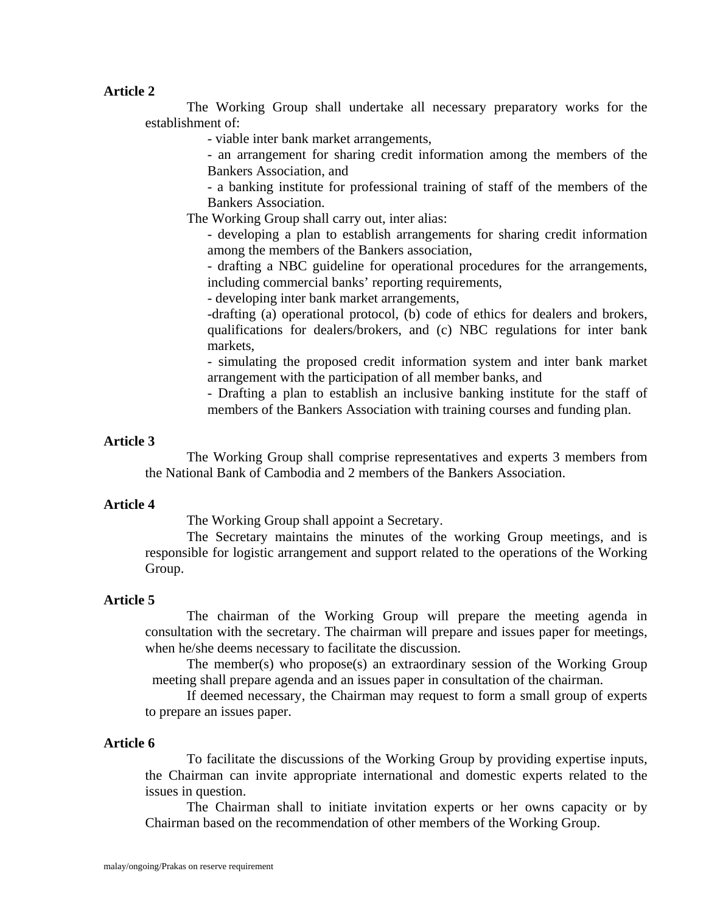**Article 2**

The Working Group shall undertake all necessary preparatory works for the establishment of:

- viable inter bank market arrangements,
- an arrangement for sharing credit information among the members of the Bankers Association, and
- a banking institute for professional training of staff of the members of the Bankers Association.

The Working Group shall carry out, inter alias:

- developing a plan to establish arrangements for sharing credit information among the members of the Bankers association,
- drafting a NBC guideline for operational procedures for the arrangements, including commercial banks' reporting requirements,
- developing inter bank market arrangements,
- drafting (a) operational protocol, (b) code of ethics for dealers and brokers, qualifications for dealers/brokers, and (c) NBC regulations for inter bank markets,
- simulating the proposed credit information system and inter bank market arrangement with the participation of all member banks, and
- Drafting a plan to establish an inclusive banking institute for the staff of members of the Bankers Association with training courses and funding plan.

**Article 3**

The Working Group shall comprise representatives and experts 3 members from the National Bank of Cambodia and 2 members of the Bankers Association.

**Article 4**

The Working Group shall appoint a Secretary.

The Secretary maintains the minutes of the working Group meetings, and is responsible for logistic arrangement and support related to the operations of the Working Group.

**Article 5**

The chairman of the Working Group will prepare the meeting agenda in consultation with the secretary. The chairman will prepare and issues paper for meetings, when he/she deems necessary to facilitate the discussion.

The member(s) who propose(s) an extraordinary session of the Working Group meeting shall prepare agenda and an issues paper in consultation of the chairman.

If deemed necessary, the Chairman may request to form a small group of experts to prepare an issues paper.

**Article 6**

To facilitate the discussions of the Working Group by providing expertise inputs, the Chairman can invite appropriate international and domestic experts related to the issues in question.

The Chairman shall to initiate invitation experts or her owns capacity or by Chairman based on the recommendation of other members of the Working Group.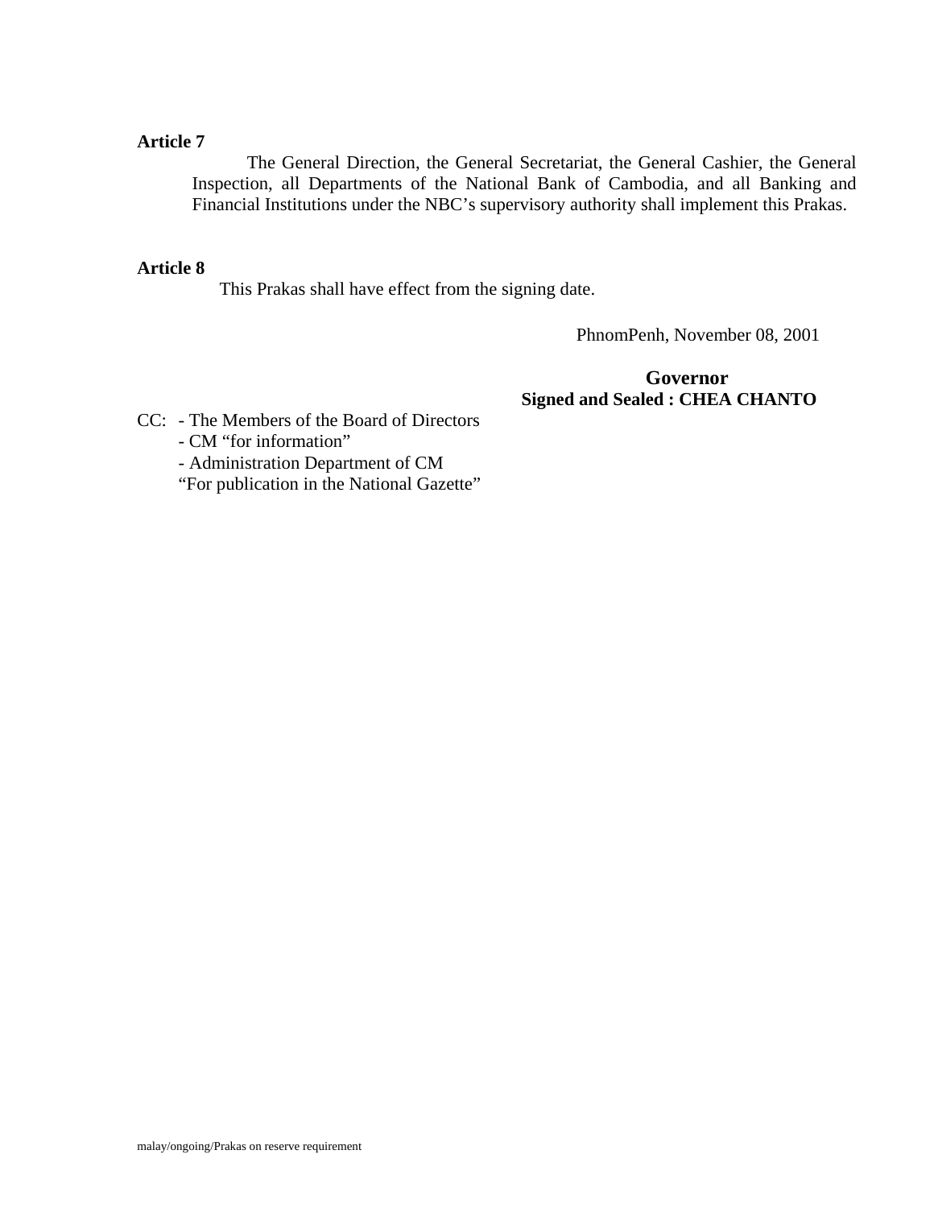**Article 7**

The General Direction, the General Secretariat, the General Cashier, the General Inspection, all Departments of the National Bank of Cambodia, and all Banking and Financial Institutions under the NBC's supervisory authority shall implement this Prakas.

**Article 8**

This Prakas shall have effect from the signing date.

PhnomPenh, November 08, 2001

**Governor**
**Signed and Sealed : CHEA CHANTO**

CC: - The Members of the Board of Directors
- CM "for information"
- Administration Department of CM
"For publication in the National Gazette"

malay/ongoing/Prakas on reserve requirement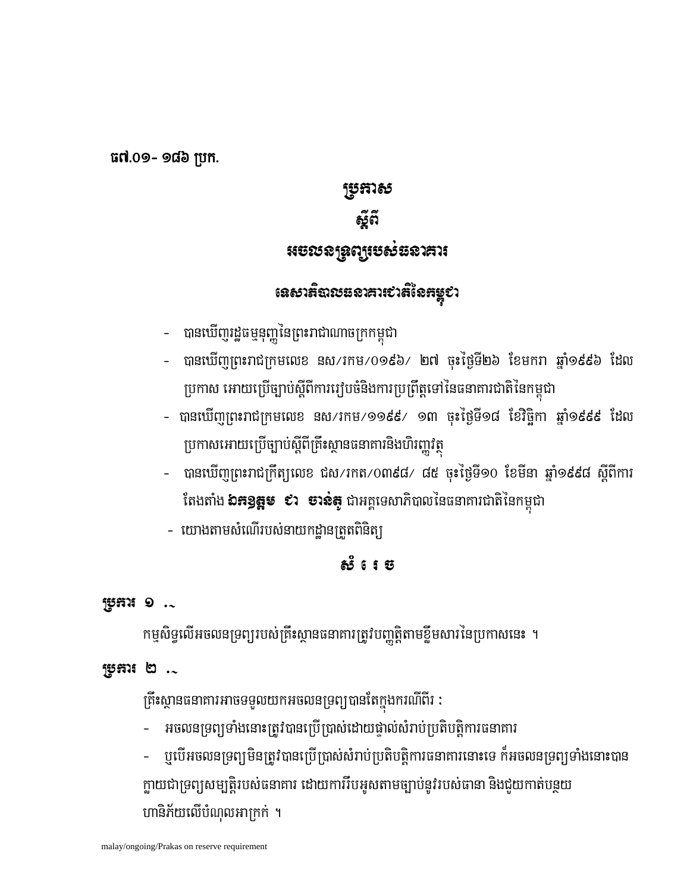ធ៧.០១- ១៨៦ ប្រក.

# ប្រកាស
# ស្តីពី
# អចលនទ្រព្យរបស់ធនាគារ

## ទេសាភិបាលធនាគារជាតិនៃកម្ពុជា

- បានឃើញរដ្ឋធម្មនុញ្ញនៃព្រះរាជាណាចក្រកម្ពុជា
- បានឃើញព្រះរាជក្រមលេខ នស/រកម/០១៩៦/ ២៧ ចុះថ្ងៃទី២៦ ខែមករា ឆ្នាំ១៩៩៦ ដែលប្រកាស អោយប្រើច្បាប់ស្តីពីការរៀបចំនិងការប្រព្រឹត្តទៅនៃធនាគារជាតិនៃកម្ពុជា
- បានឃើញព្រះរាជក្រមលេខ នស/រកម/១១៩៩/ ១៣ ចុះថ្ងៃទី១៨ ខែវិច្ឆិកា ឆ្នាំ១៩៩៩ ដែលប្រកាសអោយប្រើច្បាប់ស្តីពីគ្រឹះស្ថានធនាគារនិងហិរញ្ញវត្ថុ
- បានឃើញព្រះរាជក្រឹត្យលេខ ជស/រកត/០៣៩៨/ ៨៥ ចុះថ្ងៃទី១០ ខែមីនា ឆ្នាំ១៩៩៨ ស្តីពីការតែងតាំង **ឯកឧត្តម ជា ចាន់តូ** ជាអគ្គទេសាភិបាលនៃធនាគារជាតិនៃកម្ពុជា
- យោងតាមសំណើរបស់នាយកដ្ឋានត្រួតពិនិត្យ

## សំរេច

**ប្រការ ១ .-**

កម្មសិទ្ធលើអចលនទ្រព្យរបស់គ្រឹះស្ថានធនាគារត្រូវបញ្ញត្តិតាមខ្លឹមសារនៃប្រកាសនេះ ។

**ប្រការ ២ .-**

គ្រឹះស្ថានធនាគារអាចទទួលយកអចលនទ្រព្យបានតែក្នុងករណីពីរ :

- អចលនទ្រព្យទាំងនោះត្រូវបានប្រើប្រាស់ដោយផ្ទាល់សំរាប់ប្រតិបត្តិការធនាគារ
- ឬបើអចលនទ្រព្យមិនត្រូវបានប្រើប្រាស់សំរាប់ប្រតិបត្តិការធនាគារនោះទេ ក៏អចលនទ្រព្យទាំងនោះបានក្លាយជាទ្រព្យសម្បត្តិរបស់ធនាគារ ដោយការរឹបអូសតាមច្បាប់នូវរបស់ធានា និងជួយកាត់បន្ថយហានិភ័យលើបំណុលអាក្រក់ ។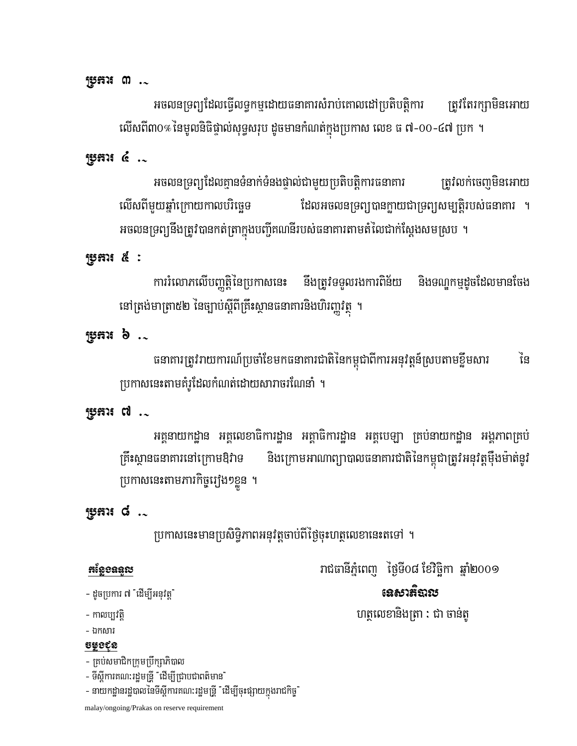### ប្រការ ៣ ៖

អចលនទ្រព្យដែលធ្វើលទ្ធកម្មដោយធនាគារសំរាប់គោលដៅប្រតិបត្តិការ ត្រូវតែរក្សាមិនអោយលើសពី៣០%នៃមូលនិធិផ្ទាល់សុទ្ធសរុប ដូចមានកំណត់ក្នុងប្រកាស លេខ ធ ៧-០០-៤៧ ប្រក ។

### ប្រការ ៤ ៖

អចលនទ្រព្យដែលគ្មានទំនាក់ទំនងផ្ទាល់ជាមួយប្រតិបត្តិការធនាគារ ត្រូវលក់ចេញមិនអោយលើសពីមួយឆ្នាំក្រោយកាលបរិច្ឆេទ ដែលអចលនទ្រព្យបានក្លាយជាទ្រព្យសម្បត្តិរបស់ធនាគារ ។ អចលនទ្រព្យនឹងត្រូវបានកត់ត្រាក្នុងបញ្ជីគណនីរបស់ធនាគារតាមតំលៃជាក់ស្តែងសមស្រប ។

### ប្រការ ៥ ៖

ការរំលោភលើបញ្ញត្តិនៃប្រកាសនេះ នឹងត្រូវទទួលរងការពិន័យ និងទណ្ឌកម្មដូចដែលមានចែងនៅត្រង់មាត្រា៥២ នៃច្បាប់ស្តីពីគ្រឹះស្ថានធនាគារនិងហិរញ្ញវត្ថុ ។

### ប្រការ ៦ ៖

ធនាគារត្រូវរាយការណ៍ប្រចាំខែមកធនាគារជាតិនៃកម្ពុជាពីការអនុវត្តន៍ស្របតាមខ្លឹមសារ នៃប្រកាសនេះតាមគំរូដែលកំណត់ដោយសារាចរណែនាំ ។

### ប្រការ ៧ ៖

អគ្គនាយកដ្ឋាន អគ្គលេខាធិការដ្ឋាន អគ្គាធិការដ្ឋាន អគ្គបេឡា គ្រប់នាយកដ្ឋាន អង្គភាពគ្រប់គ្រឹះស្ថានធនាគារនៅក្រោមឱវាទ និងក្រោមអាណាព្យាបាលធនាគារជាតិនៃកម្ពុជាត្រូវអនុវត្តម៉ឺងម៉ាត់នូវប្រកាសនេះតាមភារកិច្ចរៀងៗខ្លួន ។

### ប្រការ ៨ ៖

ប្រកាសនេះមានប្រសិទ្ធិភាពអនុវត្តចាប់ពីថ្ងៃចុះហត្ថលេខានេះតទៅ ។

រាជធានីភ្នំពេញ ថ្ងៃទី០៨ ខែវិច្ឆិកា ឆ្នាំ២០០១

**ទេសាភិបាល**

ហត្ថលេខានិងត្រា ៖ ជា ចាន់តូ

**កន្លែងទទួល**

- ដូចប្រការ ៧ "ដើម្បីអនុវត្ត"
- កាលប្បវត្តិ
- ឯកសារ

**ចម្លងជូន**

- គ្រប់សមាជិកក្រុមប្រឹក្សាភិបាល
- ទីស្តីការគណៈរដ្ឋមន្ត្រី "ដើម្បីជ្រាបជាពត៌មាន"
- នាយកដ្ឋានរដ្ឋបាលនៃទីស្តីការគណៈរដ្ឋមន្ត្រី "ដើម្បីចុះផ្សាយក្នុងរាជកិច្ច"

malay/ongoing/Prakas on reserve requirement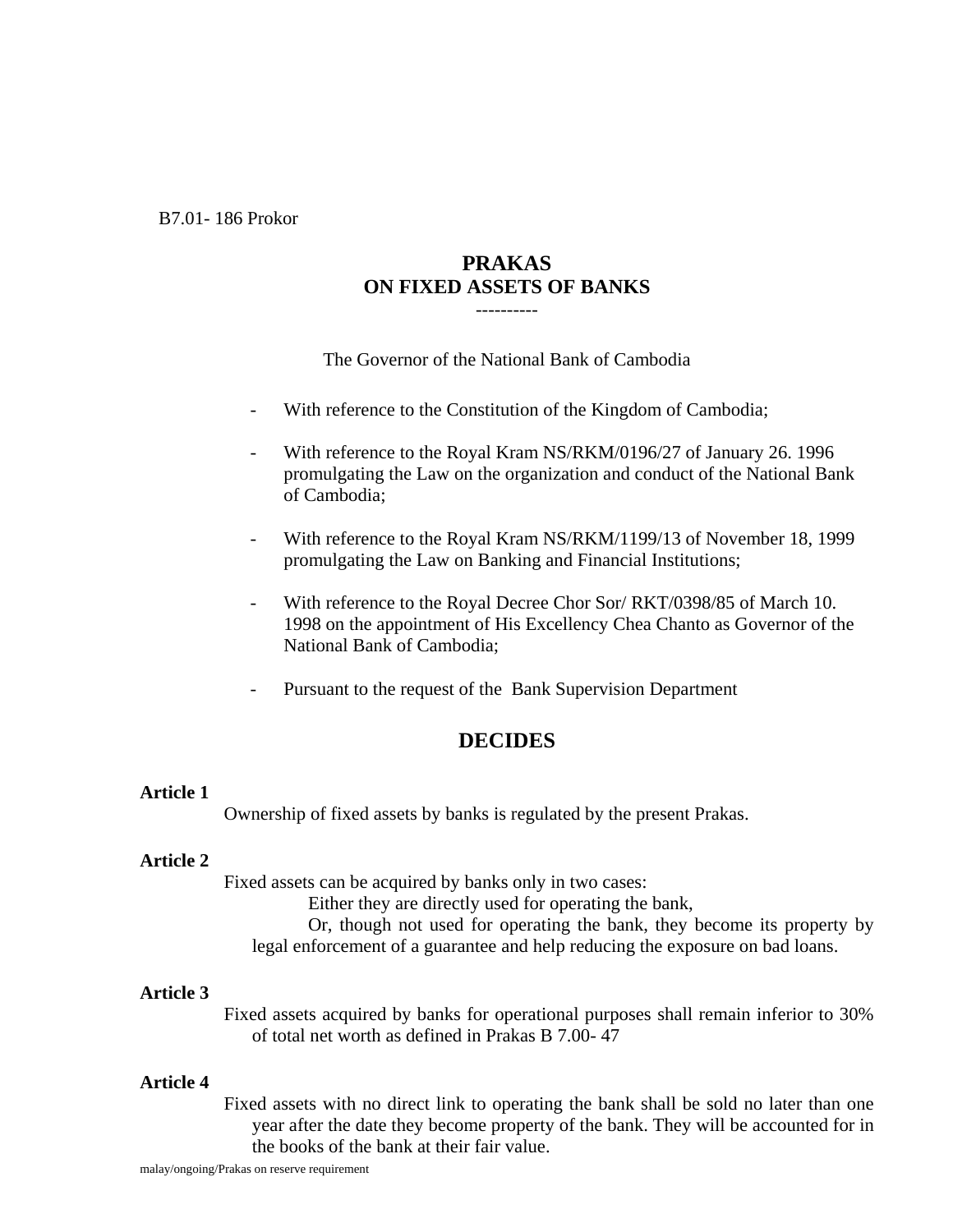B7.01- 186 Prokor

# PRAKAS
# ON FIXED ASSETS OF BANKS

----------

The Governor of the National Bank of Cambodia

- With reference to the Constitution of the Kingdom of Cambodia;
- With reference to the Royal Kram NS/RKM/0196/27 of January 26. 1996 promulgating the Law on the organization and conduct of the National Bank of Cambodia;
- With reference to the Royal Kram NS/RKM/1199/13 of November 18, 1999 promulgating the Law on Banking and Financial Institutions;
- With reference to the Royal Decree Chor Sor/ RKT/0398/85 of March 10. 1998 on the appointment of His Excellency Chea Chanto as Governor of the National Bank of Cambodia;
- Pursuant to the request of the Bank Supervision Department

## DECIDES

**Article 1**

Ownership of fixed assets by banks is regulated by the present Prakas.

**Article 2**

Fixed assets can be acquired by banks only in two cases:

Either they are directly used for operating the bank,

Or, though not used for operating the bank, they become its property by legal enforcement of a guarantee and help reducing the exposure on bad loans.

**Article 3**

Fixed assets acquired by banks for operational purposes shall remain inferior to 30% of total net worth as defined in Prakas B 7.00- 47

**Article 4**

Fixed assets with no direct link to operating the bank shall be sold no later than one year after the date they become property of the bank. They will be accounted for in the books of the bank at their fair value.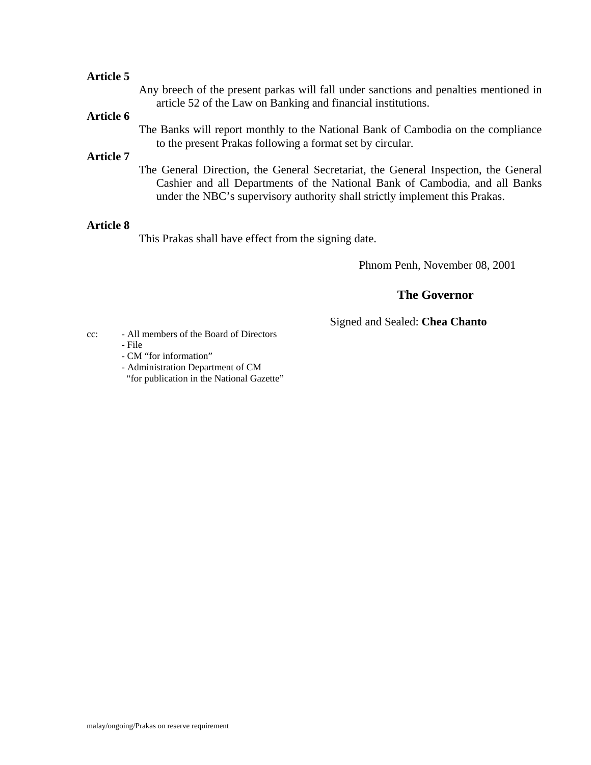**Article 5**

Any breech of the present parkas will fall under sanctions and penalties mentioned in article 52 of the Law on Banking and financial institutions.

**Article 6**

The Banks will report monthly to the National Bank of Cambodia on the compliance to the present Prakas following a format set by circular.

**Article 7**

The General Direction, the General Secretariat, the General Inspection, the General Cashier and all Departments of the National Bank of Cambodia, and all Banks under the NBC's supervisory authority shall strictly implement this Prakas.

**Article 8**

This Prakas shall have effect from the signing date.

Phnom Penh, November 08, 2001

**The Governor**

Signed and Sealed: **Chea Chanto**

cc:
- All members of the Board of Directors
- File
- CM "for information"
- Administration Department of CM "for publication in the National Gazette"

malay/ongoing/Prakas on reserve requirement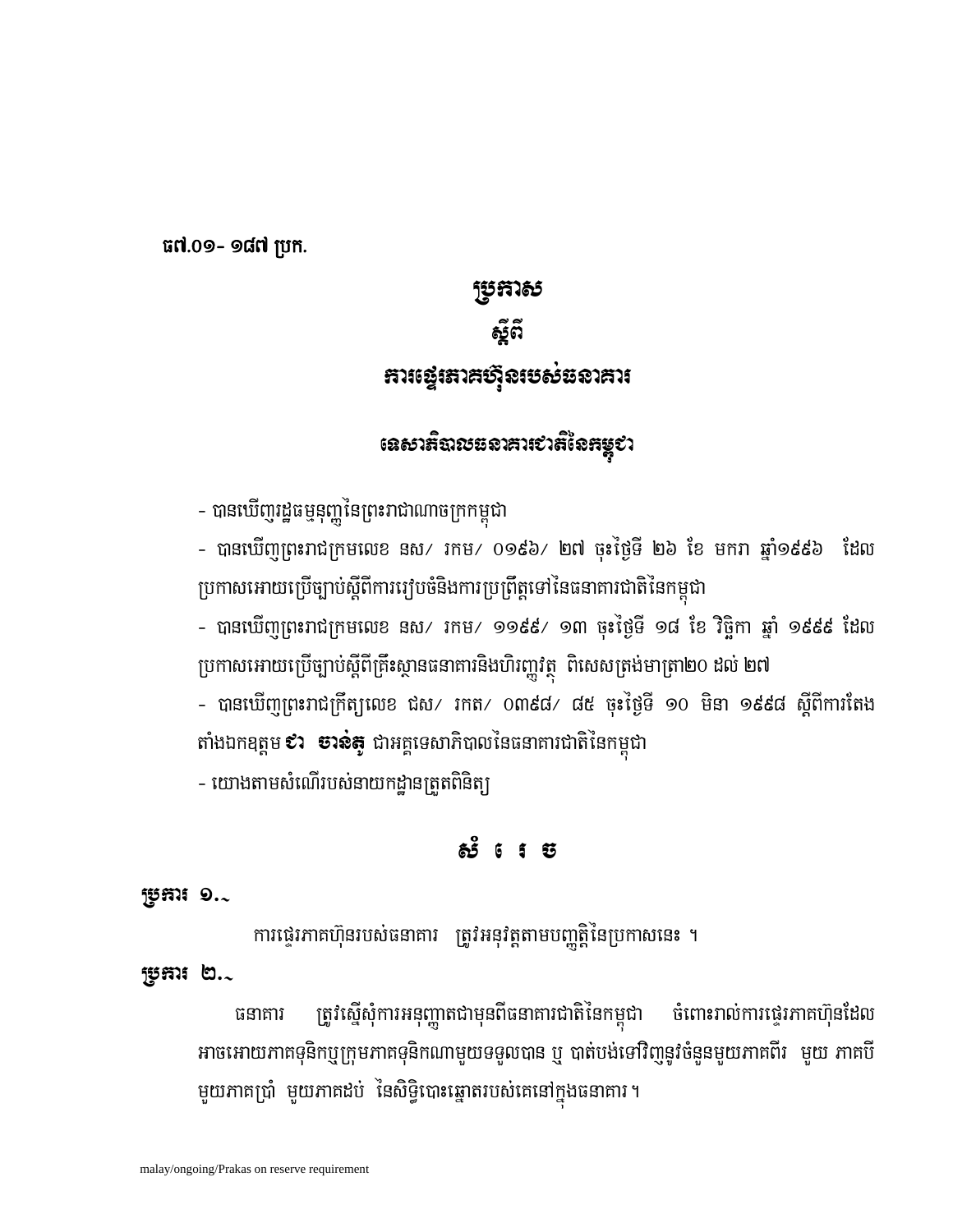ធ៧.០១- ១៨៧ ប្រក.

# ប្រកាស
# ស្តីពី
# ការផ្ទេរភាគហ៊ុនរបស់ធនាគារ

## ទេសាភិបាលធនាគារជាតិនៃកម្ពុជា

- បានឃើញរដ្ឋធម្មនុញ្ញនៃព្រះរាជាណាចក្រកម្ពុជា
- បានឃើញព្រះរាជក្រមលេខ នស/ រកម/ ០១៩៦/ ២៧ ចុះថ្ងៃទី ២៦ ខែ មករា ឆ្នាំ១៩៩៦ ដែលប្រកាសអោយប្រើច្បាប់ស្តីពីការរៀបចំនិងការប្រព្រឹត្តទៅនៃធនាគារជាតិនៃកម្ពុជា
- បានឃើញព្រះរាជក្រមលេខ នស/ រកម/ ១១៩៩/ ១៣ ចុះថ្ងៃទី ១៨ ខែ វិច្ឆិកា ឆ្នាំ ១៩៩៩ ដែលប្រកាសអោយប្រើច្បាប់ស្តីពីគ្រឹះស្ថានធនាគារនិងហិរញ្ញវត្ថុ ពិសេសត្រង់មាត្រា២០ ដល់ ២៧
- បានឃើញព្រះរាជក្រឹត្យលេខ ជស/ រកត/ ០៣៩៨/ ៨៥ ចុះថ្ងៃទី ១០ មិនា ១៩៩៨ ស្តីពីការតែងតាំងឯកឧត្តម **ជា ចាន់តូ** ជាអគ្គទេសាភិបាលនៃធនាគារជាតិនៃកម្ពុជា
- យោងតាមសំណើរបស់នាយកដ្ឋានត្រួតពិនិត្យ

## សំ រេ ច

**ប្រការ ១.-**

ការផ្ទេរភាគហ៊ុនរបស់ធនាគារ ត្រូវអនុវត្តតាមបញ្ញត្តិនៃប្រកាសនេះ ។

**ប្រការ ២.-**

ធនាគារ ត្រូវស្នើសុំការអនុញ្ញាតជាមុនពីធនាគារជាតិនៃកម្ពុជា ចំពោះរាល់ការផ្ទេរភាគហ៊ុនដែលអាចអោយភាគទុនិកឬក្រុមភាគទុនិកណាមួយទទួលបាន ឬ បាត់បង់ទៅវិញនូវចំនួនមួយភាគពីរ មួយ ភាគបី មួយភាគប្រាំ មួយភាគដប់ នៃសិទ្ធិបោះឆ្នោតរបស់គេនៅក្នុងធនាគារ ។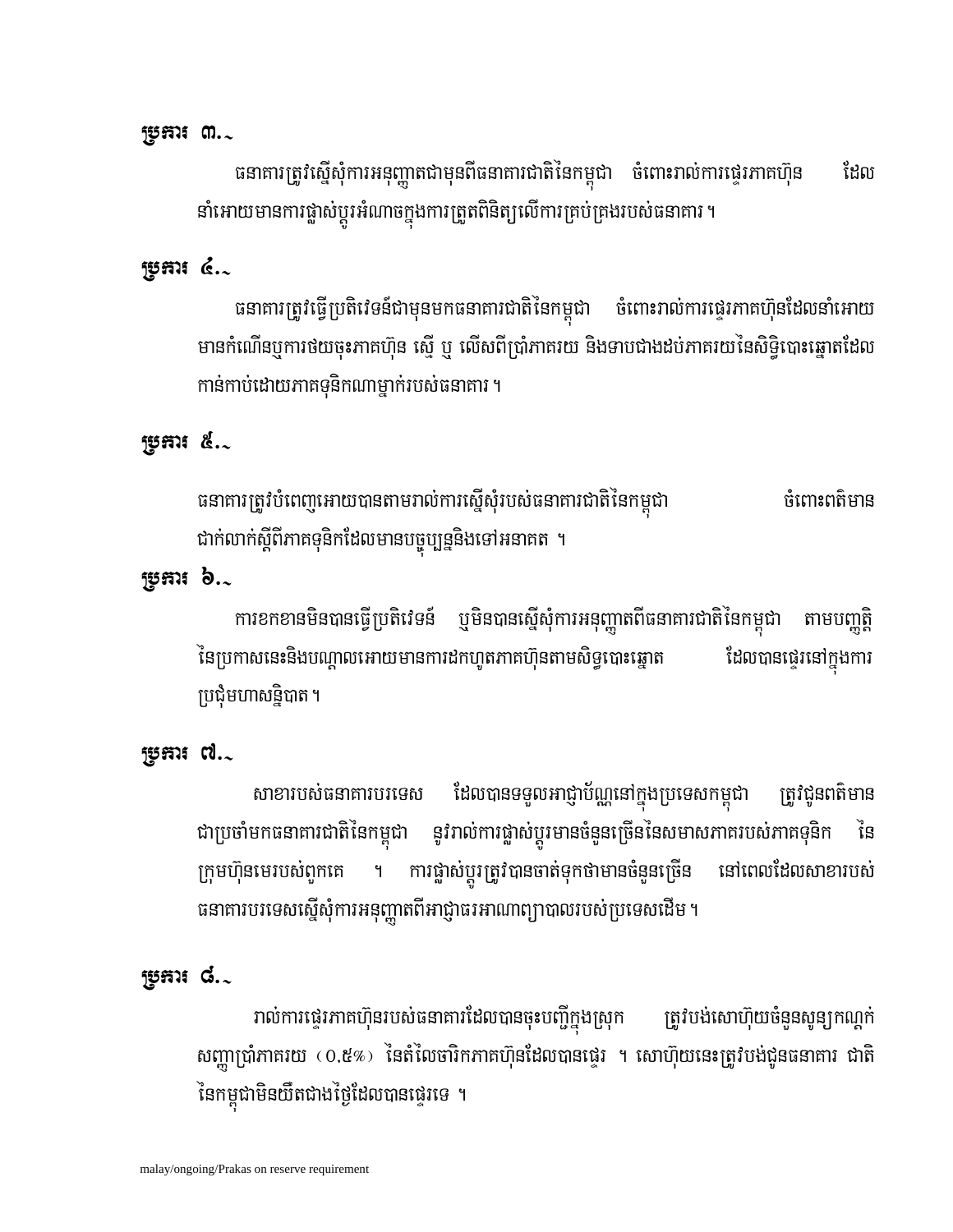**ប្រការ ៣.-**

ធនាគារត្រូវស្នើសុំការអនុញ្ញាតជាមុនពីធនាគារជាតិនៃកម្ពុជា ចំពោះរាល់ការផ្ទេរភាគហ៊ុន ដែលនាំអោយមានការផ្លាស់ប្តូរអំណាចក្នុងការត្រួតពិនិត្យលើការគ្រប់គ្រងរបស់ធនាគារ ។

**ប្រការ ៤.-**

ធនាគារត្រូវធ្វើប្រតិវេទន៍ជាមុនមកធនាគារជាតិនៃកម្ពុជា ចំពោះរាល់ការផ្ទេរភាគហ៊ុនដែលនាំអោយមានកំណើនឬការថយចុះភាគហ៊ុន ស្មើ ឬ លើសពីប្រាំភាគរយ និងទាបជាងដប់ភាគរយនៃសិទ្ធិបោះឆ្នោតដែលកាន់កាប់ដោយភាគទុនិកណាម្នាក់របស់ធនាគារ ។

**ប្រការ ៥.-**

ធនាគារត្រូវបំពេញអោយបានតាមរាល់ការស្នើសុំរបស់ធនាគារជាតិនៃកម្ពុជា ចំពោះពត៌មានជាក់លាក់ស្តីពីភាគទុនិកដែលមានបច្ចុប្បន្ននិងទៅអនាគត ។

**ប្រការ ៦.-**

ការខកខានមិនបានធ្វើប្រតិវេទន៍ ឬមិនបានស្នើសុំការអនុញ្ញាតពីធនាគារជាតិនៃកម្ពុជា តាមបញ្ញត្តិនៃប្រកាសនេះនិងបណ្តាលអោយមានការដកហូតភាគហ៊ុនតាមសិទ្ធបោះឆ្នោត ដែលបានផ្ទេរនៅក្នុងការប្រជុំមហាសន្និបាត ។

**ប្រការ ៧.-**

សាខារបស់ធនាគារបរទេស ដែលបានទទួលអាជ្ញាប័ណ្ណនៅក្នុងប្រទេសកម្ពុជា ត្រូវជូនពត៌មានជាប្រចាំមកធនាគារជាតិនៃកម្ពុជា នូវរាល់ការផ្លាស់ប្តូរមានចំនួនច្រើននៃសមាសភាគរបស់ភាគទុនិក នៃក្រុមហ៊ុនមេរបស់ពួកគេ ។ ការផ្លាស់ប្តូរត្រូវបានចាត់ទុកថាមានចំនួនច្រើន នៅពេលដែលសាខារបស់ធនាគារបរទេសស្នើសុំការអនុញ្ញាតពីអាជ្ញាធរអាណាព្យាបាលរបស់ប្រទេសដើម ។

**ប្រការ ៨.-**

រាល់ការផ្ទេរភាគហ៊ុនរបស់ធនាគារដែលបានចុះបញ្ជីក្នុងស្រុក ត្រូវបង់សោហ៊ុយចំនួនសូន្យក្បៀសប្រាំភាគរយ (0,5%) នៃតំលៃចារិកភាគហ៊ុនដែលបានផ្ទេរ ។ សោហ៊ុយនេះត្រូវបង់ជូនធនាគារ ជាតិនៃកម្ពុជាមិនយឺតជាងថ្ងៃដែលបានផ្ទេរទេ ។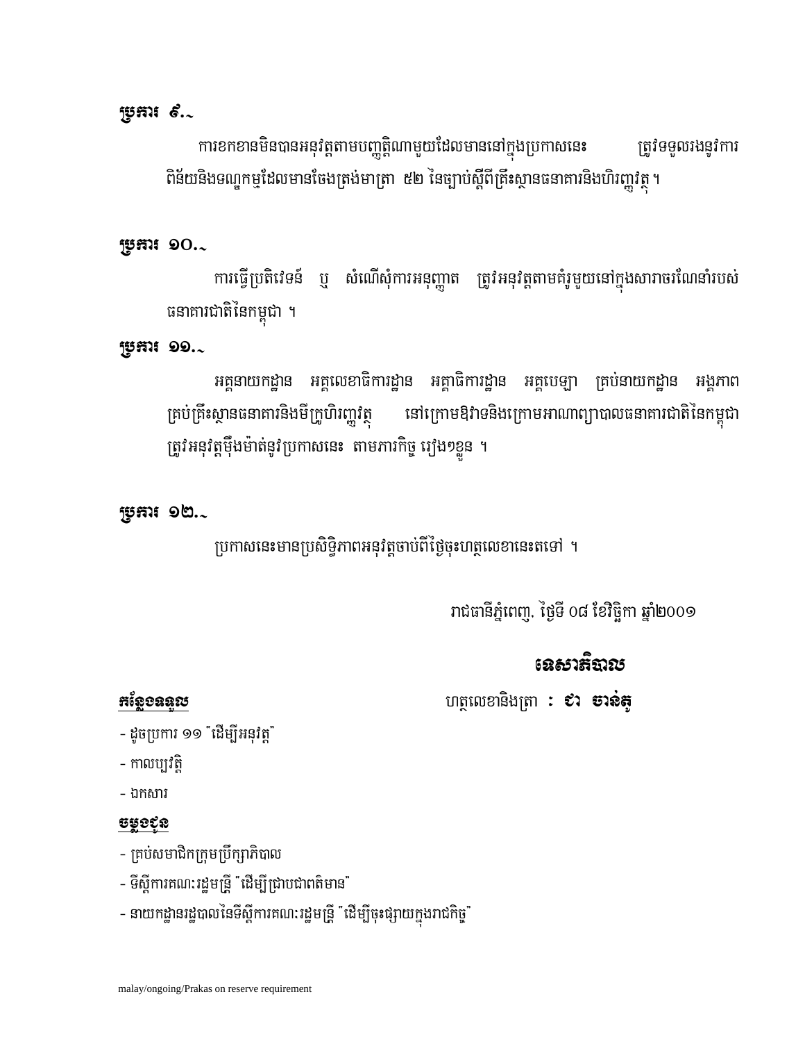**ប្រការ ៩.-**

ការខកខានមិនបានអនុវត្តតាមបញ្ញត្តិណាមួយដែលមាននៅក្នុងប្រកាសនេះ ត្រូវទទួលរងនូវការពិន័យនិងទណ្ឌកម្មដែលមានចែងត្រង់មាត្រា ៥២ នៃច្បាប់ស្តីពីគ្រឹះស្ថានធនាគារនិងហិរញ្ញវត្ថុ។

**ប្រការ ១០.-**

ការធ្វើប្រតិវេទន៍ ឬ សំណើសុំការអនុញ្ញាត ត្រូវអនុវត្តតាមគំរូមួយនៅក្នុងសារាចរណែនាំរបស់ធនាគារជាតិនៃកម្ពុជា ។

**ប្រការ ១១.-**

អគ្គនាយកដ្ឋាន អគ្គលេខាធិការដ្ឋាន អគ្គាធិការដ្ឋាន អគ្គបេឡា គ្រប់នាយកដ្ឋាន អង្គភាព គ្រប់គ្រឹះស្ថានធនាគារនិងមីក្រូហិរញ្ញវត្ថុ នៅក្រោមឱវាទនិងក្រោមអាណាព្យាបាលធនាគារជាតិនៃកម្ពុជា ត្រូវអនុវត្តម៉ឺងម៉ាត់នូវប្រកាសនេះ តាមភារកិច្ច រៀងៗខ្លួន ។

**ប្រការ ១២.-**

ប្រកាសនេះមានប្រសិទ្ធិភាពអនុវត្តចាប់ពីថ្ងៃចុះហត្ថលេខានេះតទៅ ។

រាជធានីភ្នំពេញ, ថ្ងៃទី ០៨ ខែវិច្ឆិកា ឆ្នាំ២០០១

**ទេសាភិបាល**

ហត្ថលេខានិងត្រា : **ជា ចាន់តូ**

**កន្លែងទទួល**

- ដូចប្រការ ១១ "ដើម្បីអនុវត្ត"
- កាលប្បវត្តិ
- ឯកសារ

**ចម្លងជូន**

- គ្រប់សមាជិកក្រុមប្រឹក្សាភិបាល
- ទីស្តីការគណៈរដ្ឋមន្ត្រី "ដើម្បីជ្រាបជាពត៌មាន"
- នាយកដ្ឋានរដ្ឋបាលនៃទីស្តីការគណៈរដ្ឋមន្ត្រី "ដើម្បីចុះផ្សាយក្នុងរាជកិច្ច"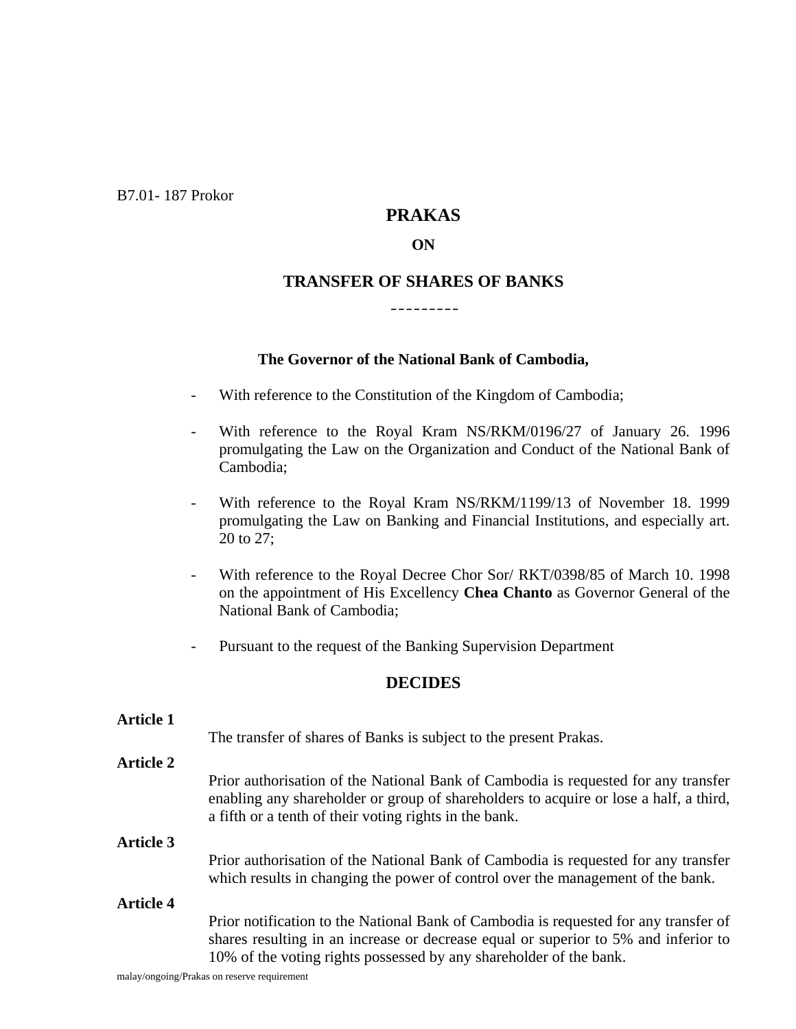B7.01- 187 Prokor

# PRAKAS

## ON

## TRANSFER OF SHARES OF BANKS

---------

**The Governor of the National Bank of Cambodia,**

- With reference to the Constitution of the Kingdom of Cambodia;
- With reference to the Royal Kram NS/RKM/0196/27 of January 26. 1996 promulgating the Law on the Organization and Conduct of the National Bank of Cambodia;
- With reference to the Royal Kram NS/RKM/1199/13 of November 18. 1999 promulgating the Law on Banking and Financial Institutions, and especially art. 20 to 27;
- With reference to the Royal Decree Chor Sor/ RKT/0398/85 of March 10. 1998 on the appointment of His Excellency **Chea Chanto** as Governor General of the National Bank of Cambodia;
- Pursuant to the request of the Banking Supervision Department

## DECIDES

**Article 1**

The transfer of shares of Banks is subject to the present Prakas.

**Article 2**

Prior authorisation of the National Bank of Cambodia is requested for any transfer enabling any shareholder or group of shareholders to acquire or lose a half, a third, a fifth or a tenth of their voting rights in the bank.

**Article 3**

Prior authorisation of the National Bank of Cambodia is requested for any transfer which results in changing the power of control over the management of the bank.

**Article 4**

Prior notification to the National Bank of Cambodia is requested for any transfer of shares resulting in an increase or decrease equal or superior to 5% and inferior to 10% of the voting rights possessed by any shareholder of the bank.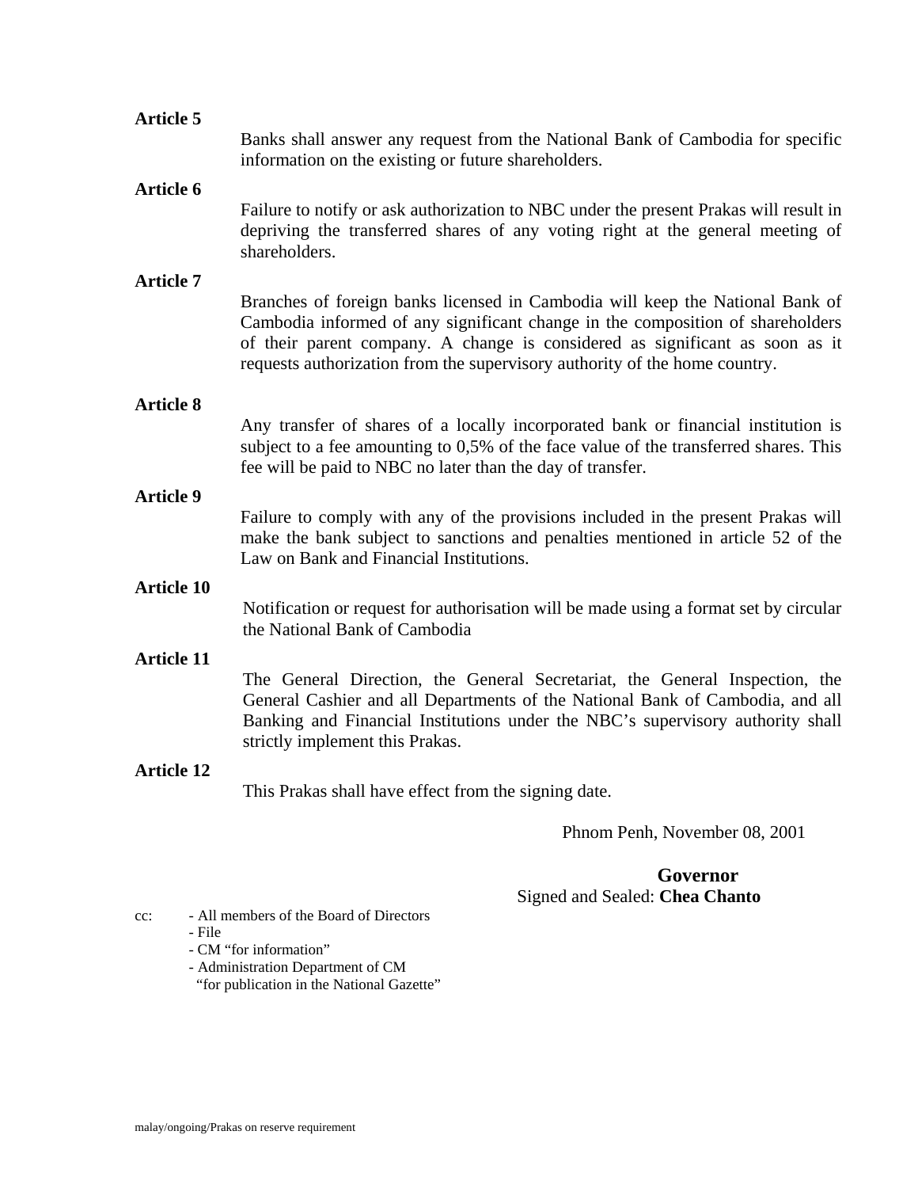**Article 5**

Banks shall answer any request from the National Bank of Cambodia for specific information on the existing or future shareholders.

**Article 6**

Failure to notify or ask authorization to NBC under the present Prakas will result in depriving the transferred shares of any voting right at the general meeting of shareholders.

**Article 7**

Branches of foreign banks licensed in Cambodia will keep the National Bank of Cambodia informed of any significant change in the composition of shareholders of their parent company. A change is considered as significant as soon as it requests authorization from the supervisory authority of the home country.

**Article 8**

Any transfer of shares of a locally incorporated bank or financial institution is subject to a fee amounting to 0,5% of the face value of the transferred shares. This fee will be paid to NBC no later than the day of transfer.

**Article 9**

Failure to comply with any of the provisions included in the present Prakas will make the bank subject to sanctions and penalties mentioned in article 52 of the Law on Bank and Financial Institutions.

**Article 10**

Notification or request for authorisation will be made using a format set by circular the National Bank of Cambodia

**Article 11**

The General Direction, the General Secretariat, the General Inspection, the General Cashier and all Departments of the National Bank of Cambodia, and all Banking and Financial Institutions under the NBC's supervisory authority shall strictly implement this Prakas.

**Article 12**

This Prakas shall have effect from the signing date.

Phnom Penh, November 08, 2001

**Governor**

Signed and Sealed: **Chea Chanto**

cc:
- All members of the Board of Directors
- File
- CM "for information"
- Administration Department of CM "for publication in the National Gazette"

malay/ongoing/Prakas on reserve requirement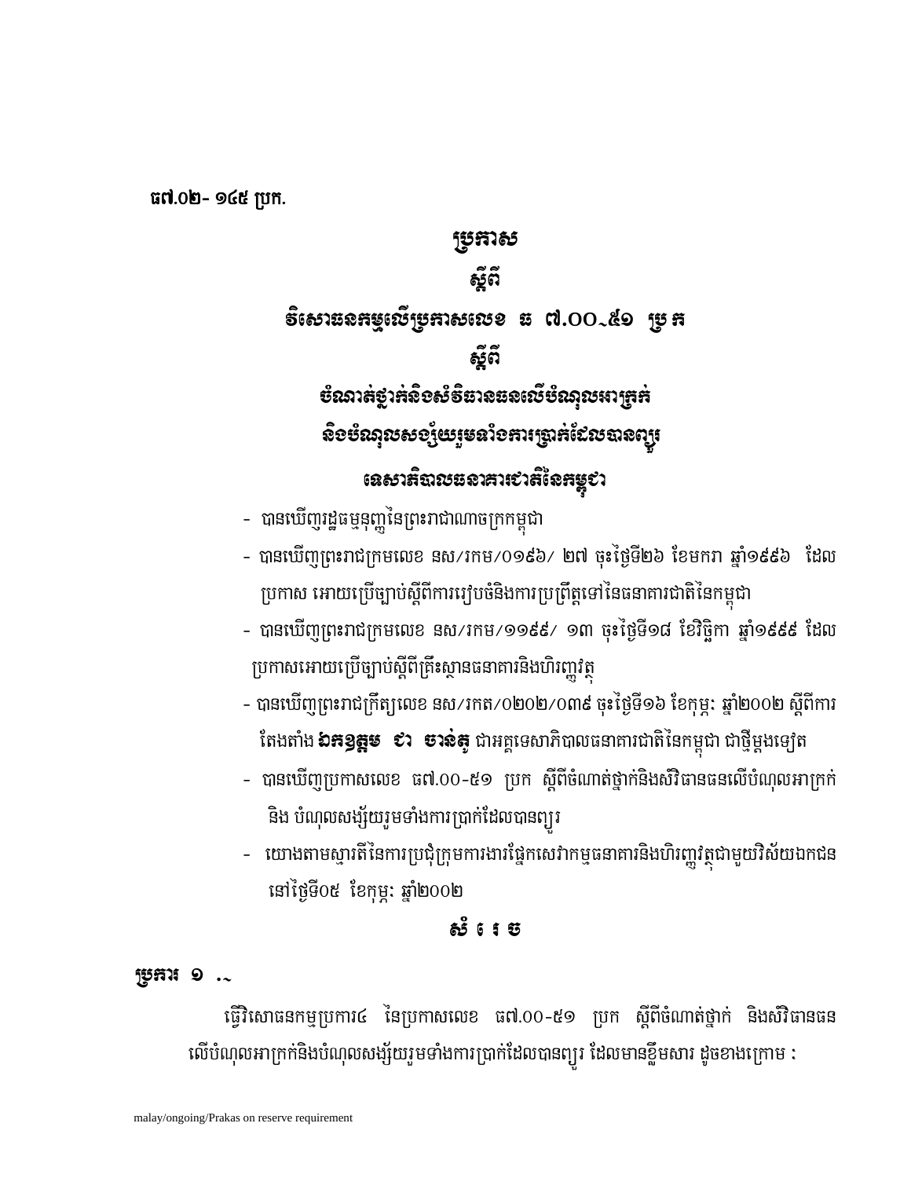ធ៧.០២- ១៤៥ ប្រក.

# ប្រកាស

## ស្តីពី

## វិសោធនកម្មលើប្រកាសលេខ ធ ៧.០០-៥១ ប្រក

## ស្តីពី

## ចំណាត់ថ្នាក់និងសំវិធានធនលើបំណុលអាក្រក់ និងបំណុលសង្ស័យរួមទាំងការប្រាក់ដែលបានព្យួរ

## ទេសាភិបាលធនាគារជាតិនៃកម្ពុជា

- បានឃើញរដ្ឋធម្មនុញ្ញនៃព្រះរាជាណាចក្រកម្ពុជា
- បានឃើញព្រះរាជក្រមលេខ នស/រកម/០១៩៦/ ២៧ ចុះថ្ងៃទី២៦ ខែមករា ឆ្នាំ១៩៩៦ ដែលប្រកាស អោយប្រើច្បាប់ស្តីពីការរៀបចំនិងការប្រព្រឹត្តទៅនៃធនាគារជាតិនៃកម្ពុជា
- បានឃើញព្រះរាជក្រមលេខ នស/រកម/១១៩៩/ ១៣ ចុះថ្ងៃទី១៨ ខែវិច្ឆិកា ឆ្នាំ១៩៩៩ ដែលប្រកាសអោយប្រើច្បាប់ស្តីពីគ្រឹះស្ថានធនាគារនិងហិរញ្ញវត្ថុ
- បានឃើញព្រះរាជក្រឹត្យលេខ នស/រកត/០២០២/០៣៩ ចុះថ្ងៃទី១៦ ខែកុម្ភៈ ឆ្នាំ២០០២ ស្តីពីការតែងតាំង **ឯកឧត្តម ជា ចាន់តូ** ជាអគ្គទេសាភិបាលធនាគារជាតិនៃកម្ពុជា ជាថ្មីម្តងទៀត
- បានឃើញប្រកាសលេខ ធ៧.០០-៥១ ប្រក ស្តីពីចំណាត់ថ្នាក់និងសំវិធានធនលើបំណុលអាក្រក់ និង បំណុលសង្ស័យរួមទាំងការប្រាក់ដែលបានព្យួរ
- យោងតាមស្មារតីនៃការប្រជុំក្រុមការងារផ្នែកសេវាកម្មធនាគារនិងហិរញ្ញវត្ថុជាមួយវិស័យឯកជន នៅថ្ងៃទី០៥ ខែកុម្ភៈ ឆ្នាំ២០០២

## សំរេច

**ប្រការ ១ .-**

ធ្វើវិសោធនកម្មប្រការ៤ នៃប្រកាសលេខ ធ៧.០០-៥១ ប្រក ស្តីពីចំណាត់ថ្នាក់ និងសំវិធានធនលើបំណុលអាក្រក់និងបំណុលសង្ស័យរួមទាំងការប្រាក់ដែលបានព្យួរ ដែលមានខ្លឹមសារ ដូចខាងក្រោម :

malay/ongoing/Prakas on reserve requirement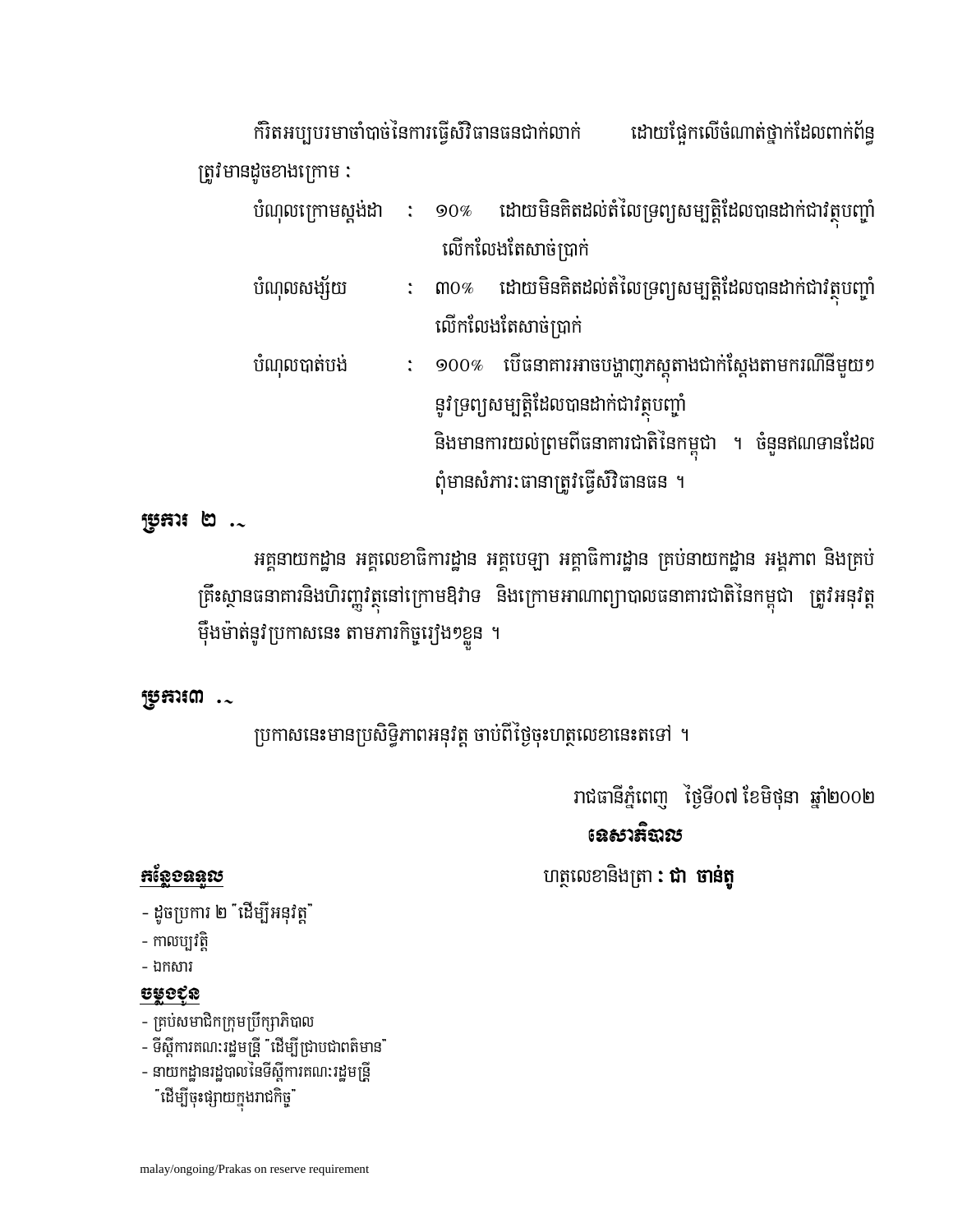កំរិតអប្បបរមាចាំបាច់នៃការធ្វើសំវិធានធនជាក់លាក់ ដោយផ្អែកលើចំណាត់ថ្នាក់ដែលពាក់ព័ន្ធ ត្រូវមានដូចខាងក្រោម :

| | | |
|---|---|---|
| បំណុលក្រោមស្តង់ដា | : | ១០% ដោយមិនគិតដល់តំលៃទ្រព្យសម្បត្តិដែលបានដាក់ជាវត្ថុបញ្ចាំ លើកលែងតែសាច់ប្រាក់ |
| បំណុលសង្ស័យ | : | ៣០% ដោយមិនគិតដល់តំលៃទ្រព្យសម្បត្តិដែលបានដាក់ជាវត្ថុបញ្ចាំ លើកលែងតែសាច់ប្រាក់ |
| បំណុលបាត់បង់ | : | ១០០% បើធនាគារអាចបង្ហាញភស្តុតាងជាក់ស្តែងតាមករណីនីមួយៗ នូវទ្រព្យសម្បត្តិដែលបានដាក់ជាវត្ថុបញ្ចាំ និងមានការយល់ព្រមពីធនាគារជាតិនៃកម្ពុជា ។ ចំនួនឥណទានដែលពុំមានសំភារៈធានាត្រូវធ្វើសំវិធានធន ។ |

**ប្រការ ២ .-**

អគ្គនាយកដ្ឋាន អគ្គលេខាធិការដ្ឋាន អគ្គបេឡា អគ្គាធិការដ្ឋាន គ្រប់នាយកដ្ឋាន អង្គភាព និងគ្រប់គ្រឹះស្ថានធនាគារនិងហិរញ្ញវត្ថុនៅក្រោមឱវាទ និងក្រោមអាណាព្យាបាលធនាគារជាតិនៃកម្ពុជា ត្រូវអនុវត្តម៉ឺងម៉ាត់នូវប្រកាសនេះ តាមភារកិច្ចរៀងៗខ្លួន ។

**ប្រការ៣ .-**

ប្រកាសនេះមានប្រសិទ្ធិភាពអនុវត្ត ចាប់ពីថ្ងៃចុះហត្ថលេខានេះតទៅ ។

រាជធានីភ្នំពេញ ថ្ងៃទី០៧ ខែមិថុនា ឆ្នាំ២០០២

**ទេសាភិបាល**

ហត្ថលេខានិងត្រា **: ជា ចាន់តូ**

**<u>កន្លែងទទួល</u>**

- ដូចប្រការ ២ "ដើម្បីអនុវត្ត"
- កាលប្បវត្តិ
- ឯកសារ

**<u>ចម្លងជូន</u>**

- គ្រប់សមាជិកក្រុមប្រឹក្សាភិបាល
- ទីស្តីការគណៈរដ្ឋមន្ត្រី "ដើម្បីជ្រាបជាពត៌មាន"
- នាយកដ្ឋានរដ្ឋបាលនៃទីស្តីការគណៈរដ្ឋមន្ត្រី "ដើម្បីចុះផ្សាយក្នុងរាជកិច្ច"

malay/ongoing/Prakas on reserve requirement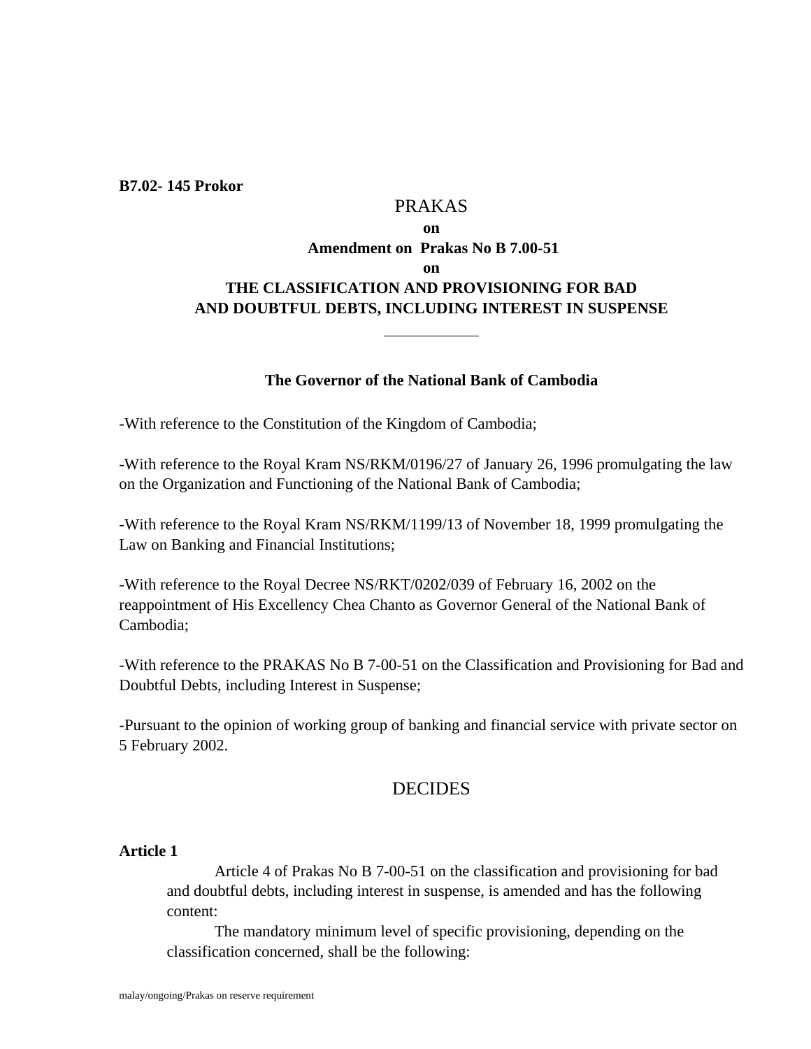**B7.02- 145 Prokor**

# PRAKAS

**on**

**Amendment on Prakas No B 7.00-51**

**on**

**THE CLASSIFICATION AND PROVISIONING FOR BAD AND DOUBTFUL DEBTS, INCLUDING INTEREST IN SUSPENSE**

---

**The Governor of the National Bank of Cambodia**

-With reference to the Constitution of the Kingdom of Cambodia;

-With reference to the Royal Kram NS/RKM/0196/27 of January 26, 1996 promulgating the law on the Organization and Functioning of the National Bank of Cambodia;

-With reference to the Royal Kram NS/RKM/1199/13 of November 18, 1999 promulgating the Law on Banking and Financial Institutions;

-With reference to the Royal Decree NS/RKT/0202/039 of February 16, 2002 on the reappointment of His Excellency Chea Chanto as Governor General of the National Bank of Cambodia;

-With reference to the PRAKAS No B 7-00-51 on the Classification and Provisioning for Bad and Doubtful Debts, including Interest in Suspense;

-Pursuant to the opinion of working group of banking and financial service with private sector on 5 February 2002.

## DECIDES

**Article 1**

Article 4 of Prakas No B 7-00-51 on the classification and provisioning for bad and doubtful debts, including interest in suspense, is amended and has the following content:

The mandatory minimum level of specific provisioning, depending on the classification concerned, shall be the following: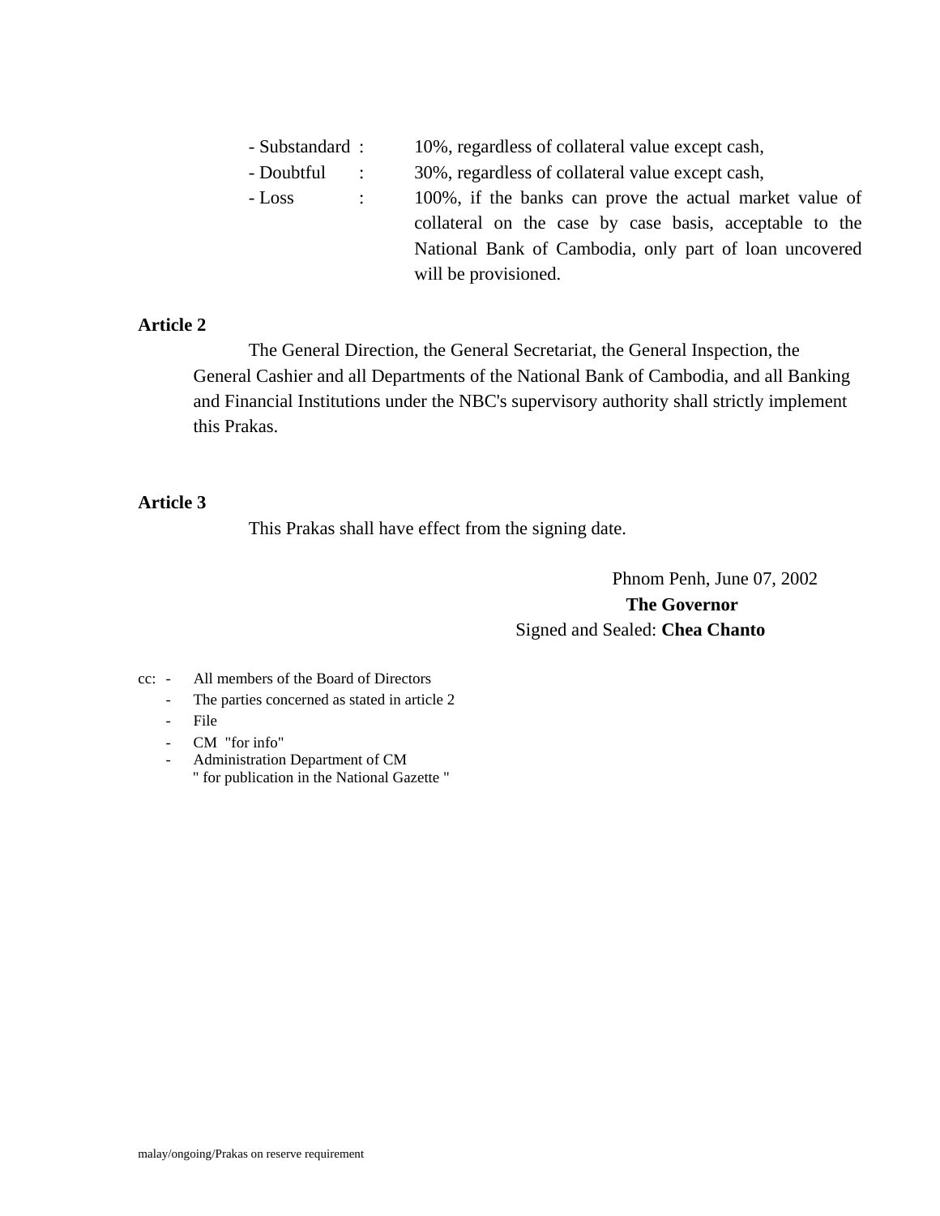- Substandard : 10%, regardless of collateral value except cash,
- Doubtful : 30%, regardless of collateral value except cash,
- Loss : 100%, if the banks can prove the actual market value of collateral on the case by case basis, acceptable to the National Bank of Cambodia, only part of loan uncovered will be provisioned.

**Article 2**

The General Direction, the General Secretariat, the General Inspection, the General Cashier and all Departments of the National Bank of Cambodia, and all Banking and Financial Institutions under the NBC's supervisory authority shall strictly implement this Prakas.

**Article 3**

This Prakas shall have effect from the signing date.

Phnom Penh, June 07, 2002

**The Governor**

Signed and Sealed: **Chea Chanto**

cc:
- All members of the Board of Directors
- The parties concerned as stated in article 2
- File
- CM "for info"
- Administration Department of CM " for publication in the National Gazette "

malay/ongoing/Prakas on reserve requirement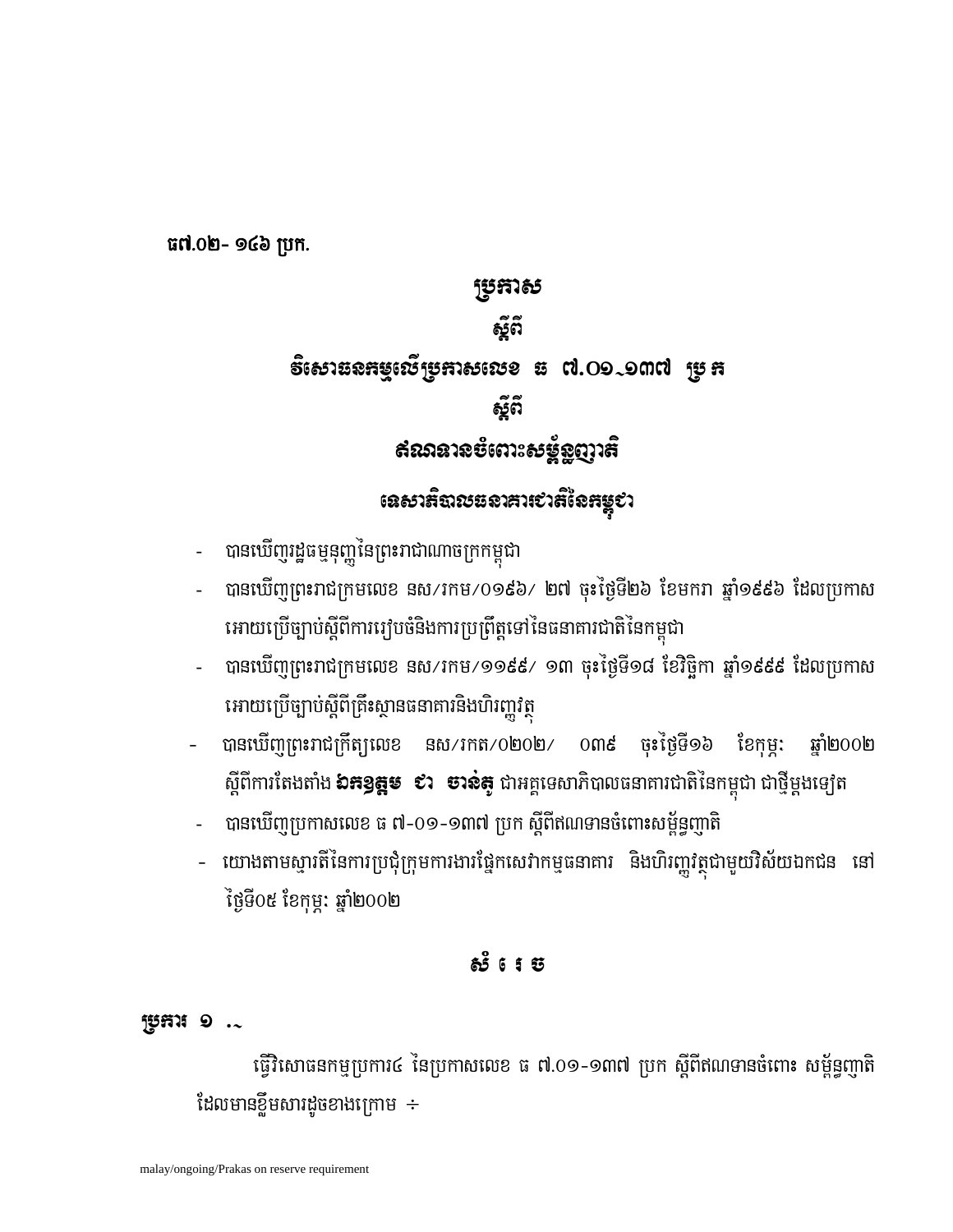ធ៧.០២- ១៤៦ ប្រក.

# ប្រកាស

## ស្តីពី

## វិសោធនកម្មលើប្រកាសលេខ ធ ៧.០១-១៣៧ ប្រក

## ស្តីពី

## ឥណទានចំពោះសម្ព័ន្ធញាតិ

## ទេសាភិបាលធនាគារជាតិនៃកម្ពុជា

- បានឃើញរដ្ឋធម្មនុញ្ញនៃព្រះរាជាណាចក្រកម្ពុជា
- បានឃើញព្រះរាជក្រមលេខ នស/រកម/០១៩៦/ ២៧ ចុះថ្ងៃទី២៦ ខែមករា ឆ្នាំ១៩៩៦ ដែលប្រកាសអោយប្រើច្បាប់ស្តីពីការរៀបចំនិងការប្រព្រឹត្តទៅនៃធនាគារជាតិនៃកម្ពុជា
- បានឃើញព្រះរាជក្រមលេខ នស/រកម/១១៩៩/ ១៣ ចុះថ្ងៃទី១៨ ខែវិច្ឆិកា ឆ្នាំ១៩៩៩ ដែលប្រកាសអោយប្រើច្បាប់ស្តីពីគ្រឹះស្ថានធនាគារនិងហិរញ្ញវត្ថុ
- បានឃើញព្រះរាជក្រឹត្យលេខ នស/រកត/០២០២/ ០៣៩ ចុះថ្ងៃទី១៦ ខែកុម្ភៈ ឆ្នាំ២០០២ ស្តីពីការតែងតាំង **ឯកឧត្តម ជា ចាន់តូ** ជាអគ្គទេសាភិបាលធនាគារជាតិនៃកម្ពុជា ជាថ្មីម្តងទៀត
- បានឃើញប្រកាសលេខ ធ ៧-០១-១៣៧ ប្រក ស្តីពីឥណទានចំពោះសម្ព័ន្ធញាតិ
- យោងតាមស្មារតីនៃការប្រជុំក្រុមការងារផ្នែកសេវាកម្មធនាគារ និងហិរញ្ញវត្ថុជាមួយវិស័យឯកជន នៅថ្ងៃទី០៥ ខែកុម្ភៈ ឆ្នាំ២០០២

## សំរេច

**ប្រការ ១ .-**

ធ្វើវិសោធនកម្មប្រការ៤ នៃប្រកាសលេខ ធ ៧.០១-១៣៧ ប្រក ស្តីពីឥណទានចំពោះ សម្ព័ន្ធញាតិ ដែលមានខ្លឹមសារដូចខាងក្រោម ÷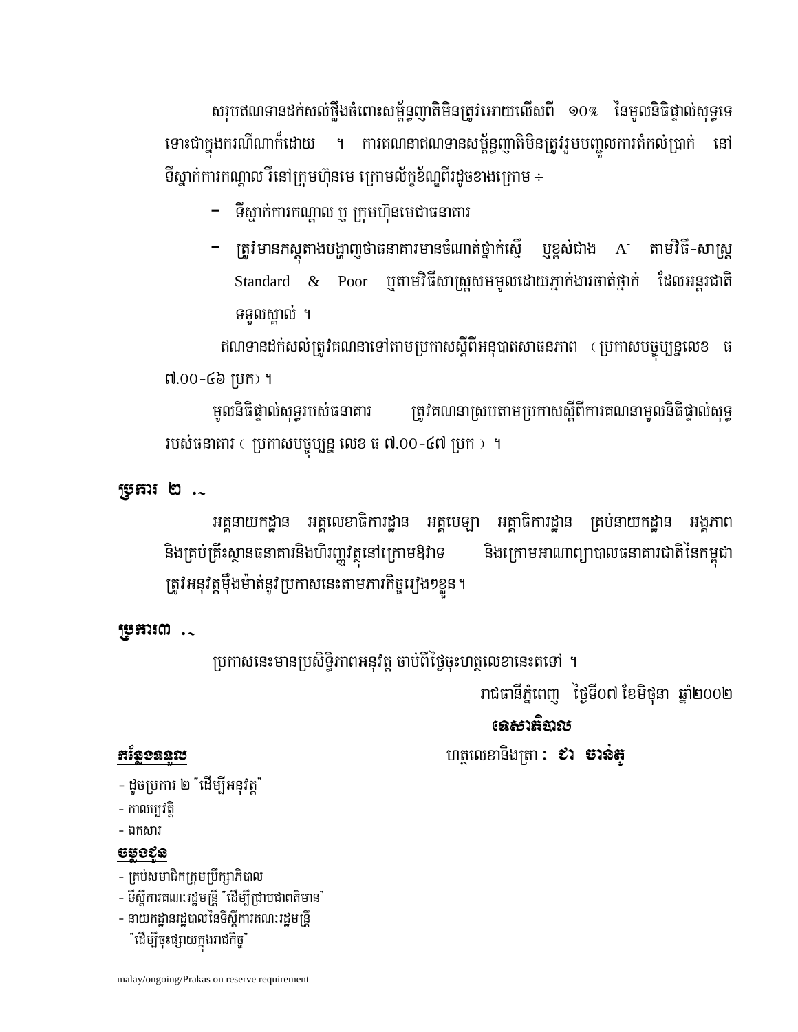សរុបឥណទានដក់សល់ថ្លឹងចំពោះសម្ព័ន្ធញាតិមិនត្រូវអោយលើសពី ១០% នៃមូលនិធិផ្ទាល់សុទ្ធទេ ទោះជាក្នុងករណីណាក៏ដោយ ។ ការគណនាឥណទានសម្ព័ន្ធញាតិមិនត្រូវរួមបញ្ចូលការតំកល់ប្រាក់ នៅទីស្នាក់ការកណ្តាល រឺនៅក្រុមហ៊ុនមេ ក្រោមល័ក្ខខ័ណ្ឌពីរដូចខាងក្រោម ÷

- ទីស្នាក់ការកណ្តាល ឬ ក្រុមហ៊ុនមេជាធនាគារ
- ត្រូវមានភស្តុតាងបង្ហាញថាធនាគារមានចំណាត់ថ្នាក់ស្មើ ឬខ្ពស់ជាង A⁻ តាមវិធី-សាស្ត្រ Standard & Poor ឬតាមវិធីសាស្ត្រសមមូលដោយភ្នាក់ងារចាត់ថ្នាក់ ដែលអន្តរជាតិទទួលស្គាល់ ។

ឥណទានដក់សល់ត្រូវគណនាទៅតាមប្រកាសស្តីពីអនុបាតសាធនភាព (ប្រកាសបច្ចុប្បន្នលេខ ធ ៧.០០-៤៦ ប្រក) ។

មូលនិធិផ្ទាល់សុទ្ធរបស់ធនាគារ ត្រូវគណនាស្របតាមប្រកាសស្តីពីការគណនាមូលនិធិផ្ទាល់សុទ្ធរបស់ធនាគារ ( ប្រកាសបច្ចុប្បន្ន លេខ ធ ៧.០០-៤៧ ប្រក ) ។

**ប្រការ ២ .-**

អគ្គនាយកដ្ឋាន អគ្គលេខាធិការដ្ឋាន អគ្គបេឡា អគ្គាធិការដ្ឋាន គ្រប់នាយកដ្ឋាន អង្គភាព និងគ្រប់គ្រឹះស្ថានធនាគារនិងហិរញ្ញវត្ថុនៅក្រោមឱវាទ និងក្រោមអាណាព្យាបាលធនាគារជាតិនៃកម្ពុជា ត្រូវអនុវត្តម៉ឺងម៉ាត់នូវប្រកាសនេះតាមភារកិច្ចរៀង១ខ្លួន។

**ប្រការ៣ .-**

ប្រកាសនេះមានប្រសិទ្ធិភាពអនុវត្ត ចាប់ពីថ្ងៃចុះហត្ថលេខានេះតទៅ ។

រាជធានីភ្នំពេញ ថ្ងៃទី០៧ ខែមិថុនា ឆ្នាំ២០០២

**ទេសាភិបាល**

ហត្ថលេខានិងត្រា : **ជា ចាន់តូ**

**កន្លែងទទួល**

- ដូចប្រការ ២ "ដើម្បីអនុវត្ត"
- កាលប្បវត្តិ
- ឯកសារ

**ចម្លងជូន**

- គ្រប់សមាជិកក្រុមប្រឹក្សាភិបាល
- ទីស្តីការគណៈរដ្ឋមន្ត្រី "ដើម្បីជ្រាបជាពត៌មាន"
- នាយកដ្ឋានរដ្ឋបាលនៃទីស្តីការគណៈរដ្ឋមន្ត្រី "ដើម្បីចុះផ្សាយក្នុងរាជកិច្ច"

malay/ongoing/Prakas on reserve requirement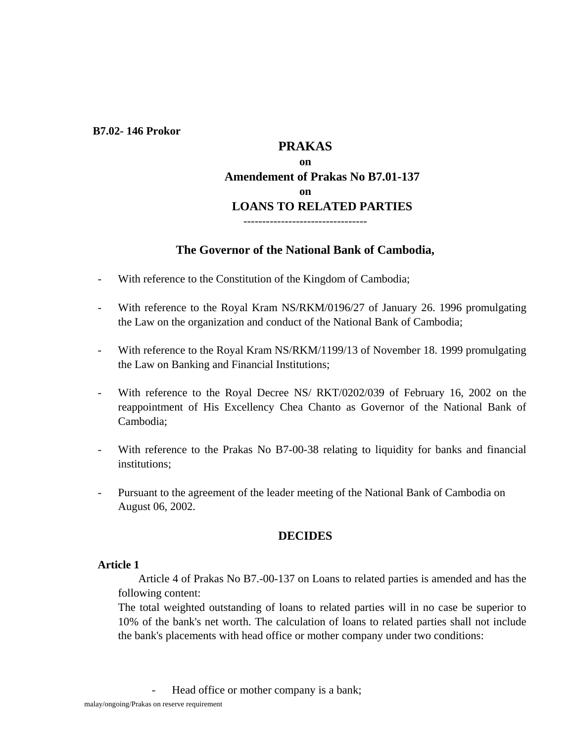**B7.02- 146 Prokor**

# PRAKAS

**on**

## Amendement of Prakas No B7.01-137

**on**

## LOANS TO RELATED PARTIES

---------------------------------

### The Governor of the National Bank of Cambodia,

- With reference to the Constitution of the Kingdom of Cambodia;
- With reference to the Royal Kram NS/RKM/0196/27 of January 26. 1996 promulgating the Law on the organization and conduct of the National Bank of Cambodia;
- With reference to the Royal Kram NS/RKM/1199/13 of November 18. 1999 promulgating the Law on Banking and Financial Institutions;
- With reference to the Royal Decree NS/ RKT/0202/039 of February 16, 2002 on the reappointment of His Excellency Chea Chanto as Governor of the National Bank of Cambodia;
- With reference to the Prakas No B7-00-38 relating to liquidity for banks and financial institutions;
- Pursuant to the agreement of the leader meeting of the National Bank of Cambodia on August 06, 2002.

### DECIDES

**Article 1**

Article 4 of Prakas No B7.-00-137 on Loans to related parties is amended and has the following content:

The total weighted outstanding of loans to related parties will in no case be superior to 10% of the bank's net worth. The calculation of loans to related parties shall not include the bank's placements with head office or mother company under two conditions:

- Head office or mother company is a bank;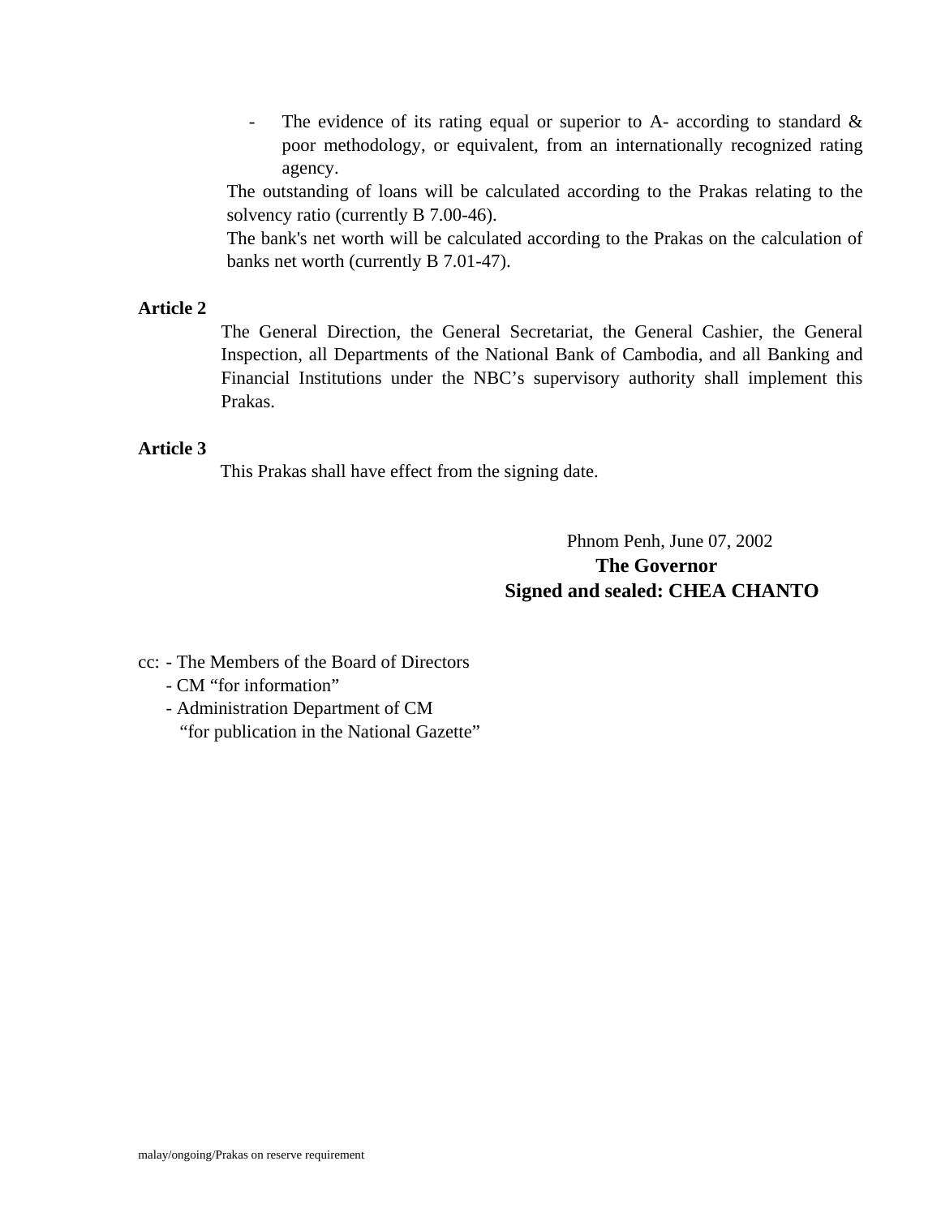- The evidence of its rating equal or superior to A- according to standard & poor methodology, or equivalent, from an internationally recognized rating agency.

The outstanding of loans will be calculated according to the Prakas relating to the solvency ratio (currently B 7.00-46).

The bank's net worth will be calculated according to the Prakas on the calculation of banks net worth (currently B 7.01-47).

**Article 2**

The General Direction, the General Secretariat, the General Cashier, the General Inspection, all Departments of the National Bank of Cambodia, and all Banking and Financial Institutions under the NBC's supervisory authority shall implement this Prakas.

**Article 3**

This Prakas shall have effect from the signing date.

Phnom Penh, June 07, 2002

**The Governor**

**Signed and sealed: CHEA CHANTO**

cc: - The Members of the Board of Directors
- CM "for information"
- Administration Department of CM "for publication in the National Gazette"

malay/ongoing/Prakas on reserve requirement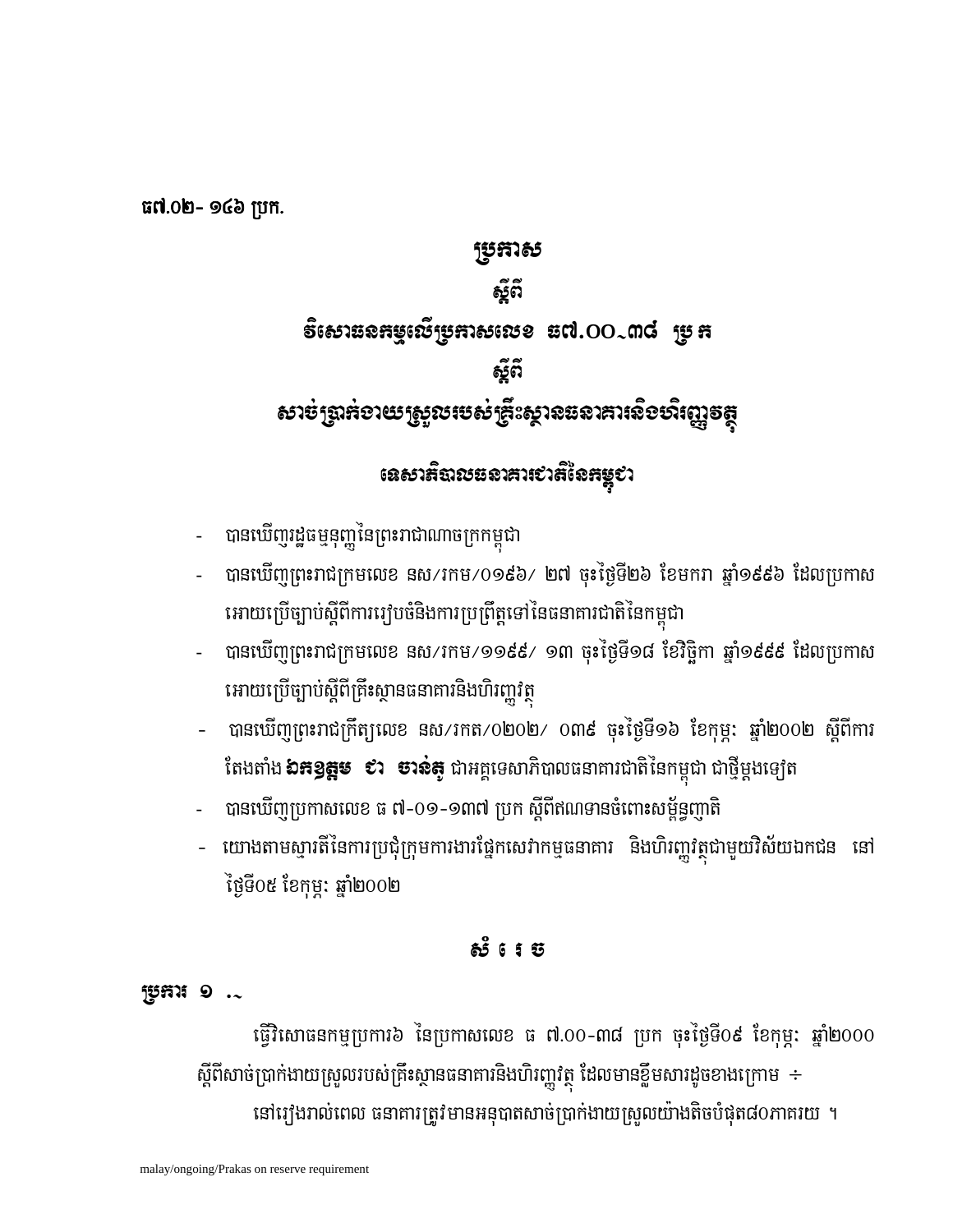ធ៧.០២- ១៤៦ ប្រក.

# ប្រកាស

## ស្តីពី

## វិសោធនកម្មលើប្រកាសលេខ ធ៧.០០-៣៨ ប្រក

## ស្តីពី

## សាច់ប្រាក់ងាយស្រួលរបស់គ្រឹះស្ថានធនាគារនិងហិរញ្ញវត្ថុ

## ទេសាភិបាលធនាគារជាតិនៃកម្ពុជា

- បានឃើញរដ្ឋធម្មនុញ្ញនៃព្រះរាជាណាចក្រកម្ពុជា
- បានឃើញព្រះរាជក្រមលេខ នស/រកម/០១៩៦/ ២៧ ចុះថ្ងៃទី២៦ ខែមករា ឆ្នាំ១៩៩៦ ដែលប្រកាសអោយប្រើច្បាប់ស្តីពីការរៀបចំនិងការប្រព្រឹត្តទៅនៃធនាគារជាតិនៃកម្ពុជា
- បានឃើញព្រះរាជក្រមលេខ នស/រកម/១១៩៩/ ១៣ ចុះថ្ងៃទី១៨ ខែវិច្ឆិកា ឆ្នាំ១៩៩៩ ដែលប្រកាសអោយប្រើច្បាប់ស្តីពីគ្រឹះស្ថានធនាគារនិងហិរញ្ញវត្ថុ
- បានឃើញព្រះរាជក្រឹត្យលេខ នស/រកត/០២០២/ ០៣៩ ចុះថ្ងៃទី១៦ ខែកុម្ភៈ ឆ្នាំ២០០២ ស្តីពីការតែងតាំង **ឯកឧត្តម ជា ចាន់តូ** ជាអគ្គទេសាភិបាលធនាគារជាតិនៃកម្ពុជា ជាថ្មីម្តងទៀត
- បានឃើញប្រកាសលេខ ធ ៧-០១-១៣៧ ប្រក ស្តីពីឥណទានចំពោះសម្ព័ន្ធញាតិ
- យោងតាមស្មារតីនៃការប្រជុំក្រុមការងារផ្នែកសេវាកម្មធនាគារ និងហិរញ្ញវត្ថុជាមួយវិស័យឯកជន នៅថ្ងៃទី០៥ ខែកុម្ភៈ ឆ្នាំ២០០២

## សំរេច

**ប្រការ ១ .-**

ធ្វើវិសោធនកម្មប្រការ៦ នៃប្រកាសលេខ ធ ៧.០០-៣៨ ប្រក ចុះថ្ងៃទី០៩ ខែកុម្ភៈ ឆ្នាំ២០០០ ស្តីពីសាច់ប្រាក់ងាយស្រួលរបស់គ្រឹះស្ថានធនាគារនិងហិរញ្ញវត្ថុ ដែលមានខ្លឹមសារដូចខាងក្រោម ÷

នៅរៀងរាល់ពេល ធនាគារត្រូវមានអនុបាតសាច់ប្រាក់ងាយស្រួលយ៉ាងតិចបំផុត៥០ភាគរយ ។

malay/ongoing/Prakas on reserve requirement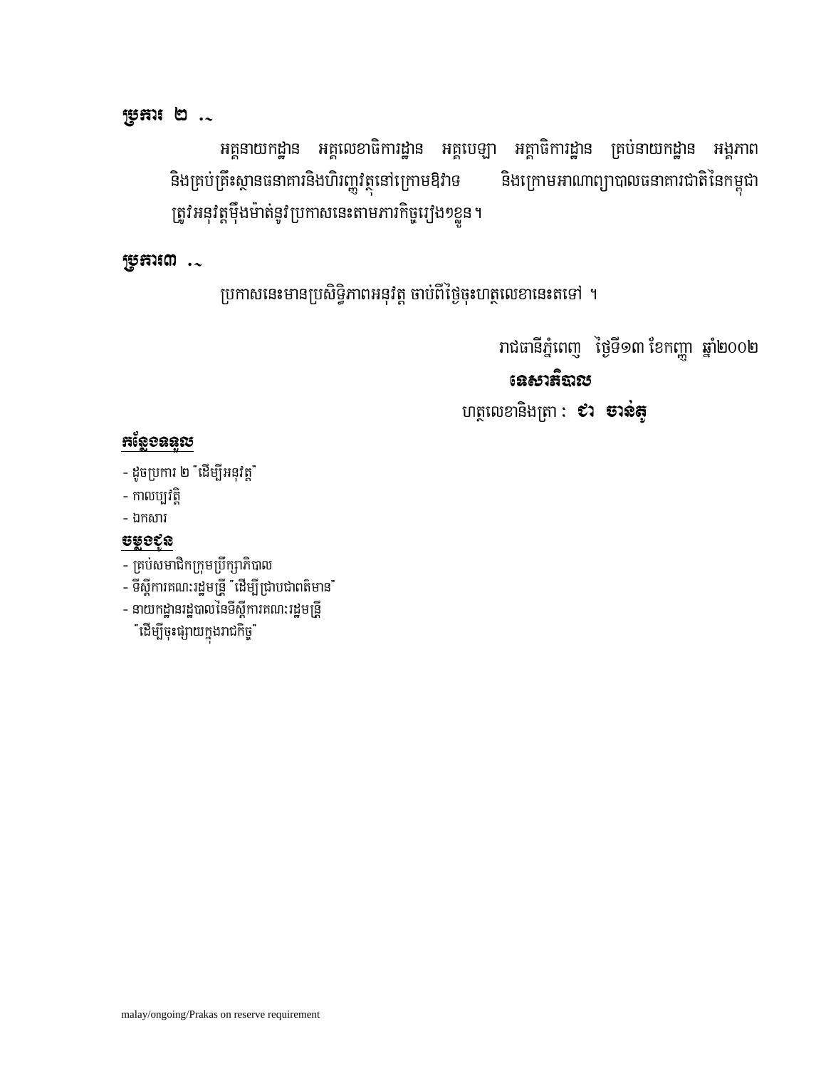**ប្រការ ២ .-**

អគ្គនាយកដ្ឋាន អគ្គលេខាធិការដ្ឋាន អគ្គបេឡា អគ្គាធិការដ្ឋាន គ្រប់នាយកដ្ឋាន អង្គភាព និងគ្រប់គ្រឹះស្ថានធនាគារនិងហិរញ្ញវត្ថុនៅក្រោមឱវាទ និងក្រោមអាណាព្យាបាលធនាគារជាតិនៃកម្ពុជា ត្រូវអនុវត្តម៉ឺងម៉ាត់នូវប្រកាសនេះតាមភារកិច្ចរៀងៗខ្លួន ។

**ប្រការ៣ .-**

ប្រកាសនេះមានប្រសិទ្ធិភាពអនុវត្ត ចាប់ពីថ្ងៃចុះហត្ថលេខានេះតទៅ ។

រាជធានីភ្នំពេញ ថ្ងៃទី១៣ ខែកញ្ញា ឆ្នាំ២០០២

**ទេសាភិបាល**

ហត្ថលេខានិងត្រា : **ជា ចាន់តូ**

**កន្លែងទទួល**

- ដូចប្រការ ២ "ដើម្បីអនុវត្ត"
- កាលប្បវត្តិ
- ឯកសារ

**ចម្លងជូន**

- គ្រប់សមាជិកក្រុមប្រឹក្សាភិបាល
- ទីស្តីការគណៈរដ្ឋមន្ត្រី "ដើម្បីជ្រាបជាពតិមាន"
- នាយកដ្ឋានរដ្ឋបាលនៃទីស្តីការគណៈរដ្ឋមន្ត្រី "ដើម្បីចុះផ្សាយក្នុងរាជកិច្ច"

malay/ongoing/Prakas on reserve requirement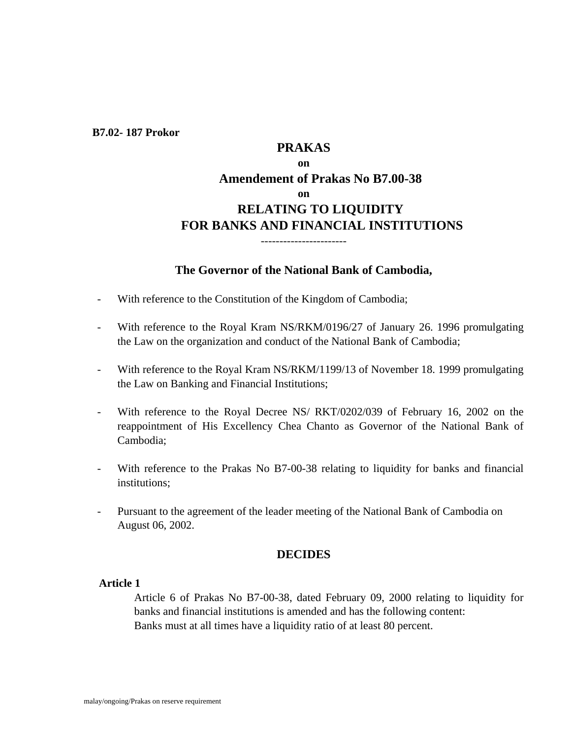**B7.02- 187 Prokor**

# PRAKAS

**on**

## Amendement of Prakas No B7.00-38

**on**

## RELATING TO LIQUIDITY FOR BANKS AND FINANCIAL INSTITUTIONS

-----------------------

### The Governor of the National Bank of Cambodia,

- With reference to the Constitution of the Kingdom of Cambodia;
- With reference to the Royal Kram NS/RKM/0196/27 of January 26. 1996 promulgating the Law on the organization and conduct of the National Bank of Cambodia;
- With reference to the Royal Kram NS/RKM/1199/13 of November 18. 1999 promulgating the Law on Banking and Financial Institutions;
- With reference to the Royal Decree NS/ RKT/0202/039 of February 16, 2002 on the reappointment of His Excellency Chea Chanto as Governor of the National Bank of Cambodia;
- With reference to the Prakas No B7-00-38 relating to liquidity for banks and financial institutions;
- Pursuant to the agreement of the leader meeting of the National Bank of Cambodia on August 06, 2002.

### DECIDES

**Article 1**

Article 6 of Prakas No B7-00-38, dated February 09, 2000 relating to liquidity for banks and financial institutions is amended and has the following content:
Banks must at all times have a liquidity ratio of at least 80 percent.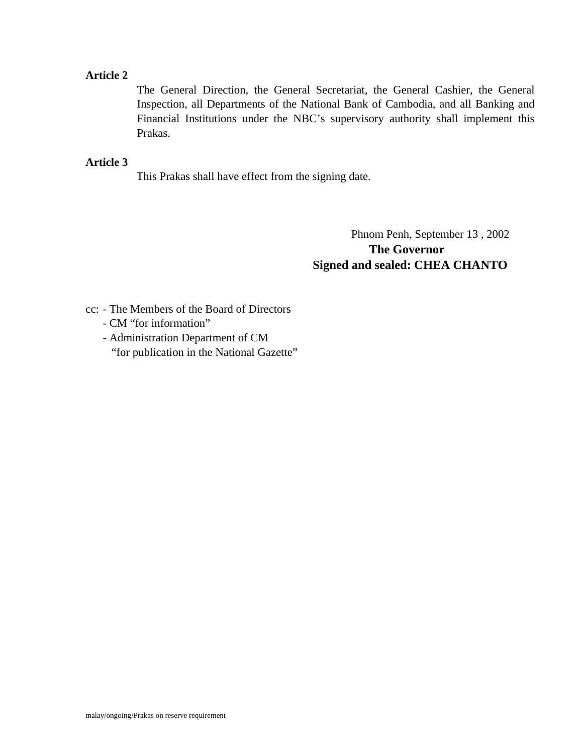**Article 2**

The General Direction, the General Secretariat, the General Cashier, the General Inspection, all Departments of the National Bank of Cambodia, and all Banking and Financial Institutions under the NBC's supervisory authority shall implement this Prakas.

**Article 3**

This Prakas shall have effect from the signing date.

Phnom Penh, September 13 , 2002

**The Governor**

**Signed and sealed: CHEA CHANTO**

cc: - The Members of the Board of Directors
- CM "for information"
- Administration Department of CM "for publication in the National Gazette"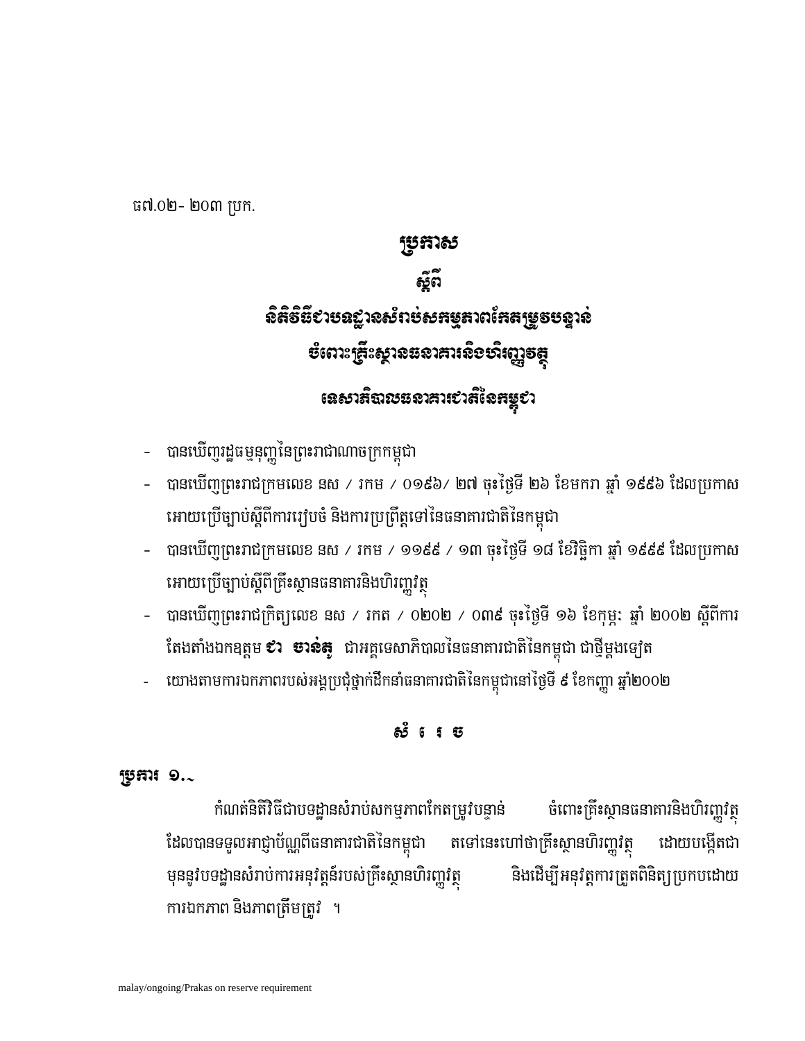ធ៧.០២- ២០៣ ប្រក.

# ប្រកាស

## ស្តីពី

## និតិវិធីជាបទដ្ឋានសំរាប់សកម្មភាពកែតម្រូវបន្ទាន់ចំពោះគ្រឹះស្ថានធនាគារនិងហិរញ្ញវត្ថុ

## ទេសាភិបាលធនាគារជាតិនៃកម្ពុជា

- បានឃើញរដ្ឋធម្មនុញ្ញនៃព្រះរាជាណាចក្រកម្ពុជា
- បានឃើញព្រះរាជក្រមលេខ នស / រកម / ០១៩៦/ ២៧ ចុះថ្ងៃទី ២៦ ខែមករា ឆ្នាំ ១៩៩៦ ដែលប្រកាសអោយប្រើច្បាប់ស្តីពីការរៀបចំ និងការប្រព្រឹត្តទៅនៃធនាគារជាតិនៃកម្ពុជា
- បានឃើញព្រះរាជក្រមលេខ នស / រកម / ១១៩៩ / ១៣ ចុះថ្ងៃទី ១៨ ខែវិច្ឆិកា ឆ្នាំ ១៩៩៩ ដែលប្រកាសអោយប្រើច្បាប់ស្តីពីគ្រឹះស្ថានធនាគារនិងហិរញ្ញវត្ថុ
- បានឃើញព្រះរាជក្រិត្យលេខ នស / រកត / ០២០២ / ០៣៩ ចុះថ្ងៃទី ១៦ ខែកុម្ភៈ ឆ្នាំ ២០០២ ស្តីពីការតែងតាំងឯកឧត្តម **ជា ចាន់តូ** ជាអគ្គទេសាភិបាលនៃធនាគារជាតិនៃកម្ពុជា ជាថ្មីម្តងទៀត
- យោងតាមការឯកភាពរបស់អង្គប្រជុំថ្នាក់ដឹកនាំធនាគារជាតិនៃកម្ពុជានៅថ្ងៃទី ៩ ខែកញ្ញា ឆ្នាំ២០០២

## សំរេច

**ប្រការ ១.-**

កំណត់និតិវិធីជាបទដ្ឋានសំរាប់សកម្មភាពកែតម្រូវបន្ទាន់ ចំពោះគ្រឹះស្ថានធនាគារនិងហិរញ្ញវត្ថុដែលបានទទួលអាជ្ញាប័ណ្ណពីធនាគារជាតិនៃកម្ពុជា តទៅនេះហៅថាគ្រឹះស្ថានហិរញ្ញវត្ថុ ដោយបង្កើតជាមុននូវបទដ្ឋានសំរាប់ការអនុវត្តន៍របស់គ្រឹះស្ថានហិរញ្ញវត្ថុ និងដើម្បីអនុវត្តការត្រួតពិនិត្យប្រកបដោយការឯកភាព និងភាពត្រឹមត្រូវ ។

malay/ongoing/Prakas on reserve requirement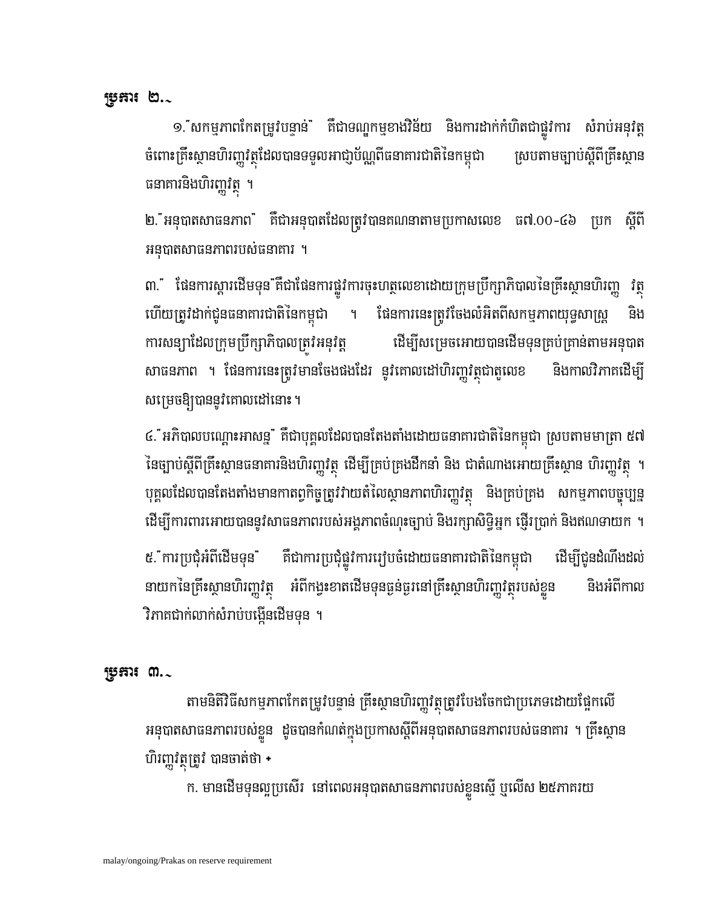**ប្រការ ២.-**

១."សកម្មភាពកែតម្រូវបន្ទាន់" គឺជាទណ្ឌកម្មខាងវិន័យ និងការដាក់កំហិតជាផ្លូវការ សំរាប់អនុវត្ត ចំពោះគ្រឹះស្ថានហិរញ្ញវត្ថុដែលបានទទួលអាជ្ញាប័ណ្ណពីធនាគារជាតិនៃកម្ពុជា ស្របតាមច្បាប់ស្តីពីគ្រឹះស្ថានធនាគារនិងហិរញ្ញវត្ថុ ។

២."អនុបាតសាធនភាព" គឺជាអនុបាតដែលត្រូវបានគណនាតាមប្រកាសលេខ ធ៧.០០-៤៦ ប្រក ស្តីពីអនុបាតសាធនភាពរបស់ធនាគារ ។

៣." ផែនការស្តារដើមទុន"គឺជាផែនការផ្លូវការចុះហត្ថលេខាដោយក្រុមប្រឹក្សាភិបាលនៃគ្រឹះស្ថានហិរញ្ញ វត្ថុ ហើយត្រូវដាក់ជូនធនាគារជាតិនៃកម្ពុជា ។ ផែនការនេះត្រូវចែងលំអិតពីសកម្មភាពយុទ្ធសាស្ត្រ និងការសន្យាដែលក្រុមប្រឹក្សាភិបាលត្រូវអនុវត្ត ដើម្បីសម្រេចអោយបានដើមទុនគ្រប់គ្រាន់តាមអនុបាតសាធនភាព ។ ផែនការនេះត្រូវមានចែងផងដែរ នូវគោលដៅហិរញ្ញវត្ថុជាតួលេខ និងកាលវិភាគដើម្បីសម្រេចឱ្យបាននូវគោលដៅនោះ។

៤."អភិបាលបណ្តោះអាសន្ន" គឺជាបុគ្គលដែលបានតែងតាំងដោយធនាគារជាតិនៃកម្ពុជា ស្របតាមមាត្រា ៥៧ នៃច្បាប់ស្តីពីគ្រឹះស្ថានធនាគារនិងហិរញ្ញវត្ថុ ដើម្បីគ្រប់គ្រងដឹកនាំ និង ជាតំណាងអោយគ្រឹះស្ថាន ហិរញ្ញវត្ថុ ។ បុគ្គលដែលបានតែងតាំងមានកាតព្វកិច្ចត្រូវវាយតំលៃស្ថានភាពហិរញ្ញវត្ថុ និងគ្រប់គ្រង សកម្មភាពបច្ចុប្បន្ន ដើម្បីការពារអោយបាននូវសាធនភាពរបស់អង្គភាពចំណុះច្បាប់ និងរក្សាសិទ្ធិអ្នក ផ្ញើរប្រាក់ និងឥណទាយក ។

៥."ការប្រជុំអំពីដើមទុន" គឺជាការប្រជុំផ្លូវការរៀបចំដោយធនាគារជាតិនៃកម្ពុជា ដើម្បីជូនដំណឹងដល់នាយកនៃគ្រឹះស្ថានហិរញ្ញវត្ថុ អំពីកង្វះខាតដើមទុនធ្ងន់ធ្ងរនៅគ្រឹះស្ថានហិរញ្ញវត្ថុរបស់ខ្លួន និងអំពីកាលវិភាគជាក់លាក់សំរាប់បង្កើនដើមទុន ។

**ប្រការ ៣.-**

តាមនិតិវិធីសកម្មភាពកែតម្រូវបន្ទាន់ គ្រឹះស្ថានហិរញ្ញវត្ថុត្រូវបែងចែកជាប្រភេទដោយផ្អែកលើអនុបាតសាធនភាពរបស់ខ្លួន ដូចបានកំណត់ក្នុងប្រកាសស្តីពីអនុបាតសាធនភាពរបស់ធនាគារ ។ គ្រឹះស្ថានហិរញ្ញវត្ថុត្រូវ បានចាត់ថា ៖

ក. មានដើមទុនល្អប្រសើរ នៅពេលអនុបាតសាធនភាពរបស់ខ្លួនស្មើ ឬលើស ២៥ភាគរយ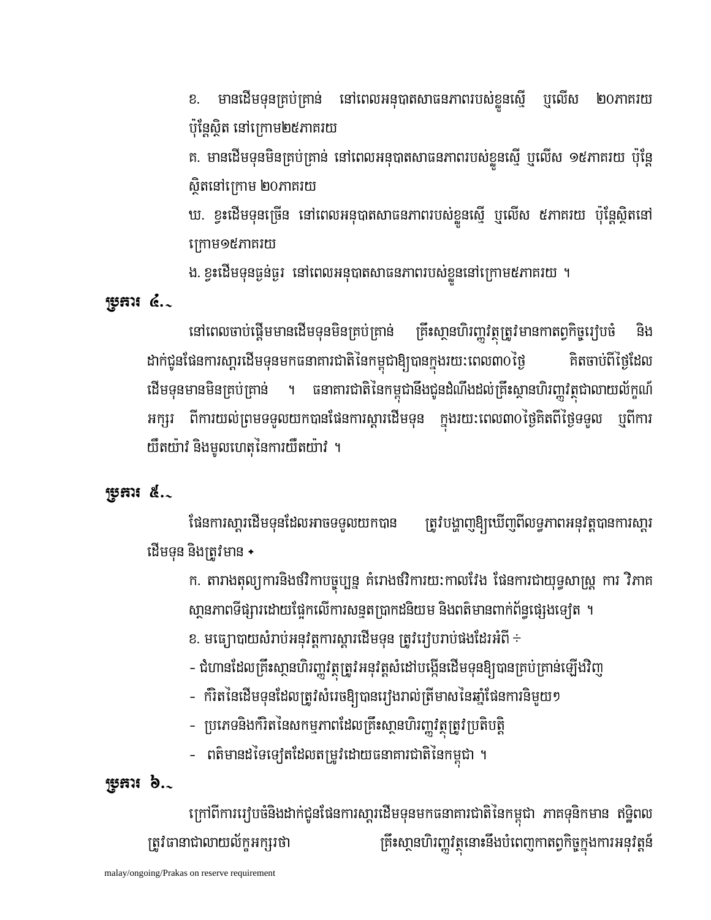ខ. មានដើមទុនគ្រប់គ្រាន់ នៅពេលអនុបាតសាធនភាពរបស់ខ្លួនស្មើ ឬលើស ២០ភាគរយ ប៉ុន្តែស្ថិត នៅក្រោម២៥ភាគរយ

គ. មានដើមទុនមិនគ្រប់គ្រាន់ នៅពេលអនុបាតសាធនភាពរបស់ខ្លួនស្មើ ឬលើស ១៥ភាគរយ ប៉ុន្តែ ស្ថិតនៅក្រោម ២០ភាគរយ

ឃ. ខ្វះដើមទុនច្រើន នៅពេលអនុបាតសាធនភាពរបស់ខ្លួនស្មើ ឬលើស ៥ភាគរយ ប៉ុន្តែស្ថិតនៅ ក្រោម១៥ភាគរយ

ង. ខ្វះដើមទុនធ្ងន់ធ្ងរ នៅពេលអនុបាតសាធនភាពរបស់ខ្លួននៅក្រោម៥ភាគរយ ។

**ប្រការ ៤.-**

នៅពេលចាប់ផ្តើមមានដើមទុនមិនគ្រប់គ្រាន់ គ្រឹះស្ថានហិរញ្ញវត្ថុត្រូវមានកាតព្វកិច្ចរៀបចំ និង ដាក់ជូនផែនការស្តារដើមទុនមកធនាគារជាតិនៃកម្ពុជាឱ្យបានក្នុងរយៈពេល៣០ថ្ងៃ គិតចាប់ពីថ្ងៃដែល ដើមទុនមានមិនគ្រប់គ្រាន់ ។ ធនាគារជាតិនៃកម្ពុជានឹងជូនដំណឹងដល់គ្រឹះស្ថានហិរញ្ញវត្ថុជាលាយល័ក្ខណ៍ អក្សរ ពីការយល់ព្រមទទួលយកបានផែនការស្តារដើមទុន ក្នុងរយៈពេល៣០ថ្ងៃគិតពីថ្ងៃទទួល ឬពីការ យឺតយ៉ាវ និងមូលហេតុនៃការយឺតយ៉ាវ ។

**ប្រការ ៥.-**

ផែនការស្តារដើមទុនដែលអាចទទួលយកបាន ត្រូវបង្ហាញឱ្យឃើញពីលទ្ធភាពអនុវត្តបានការស្តារ ដើមទុន និងត្រូវមាន ៖

ក. តារាងតុល្យការនិងចរិកាបច្ចុប្បន្ន គំរោងចរិការយៈកាលវែង ផែនការជាយុទ្ធសាស្ត្រ ការ វិភាគ ស្ថានភាពទីផ្សារដោយផ្អែកលើការសន្មតប្រាកដនិយម និងពត៌មានពាក់ព័ន្ធផ្សេងទៀត ។

ខ. មធ្យោបាយសំរាប់អនុវត្តការស្តារដើមទុន ត្រូវរៀបរាប់ផងដែរអំពី ÷

- ជំហានដែលគ្រឹះស្ថានហិរញ្ញវត្ថុត្រូវអនុវត្តសំដៅបង្កើនដើមទុនឱ្យបានគ្រប់គ្រាន់ឡើងវិញ
- កំរិតនៃដើមទុនដែលត្រូវសំរេចឱ្យបានរៀងរាល់ត្រីមាសនៃឆ្នាំផែនការនិមួយៗ
- ប្រភេទនិងកំរិតនៃសកម្មភាពដែលគ្រឹះស្ថានហិរញ្ញវត្ថុត្រូវប្រតិបត្តិ
- ពត៌មានដទៃទៀតដែលតម្រូវដោយធនាគារជាតិនៃកម្ពុជា ។

**ប្រការ ៦.-**

ក្រៅពីការរៀបចំនិងដាក់ជូនផែនការស្តារដើមទុនមកធនាគារជាតិនៃកម្ពុជា ភាគទុនិកមាន ឥទ្ធិពល ត្រូវធានាជាលាយល័ក្ខអក្សរថា គ្រឹះស្ថានហិរញ្ញវត្ថុនោះនឹងបំពេញកាតព្វកិច្ចក្នុងការអនុវត្តន៍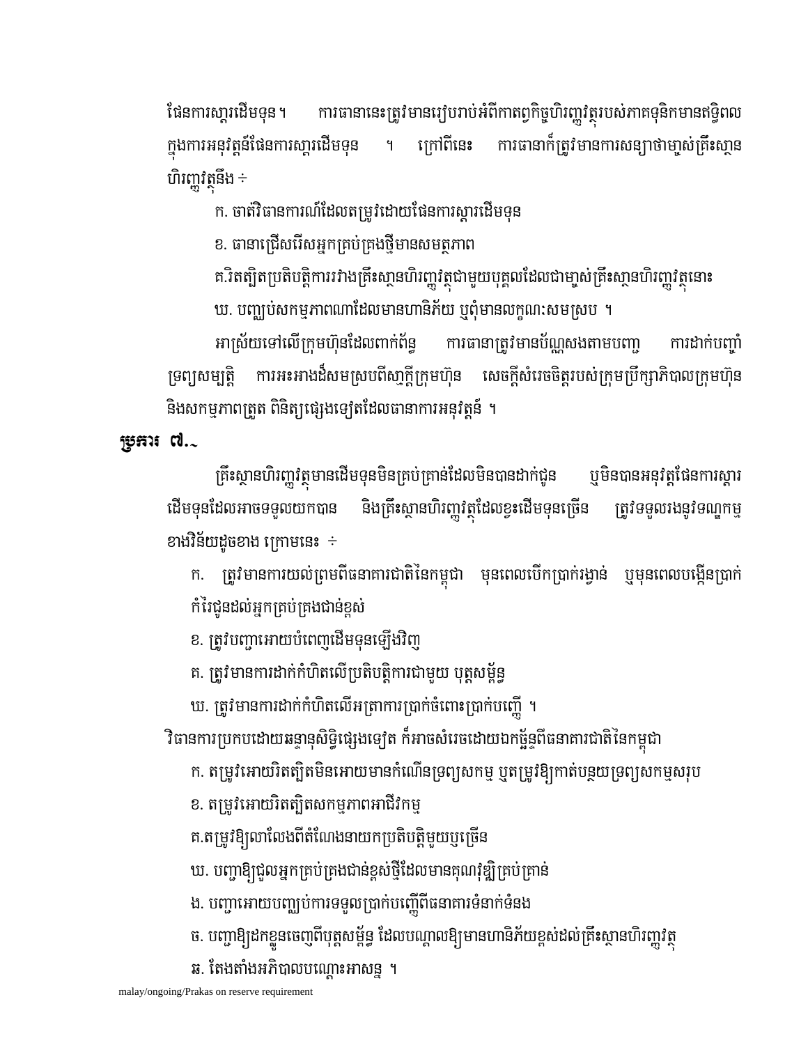ផែនការស្តារដើមទុន ។ ការធានានេះត្រូវមានរៀបរាប់អំពីកាតព្វកិច្ចហិរញ្ញវត្ថុរបស់ភាគទុនិកមានឥទ្ធិពលក្នុងការអនុវត្តន៍ផែនការស្តារដើមទុន ។ ក្រៅពីនេះ ការធានាក៏ត្រូវមានការសន្យាថាម្ចាស់គ្រឹះស្ថានហិរញ្ញវត្ថុនឹង ÷

ក. ចាត់វិធានការណ៍ដែលតម្រូវដោយផែនការស្តារដើមទុន

ខ. ធានាជ្រើសរើសអ្នកគ្រប់គ្រងថ្មីមានសមត្ថភាព

គ.រិតត្បិតប្រតិបត្តិការរវាងគ្រឹះស្ថានហិរញ្ញវត្ថុជាមួយបុគ្គលដែលជាម្ចាស់គ្រឹះស្ថានហិរញ្ញវត្ថុនោះ

ឃ. បញ្ឈប់សកម្មភាពណាដែលមានហានិភ័យ ឬពុំមានលក្ខណៈសមស្រប ។

អាស្រ័យទៅលើក្រុមហ៊ុនដែលពាក់ព័ន្ធ ការធានាត្រូវមានប័ណ្ណសងតាមបញ្ជា ការដាក់បញ្ចាំទ្រព្យសម្បត្តិ ការអះអាងដ៏សមស្របពីសាម្ចីក្រុមហ៊ុន សេចក្តីសំរេចចិត្តរបស់ក្រុមប្រឹក្សាភិបាលក្រុមហ៊ុន និងសកម្មភាពត្រួត ពិនិត្យផ្សេងទៀតដែលធានាការអនុវត្តន៍ ។

**ប្រការ ៧.-**

គ្រឹះស្ថានហិរញ្ញវត្ថុមានដើមទុនមិនគ្រប់គ្រាន់ដែលមិនបានដាក់ជូន ឬមិនបានអនុវត្តផែនការស្តារដើមទុនដែលអាចទទួលយកបាន និងគ្រឹះស្ថានហិរញ្ញវត្ថុដែលខ្វះដើមទុនច្រើន ត្រូវទទួលរងនូវទណ្ឌកម្មខាងវិន័យដូចខាង ក្រោមនេះ ÷

ក. ត្រូវមានការយល់ព្រមពីធនាគារជាតិនៃកម្ពុជា មុនពេលបើកប្រាក់រង្វាន់ ឬមុនពេលបង្កើនប្រាក់កំរៃជូនដល់អ្នកគ្រប់គ្រងជាន់ខ្ពស់

ខ. ត្រូវបញ្ជាអោយបំពេញដើមទុនឡើងវិញ

គ. ត្រូវមានការដាក់កំហិតលើប្រតិបត្តិការជាមួយ បុគ្គលសម្ព័ន្ធ

ឃ. ត្រូវមានការដាក់កំហិតលើអត្រាការប្រាក់ចំពោះប្រាក់បញ្ញើ ។

វិធានការប្រកបដោយឆន្ទានុសិទ្ធិផ្សេងទៀត ក៏អាចសំរេចដោយឯកច្ឆ័ន្ទពីធនាគារជាតិនៃកម្ពុជា

ក. តម្រូវអោយរិតត្បិតមិនអោយមានកំណើនទ្រព្យសកម្ម ឬតម្រូវឱ្យកាត់បន្ថយទ្រព្យសកម្មសរុប

ខ. តម្រូវអោយរិតត្បិតសកម្មភាពអាជីវកម្ម

គ.តម្រូវឱ្យលាលែងពីតំណែងនាយកប្រតិបត្តិមួយឬច្រើន

ឃ. បញ្ជាឱ្យជួលអ្នកគ្រប់គ្រងជាន់ខ្ពស់ថ្មីដែលមានគុណវុឌ្ឍិគ្រប់គ្រាន់

ង. បញ្ជាអោយបញ្ឈប់ការទទួលប្រាក់បញ្ញើពីធនាគារទំនាក់ទំនង

ច. បញ្ជាឱ្យដកខ្លួនចេញពីបុគ្គលសម្ព័ន្ធ ដែលបណ្តាលឱ្យមានហានិភ័យខ្ពស់ដល់គ្រឹះស្ថានហិរញ្ញវត្ថុ

ឆ. តែងតាំងអភិបាលបណ្តោះអាសន្ន ។

malay/ongoing/Prakas on reserve requirement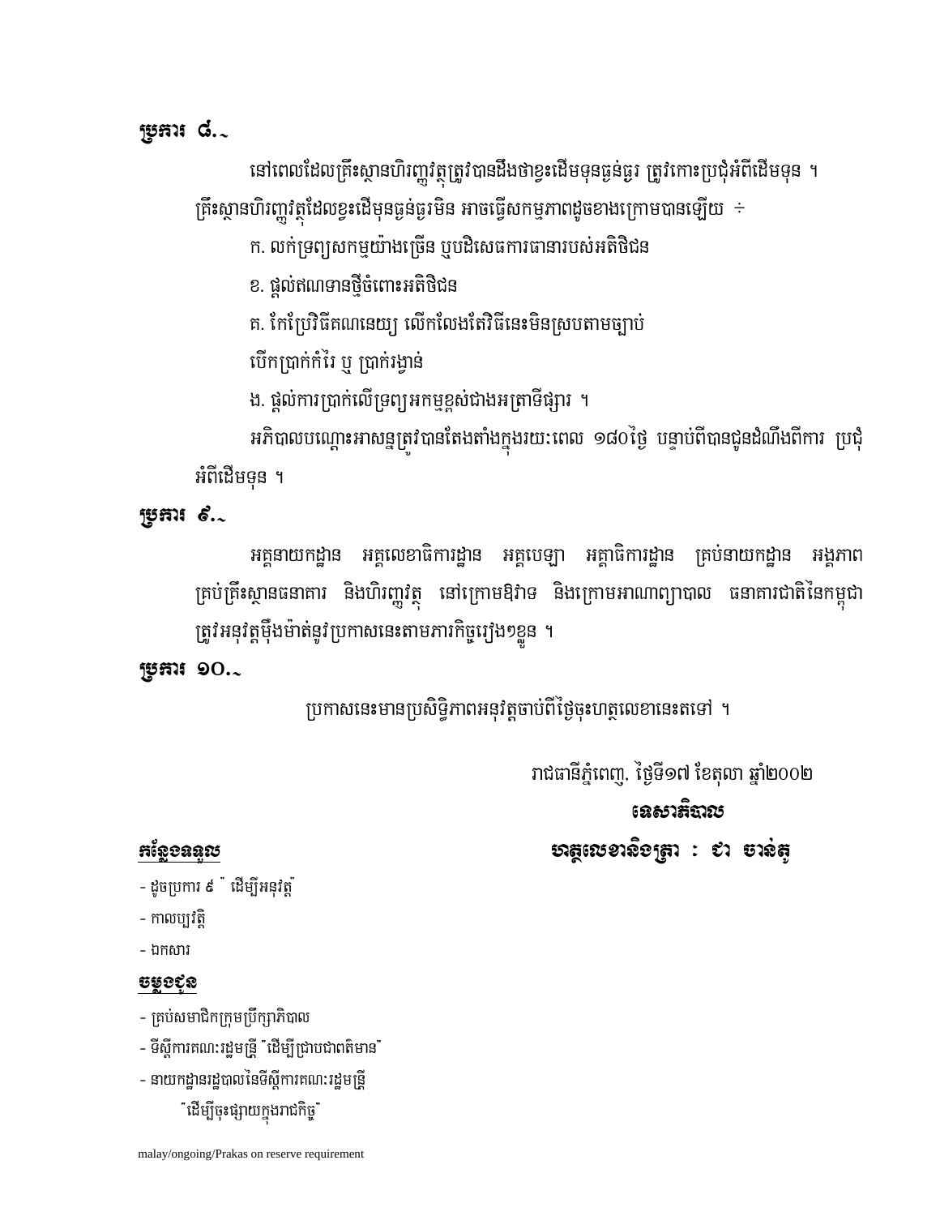**ប្រការ ៨.-**

នៅពេលដែលគ្រឹះស្ថានហិរញ្ញវត្ថុត្រូវបានដឹងថាខ្វះដើមទុនធ្ងន់ធ្ងរ ត្រូវកោះប្រជុំអំពីដើមទុន ។ គ្រឹះស្ថានហិរញ្ញវត្ថុដែលខ្វះដើមទុនធ្ងន់ធ្ងរមិន អាចធ្វើសកម្មភាពដូចខាងក្រោមបានឡើយ ÷

ក. លក់ទ្រព្យសកម្មយ៉ាងច្រើន ឬបដិសេធការធានារបស់អតិថិជន

ខ. ផ្តល់ឥណទានថ្មីចំពោះអតិថិជន

គ. កែប្រែវិធីគណនេយ្យ លើកលែងតែវិធីនេះមិនស្របតាមច្បាប់

បើកប្រាក់កំរៃ ឬ ប្រាក់រង្វាន់

ង. ផ្តល់ការប្រាក់លើទ្រព្យអកម្មខ្ពស់ជាងអត្រាទីផ្សារ ។

អភិបាលបណ្តោះអាសន្នត្រូវបានតែងតាំងក្នុងរយៈពេល ១៨០ថ្ងៃ បន្ទាប់ពីបានជូនដំណឹងពីការ ប្រជុំអំពីដើមទុន ។

**ប្រការ ៩.-**

អគ្គនាយកដ្ឋាន អគ្គលេខាធិការដ្ឋាន អគ្គបេឡា អគ្គាធិការដ្ឋាន គ្រប់នាយកដ្ឋាន អង្គភាព គ្រប់គ្រឹះស្ថានធនាគារ និងហិរញ្ញវត្ថុ នៅក្រោមឱវាទ និងក្រោមអាណាព្យាបាល ធនាគារជាតិនៃកម្ពុជា ត្រូវអនុវត្តម៉ឺងម៉ាត់នូវប្រកាសនេះតាមភារកិច្ចរៀង១ខ្លួន ។

**ប្រការ ១០.-**

ប្រកាសនេះមានប្រសិទ្ធិភាពអនុវត្តចាប់ពីថ្ងៃចុះហត្ថលេខានេះតទៅ ។

រាជធានីភ្នំពេញ, ថ្ងៃទី១៧ ខែតុលា ឆ្នាំ២០០២

**ទេសាភិបាល**

**ហត្ថលេខានិងត្រា : ជា ចាន់តូ**

**<u>កន្លែងទទួល</u>**

- ដូចប្រការ ៩ " ដើម្បីអនុវត្ត"
- កាលប្បវត្តិ
- ឯកសារ

**<u>ចម្លងជូន</u>**

- គ្រប់សមាជិកក្រុមប្រឹក្សាភិបាល
- ទីស្តីការគណៈរដ្ឋមន្ត្រី "ដើម្បីជ្រាបជាពតិមាន"
- នាយកដ្ឋានរដ្ឋបាលនៃទីស្តីការគណៈរដ្ឋមន្ត្រី

"ដើម្បីចុះផ្សាយក្នុងរាជកិច្ច"

malay/ongoing/Prakas on reserve requirement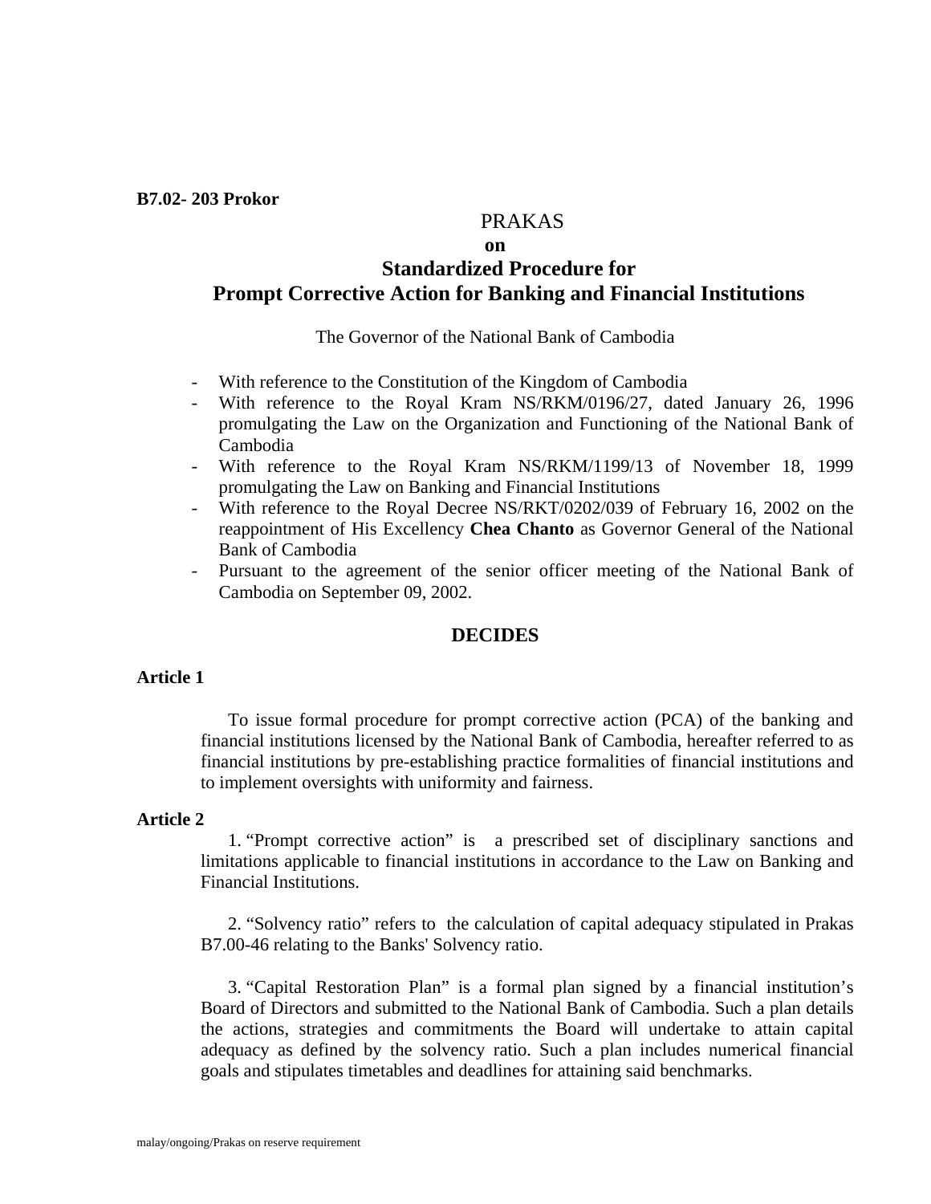**B7.02- 203 Prokor**

# PRAKAS

**on**

## Standardized Procedure for Prompt Corrective Action for Banking and Financial Institutions

The Governor of the National Bank of Cambodia

- With reference to the Constitution of the Kingdom of Cambodia
- With reference to the Royal Kram NS/RKM/0196/27, dated January 26, 1996 promulgating the Law on the Organization and Functioning of the National Bank of Cambodia
- With reference to the Royal Kram NS/RKM/1199/13 of November 18, 1999 promulgating the Law on Banking and Financial Institutions
- With reference to the Royal Decree NS/RKT/0202/039 of February 16, 2002 on the reappointment of His Excellency **Chea Chanto** as Governor General of the National Bank of Cambodia
- Pursuant to the agreement of the senior officer meeting of the National Bank of Cambodia on September 09, 2002.

**DECIDES**

**Article 1**

To issue formal procedure for prompt corrective action (PCA) of the banking and financial institutions licensed by the National Bank of Cambodia, hereafter referred to as financial institutions by pre-establishing practice formalities of financial institutions and to implement oversights with uniformity and fairness.

**Article 2**

1. "Prompt corrective action" is a prescribed set of disciplinary sanctions and limitations applicable to financial institutions in accordance to the Law on Banking and Financial Institutions.

2. "Solvency ratio" refers to the calculation of capital adequacy stipulated in Prakas B7.00-46 relating to the Banks' Solvency ratio.

3. "Capital Restoration Plan" is a formal plan signed by a financial institution's Board of Directors and submitted to the National Bank of Cambodia. Such a plan details the actions, strategies and commitments the Board will undertake to attain capital adequacy as defined by the solvency ratio. Such a plan includes numerical financial goals and stipulates timetables and deadlines for attaining said benchmarks.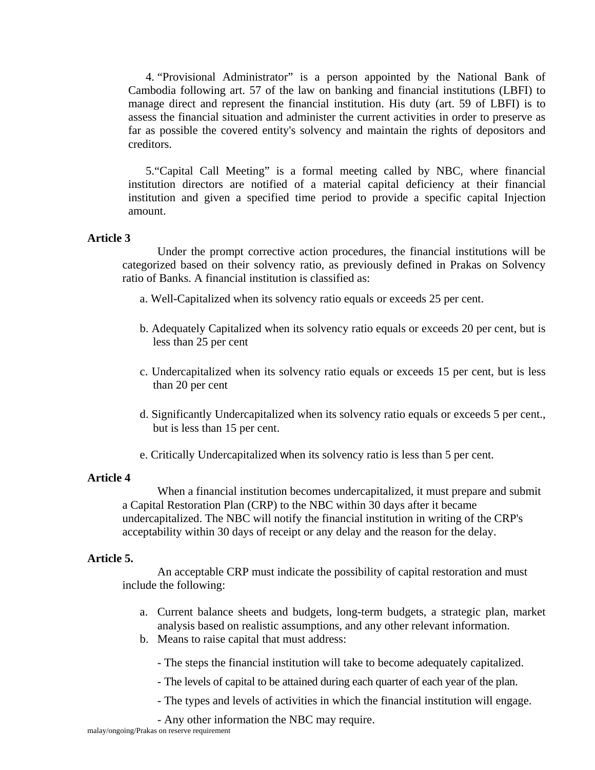4. "Provisional Administrator" is a person appointed by the National Bank of Cambodia following art. 57 of the law on banking and financial institutions (LBFI) to manage direct and represent the financial institution. His duty (art. 59 of LBFI) is to assess the financial situation and administer the current activities in order to preserve as far as possible the covered entity's solvency and maintain the rights of depositors and creditors.

5. "Capital Call Meeting" is a formal meeting called by NBC, where financial institution directors are notified of a material capital deficiency at their financial institution and given a specified time period to provide a specific capital Injection amount.

**Article 3**

Under the prompt corrective action procedures, the financial institutions will be categorized based on their solvency ratio, as previously defined in Prakas on Solvency ratio of Banks. A financial institution is classified as:

a. Well-Capitalized when its solvency ratio equals or exceeds 25 per cent.

b. Adequately Capitalized when its solvency ratio equals or exceeds 20 per cent, but is less than 25 per cent

c. Undercapitalized when its solvency ratio equals or exceeds 15 per cent, but is less than 20 per cent

d. Significantly Undercapitalized when its solvency ratio equals or exceeds 5 per cent., but is less than 15 per cent.

e. Critically Undercapitalized when its solvency ratio is less than 5 per cent.

**Article 4**

When a financial institution becomes undercapitalized, it must prepare and submit a Capital Restoration Plan (CRP) to the NBC within 30 days after it became undercapitalized. The NBC will notify the financial institution in writing of the CRP's acceptability within 30 days of receipt or any delay and the reason for the delay.

**Article 5.**

An acceptable CRP must indicate the possibility of capital restoration and must include the following:

a. Current balance sheets and budgets, long-term budgets, a strategic plan, market analysis based on realistic assumptions, and any other relevant information.
b. Means to raise capital that must address:

- The steps the financial institution will take to become adequately capitalized.
- The levels of capital to be attained during each quarter of each year of the plan.
- The types and levels of activities in which the financial institution will engage.
- Any other information the NBC may require.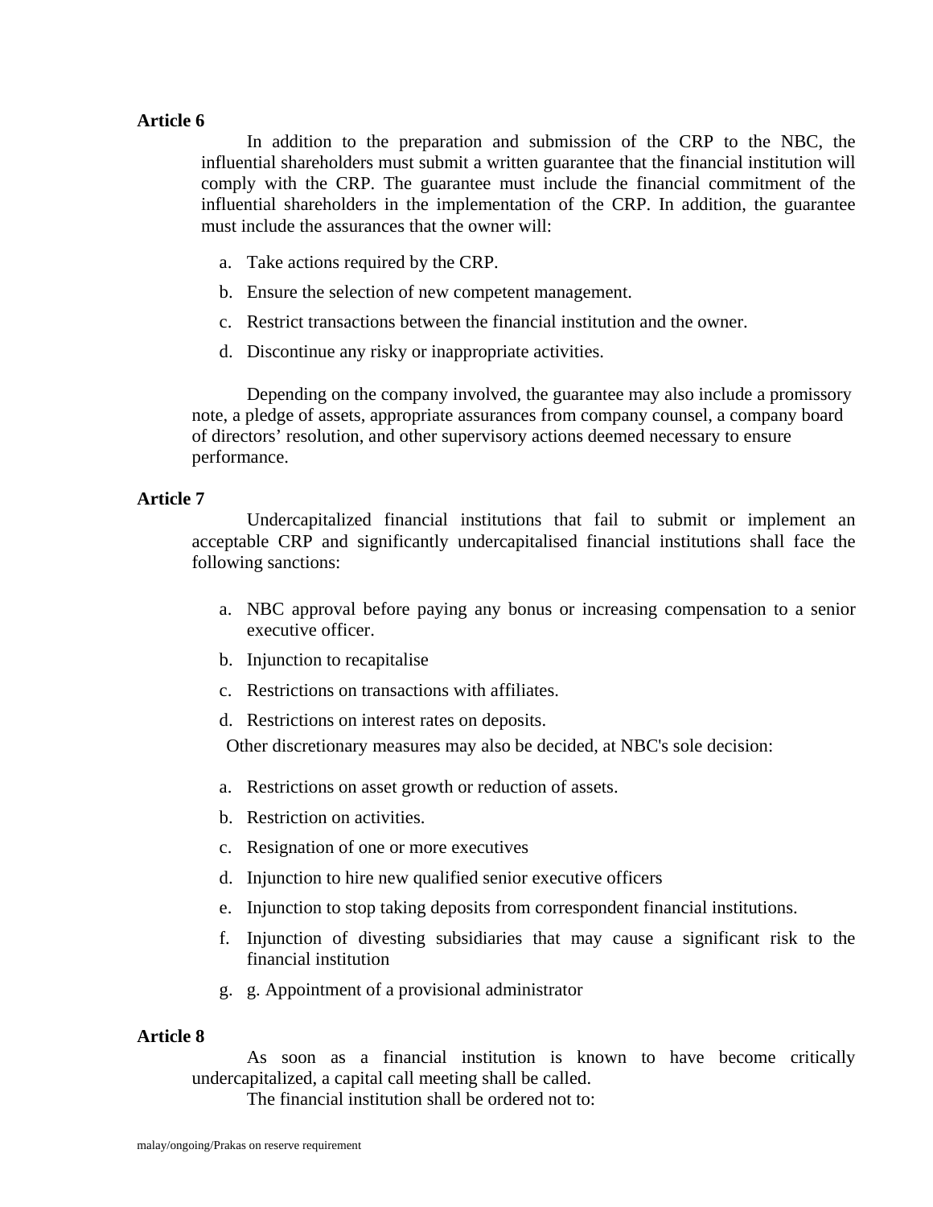**Article 6**

In addition to the preparation and submission of the CRP to the NBC, the influential shareholders must submit a written guarantee that the financial institution will comply with the CRP. The guarantee must include the financial commitment of the influential shareholders in the implementation of the CRP. In addition, the guarantee must include the assurances that the owner will:

a. Take actions required by the CRP.
b. Ensure the selection of new competent management.
c. Restrict transactions between the financial institution and the owner.
d. Discontinue any risky or inappropriate activities.

Depending on the company involved, the guarantee may also include a promissory note, a pledge of assets, appropriate assurances from company counsel, a company board of directors' resolution, and other supervisory actions deemed necessary to ensure performance.

**Article 7**

Undercapitalized financial institutions that fail to submit or implement an acceptable CRP and significantly undercapitalised financial institutions shall face the following sanctions:

a. NBC approval before paying any bonus or increasing compensation to a senior executive officer.
b. Injunction to recapitalise
c. Restrictions on transactions with affiliates.
d. Restrictions on interest rates on deposits.

Other discretionary measures may also be decided, at NBC's sole decision:

a. Restrictions on asset growth or reduction of assets.
b. Restriction on activities.
c. Resignation of one or more executives
d. Injunction to hire new qualified senior executive officers
e. Injunction to stop taking deposits from correspondent financial institutions.
f. Injunction of divesting subsidiaries that may cause a significant risk to the financial institution
g. g. Appointment of a provisional administrator

**Article 8**

As soon as a financial institution is known to have become critically undercapitalized, a capital call meeting shall be called.

The financial institution shall be ordered not to: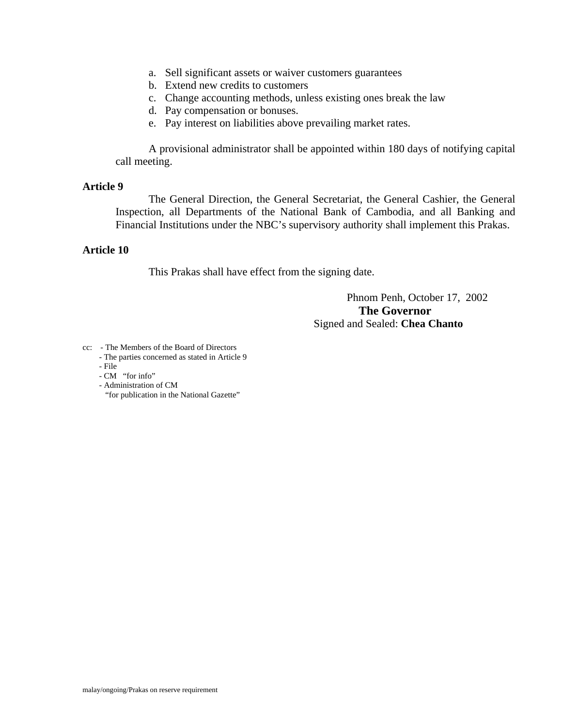a. Sell significant assets or waiver customers guarantees
b. Extend new credits to customers
c. Change accounting methods, unless existing ones break the law
d. Pay compensation or bonuses.
e. Pay interest on liabilities above prevailing market rates.

A provisional administrator shall be appointed within 180 days of notifying capital call meeting.

**Article 9**

The General Direction, the General Secretariat, the General Cashier, the General Inspection, all Departments of the National Bank of Cambodia, and all Banking and Financial Institutions under the NBC's supervisory authority shall implement this Prakas.

**Article 10**

This Prakas shall have effect from the signing date.

Phnom Penh, October 17, 2002

**The Governor**

Signed and Sealed: **Chea Chanto**

cc: - The Members of the Board of Directors
- The parties concerned as stated in Article 9
- File
- CM "for info"
- Administration of CM
"for publication in the National Gazette"

malay/ongoing/Prakas on reserve requirement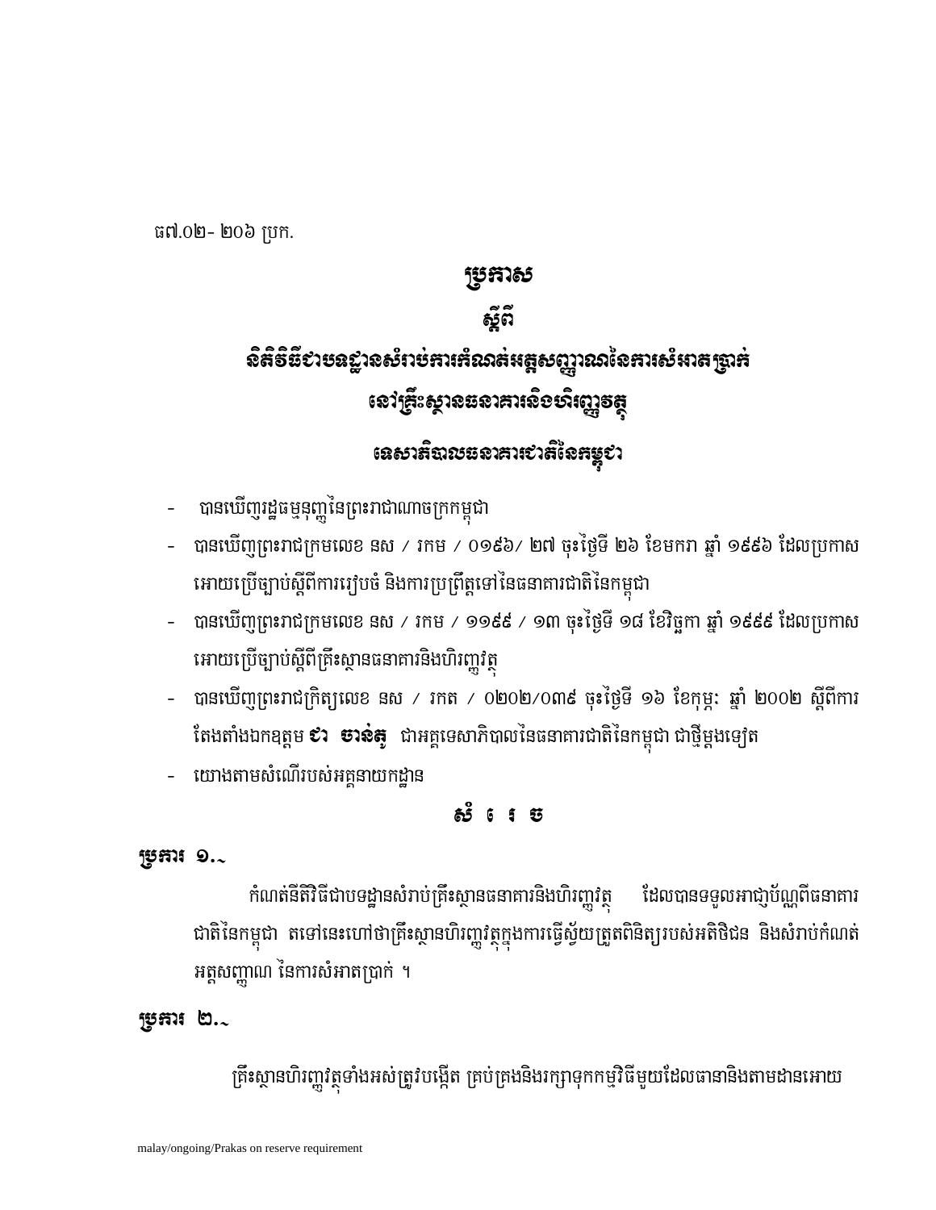ធ៧.០២- ២០៦ ប្រក.

# ប្រកាស

## ស្តីពី

## និតិវិធីជាបទដ្ឋានសំរាប់ការកំណត់អត្តសញ្ញាណនៃការសំអាតប្រាក់ នៅគ្រឹះស្ថានធនាគារនិងហិរញ្ញវត្ថុ

## ទេសាភិបាលធនាគារជាតិនៃកម្ពុជា

- បានឃើញរដ្ឋធម្មនុញ្ញនៃព្រះរាជាណាចក្រកម្ពុជា
- បានឃើញព្រះរាជក្រមលេខ នស / រកម / ០១៩៦/ ២៧ ចុះថ្ងៃទី ២៦ ខែមករា ឆ្នាំ ១៩៩៦ ដែលប្រកាសអោយប្រើច្បាប់ស្តីពីការរៀបចំ និងការប្រព្រឹត្តទៅនៃធនាគារជាតិនៃកម្ពុជា
- បានឃើញព្រះរាជក្រមលេខ នស / រកម / ១១៩៩ / ១៣ ចុះថ្ងៃទី ១៨ ខែវិច្ឆកា ឆ្នាំ ១៩៩៩ ដែលប្រកាសអោយប្រើច្បាប់ស្តីពីគ្រឹះស្ថានធនាគារនិងហិរញ្ញវត្ថុ
- បានឃើញព្រះរាជក្រិត្យលេខ នស / រកត / ០២០២/០៣៩ ចុះថ្ងៃទី ១៦ ខែកុម្ភៈ ឆ្នាំ ២០០២ ស្តីពីការតែងតាំងឯកឧត្តម **ជា ចាន់តូ** ជាអគ្គទេសាភិបាលនៃធនាគារជាតិនៃកម្ពុជា ជាថ្មីម្តងទៀត
- យោងតាមសំណើរបស់អគ្គនាយកដ្ឋាន

## ស ំ រេ ច

**ប្រការ ១.-**

កំណត់នីតិវិធីជាបទដ្ឋានសំរាប់គ្រឹះស្ថានធនាគារនិងហិរញ្ញវត្ថុ ដែលបានទទួលអាជ្ញាប័ណ្ណពីធនាគារជាតិនៃកម្ពុជា តទៅនេះហៅថាគ្រឹះស្ថានហិរញ្ញវត្ថុក្នុងការធ្វើស្វ័យត្រួតពិនិត្យរបស់អតិថិជន និងសំរាប់កំណត់អត្តសញ្ញាណ នៃការសំអាតប្រាក់ ។

**ប្រការ ២.-**

គ្រឹះស្ថានហិរញ្ញវត្ថុទាំងអស់ត្រូវបង្កើត គ្រប់គ្រងនិងរក្សាទុកកម្មវិធីមួយដែលធានានិងតាមដានអោយ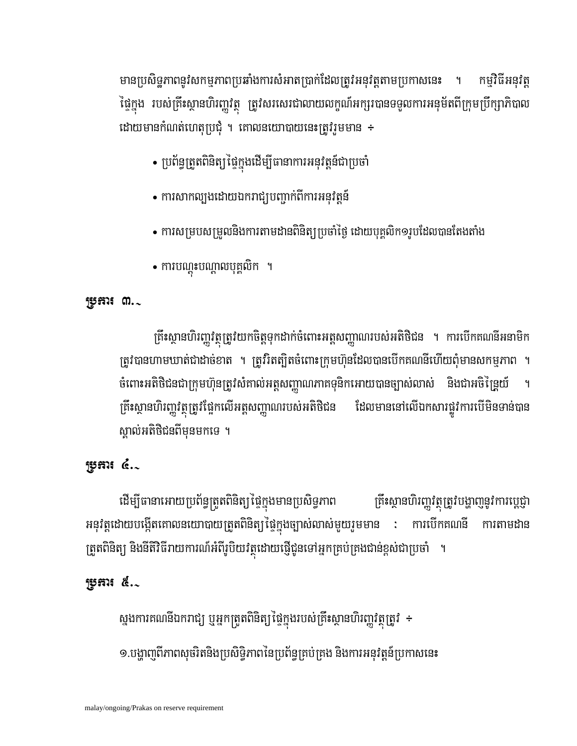មានប្រសិទ្ធភាពនូវសកម្មភាពប្រឆាំងការសំអាតប្រាក់ដែលត្រូវអនុវត្តតាមប្រកាសនេះ ។ កម្មវិធីអនុវត្តផ្ទៃក្នុង របស់គ្រឹះស្ថានហិរញ្ញវត្ថុ ត្រូវសរសេរជាលាយលក្ខណ៍អក្សរបានទទួលការអនុម័តពីក្រុមប្រឹក្សាភិបាល ដោយមានកំណត់ហេតុប្រជុំ ។ គោលនយោបាយនេះត្រូវរួមមាន ៖

- ប្រព័ន្ធត្រួតពិនិត្យផ្ទៃក្នុងដើម្បីធានាការអនុវត្តន៍ជាប្រចាំ
- ការសាកល្បងដោយឯករាជ្យបញ្ជាក់ពីការអនុវត្តន៍
- ការសម្របសម្រួលនិងការតាមដានពិនិត្យប្រចាំថ្ងៃ ដោយបុគ្គលិក១រូបដែលបានតែងតាំង
- ការបណ្តុះបណ្តាលបុគ្គលិក ។

## ប្រការ ៣.-

គ្រឹះស្ថានហិរញ្ញវត្ថុត្រូវយកចិត្តទុកដាក់ចំពោះអត្តសញ្ញាណរបស់អតិថិជន ។ ការបើកគណនីអនាមិកត្រូវបានហាមឃាត់ជាដាច់ខាត ។ ត្រូវរឹតត្បិតចំពោះក្រុមហ៊ុនដែលបានបើកគណនីហើយពុំមានសកម្មភាព ។ ចំពោះអតិថិជនជាក្រុមហ៊ុនត្រូវសំគាល់អត្តសញ្ញាណភាគទុនិកអោយបានច្បាស់លាស់ និងជាអចិន្ត្រៃយ៍ ។ គ្រឹះស្ថានហិរញ្ញវត្ថុត្រូវផ្អែកលើអត្តសញ្ញាណរបស់អតិថិជន ដែលមាននៅលើឯកសារផ្លូវការបើមិនទាន់បានស្គាល់អតិថិជនពីមុនមកទេ ។

## ប្រការ ៤.-

ដើម្បីធានាអោយប្រព័ន្ធត្រួតពិនិត្យផ្ទៃក្នុងមានប្រសិទ្ធភាព គ្រឹះស្ថានហិរញ្ញវត្ថុត្រូវបង្ហាញនូវការប្តេជ្ញាអនុវត្តដោយបង្កើតគោលនយោបាយត្រួតពិនិត្យផ្ទៃក្នុងច្បាស់លាស់មួយរួមមាន : ការបើកគណនី ការតាមដានត្រួតពិនិត្យ និងនីតិវិធីរាយការណ៍អំពីរូបិយវត្ថុដោយផ្ញើជូនទៅអ្នកគ្រប់គ្រងជាន់ខ្ពស់ជាប្រចាំ ។

## ប្រការ ៥.-

ស្នងការគណនីឯករាជ្យ ឬអ្នកត្រួតពិនិត្យផ្ទៃក្នុងរបស់គ្រឹះស្ថានហិរញ្ញវត្ថុត្រូវ ៖

១.បង្ហាញពីភាពសុចរិតនិងប្រសិទ្ធិភាពនៃប្រព័ន្ធគ្រប់គ្រង និងការអនុវត្តន៍ប្រកាសនេះ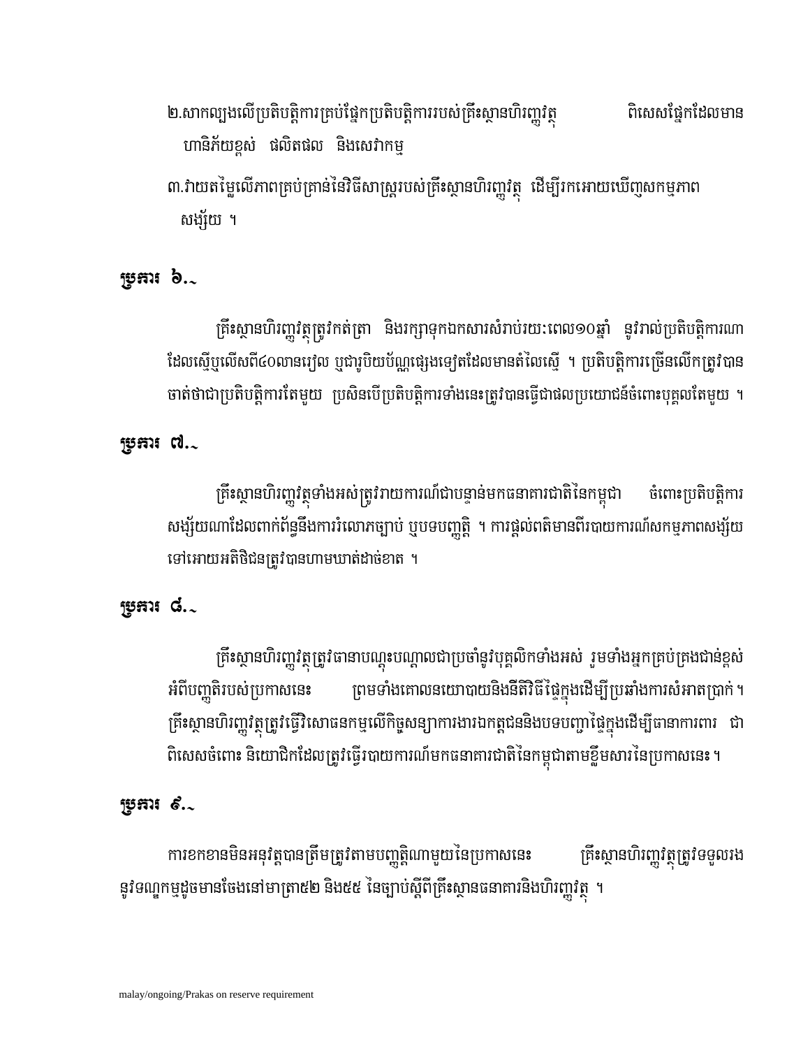២.សាកល្បងលើប្រតិបត្តិការគ្រប់ផ្នែកប្រតិបត្តិការរបស់គ្រឹះស្ថានហិរញ្ញវត្ថុ ពិសេសផ្នែកដែលមានហានិភ័យខ្ពស់ ផលិតផល និងសេវាកម្ម

៣.វាយតម្លៃលើភាពគ្រប់គ្រាន់នៃវិធីសាស្ត្ររបស់គ្រឹះស្ថានហិរញ្ញវត្ថុ ដើម្បីរកអោយឃើញសកម្មភាពសង្ស័យ ។

## ប្រការ ៦.-

គ្រឹះស្ថានហិរញ្ញវត្ថុត្រូវកត់ត្រា និងរក្សាទុកឯកសារសំរាប់រយៈពេល១០ឆ្នាំ នូវរាល់ប្រតិបត្តិការណាដែលស្មើឬលើសពី៤០លានរៀល ឬជារូបិយប័ណ្ណផ្សេងទៀតដែលមានតំលៃស្មើ ។ ប្រតិបត្តិការច្រើនលើកត្រូវបានចាត់ថាជាប្រតិបត្តិការតែមួយ ប្រសិនបើប្រតិបត្តិការទាំងនេះត្រូវបានធ្វើជាផលប្រយោជន៍ចំពោះបុគ្គលតែមួយ ។

## ប្រការ ៧.-

គ្រឹះស្ថានហិរញ្ញវត្ថុទាំងអស់ត្រូវរាយការណ៍ជាបន្ទាន់មកធនាគារជាតិនៃកម្ពុជា ចំពោះប្រតិបត្តិការសង្ស័យណាដែលពាក់ព័ន្ធនឹងការរំលោភច្បាប់ ឬបទបញ្ញត្តិ ។ ការផ្តល់ពតិមានពីរបាយការណ៍សកម្មភាពសង្ស័យទៅអោយអតិថិជនត្រូវបានហាមឃាត់ដាច់ខាត ។

## ប្រការ ៨.-

គ្រឹះស្ថានហិរញ្ញវត្ថុត្រូវធានាបណ្តុះបណ្តាលជាប្រចាំនូវបុគ្គលិកទាំងអស់ រួមទាំងអ្នកគ្រប់គ្រងជាន់ខ្ពស់អំពីបញ្ញតិរបស់ប្រកាសនេះ ព្រមទាំងគោលនយោបាយនិងនីតិវិធីផ្ទៃក្នុងដើម្បីប្រឆាំងការសំអាតប្រាក់។ គ្រឹះស្ថានហិរញ្ញវត្ថុត្រូវធ្វើវិសោធនកម្មលើកិច្ចសន្យាការងារឯកត្តជននិងបទបញ្ជាផ្ទៃក្នុងដើម្បីធានាការពារ ជាពិសេសចំពោះ និយោជិកដែលត្រូវធ្វើរបាយការណ៍មកធនាគារជាតិនៃកម្ពុជាតាមខ្លឹមសារនៃប្រកាសនេះ។

## ប្រការ ៩.-

ការខកខានមិនអនុវត្តបានត្រឹមត្រូវតាមបញ្ញត្តិណាមួយនៃប្រកាសនេះ គ្រឹះស្ថានហិរញ្ញវត្ថុត្រូវទទួលរងនូវទណ្ឌកម្មដូចមានចែងនៅមាត្រា៥២ និង៥៥ នៃច្បាប់ស្តីពីគ្រឹះស្ថានធនាគារនិងហិរញ្ញវត្ថុ ។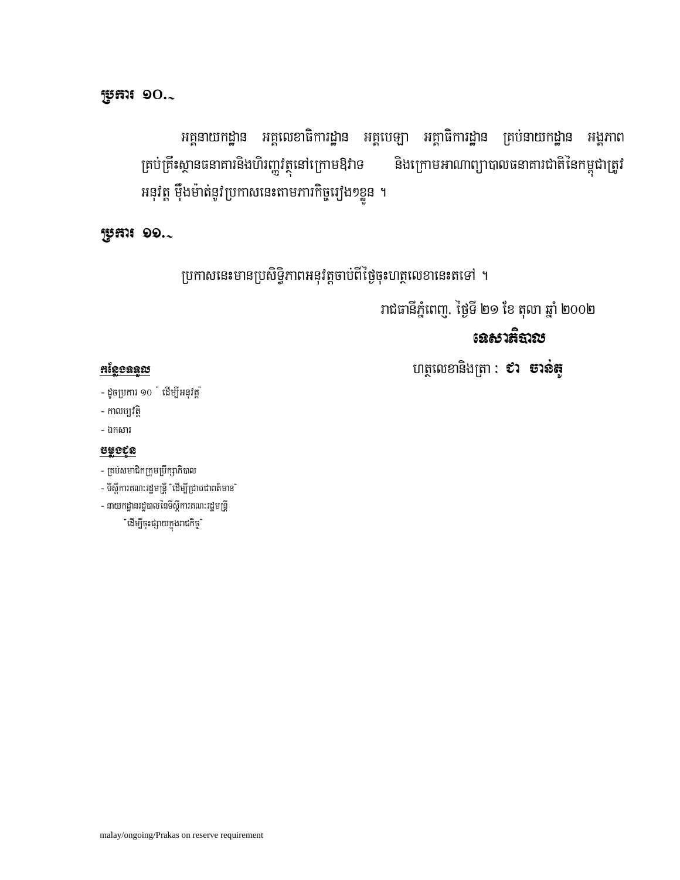**ប្រការ ១០.-**

អគ្គនាយកដ្ឋាន អគ្គលេខាធិការដ្ឋាន អគ្គបេឡា អគ្គាធិការដ្ឋាន គ្រប់នាយកដ្ឋាន អង្គភាព គ្រប់គ្រឹះស្ថានធនាគារនិងហិរញ្ញវត្ថុនៅក្រោមឱវាទ និងក្រោមអាណាព្យាបាលធនាគារជាតិនៃកម្ពុជាត្រូវអនុវត្ត ម៉ឺងម៉ាត់នូវប្រកាសនេះតាមភារកិច្ចរៀង១ខ្លួន ។

**ប្រការ ១១.-**

ប្រកាសនេះមានប្រសិទ្ធិភាពអនុវត្តចាប់ពីថ្ងៃចុះហត្ថលេខានេះតទៅ ។

រាជធានីភ្នំពេញ, ថ្ងៃទី ២១ ខែ តុលា ឆ្នាំ ២០០២

**ទេសាភិបាល**

ហត្ថលេខានិងត្រា : **ជា ចាន់តូ**

**កន្លែងទទួល**

- ដូចប្រការ ១០ " ដើម្បីអនុវត្ត"
- កាលប្បវត្តិ
- ឯកសារ

**ចម្លងជូន**

- គ្រប់សមាជិកក្រុមប្រឹក្សាភិបាល
- ទីស្តីការគណៈរដ្ឋមន្ត្រី "ដើម្បីជ្រាបជាពត៌មាន"
- នាយកដ្ឋានរដ្ឋបាលនៃទីស្តីការគណៈរដ្ឋមន្ត្រី
  "ដើម្បីចុះផ្សាយក្នុងរាជកិច្ច"

malay/ongoing/Prakas on reserve requirement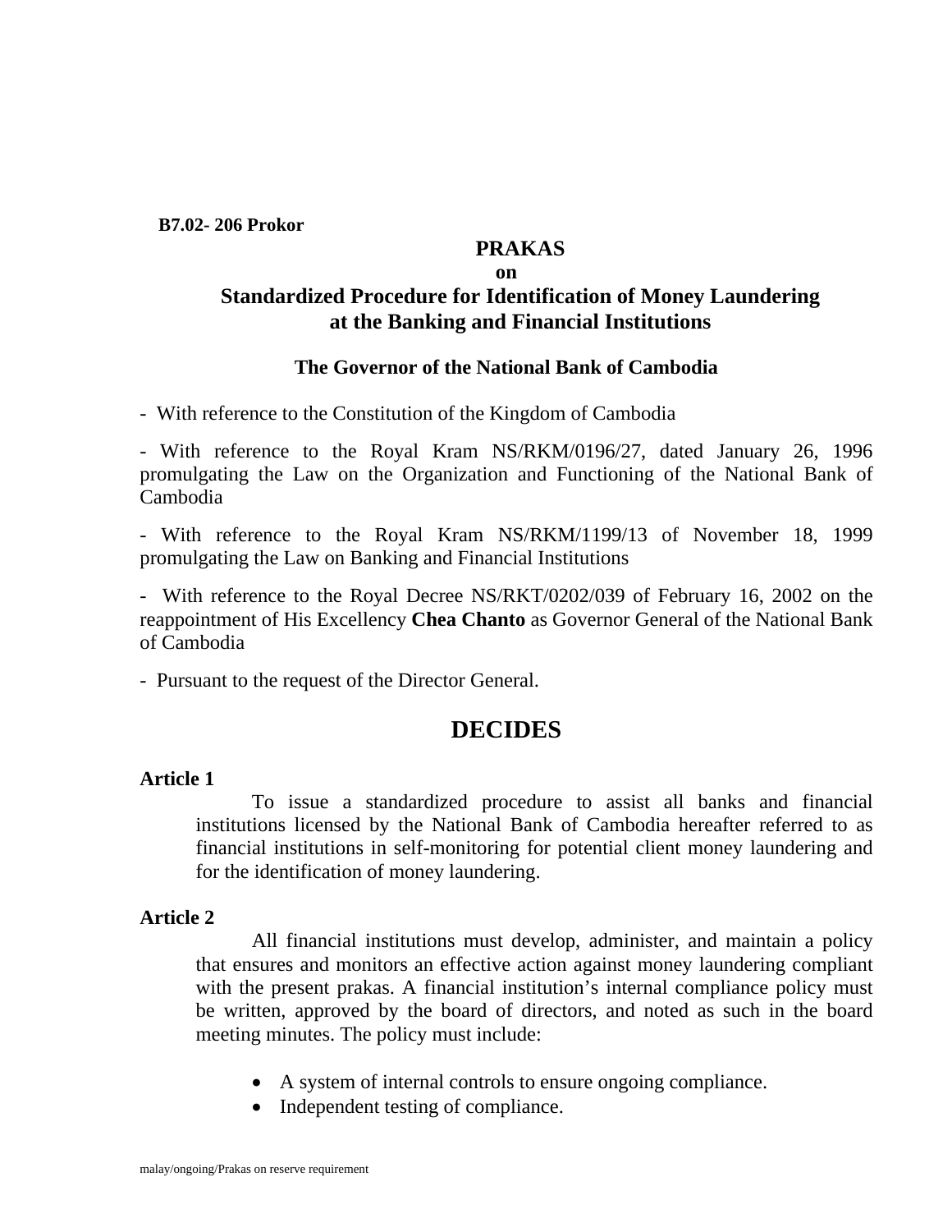**B7.02- 206 Prokor**

# PRAKAS

**on**

## Standardized Procedure for Identification of Money Laundering at the Banking and Financial Institutions

### The Governor of the National Bank of Cambodia

- With reference to the Constitution of the Kingdom of Cambodia

- With reference to the Royal Kram NS/RKM/0196/27, dated January 26, 1996 promulgating the Law on the Organization and Functioning of the National Bank of Cambodia

- With reference to the Royal Kram NS/RKM/1199/13 of November 18, 1999 promulgating the Law on Banking and Financial Institutions

- With reference to the Royal Decree NS/RKT/0202/039 of February 16, 2002 on the reappointment of His Excellency **Chea Chanto** as Governor General of the National Bank of Cambodia

- Pursuant to the request of the Director General.

## DECIDES

**Article 1**

To issue a standardized procedure to assist all banks and financial institutions licensed by the National Bank of Cambodia hereafter referred to as financial institutions in self-monitoring for potential client money laundering and for the identification of money laundering.

**Article 2**

All financial institutions must develop, administer, and maintain a policy that ensures and monitors an effective action against money laundering compliant with the present prakas. A financial institution's internal compliance policy must be written, approved by the board of directors, and noted as such in the board meeting minutes. The policy must include:

- A system of internal controls to ensure ongoing compliance.
- Independent testing of compliance.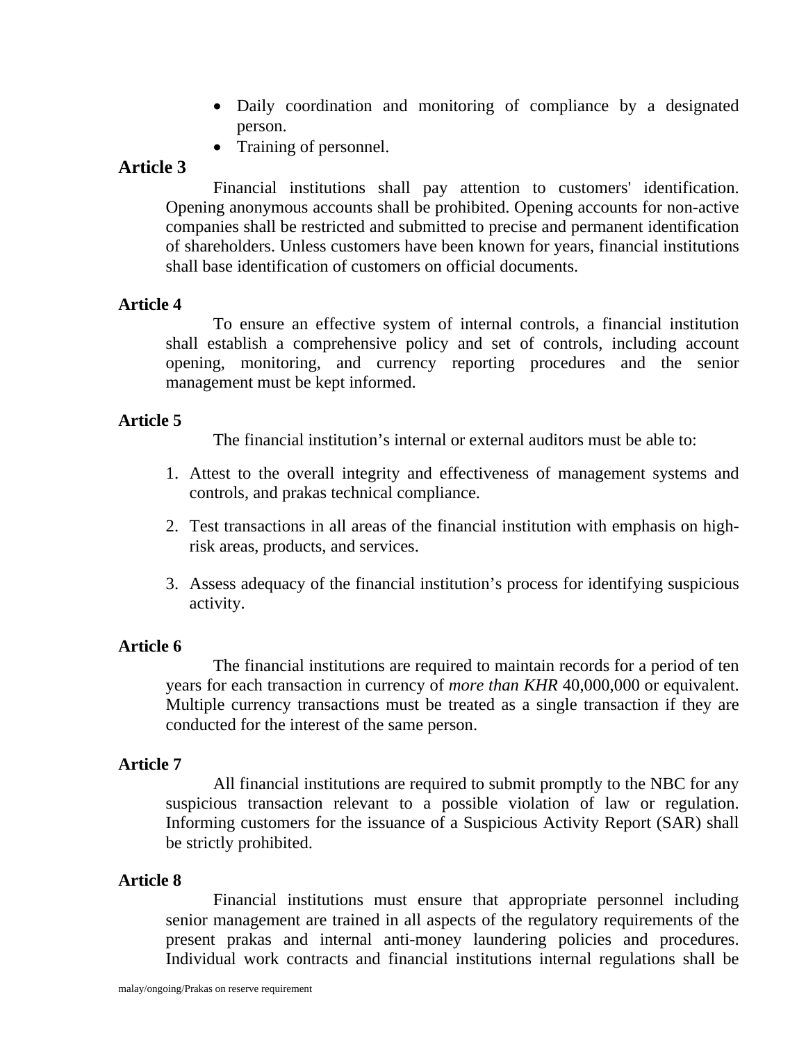- Daily coordination and monitoring of compliance by a designated person.
- Training of personnel.

**Article 3**

Financial institutions shall pay attention to customers' identification. Opening anonymous accounts shall be prohibited. Opening accounts for non-active companies shall be restricted and submitted to precise and permanent identification of shareholders. Unless customers have been known for years, financial institutions shall base identification of customers on official documents.

**Article 4**

To ensure an effective system of internal controls, a financial institution shall establish a comprehensive policy and set of controls, including account opening, monitoring, and currency reporting procedures and the senior management must be kept informed.

**Article 5**

The financial institution's internal or external auditors must be able to:

1. Attest to the overall integrity and effectiveness of management systems and controls, and prakas technical compliance.
2. Test transactions in all areas of the financial institution with emphasis on high-risk areas, products, and services.
3. Assess adequacy of the financial institution's process for identifying suspicious activity.

**Article 6**

The financial institutions are required to maintain records for a period of ten years for each transaction in currency of *more than KHR* 40,000,000 or equivalent. Multiple currency transactions must be treated as a single transaction if they are conducted for the interest of the same person.

**Article 7**

All financial institutions are required to submit promptly to the NBC for any suspicious transaction relevant to a possible violation of law or regulation. Informing customers for the issuance of a Suspicious Activity Report (SAR) shall be strictly prohibited.

**Article 8**

Financial institutions must ensure that appropriate personnel including senior management are trained in all aspects of the regulatory requirements of the present prakas and internal anti-money laundering policies and procedures. Individual work contracts and financial institutions internal regulations shall be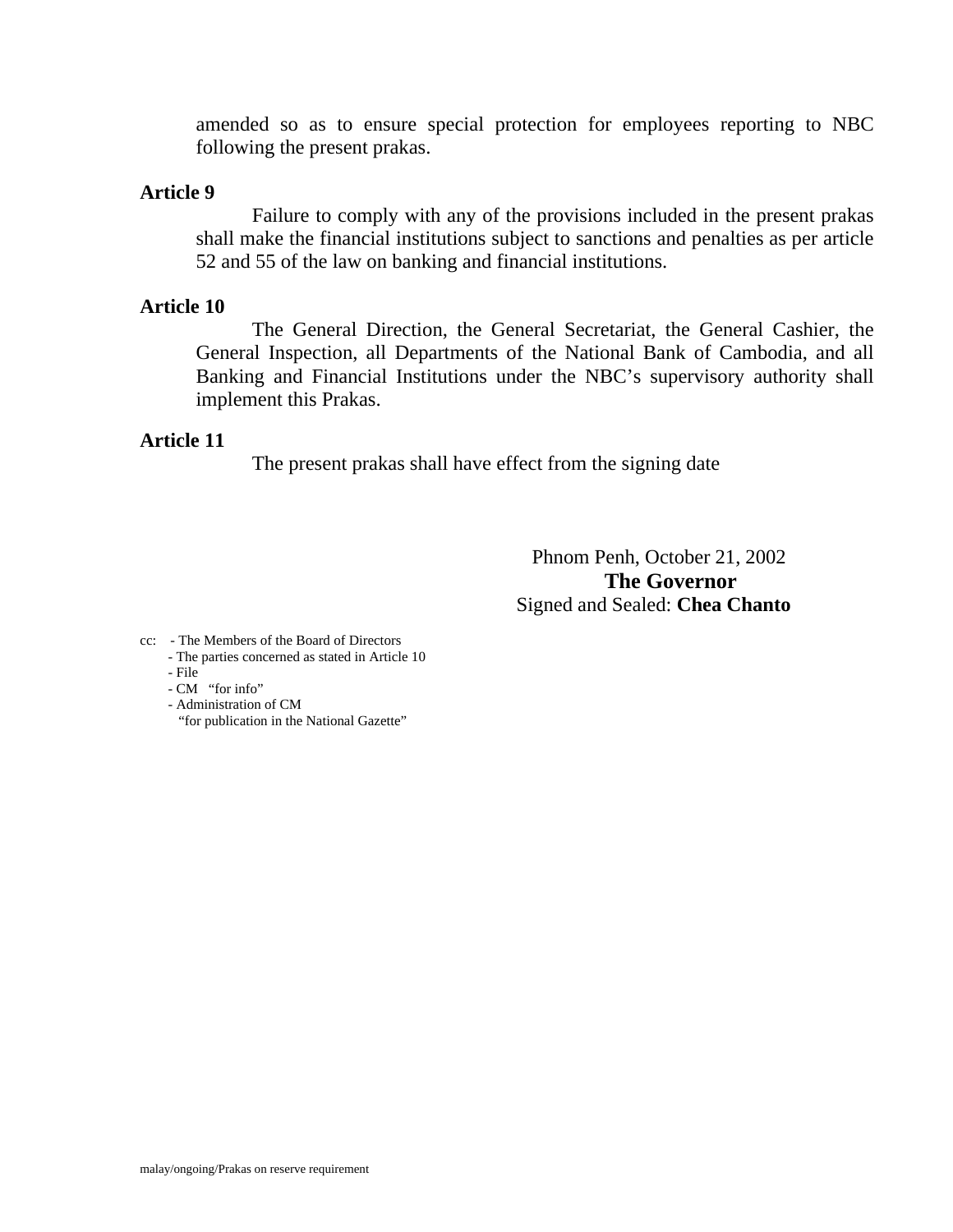amended so as to ensure special protection for employees reporting to NBC following the present prakas.

**Article 9**

Failure to comply with any of the provisions included in the present prakas shall make the financial institutions subject to sanctions and penalties as per article 52 and 55 of the law on banking and financial institutions.

**Article 10**

The General Direction, the General Secretariat, the General Cashier, the General Inspection, all Departments of the National Bank of Cambodia, and all Banking and Financial Institutions under the NBC's supervisory authority shall implement this Prakas.

**Article 11**

The present prakas shall have effect from the signing date

Phnom Penh, October 21, 2002

**The Governor**

Signed and Sealed: **Chea Chanto**

cc:
- The Members of the Board of Directors
- The parties concerned as stated in Article 10
- File
- CM "for info"
- Administration of CM
  "for publication in the National Gazette"

malay/ongoing/Prakas on reserve requirement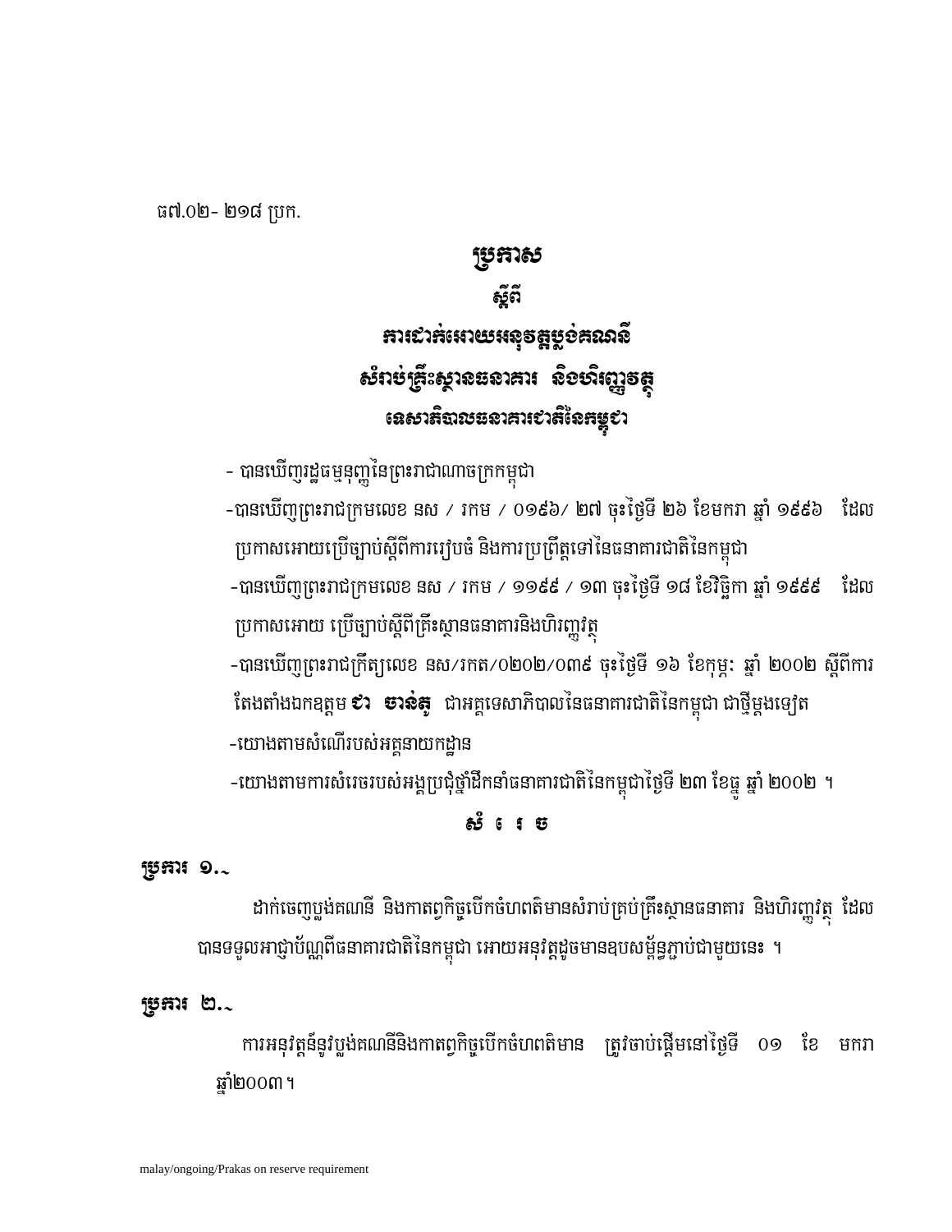ធ៧.០២- ២១៨ ប្រក.

# ប្រកាស

## ស្តីពី

## ការដាក់អោយអនុវត្តប្លង់គណនី សំរាប់គ្រឹះស្ថានធនាគារ និងហិរញ្ញវត្ថុ

## ទេសាភិបាលធនាគារជាតិនៃកម្ពុជា

- បានឃើញរដ្ឋធម្មនុញ្ញនៃព្រះរាជាណាចក្រកម្ពុជា
- បានឃើញព្រះរាជក្រមលេខ នស / រកម / ០១៩៦/ ២៧ ចុះថ្ងៃទី ២៦ ខែមករា ឆ្នាំ ១៩៩៦ ដែលប្រកាសអោយប្រើច្បាប់ស្តីពីការរៀបចំ និងការប្រព្រឹត្តទៅនៃធនាគារជាតិនៃកម្ពុជា
- បានឃើញព្រះរាជក្រមលេខ នស / រកម / ១១៩៩ / ១៣ ចុះថ្ងៃទី ១៨ ខែវិច្ឆិកា ឆ្នាំ ១៩៩៩ ដែលប្រកាសអោយ ប្រើច្បាប់ស្តីពីគ្រឹះស្ថានធនាគារនិងហិរញ្ញវត្ថុ
- បានឃើញព្រះរាជក្រឹត្យលេខ នស/រកត/០២០២/០៣៩ ចុះថ្ងៃទី ១៦ ខែកុម្ភៈ ឆ្នាំ ២០០២ ស្តីពីការតែងតាំងឯកឧត្តម **ជា ចាន់តូ** ជាអគ្គទេសាភិបាលនៃធនាគារជាតិនៃកម្ពុជា ជាថ្មីម្តងទៀត
- យោងតាមសំណើរបស់អគ្គនាយកដ្ឋាន
- យោងតាមការសំរេចរបស់អង្គប្រជុំថ្នាក់ដឹកនាំធនាគារជាតិនៃកម្ពុជាថ្ងៃទី ២៣ ខែធ្នូ ឆ្នាំ ២០០២ ។

## សំរេច

**ប្រការ ១.-**

ដាក់ចេញប្លង់គណនី និងកាតព្វកិច្ចបើកចំហពតិមានសំរាប់គ្រប់គ្រឹះស្ថានធនាគារ និងហិរញ្ញវត្ថុ ដែលបានទទួលអាជ្ញាប័ណ្ណពីធនាគារជាតិនៃកម្ពុជា អោយអនុវត្តដូចមានឧបសម្ព័ន្ធភ្ជាប់ជាមួយនេះ ។

**ប្រការ ២.-**

ការអនុវត្តន៍នូវប្លង់គណនីនិងកាតព្វកិច្ចបើកចំហពតិមាន ត្រូវចាប់ផ្តើមនៅថ្ងៃទី ០១ ខែ មករា ឆ្នាំ២០០៣។

malay/ongoing/Prakas on reserve requirement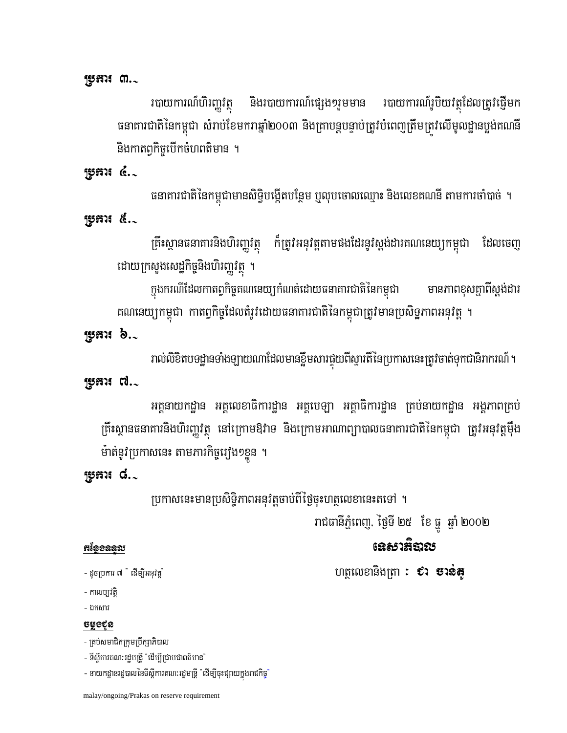**ប្រការ ៣.-**

របាយការណ៍ហិរញ្ញវត្ថុ និងរបាយការណ៍ផ្សេងៗរួមមាន របាយការណ៍រូបិយវត្ថុដែលត្រូវផ្ញើមកធនាគារជាតិនៃកម្ពុជា សំរាប់ខែមករាឆ្នាំ២០០៣ និងគ្រាបន្តបន្ទាប់ត្រូវបំពេញត្រឹមត្រូវលើមូលដ្ឋានប្លង់គណនី និងកាតព្វកិច្ចបើកចំហពតិមាន ។

**ប្រការ ៤.-**

ធនាគារជាតិនៃកម្ពុជាមានសិទ្ធិបង្កើតបន្ថែម ឬលុបចោលឈ្មោះ និងលេខគណនី តាមការចាំបាច់ ។

**ប្រការ ៥.-**

គ្រឹះស្ថានធនាគារនិងហិរញ្ញវត្ថុ ក៏ត្រូវអនុវត្តតាមផងដែរនូវស្តង់ដារគណនេយ្យកម្ពុជា ដែលចេញដោយក្រសួងសេដ្ឋកិច្ចនិងហិរញ្ញវត្ថុ ។

ក្នុងករណីដែលកាតព្វកិច្ចគណនេយ្យកំណត់ដោយធនាគារជាតិនៃកម្ពុជា មានភាពខុសគ្នាពីស្តង់ដារគណនេយ្យកម្ពុជា កាតព្វកិច្ចដែលតំរូវដោយធនាគារជាតិនៃកម្ពុជាត្រូវមានប្រសិទ្ធភាពអនុវត្ត ។

**ប្រការ ៦.-**

រាល់លិខិតបទដ្ឋានទាំងឡាយណាដែលមានខ្លឹមសារផ្ទុយពីស្មារតីនៃប្រកាសនេះត្រូវចាត់ទុកជានិរាករណ៍ ។

**ប្រការ ៧.-**

អគ្គនាយកដ្ឋាន អគ្គលេខាធិការដ្ឋាន អគ្គបេឡា អគ្គាធិការដ្ឋាន គ្រប់នាយកដ្ឋាន អង្គភាពគ្រប់គ្រឹះស្ថានធនាគារនិងហិរញ្ញវត្ថុ នៅក្រោមឱវាទ និងក្រោមអាណាព្យាបាលធនាគារជាតិនៃកម្ពុជា ត្រូវអនុវត្តម៉ឺងម៉ាត់នូវប្រកាសនេះ តាមភារកិច្ចរៀងៗខ្លួន ។

**ប្រការ ៨.-**

ប្រកាសនេះមានប្រសិទ្ធិភាពអនុវត្តចាប់ពីថ្ងៃចុះហត្ថលេខានេះតទៅ ។

រាជធានីភ្នំពេញ, ថ្ងៃទី ២៥ ខែ ធ្នូ ឆ្នាំ ២០០២

**ទេសាភិបាល**

ហត្ថលេខានិងត្រា **: ជា ចាន់តូ**

**កន្លែងទទួល**

- ដូចប្រការ ៧ " ដើម្បីអនុវត្ត"
- កាលប្បវត្តិ
- ឯកសារ

**ចម្លងជូន**

- គ្រប់សមាជិកក្រុមប្រឹក្សាភិបាល
- ទីស្តីការគណៈរដ្ឋមន្ត្រី "ដើម្បីជ្រាបជាពតិមាន"
- នាយកដ្ឋានរដ្ឋបាលនៃទីស្តីការគណៈរដ្ឋមន្ត្រី "ដើម្បីចុះផ្សាយក្នុងរាជកិច្ច"

malay/ongoing/Prakas on reserve requirement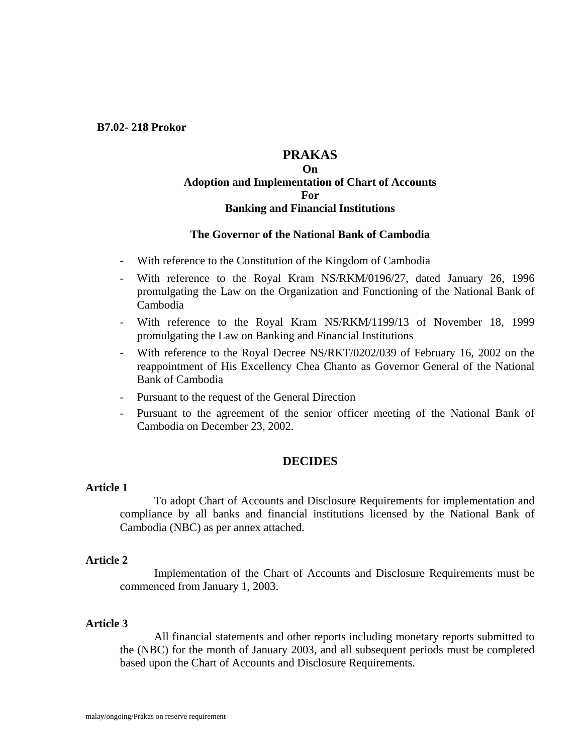**B7.02- 218 Prokor**

# PRAKAS
## On
## Adoption and Implementation of Chart of Accounts
## For
## Banking and Financial Institutions

### The Governor of the National Bank of Cambodia

- With reference to the Constitution of the Kingdom of Cambodia
- With reference to the Royal Kram NS/RKM/0196/27, dated January 26, 1996 promulgating the Law on the Organization and Functioning of the National Bank of Cambodia
- With reference to the Royal Kram NS/RKM/1199/13 of November 18, 1999 promulgating the Law on Banking and Financial Institutions
- With reference to the Royal Decree NS/RKT/0202/039 of February 16, 2002 on the reappointment of His Excellency Chea Chanto as Governor General of the National Bank of Cambodia
- Pursuant to the request of the General Direction
- Pursuant to the agreement of the senior officer meeting of the National Bank of Cambodia on December 23, 2002.

## DECIDES

**Article 1**

To adopt Chart of Accounts and Disclosure Requirements for implementation and compliance by all banks and financial institutions licensed by the National Bank of Cambodia (NBC) as per annex attached.

**Article 2**

Implementation of the Chart of Accounts and Disclosure Requirements must be commenced from January 1, 2003.

**Article 3**

All financial statements and other reports including monetary reports submitted to the (NBC) for the month of January 2003, and all subsequent periods must be completed based upon the Chart of Accounts and Disclosure Requirements.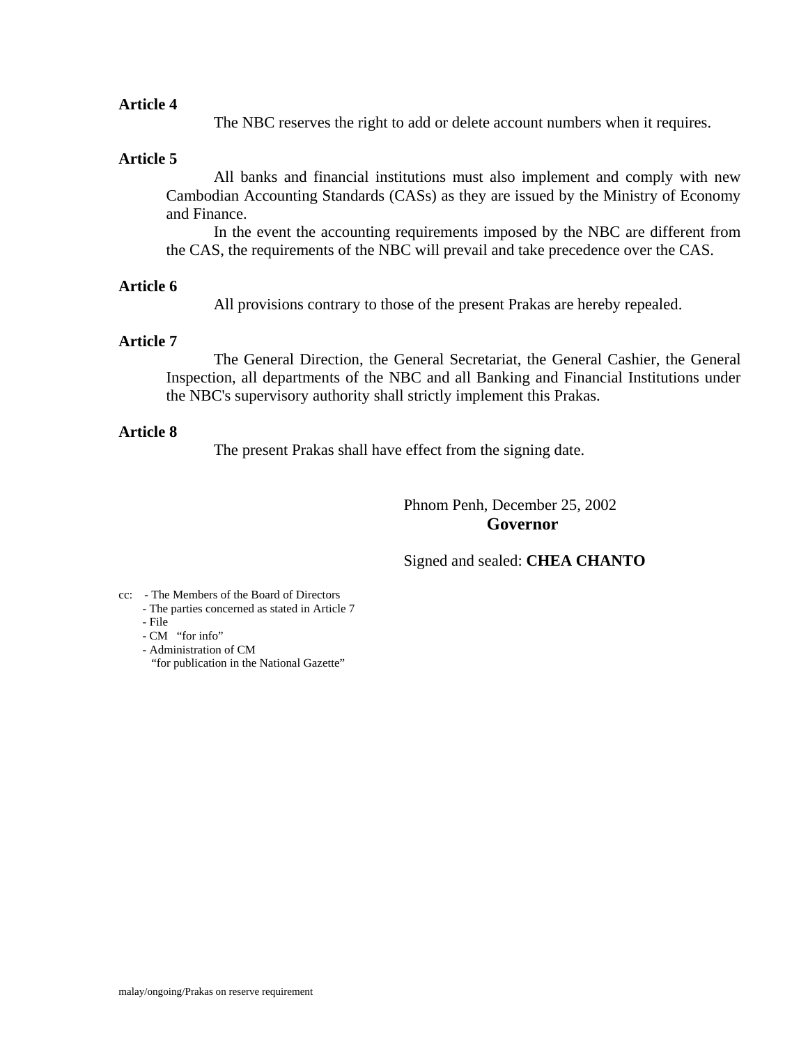**Article 4**

The NBC reserves the right to add or delete account numbers when it requires.

**Article 5**

All banks and financial institutions must also implement and comply with new Cambodian Accounting Standards (CASs) as they are issued by the Ministry of Economy and Finance.

In the event the accounting requirements imposed by the NBC are different from the CAS, the requirements of the NBC will prevail and take precedence over the CAS.

**Article 6**

All provisions contrary to those of the present Prakas are hereby repealed.

**Article 7**

The General Direction, the General Secretariat, the General Cashier, the General Inspection, all departments of the NBC and all Banking and Financial Institutions under the NBC's supervisory authority shall strictly implement this Prakas.

**Article 8**

The present Prakas shall have effect from the signing date.

Phnom Penh, December 25, 2002

**Governor**

Signed and sealed: **CHEA CHANTO**

cc:
- The Members of the Board of Directors
- The parties concerned as stated in Article 7
- File
- CM "for info"
- Administration of CM "for publication in the National Gazette"

malay/ongoing/Prakas on reserve requirement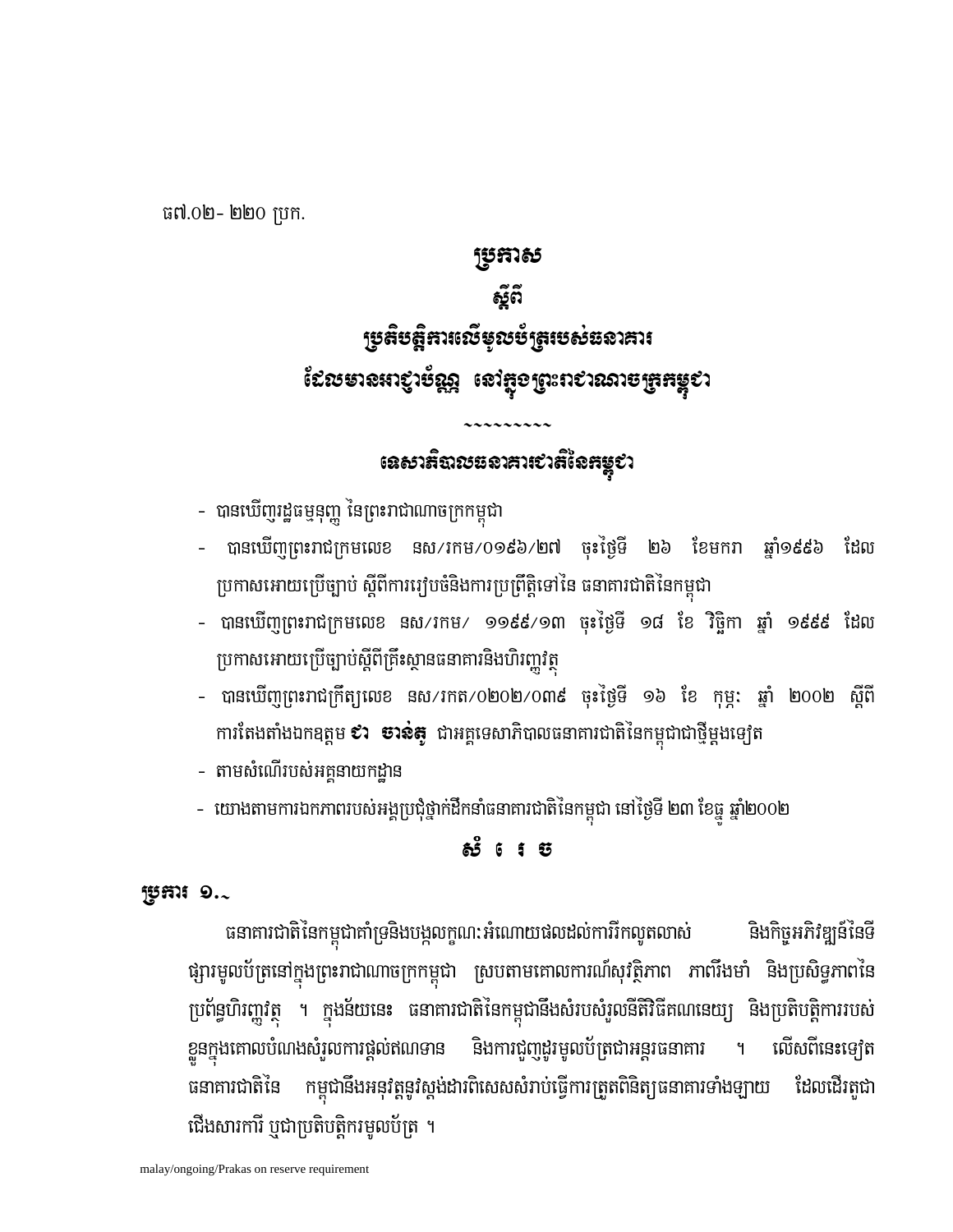ធ៧.០២- ២២០ ប្រក.

# ប្រកាស

## ស្តីពី

## ប្រតិបត្តិការលើមូលប័ត្ររបស់ធនាគារ

## ដែលមានអាជ្ញាប័ណ្ណ នៅក្នុងព្រះរាជាណាចក្រកម្ពុជា

~~~~~~~~~~

## ទេសាភិបាលធនាគារជាតិនៃកម្ពុជា

- បានឃើញរដ្ឋធម្មនុញ្ញ នៃព្រះរាជាណាចក្រកម្ពុជា
- បានឃើញព្រះរាជក្រមលេខ នស/រកម/០១៩៦/២៧ ចុះថ្ងៃទី ២៦ ខែមករា ឆ្នាំ១៩៩៦ ដែលប្រកាសអោយប្រើច្បាប់ ស្តីពីការរៀបចំនិងការប្រព្រឹត្តិទៅនៃ ធនាគារជាតិនៃកម្ពុជា
- បានឃើញព្រះរាជក្រមលេខ នស/រកម/ ១១៩៩/១៣ ចុះថ្ងៃទី ១៨ ខែ វិច្ឆិកា ឆ្នាំ ១៩៩៩ ដែលប្រកាសអោយប្រើច្បាប់ស្តីពីគ្រឹះស្ថានធនាគារនិងហិរញ្ញវត្ថុ
- បានឃើញព្រះរាជក្រឹត្យលេខ នស/រកត/០២០២/០៣៩ ចុះថ្ងៃទី ១៦ ខែ កុម្ភៈ ឆ្នាំ ២០០២ ស្តីពីការតែងតាំងឯកឧត្តម **ជា ចាន់តូ** ជាអគ្គទេសាភិបាលធនាគារជាតិនៃកម្ពុជាជាថ្មីម្តងទៀត
- តាមសំណើរបស់អគ្គនាយកដ្ឋាន
- យោងតាមការឯកភាពរបស់អង្គប្រជុំថ្នាក់ដឹកនាំធនាគារជាតិនៃកម្ពុជា នៅថ្ងៃទី ២៣ ខែធ្នូ ឆ្នាំ២០០២

## សំរេច

### ប្រការ ១.-

ធនាគារជាតិនៃកម្ពុជាគាំទ្រនិងបង្កលក្ខណៈអំណោយផលដល់ការរីកលូតលាស់ និងកិច្ចអភិវឌ្ឍន៍នៃទីផ្សារមូលប័ត្រនៅក្នុងព្រះរាជាណាចក្រកម្ពុជា ស្របតាមគោលការណ៍សុវត្ថិភាព ភាពរឹងមាំ និងប្រសិទ្ធភាពនៃប្រព័ន្ធហិរញ្ញវត្ថុ ។ ក្នុងន័យនេះ ធនាគារជាតិនៃកម្ពុជានឹងសំរបសំរួលនីតិវិធីគណនេយ្យ និងប្រតិបត្តិការរបស់ខ្លួនក្នុងគោលបំណងសំរួលការផ្តល់ឥណទាន និងការជួញដូរមូលប័ត្រជាអន្តរធនាគារ ។ លើសពីនេះទៀត ធនាគារជាតិនៃ កម្ពុជានឹងអនុវត្តនូវស្តង់ដារពិសេសសំរាប់ធ្វើការត្រួតពិនិត្យធនាគារទាំងឡាយ ដែលដើរតួជាជើងសារការី ឬជាប្រតិបត្តិករមូលប័ត្រ ។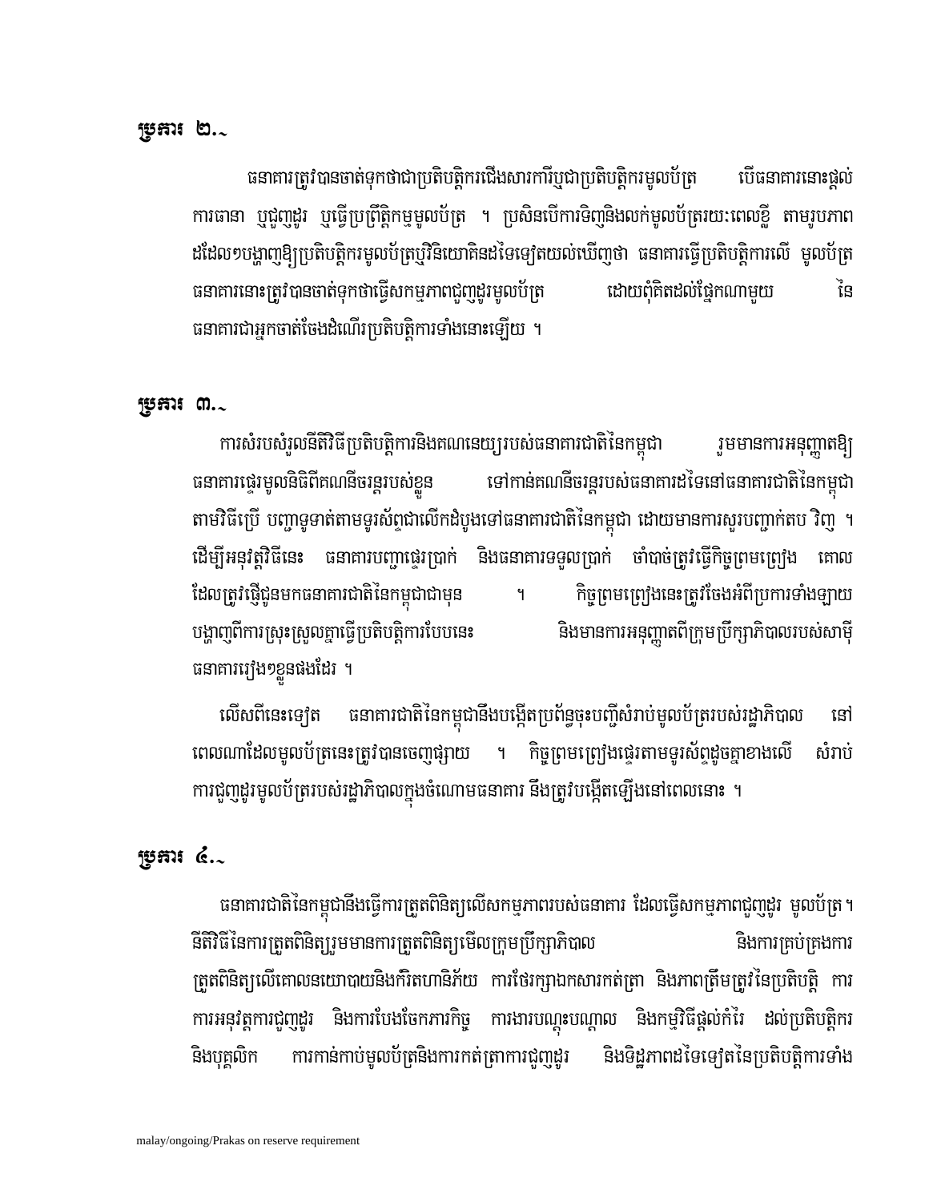## ប្រការ ២.-

ធនាគារត្រូវបានចាត់ទុកថាជាប្រតិបត្តិករជើងសារការីឬជាប្រតិបត្តិករមូលប័ត្រ បើធនាគារនោះផ្តល់ការធានា ឬជួញដូរ ឬធ្វើប្រព្រឹត្តិកម្មមូលប័ត្រ ។ ប្រសិនបើការទិញនិងលក់មូលប័ត្ររយៈពេលខ្លី តាមរូបភាពដដែល១បង្ហាញឱ្យប្រតិបត្តិករមូលប័ត្រឬវិនិយោគិនដទៃទៀតយល់ឃើញថា ធនាគារធ្វើប្រតិបត្តិការលើ មូលប័ត្រ ធនាគារនោះត្រូវបានចាត់ទុកថាធ្វើសកម្មភាពជួញដូរមូលប័ត្រ ដោយពុំគិតដល់ផ្នែកណាមួយ នៃធនាគារជាអ្នកចាត់ចែងដំណើរប្រតិបត្តិការទាំងនោះឡើយ ។

## ប្រការ ៣.-

ការសំរបសំរួលនីតិវិធីប្រតិបត្តិការនិងគណនេយ្យរបស់ធនាគារជាតិនៃកម្ពុជា រួមមានការអនុញ្ញាតឱ្យធនាគារផ្ទេរមូលនិធិពីគណនីចរន្តរបស់ខ្លួន ទៅកាន់គណនីចរន្តរបស់ធនាគារដទៃនៅធនាគារជាតិនៃកម្ពុជា តាមវិធីប្រើ បញ្ជាទូទាត់តាមទូរស័ព្ទជាលើកដំបូងទៅធនាគារជាតិនៃកម្ពុជា ដោយមានការសួរបញ្ជាក់តប វិញ ។ ដើម្បីអនុវត្តវិធីនេះ ធនាគារបញ្ជាផ្ទេរប្រាក់ និងធនាគារទទួលប្រាក់ ចាំបាច់ត្រូវធ្វើកិច្ចព្រមព្រៀង គោលដែលត្រូវផ្ញើជូនមកធនាគារជាតិនៃកម្ពុជាជាមុន ។ កិច្ចព្រមព្រៀងនេះត្រូវចែងអំពីប្រការទាំងឡាយបង្ហាញពីការស្រុះស្រួលគ្នាធ្វើប្រតិបត្តិការបែបនេះ និងមានការអនុញ្ញាតពីក្រុមប្រឹក្សាភិបាលរបស់សាមីធនាគាររៀង១ខ្លួនផងដែរ ។

លើសពីនេះទៀត ធនាគារជាតិនៃកម្ពុជានឹងបង្កើតប្រព័ន្ធចុះបញ្ជីសំរាប់មូលប័ត្ររបស់រដ្ឋាភិបាល នៅពេលណាដែលមូលប័ត្រនេះត្រូវបានចេញផ្សាយ ។ កិច្ចព្រមព្រៀងផ្ទេរតាមទូរស័ព្ទដូចគ្នាខាងលើ សំរាប់ការជួញដូរមូលប័ត្ររបស់រដ្ឋាភិបាលក្នុងចំណោមធនាគារ នឹងត្រូវបង្កើតឡើងនៅពេលនោះ ។

## ប្រការ ៤.-

ធនាគារជាតិនៃកម្ពុជានឹងធ្វើការត្រួតពិនិត្យលើសកម្មភាពរបស់ធនាគារ ដែលធ្វើសកម្មភាពជួញដូរ មូលប័ត្រ។ នីតិវិធីនៃការត្រួតពិនិត្យរួមមានការត្រួតពិនិត្យមើលក្រុមប្រឹក្សាភិបាល និងការគ្រប់គ្រងការត្រួតពិនិត្យលើគោលនយោបាយនិងកំរិតហានិភ័យ ការថែរក្សាឯកសារកត់ត្រា និងភាពត្រឹមត្រូវនៃប្រតិបត្តិ ការ ការអនុវត្តការជួញដូរ និងការបែងចែកភារកិច្ច ការងារបណ្តុះបណ្តាល និងកម្មវិធីផ្តល់កំរៃ ដល់ប្រតិបត្តិករ និងបុគ្គលិក ការកាន់កាប់មូលប័ត្រនិងការកត់ត្រាការជួញដូរ និងទិដ្ឋភាពដទៃទៀតនៃប្រតិបត្តិការទាំង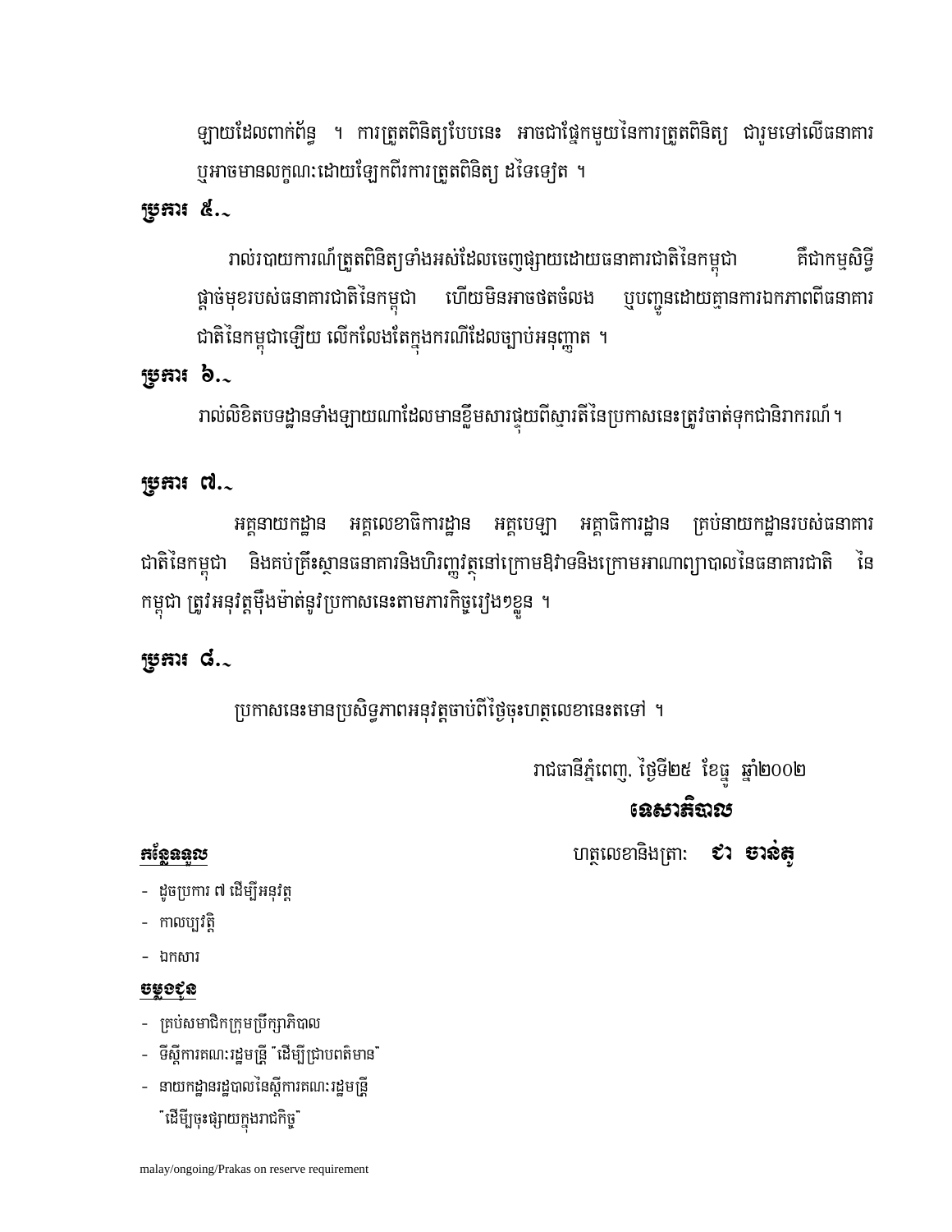ឡាយដែលពាក់ព័ន្ធ ។ ការត្រួតពិនិត្យបែបនេះ អាចជាផ្នែកមួយនៃការត្រួតពិនិត្យ ជារួមទៅលើធនាគារ ឬអាចមានលក្ខណៈដោយឡែកពីការត្រួតពិនិត្យ ដទៃទៀត ។

**ប្រការ ៥.-**

រាល់របាយការណ៍ត្រួតពិនិត្យទាំងអស់ដែលចេញផ្សាយដោយធនាគារជាតិនៃកម្ពុជា គឺជាកម្មសិទ្ធិផ្តាច់មុខរបស់ធនាគារជាតិនៃកម្ពុជា ហើយមិនអាចថតចំលង ឬបញ្ជូនដោយគ្មានការឯកភាពពីធនាគារជាតិនៃកម្ពុជាឡើយ លើកលែងតែក្នុងករណីដែលច្បាប់អនុញ្ញាត ។

**ប្រការ ៦.-**

រាល់លិខិតបទដ្ឋានទាំងឡាយណាដែលមានខ្លឹមសារផ្ទុយពីស្មារតីនៃប្រកាសនេះត្រូវចាត់ទុកជានិរាករណ៍ ។

**ប្រការ ៧.-**

អគ្គនាយកដ្ឋាន អគ្គលេខាធិការដ្ឋាន អគ្គបេឡា អគ្គាធិការដ្ឋាន គ្រប់នាយកដ្ឋានរបស់ធនាគារជាតិនៃកម្ពុជា និងគប់គ្រឹះស្ថានធនាគារនិងហិរញ្ញវត្ថុនៅក្រោមឱវាទនិងក្រោមអាណាព្យាបាលនៃធនាគារជាតិ នៃកម្ពុជា ត្រូវអនុវត្តម៉ឺងម៉ាត់នូវប្រកាសនេះតាមភារកិច្ចរៀង១ខ្លួន ។

**ប្រការ ៨.-**

ប្រកាសនេះមានប្រសិទ្ធភាពអនុវត្តចាប់ពីថ្ងៃចុះហត្ថលេខានេះតទៅ ។

រាជធានីភ្នំពេញ, ថ្ងៃទី២៥ ខែធ្នូ ឆ្នាំ២០០២

**ទេសាភិបាល**

ហត្ថលេខានិងត្រា: **ជា ចាន់តូ**

**<u>កន្លែងទទួល</u>**

- ដូចប្រការ ៧ ដើម្បីអនុវត្ត
- កាលប្បវត្តិ
- ឯកសារ

**<u>ចម្លងជូន</u>**

- គ្រប់សមាជិកក្រុមប្រឹក្សាភិបាល
- ទីស្តីការគណៈរដ្ឋមន្ត្រី "ដើម្បីជ្រាបពត៌មាន"
- នាយកដ្ឋានរដ្ឋបាលនៃស្តីការគណៈរដ្ឋមន្ត្រី "ដើម្បីចុះផ្សាយក្នុងរាជកិច្ច"

malay/ongoing/Prakas on reserve requirement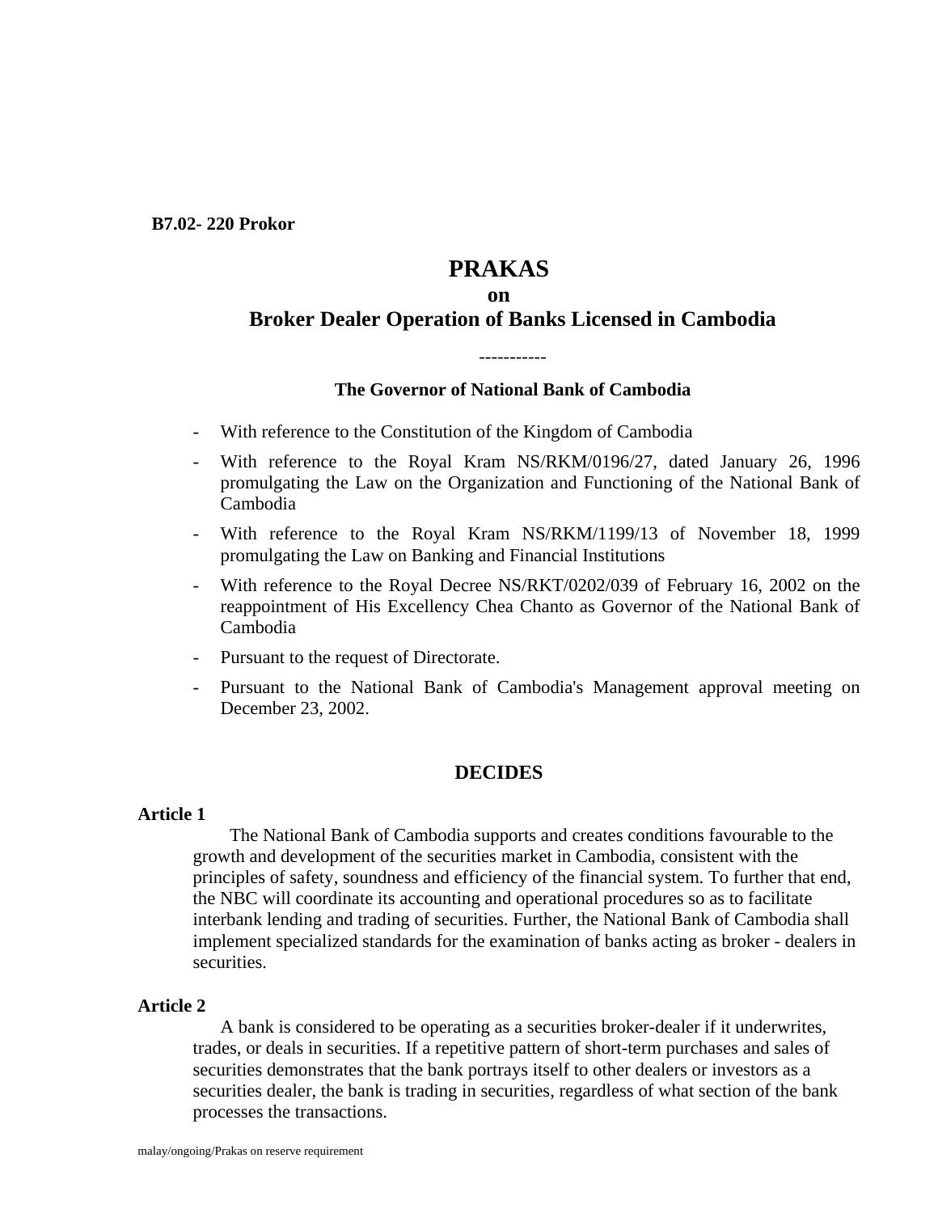**B7.02- 220 Prokor**

# PRAKAS

## on

## Broker Dealer Operation of Banks Licensed in Cambodia

-----------

**The Governor of National Bank of Cambodia**

- With reference to the Constitution of the Kingdom of Cambodia
- With reference to the Royal Kram NS/RKM/0196/27, dated January 26, 1996 promulgating the Law on the Organization and Functioning of the National Bank of Cambodia
- With reference to the Royal Kram NS/RKM/1199/13 of November 18, 1999 promulgating the Law on Banking and Financial Institutions
- With reference to the Royal Decree NS/RKT/0202/039 of February 16, 2002 on the reappointment of His Excellency Chea Chanto as Governor of the National Bank of Cambodia
- Pursuant to the request of Directorate.
- Pursuant to the National Bank of Cambodia's Management approval meeting on December 23, 2002.

**DECIDES**

**Article 1**

The National Bank of Cambodia supports and creates conditions favourable to the growth and development of the securities market in Cambodia, consistent with the principles of safety, soundness and efficiency of the financial system. To further that end, the NBC will coordinate its accounting and operational procedures so as to facilitate interbank lending and trading of securities. Further, the National Bank of Cambodia shall implement specialized standards for the examination of banks acting as broker - dealers in securities.

**Article 2**

A bank is considered to be operating as a securities broker-dealer if it underwrites, trades, or deals in securities. If a repetitive pattern of short-term purchases and sales of securities demonstrates that the bank portrays itself to other dealers or investors as a securities dealer, the bank is trading in securities, regardless of what section of the bank processes the transactions.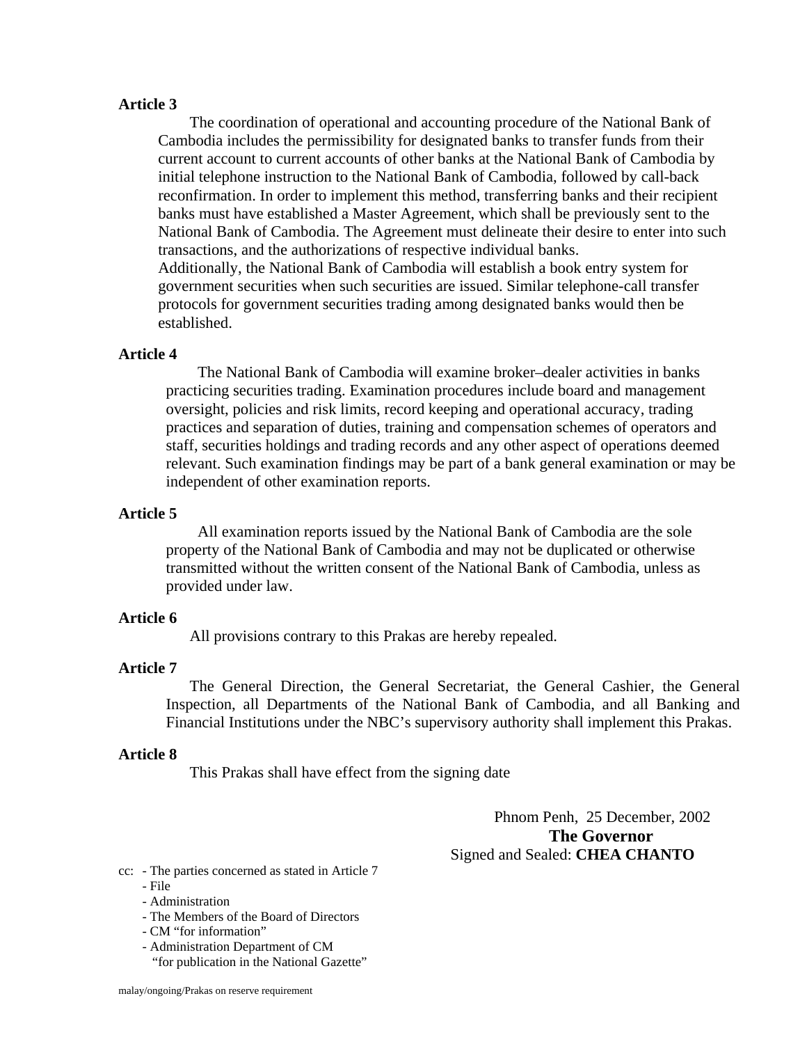**Article 3**

The coordination of operational and accounting procedure of the National Bank of Cambodia includes the permissibility for designated banks to transfer funds from their current account to current accounts of other banks at the National Bank of Cambodia by initial telephone instruction to the National Bank of Cambodia, followed by call-back reconfirmation. In order to implement this method, transferring banks and their recipient banks must have established a Master Agreement, which shall be previously sent to the National Bank of Cambodia. The Agreement must delineate their desire to enter into such transactions, and the authorizations of respective individual banks.

Additionally, the National Bank of Cambodia will establish a book entry system for government securities when such securities are issued. Similar telephone-call transfer protocols for government securities trading among designated banks would then be established.

**Article 4**

The National Bank of Cambodia will examine broker–dealer activities in banks practicing securities trading. Examination procedures include board and management oversight, policies and risk limits, record keeping and operational accuracy, trading practices and separation of duties, training and compensation schemes of operators and staff, securities holdings and trading records and any other aspect of operations deemed relevant. Such examination findings may be part of a bank general examination or may be independent of other examination reports.

**Article 5**

All examination reports issued by the National Bank of Cambodia are the sole property of the National Bank of Cambodia and may not be duplicated or otherwise transmitted without the written consent of the National Bank of Cambodia, unless as provided under law.

**Article 6**

All provisions contrary to this Prakas are hereby repealed.

**Article 7**

The General Direction, the General Secretariat, the General Cashier, the General Inspection, all Departments of the National Bank of Cambodia, and all Banking and Financial Institutions under the NBC's supervisory authority shall implement this Prakas.

**Article 8**

This Prakas shall have effect from the signing date

Phnom Penh, 25 December, 2002

**The Governor**

Signed and Sealed: **CHEA CHANTO**

cc: - The parties concerned as stated in Article 7
- File
- Administration
- The Members of the Board of Directors
- CM "for information"
- Administration Department of CM "for publication in the National Gazette"

malay/ongoing/Prakas on reserve requirement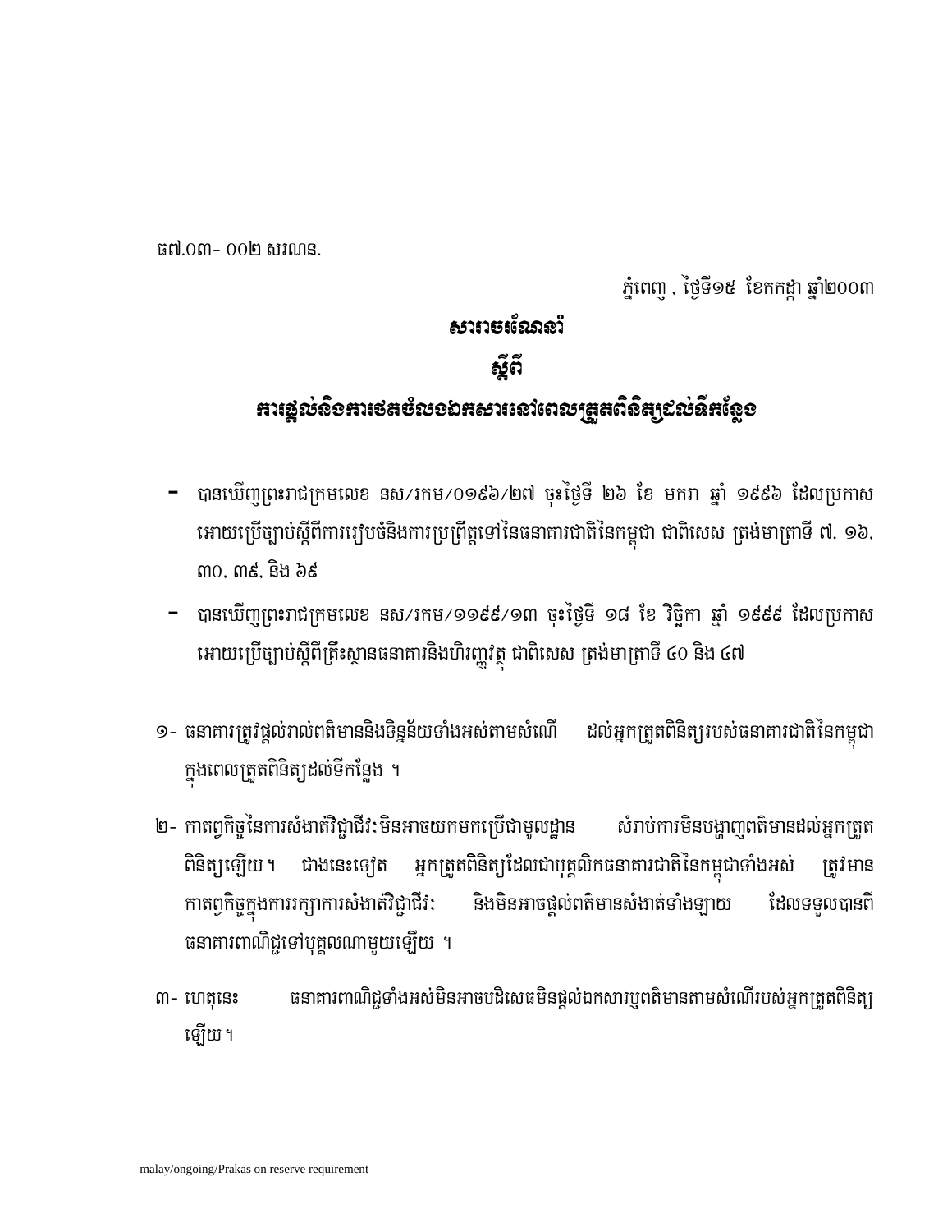ធ៧.០៣- ០០២ សរណន.

ភ្នំពេញ , ថ្ងៃទី១៥ ខែកក្កដា ឆ្នាំ២០០៣

# សារាចរណែនាំ

# ស្តីពី

# ការផ្តល់និងការថតចំលងឯកសារនៅពេលត្រួតពិនិត្យដល់ទីកន្លែង

- បានឃើញព្រះរាជក្រមលេខ នស/រកម/០១៩៦/២៧ ចុះថ្ងៃទី ២៦ ខែ មករា ឆ្នាំ ១៩៩៦ ដែលប្រកាសអោយប្រើច្បាប់ស្តីពីការរៀបចំនិងការប្រព្រឹត្តទៅនៃធនាគារជាតិនៃកម្ពុជា ជាពិសេស ត្រង់មាត្រាទី ៧, ១៦, ៣០, ៣៩, និង ៦៩
- បានឃើញព្រះរាជក្រមលេខ នស/រកម/១១៩៩/១៣ ចុះថ្ងៃទី ១៨ ខែ វិច្ឆិកា ឆ្នាំ ១៩៩៩ ដែលប្រកាសអោយប្រើច្បាប់ស្តីពីគ្រឹះស្ថានធនាគារនិងហិរញ្ញវត្ថុ ជាពិសេស ត្រង់មាត្រាទី ៤០ និង ៤៧

១- ធនាគារត្រូវផ្តល់រាល់ពត៌មាននិងទិន្នន័យទាំងអស់តាមសំណើ ដល់អ្នកត្រួតពិនិត្យរបស់ធនាគារជាតិនៃកម្ពុជាក្នុងពេលត្រួតពិនិត្យដល់ទីកន្លែង ។

២- កាតព្វកិច្ចនៃការសំងាត់វិជ្ជាជីវៈមិនអាចយកមកប្រើជាមូលដ្ឋាន សំរាប់ការមិនបង្ហាញពត៌មានដល់អ្នកត្រួតពិនិត្យឡើយ។ ជាងនេះទៀត អ្នកត្រួតពិនិត្យដែលជាបុគ្គលិកធនាគារជាតិនៃកម្ពុជាទាំងអស់ ត្រូវមានកាតព្វកិច្ចក្នុងការរក្សាការសំងាត់វិជ្ជាជីវៈ និងមិនអាចផ្តល់ពត៌មានសំងាត់ទាំងឡាយ ដែលទទួលបានពីធនាគារពាណិជ្ជទៅបុគ្គលណាមួយឡើយ ។

៣- ហេតុនេះ ធនាគារពាណិជ្ជទាំងអស់មិនអាចបដិសេធមិនផ្តល់ឯកសារឬពត៌មានតាមសំណើរបស់អ្នកត្រួតពិនិត្យឡើយ។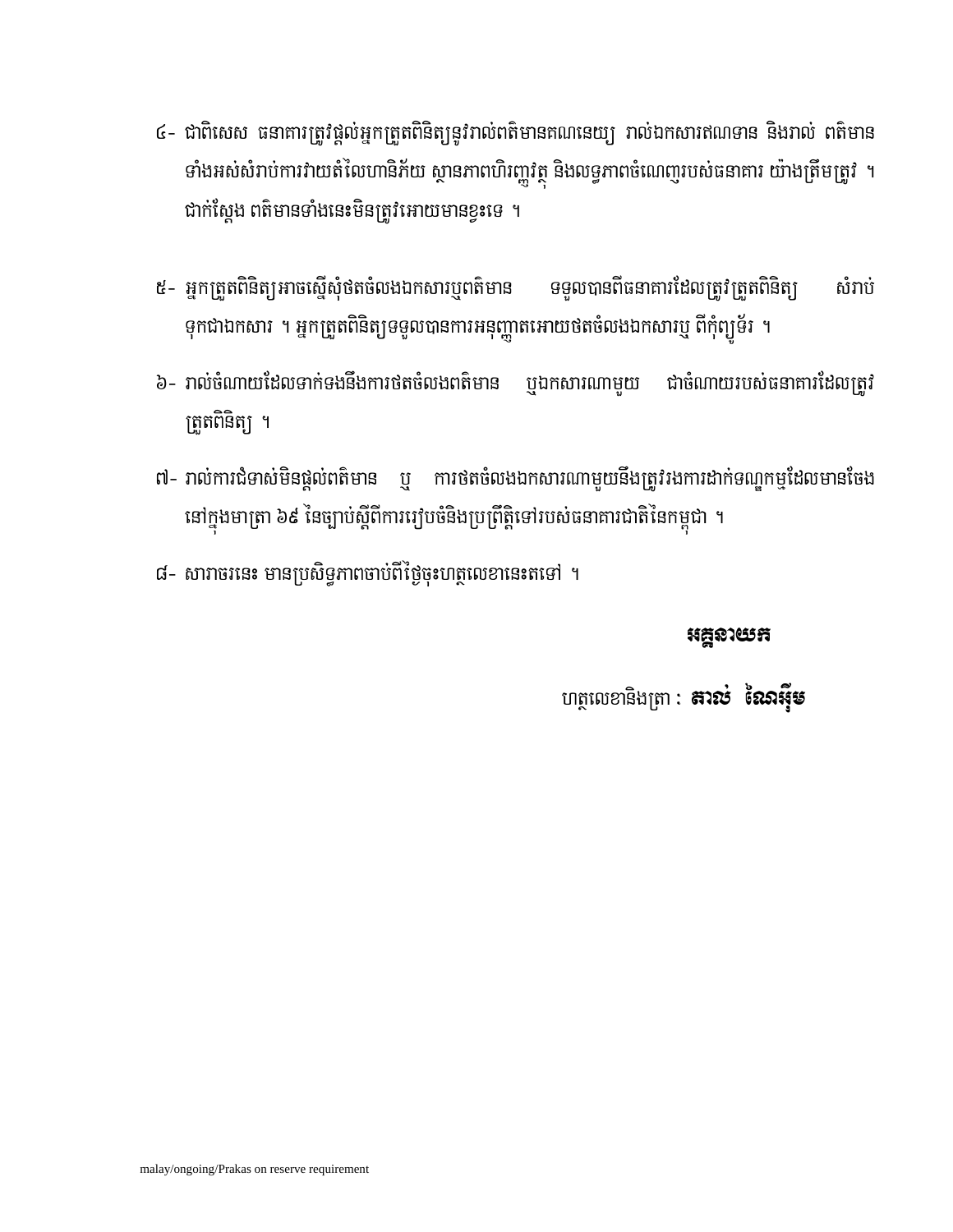៤- ជាពិសេស ធនាគារត្រូវផ្តល់អ្នកត្រួតពិនិត្យនូវរាល់ពតិមានគណនេយ្យ រាល់ឯកសារឥណទាន និងរាល់ ពតិមានទាំងអស់សំរាប់ការវាយតំលៃហានិភ័យ ស្ថានភាពហិរញ្ញវត្ថុ និងលទ្ធភាពចំណេញរបស់ធនាគារ យ៉ាងត្រឹមត្រូវ ។ ជាក់ស្តែង ពតិមានទាំងនេះមិនត្រូវអោយមានខ្វះទេ ។

៥- អ្នកត្រួតពិនិត្យអាចស្នើសុំថតចំលងឯកសារឬពតិមាន ទទួលបានពីធនាគារដែលត្រូវត្រួតពិនិត្យ សំរាប់ទុកជាឯកសារ ។ អ្នកត្រួតពិនិត្យទទួលបានការអនុញ្ញាតអោយថតចំលងឯកសារឬ ពីកុំព្យូទ័រ ។

៦- រាល់ចំណាយដែលទាក់ទងនឹងការថតចំលងពតិមាន ឬឯកសារណាមួយ ជាចំណាយរបស់ធនាគារដែលត្រូវត្រួតពិនិត្យ ។

៧- រាល់ការជំទាស់មិនផ្តល់ពតិមាន ឬ ការថតចំលងឯកសារណាមួយនឹងត្រូវរងការដាក់ទណ្ឌកម្មដែលមានចែងនៅក្នុងមាត្រា ៦៩ នៃច្បាប់ស្តីពីការរៀបចំនិងប្រព្រឹត្តិទៅរបស់ធនាគារជាតិនៃកម្ពុជា ។

៨- សារាចរនេះ មានប្រសិទ្ធភាពចាប់ពីថ្ងៃចុះហត្ថលេខានេះតទៅ ។

**អគ្គនាយក**

ហត្ថលេខានិងត្រា : **តាល់ ណៃអ៊ីម**

malay/ongoing/Prakas on reserve requirement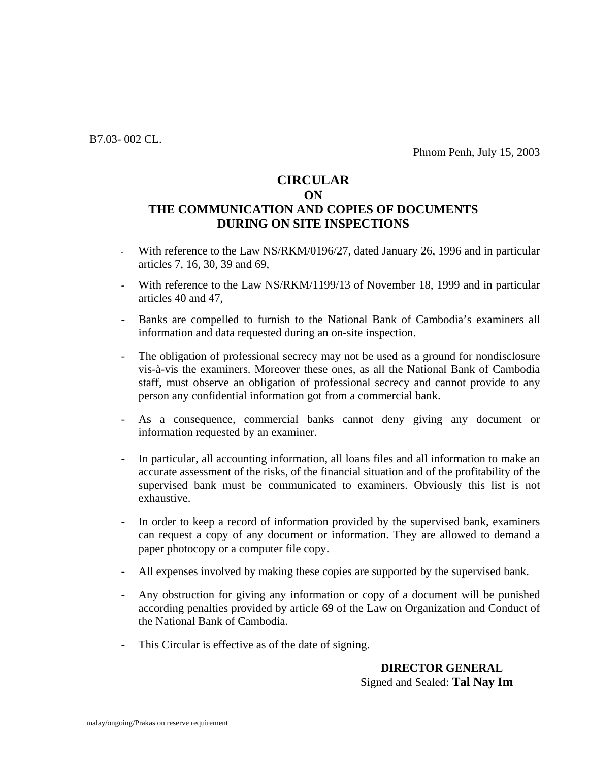B7.03- 002 CL.

Phnom Penh, July 15, 2003

# CIRCULAR
## ON
## THE COMMUNICATION AND COPIES OF DOCUMENTS DURING ON SITE INSPECTIONS

- With reference to the Law NS/RKM/0196/27, dated January 26, 1996 and in particular articles 7, 16, 30, 39 and 69,
- With reference to the Law NS/RKM/1199/13 of November 18, 1999 and in particular articles 40 and 47,
- Banks are compelled to furnish to the National Bank of Cambodia's examiners all information and data requested during an on-site inspection.
- The obligation of professional secrecy may not be used as a ground for nondisclosure vis-à-vis the examiners. Moreover these ones, as all the National Bank of Cambodia staff, must observe an obligation of professional secrecy and cannot provide to any person any confidential information got from a commercial bank.
- As a consequence, commercial banks cannot deny giving any document or information requested by an examiner.
- In particular, all accounting information, all loans files and all information to make an accurate assessment of the risks, of the financial situation and of the profitability of the supervised bank must be communicated to examiners. Obviously this list is not exhaustive.
- In order to keep a record of information provided by the supervised bank, examiners can request a copy of any document or information. They are allowed to demand a paper photocopy or a computer file copy.
- All expenses involved by making these copies are supported by the supervised bank.
- Any obstruction for giving any information or copy of a document will be punished according penalties provided by article 69 of the Law on Organization and Conduct of the National Bank of Cambodia.
- This Circular is effective as of the date of signing.

**DIRECTOR GENERAL**
Signed and Sealed: **Tal Nay Im**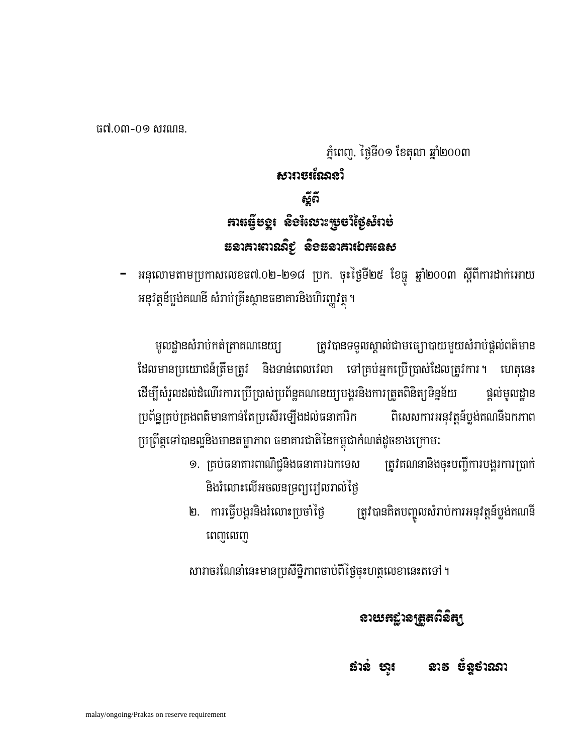ធ៧.០៣-០១ សរណន.

ភ្នំពេញ, ថ្ងៃទី០១ ខែតុលា ឆ្នាំ២០០៣

## សារាចរណែនាំ

## ស្តីពី

## ការធ្វើបង្គរ និងរំលោះប្រចាំថ្ងៃសំរាប់

## ធនាគារពាណិជ្ជ និងធនាគារឯកទេស

- អនុលោមតាមប្រកាសលេខធ៧.០២-២១៨ ប្រក. ចុះថ្ងៃទី២៥ ខែធ្នូ ឆ្នាំ២០០៣ ស្តីពីការដាក់អោយអនុវត្តន៍ប្លង់គណនី សំរាប់គ្រឹះស្ថានធនាគារនិងហិរញ្ញវត្ថុ ។

មូលដ្ឋានសំរាប់កត់ត្រាគណនេយ្យ ត្រូវបានទទួលស្គាល់ជាមធ្យោបាយមួយសំរាប់ផ្តល់ពត៌មានដែលមានប្រយោជន៍ត្រឹមត្រូវ និងទាន់ពេលវេលា ទៅគ្រប់អ្នកប្រើប្រាស់ដែលត្រូវការ ។ ហេតុនេះដើម្បីសំរួលដល់ដំណើរការប្រើប្រាស់ប្រព័ន្ធគណនេយ្យបង្គរនិងការត្រួតពិនិត្យទិន្នន័យ ផ្តល់មូលដ្ឋានប្រព័ន្ធគ្រប់គ្រងពត៌មានកាន់តែប្រសើរឡើងដល់ធនាគារិក ពិសេសការអនុវត្តន៍ប្លង់គណនីឯកភាពប្រព្រឹត្តទៅបានល្អនិងមានតម្លាភាព ធនាគារជាតិនៃកម្ពុជាកំណត់ដូចខាងក្រោម:

១. គ្រប់ធនាគារពាណិជ្ជនិងធនាគារឯកទេស ត្រូវគណនានិងចុះបញ្ជីការបង្គរការប្រាក់និងរំលោះលើអចលនទ្រព្យរៀលរាល់ថ្ងៃ

២. ការធ្វើបង្គរនិងរំលោះប្រចាំថ្ងៃ ត្រូវបានគិតបញ្ចូលសំរាប់ការអនុវត្តន៍ប្លង់គណនីពេញលេញ

សារាចរណែនាំនេះមានប្រសិទ្ធិភាពចាប់ពីថ្ងៃចុះហត្ថលេខានេះតទៅ ។

**នាយកដ្ឋានត្រួតពិនិត្យ**

**ផាន់ ហូរ នាង ច័ន្ទថារណា**

malay/ongoing/Prakas on reserve requirement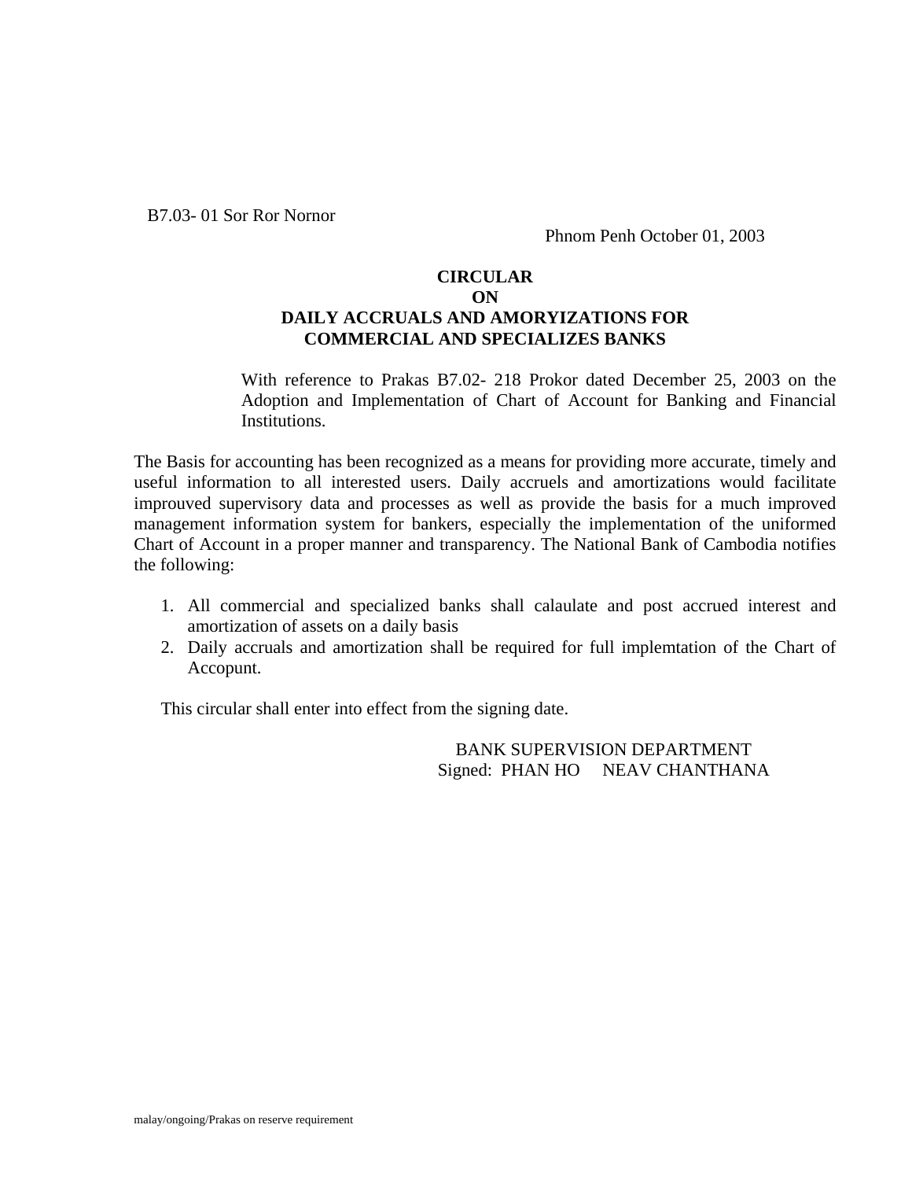B7.03- 01 Sor Ror Nornor

Phnom Penh October 01, 2003

**CIRCULAR**
**ON**
**DAILY ACCRUALS AND AMORYIZATIONS FOR COMMERCIAL AND SPECIALIZES BANKS**

With reference to Prakas B7.02- 218 Prokor dated December 25, 2003 on the Adoption and Implementation of Chart of Account for Banking and Financial Institutions.

The Basis for accounting has been recognized as a means for providing more accurate, timely and useful information to all interested users. Daily accruels and amortizations would facilitate improuved supervisory data and processes as well as provide the basis for a much improved management information system for bankers, especially the implementation of the uniformed Chart of Account in a proper manner and transparency. The National Bank of Cambodia notifies the following:

1. All commercial and specialized banks shall calaulate and post accrued interest and amortization of assets on a daily basis
2. Daily accruals and amortization shall be required for full implemtation of the Chart of Accopunt.

This circular shall enter into effect from the signing date.

BANK SUPERVISION DEPARTMENT
Signed: PHAN HO NEAV CHANTHANA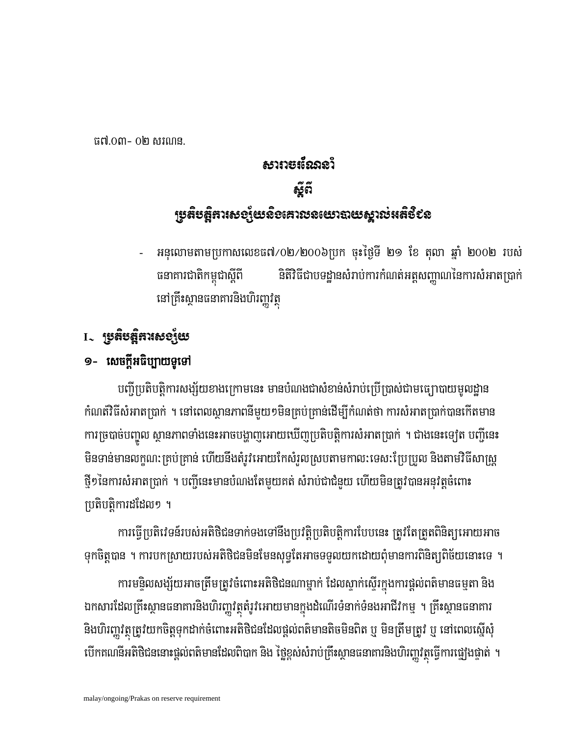ធ៧.០៣- ០២ សរណន.

# សារាចរណែនាំ

# ស្តីពី

# ប្រតិបត្តិការសង្ស័យនិងគោលនយោបាយស្គាល់អតិថិជន

- អនុលោមតាមប្រកាសលេខធ៧/០២/២០០៦ប្រក ចុះថ្ងៃទី ២១ ខែ តុលា ឆ្នាំ ២០០២ របស់ធនាគារជាតិកម្ពុជាស្តីពី និតិវិធីជាបទដ្ឋានសំរាប់ការកំណត់អត្តសញ្ញាណនៃការសំអាតប្រាក់ នៅគ្រឹះស្ថានធនាគារនិងហិរញ្ញវត្ថុ

## I. ប្រតិបត្តិការសង្ស័យ

### ១- សេចក្តីអធិប្បាយទូទៅ

បញ្ជីប្រតិបត្តិការសង្ស័យខាងក្រោមនេះ មានបំណងជាសំខាន់សំរាប់ប្រើប្រាស់ជាមធ្យោបាយមូលដ្ឋានកំណត់វិធីសំអាតប្រាក់ ។ នៅពេលស្ថានភាពនីមួយៗមិនគ្រប់គ្រាន់ដើម្បីកំណត់ថា ការសំអាតប្រាក់បានកើតមាន ការច្របាច់បញ្ចូល ស្ថានភាពទាំងនេះអាចបង្ហាញអោយឃើញប្រតិបត្តិការសំអាតប្រាក់ ។ ជាងនេះទៀត បញ្ជីនេះមិនទាន់មានលក្ខណៈគ្រប់គ្រាន់ ហើយនឹងតំរូវអោយកែសំរួលស្របតាមកាលៈទេសៈប្រែប្រួល និងតាមវិធីសាស្ត្រថ្មីៗនៃការសំអាតប្រាក់ ។ បញ្ជីនេះមានបំណងតែមួយគត់ សំរាប់ជាជំនួយ ហើយមិនត្រូវបានអនុវត្តចំពោះប្រតិបត្តិការដដែលៗ ។

ការធ្វើប្រតិវេទន៍របស់អតិថិជនទាក់ទងទៅនឹងប្រវត្តិប្រតិបត្តិការបែបនេះ ត្រូវតែត្រួតពិនិត្យអោយអាចទុកចិត្តបាន ។ ការបកស្រាយរបស់អតិថិជនមិនមែនសុទ្ធតែអាចទទួលយកដោយពុំមានការពិនិត្យពិច័យនោះទេ ។

ការមន្ទិលសង្ស័យអាចត្រឹមត្រូវចំពោះអតិថិជនណាម្នាក់ ដែលស្ទាក់ស្ទើរក្នុងការផ្តល់ពតិមានធម្មតា និងឯកសារដែលគ្រឹះស្ថានធនាគារនិងហិរញ្ញវត្ថុតំរូវអោយមានក្នុងដំណើរទំនាក់ទំនងអាជីវកម្ម ។ គ្រឹះស្ថានធនាគារនិងហិរញ្ញវត្ថុត្រូវយកចិត្តទុកដាក់ចំពោះអតិថិជនដែលផ្តល់ពតិមានតិចមិនពិត ឬ មិនត្រឹមត្រូវ ឬ នៅពេលស្នើសុំបើកគណនីអតិថិជននោះផ្តល់ពតិមានដែលពិបាក និង ថ្លៃខ្ពស់សំរាប់គ្រឹះស្ថានធនាគារនិងហិរញ្ញវត្ថុធ្វើការផ្ទៀងផ្ទាត់ ។

malay/ongoing/Prakas on reserve requirement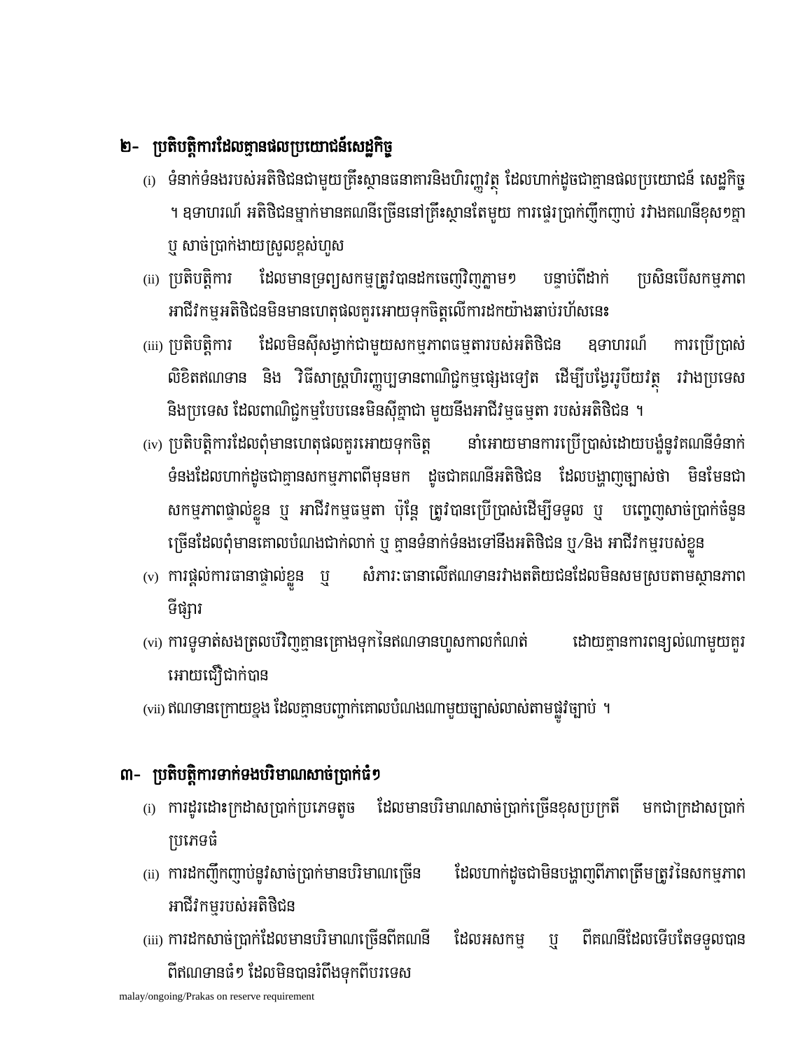## ២- ប្រតិបត្តិការដែលគ្មានផលប្រយោជន៍សេដ្ឋកិច្ច

(i) ទំនាក់ទំនងរបស់អតិថិជនជាមួយគ្រឹះស្ថានធនាគារនិងហិរញ្ញវត្ថុ ដែលហាក់ដូចជាគ្មានផលប្រយោជន៍ សេដ្ឋកិច្ច ។ ឧទាហរណ៍ អតិថិជនម្នាក់មានគណនីច្រើននៅគ្រឹះស្ថានតែមួយ ការផ្ទេរប្រាក់ញឹកញាប់ រវាងគណនីខុសៗគ្នា ឬ សាច់ប្រាក់ងាយស្រួលខ្ពស់ហួស

(ii) ប្រតិបត្តិការ ដែលមានទ្រព្យសកម្មត្រូវបានដកចេញវិញភ្លាមៗ បន្ទាប់ពីដាក់ ប្រសិនបើសកម្មភាពអាជីវកម្មអតិថិជនមិនមានហេតុផលគួរអោយទុកចិត្តលើការដកយ៉ាងឆាប់រហ័សនេះ

(iii) ប្រតិបត្តិការ ដែលមិនស៊ីសង្វាក់ជាមួយសកម្មភាពធម្មតារបស់អតិថិជន ឧទាហរណ៍ ការប្រើប្រាស់លិខិតឥណទាន និង វិធីសាស្ត្រហិរញ្ញប្បទានពាណិជ្ជកម្មផ្សេងទៀត ដើម្បីបង្វែររូបិយវត្ថុ រវាងប្រទេសនិងប្រទេស ដែលពាណិជ្ជកម្មបែបនេះមិនស៊ីគ្នាជា មួយនឹងអាជីវកម្មធម្មតា របស់អតិថិជន ។

(iv) ប្រតិបត្តិការដែលពុំមានហេតុផលគួរអោយទុកចិត្ត នាំអោយមានការប្រើប្រាស់ដោយបង្ខំនូវគណនីទំនាក់ទំនងដែលហាក់ដូចជាគ្មានសកម្មភាពពីមុនមក ដូចជាគណនីអតិថិជន ដែលបង្ហាញច្បាស់ថា មិនមែនជាសកម្មភាពផ្ទាល់ខ្លួន ឬ អាជីវកម្មធម្មតា ប៉ុន្តែ ត្រូវបានប្រើប្រាស់ដើម្បីទទួល ឬ បញ្ចេញសាច់ប្រាក់ចំនួនច្រើនដែលពុំមានគោលបំណងជាក់លាក់ ឬ គ្មានទំនាក់ទំនងទៅនឹងអតិថិជន ឬ/និង អាជីវកម្មរបស់ខ្លួន

(v) ការផ្តល់ការធានាផ្ទាល់ខ្លួន ឬ សំភារៈធានាលើឥណទានរវាងតតិយជនដែលមិនសមស្របតាមស្ថានភាពទីផ្សារ

(vi) ការទូទាត់សងត្រលប់វិញគ្មានគ្រោងទុកនៃឥណទានហួសកាលកំណត់ ដោយគ្មានការពន្យល់ណាមួយគួរអោយជឿជាក់បាន

(vii) ឥណទានក្រោយខ្នង ដែលគ្មានបញ្ជាក់គោលបំណងណាមួយច្បាស់លាស់តាមផ្លូវច្បាប់ ។

## ៣- ប្រតិបត្តិការទាក់ទងបរិមាណសាច់ប្រាក់ធំៗ

(i) ការដូរដោះក្រដាសប្រាក់ប្រភេទតូច ដែលមានបរិមាណសាច់ប្រាក់ច្រើនខុសប្រក្រតី មកជាក្រដាសប្រាក់ប្រភេទធំ

(ii) ការដកញឹកញាប់នូវសាច់ប្រាក់មានបរិមាណច្រើន ដែលហាក់ដូចជាមិនបង្ហាញពីភាពត្រឹមត្រូវនៃសកម្មភាពអាជីវកម្មរបស់អតិថិជន

(iii) ការដកសាច់ប្រាក់ដែលមានបរិមាណច្រើនពីគណនី ដែលអសកម្ម ឬ ពីគណនីដែលទើបតែទទួលបានពីឥណទានធំៗ ដែលមិនបានរំពឹងទុកពីបរទេស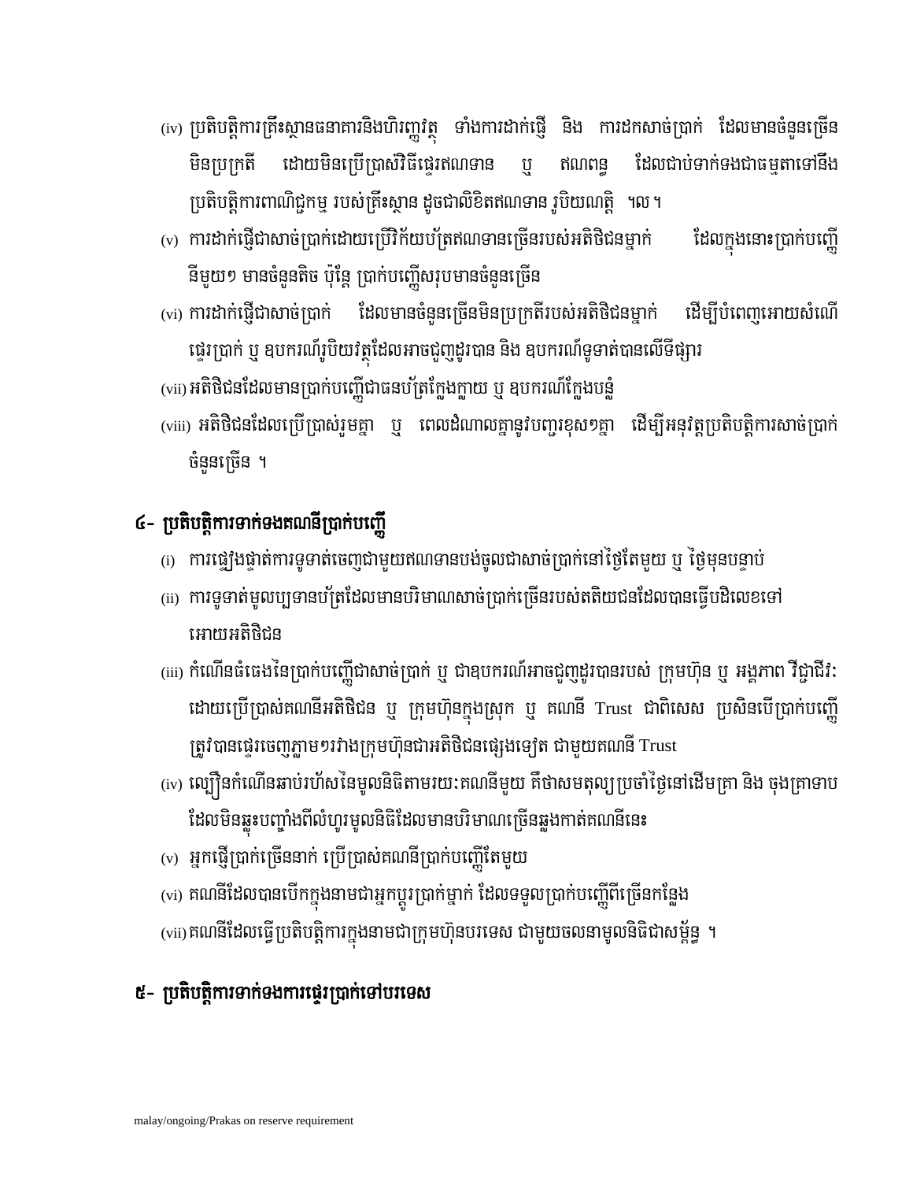(iv) ប្រតិបត្តិការគ្រឹះស្ថានធនាគារនិងហិរញ្ញវត្ថុ ទាំងការដាក់ផ្ញើ និង ការដកសាច់ប្រាក់ ដែលមានចំនួនច្រើនមិនប្រក្រតី ដោយមិនប្រើប្រាស់វិធីផ្ទេរឥណទាន ឬ ឥណពន្ធ ដែលជាប់ទាក់ទងជាធម្មតាទៅនឹងប្រតិបត្តិការពាណិជ្ជកម្ម របស់គ្រឹះស្ថាន ដូចជាលិខិតឥណទាន រូបិយណត្តិ ។ល ។

(v) ការដាក់ផ្ញើជាសាច់ប្រាក់ដោយប្រើវិក័យប័ត្រឥណទានច្រើនរបស់អតិថិជនម្នាក់ ដែលក្នុងនោះប្រាក់បញ្ញើនីមួយៗ មានចំនួនតិច ប៉ុន្តែ ប្រាក់បញ្ញើសរុបមានចំនួនច្រើន

(vi) ការដាក់ផ្ញើជាសាច់ប្រាក់ ដែលមានចំនួនច្រើនមិនប្រក្រតីរបស់អតិថិជនម្នាក់ ដើម្បីបំពេញអោយសំណើផ្ទេរប្រាក់ ឬ ឧបករណ៍រូបិយវត្ថុដែលអាចជួញដូរបាន និង ឧបករណ៍ទូទាត់បានលើទីផ្សារ

(vii) អតិថិជនដែលមានប្រាក់បញ្ញើជាធនប័ត្រក្លែងក្លាយ ឬ ឧបករណ៍ក្លែងបន្លំ

(viii) អតិថិជនដែលប្រើប្រាស់រូមគ្នា ឬ ពេលដំណាលគ្នានូវបញ្ជរខុសៗគ្នា ដើម្បីអនុវត្តប្រតិបត្តិការសាច់ប្រាក់ចំនួនច្រើន ។

## ៤- ប្រតិបត្តិការទាក់ទងគណនីប្រាក់បញ្ញើ

(i) ការផ្ទៀងផ្ទាត់ការទូទាត់ចេញជាមួយឥណទានបង់ចូលជាសាច់ប្រាក់នៅថ្ងៃតែមួយ ឬ ថ្ងៃមុនបន្ទាប់

(ii) ការទូទាត់មូលប្បទានប័ត្រដែលមានបរិមាណសាច់ប្រាក់ច្រើនរបស់តតិយជនដែលបានធ្វើបដិលេខទៅអោយអតិថិជន

(iii) កំណើនធំធេងនៃប្រាក់បញ្ញើជាសាច់ប្រាក់ ឬ ជាឧបករណ៍អាចជួញដូរបានរបស់ ក្រុមហ៊ុន ឬ អង្គភាព វិជ្ជាជីវៈ ដោយប្រើប្រាស់គណនីអតិថិជន ឬ ក្រុមហ៊ុនក្នុងស្រុក ឬ គណនី Trust ជាពិសេស ប្រសិនបើប្រាក់បញ្ញើត្រូវបានផ្ទេរចេញភ្លាមៗរវាងក្រុមហ៊ុនជាអតិថិជនផ្សេងទៀត ជាមួយគណនី Trust

(iv) ល្បឿនកំណើនឆាប់រហ័សនៃមូលនិធិតាមរយៈគណនីមួយ គឺថាសមតុល្យប្រចាំថ្ងៃនៅដើមគ្រា និង ចុងគ្រាទាប ដែលមិនឆ្លុះបញ្ចាំងពីលំហូរមូលនិធិដែលមានបរិមាណច្រើនឆ្លងកាត់គណនីនេះ

(v) អ្នកផ្ញើប្រាក់ច្រើននាក់ ប្រើប្រាស់គណនីប្រាក់បញ្ញើតែមួយ

(vi) គណនីដែលបានបើកក្នុងនាមជាអ្នកប្តូរប្រាក់ម្នាក់ ដែលទទួលប្រាក់បញ្ញើពីច្រើនកន្លែង

(vii) គណនីដែលធ្វើប្រតិបត្តិការក្នុងនាមជាក្រុមហ៊ុនបរទេស ជាមួយចលនាមូលនិធិជាសម្ព័ន្ធ ។

## ៥- ប្រតិបត្តិការទាក់ទងការផ្ទេរប្រាក់ទៅបរទេស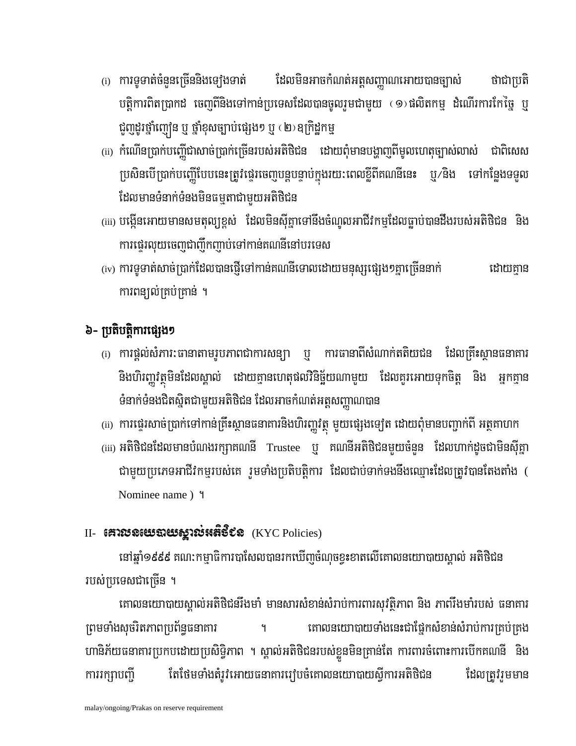(i) ការទូទាត់ចំនួនច្រើននិងទៀងទាត់ ដែលមិនអាចកំណត់អត្តសញ្ញាណអោយបានច្បាស់ ថាជាប្រតិបត្តិការពិតប្រាកដ ចេញពីនិងទៅកាន់ប្រទេសដែលបានចូលរួមជាមួយ (១)ផលិតកម្ម ដំណើរការកែច្នៃ ឬ ជួញដូរថ្នាំញៀន ឬ ថ្នាំខុសច្បាប់ផ្សេងៗ ឬ (២)ឧក្រិដ្ឋកម្ម

(ii) កំណើនប្រាក់បញ្ញើជាសាច់ប្រាក់ច្រើនរបស់អតិថិជន ដោយពុំមានបង្ហាញពីមូលហេតុច្បាស់លាស់ ជាពិសេសប្រសិនបើប្រាក់បញ្ញើបែបនេះត្រូវផ្ទេរចេញបន្តបន្ទាប់ក្នុងរយៈពេលខ្លីពីគណនីនេះ ឬ/និង ទៅកន្លែងទទួលដែលមានទំនាក់ទំនងមិនធម្មតាជាមួយអតិថិជន

(iii) បង្កើនអោយមានសមតុល្យខ្ពស់ ដែលមិនស៊ីគ្នាទៅនឹងចំណូលអាជីវកម្មដែលធ្លាប់បានដឹងរបស់អតិថិជន និងការផ្ទេរលុយចេញជាញឹកញាប់ទៅកាន់គណនីនៅបរទេស

(iv) ការទូទាត់សាច់ប្រាក់ដែលបានផ្ញើទៅកាន់គណនីទោលដោយមនុស្សផ្សេងៗគ្នាច្រើននាក់ ដោយគ្មានការពន្យល់គ្រប់គ្រាន់ ។

## ៦- ប្រតិបត្តិការផ្សេងៗ

(i) ការផ្តល់សំភារៈធានាតាមរូបភាពជាការសន្យា ឬ ការធានាពីសំណាក់តតិយជន ដែលគ្រឹះស្ថានធនាគារនិងហិរញ្ញវត្ថុមិនដែលស្គាល់ ដោយគ្មានហេតុផលវិនិច្ឆ័យណាមួយ ដែលគួរអោយទុកចិត្ត និង អ្នកគ្មានទំនាក់ទំនងជិតស្និតជាមួយអតិថិជន ដែលអាចកំណត់អត្តសញ្ញាណបាន

(ii) ការផ្ទេរសាច់ប្រាក់ទៅកាន់គ្រឹះស្ថានធនាគារនិងហិរញ្ញវត្ថុ មួយផ្សេងទៀត ដោយពុំមានបញ្ជាក់ពី អត្ថគាហក

(iii) អតិថិជនដែលមានបំណងរក្សាគណនី Trustee ឬ គណនីអតិថិជនមួយចំនួន ដែលហាក់ដូចជាមិនស៊ីគ្នាជាមួយប្រភេទអាជីវកម្មរបស់គេ រួមទាំងប្រតិបត្តិការ ដែលជាប់ទាក់ទងនឹងឈ្មោះដែលត្រូវបានតែងតាំង ( Nominee name ) ។

## II- **គោលនយោបាយស្គាល់អតិថិជន** (KYC Policies)

នៅឆ្នាំ១៩៩៩ គណៈកម្មាធិការបាសែលបានរកឃើញចំណុចខ្វះខាតលើគោលនយោបាយស្គាល់ អតិថិជនរបស់ប្រទេសជាច្រើន ។

គោលនយោបាយស្គាល់អតិថិជនរឹងមាំ មានសារសំខាន់សំរាប់ការពារសុវត្ថិភាព និង ភាពរឹងមាំរបស់ ធនាគារ ព្រមទាំងសុចរិតភាពប្រព័ន្ធធនាគារ ។ គោលនយោបាយទាំងនេះជាផ្នែកសំខាន់សំរាប់ការគ្រប់គ្រងហានិភ័យធនាគារប្រកបដោយប្រសិទ្ធិភាព ។ ស្គាល់អតិថិជនរបស់ខ្លួនមិនគ្រាន់តែ ការពារចំពោះការបើកគណនី និងការរក្សាបញ្ជី តែថែមទាំងតំរូវអោយធនាគាររៀបចំគោលនយោបាយស្ទីការអតិថិជន ដែលត្រូវរួមមាន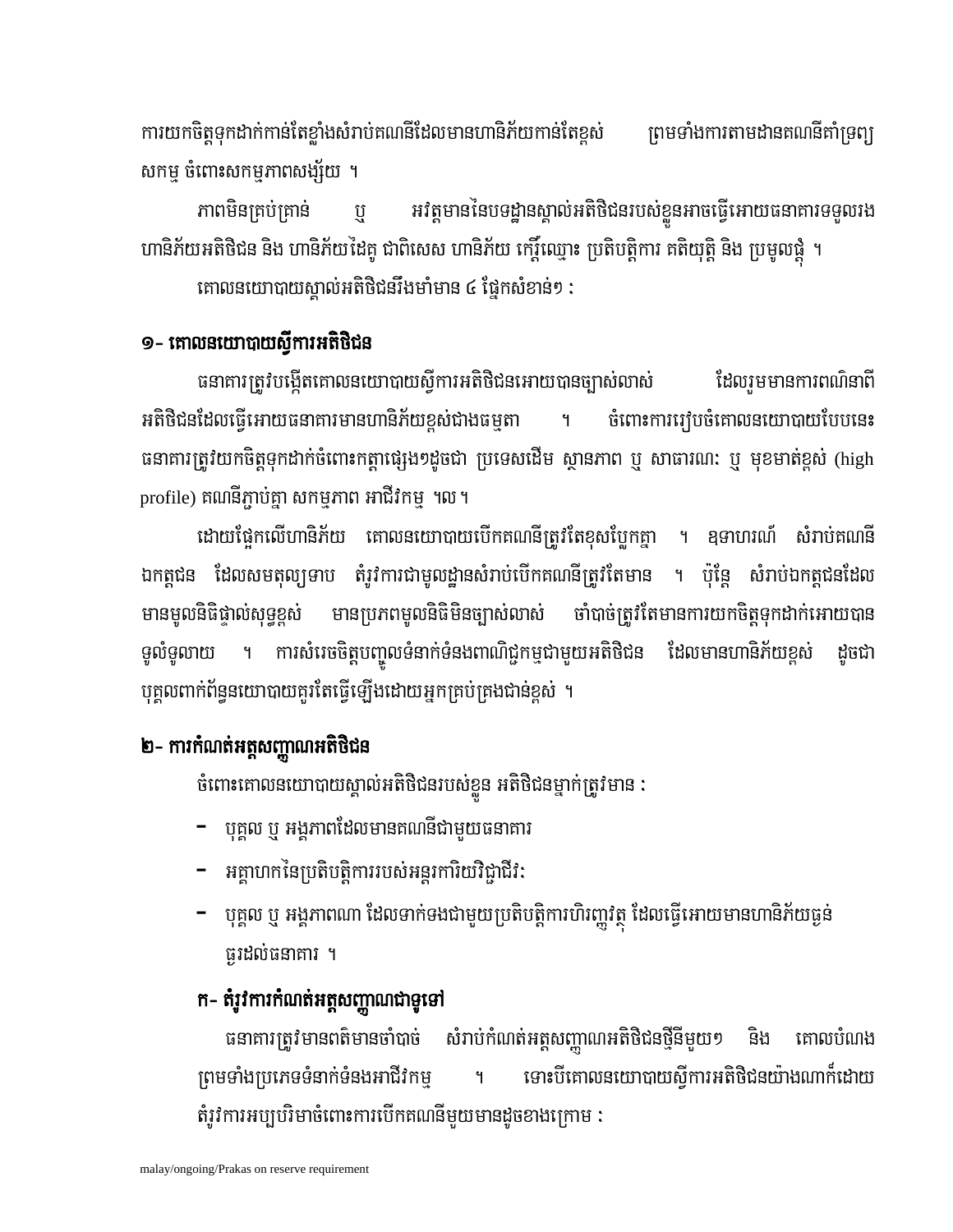ការយកចិត្តទុកដាក់កាន់តែខ្លាំងសំរាប់គណនីដែលមានហានិភ័យកាន់តែខ្ពស់ ព្រមទាំងការតាមដានគណនីគាំទ្រព្យសកម្ម ចំពោះសកម្មភាពសង្ស័យ ។

ភាពមិនគ្រប់គ្រាន់ ឬ អវត្តមាននៃបទដ្ឋានស្គាល់អតិថិជនរបស់ខ្លួនអាចធ្វើអោយធនាគារទទួលរងហានិភ័យអតិថិជន និង ហានិភ័យដៃគូ ជាពិសេស ហានិភ័យ កេរ្តិ៍ឈ្មោះ ប្រតិបត្តិការ គតិយុត្តិ និង ប្រមូលផ្តុំ ។

គោលនយោបាយស្គាល់អតិថិជនរឹងមាំមាន ៤ ផ្នែកសំខាន់ៗ :

## ១- គោលនយោបាយស្វីការអតិថិជន

ធនាគារត្រូវបង្កើតគោលនយោបាយស្វីការអតិថិជនអោយបានច្បាស់លាស់ ដែលរួមមានការពណ៌នាពីអតិថិជនដែលធ្វើអោយធនាគារមានហានិភ័យខ្ពស់ជាងធម្មតា ។ ចំពោះការរៀបចំគោលនយោបាយបែបនេះ ធនាគារត្រូវយកចិត្តទុកដាក់ចំពោះកត្តាផ្សេងៗដូចជា ប្រទេសដើម ស្ថានភាព ឬ សាធារណៈ ឬ មុខមាត់ខ្ពស់ (high profile) គណនីភ្ជាប់គ្នា សកម្មភាព អាជីវកម្ម ។ល ។

ដោយផ្អែកលើហានិភ័យ គោលនយោបាយបើកគណនីត្រូវតែខុសប្លែកគ្នា ។ ឧទាហរណ៍ សំរាប់គណនីឯកត្តជន ដែលសមតុល្យទាប តំរូវការជាមូលដ្ឋានសំរាប់បើកគណនីត្រូវតែមាន ។ ប៉ុន្តែ សំរាប់ឯកត្តជនដែលមានមូលនិធិផ្ទាល់សុទ្ធខ្ពស់ មានប្រភពមូលនិធិមិនច្បាស់លាស់ ចាំបាច់ត្រូវតែមានការយកចិត្តទុកដាក់អោយបានទូលំទូលាយ ។ ការសំរេចចិត្តបញ្ចូលទំនាក់ទំនងពាណិជ្ជកម្មជាមួយអតិថិជន ដែលមានហានិភ័យខ្ពស់ ដូចជា បុគ្គលពាក់ព័ន្ធនយោបាយគួរតែធ្វើឡើងដោយអ្នកគ្រប់គ្រងជាន់ខ្ពស់ ។

## ២- ការកំណត់អត្តសញ្ញាណអតិថិជន

ចំពោះគោលនយោបាយស្គាល់អតិថិជនរបស់ខ្លួន អតិថិជនម្នាក់ត្រូវមាន :

- បុគ្គល ឬ អង្គភាពដែលមានគណនីជាមួយធនាគារ
- អគ្គាហកនៃប្រតិបត្តិការរបស់អន្តរការិយវិជ្ជាជីវៈ
- បុគ្គល ឬ អង្គភាពណា ដែលទាក់ទងជាមួយប្រតិបត្តិការហិរញ្ញវត្ថុ ដែលធ្វើអោយមានហានិភ័យធ្ងន់ធ្ងរដល់ធនាគារ ។

### ក- តំរូវការកំណត់អត្តសញ្ញាណជាទូទៅ

ធនាគារត្រូវមានពត៌មានចាំបាច់ សំរាប់កំណត់អត្តសញ្ញាណអតិថិជនថ្មីនីមួយៗ និង គោលបំណងព្រមទាំងប្រភេទទំនាក់ទំនងអាជីវកម្ម ។ ទោះបីគោលនយោបាយស្វីការអតិថិជនយ៉ាងណាក៏ដោយ តំរូវការអប្បបរិមាចំពោះការបើកគណនីមួយមានដូចខាងក្រោម :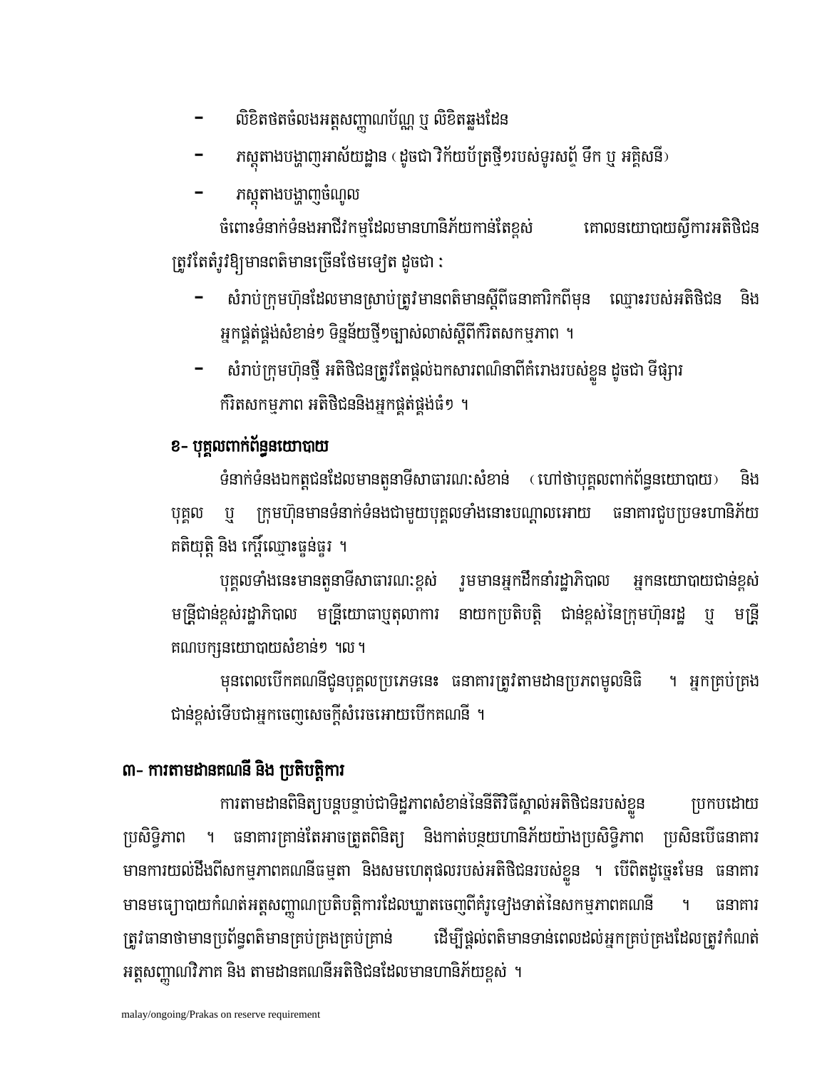- លិខិតថតចំលងអត្តសញ្ញាណប័ណ្ណ ឬ លិខិតឆ្លងដែន
- ភស្តុតាងបង្ហាញអាស័យដ្ឋាន (ដូចជា វិក័យប័ត្រថ្មីៗរបស់ទូរសព្ទ័ ទឹក ឬ អគ្គិសនី)
- ភស្តុតាងបង្ហាញចំណូល

ចំពោះទំនាក់ទំនងអាជីវកម្មដែលមានហានិភ័យកាន់តែខ្ពស់ គោលនយោបាយស្គាល់អតិថិជនត្រូវតែតំរូវឱ្យមានពត៌មានច្រើនថែមទៀត ដូចជា :

- សំរាប់ក្រុមហ៊ុនដែលមានស្រាប់ត្រូវមានពត៌មានស្តីពីធនាគារកពីមុន ឈ្មោះរបស់អតិថិជន និង អ្នកផ្គត់ផ្គង់សំខាន់ៗ ទិន្នន័យថ្មីៗច្បាស់លាស់ស្តីពីកិរិតសកម្មភាព ។
- សំរាប់ក្រុមហ៊ុនថ្មី អតិថិជនត្រូវតែផ្តល់ឯកសារពណ៌នាពីគំរោងរបស់ខ្លួន ដូចជា ទីផ្សារ កំរិតសកម្មភាព អតិថិជននិងអ្នកផ្គត់ផ្គង់ធំៗ ។

## ខ- បុគ្គលពាក់ព័ន្ធនយោបាយ

ទំនាក់ទំនងឯកត្តជនដែលមានតួនាទីសាធារណៈសំខាន់ (ហៅថាបុគ្គលពាក់ព័ន្ធនយោបាយ) និង បុគ្គល ឬ ក្រុមហ៊ុនមានទំនាក់ទំនងជាមួយបុគ្គលទាំងនោះបណ្តាលអោយ ធនាគារជួបប្រទះហានិភ័យ គតិយុត្តិ និង កេរ្តិ៍ឈ្មោះធ្ងន់ធ្ងរ ។

បុគ្គលទាំងនេះមានតួនាទីសាធារណៈខ្ពស់ រួមមានអ្នកដឹកនាំរដ្ឋាភិបាល អ្នកនយោបាយជាន់ខ្ពស់ មន្ត្រីជាន់ខ្ពស់រដ្ឋាភិបាល មន្ត្រីយោធាឬតុលាការ នាយកប្រតិបត្តិ ជាន់ខ្ពស់នៃក្រុមហ៊ុនរដ្ឋ ឬ មន្ត្រី គណបក្សនយោបាយសំខាន់ៗ ។ល។

មុនពេលបើកគណនីជូនបុគ្គលប្រភេទនេះ ធនាគារត្រូវតាមដានប្រភពមូលនិធិ ។ អ្នកគ្រប់គ្រង ជាន់ខ្ពស់ទើបជាអ្នកចេញសេចក្តីសំរេចអោយបើកគណនី ។

## ៣- ការតាមដានគណនី និង ប្រតិបត្តិការ

ការតាមដានពិនិត្យបន្តបន្ទាប់ជាទិដ្ឋភាពសំខាន់នៃនីតិវិធីស្គាល់អតិថិជនរបស់ខ្លួន ប្រកបដោយ ប្រសិទ្ធិភាព ។ ធនាគារគ្រាន់តែអាចត្រួតពិនិត្យ និងកាត់បន្ថយហានិភ័យយ៉ាងប្រសិទ្ធិភាព ប្រសិនបើធនាគារ មានការយល់ដឹងពីសកម្មភាពគណនីធម្មតា និងសមហេតុផលរបស់អតិថិជនរបស់ខ្លួន ។ បើពិតដូច្នេះមែន ធនាគារ មានមធ្យោបាយកំណត់អត្តសញ្ញាណប្រតិបត្តិការដែលឃ្លាតចេញពីគំរូទៀងទាត់នៃសកម្មភាពគណនី ។ ធនាគារ ត្រូវធានាថាមានប្រព័ន្ធពត៌មានគ្រប់គ្រងគ្រប់គ្រាន់ ដើម្បីផ្តល់ពត៌មានទាន់ពេលដល់អ្នកគ្រប់គ្រងដែលត្រូវកំណត់ អត្តសញ្ញាណវិភាគ និង តាមដានគណនីអតិថិជនដែលមានហានិភ័យខ្ពស់ ។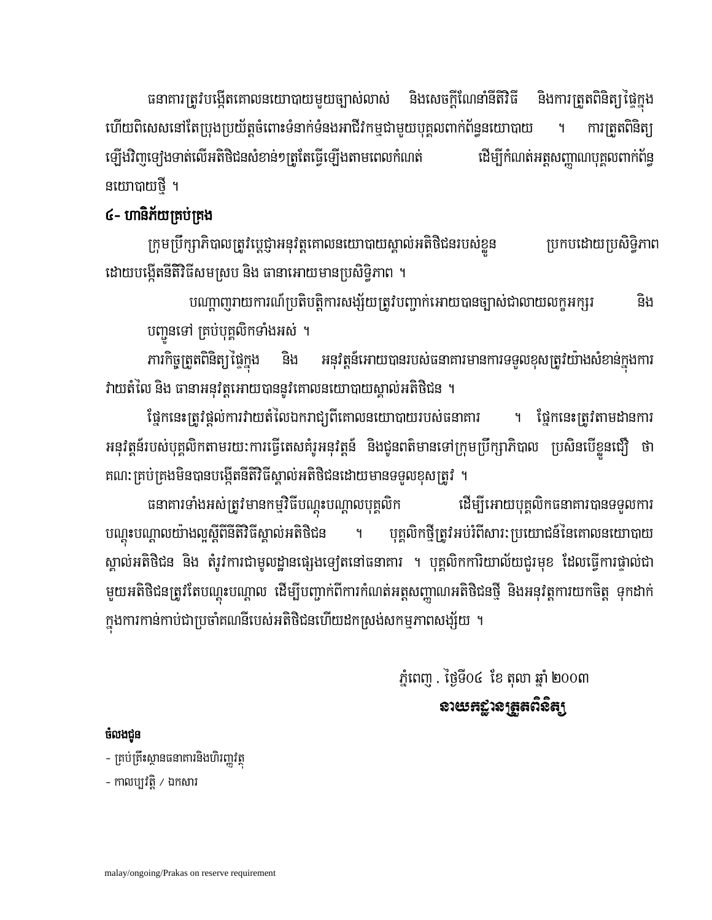ធនាគារត្រូវបង្កើតគោលនយោបាយមួយច្បាស់លាស់ និងសេចក្តីណែនាំនីតិវិធី និងការត្រួតពិនិត្យផ្ទៃក្នុង ហើយពិសេសនៅតែប្រុងប្រយ័ត្នចំពោះទំនាក់ទំនងអាជីវកម្មជាមួយបុគ្គលពាក់ព័ន្ធនយោបាយ ។ ការត្រួតពិនិត្យឡើងវិញទៀងទាត់លើអតិថិជនសំខាន់ៗត្រូវតែធ្វើឡើងតាមពេលកំណត់ ដើម្បីកំណត់អត្តសញ្ញាណបុគ្គលពាក់ព័ន្ធនយោបាយថ្មី ។

### ៤- ហានិភ័យគ្រប់គ្រង

ក្រុមប្រឹក្សាភិបាលត្រូវប្តេជ្ញាអនុវត្តគោលនយោបាយស្គាល់អតិថិជនរបស់ខ្លួន ប្រកបដោយប្រសិទ្ធិភាព ដោយបង្កើតនីតិវិធីសមស្រប និង ធានាអោយមានប្រសិទ្ធិភាព ។

បណ្តាញរាយការណ៍ប្រតិបត្តិការសង្ស័យត្រូវបញ្ជាក់អោយបានច្បាស់ជាលាយលក្ខអក្សរ និង បញ្ជូនទៅ គ្រប់បុគ្គលិកទាំងអស់ ។

ភារកិច្ចត្រួតពិនិត្យផ្ទៃក្នុង និង អនុវត្តន៍អោយបានរបស់ធនាគារមានការទទួលខុសត្រូវយ៉ាងសំខាន់ក្នុងការវាយតំលៃ និង ធានាអនុវត្តអោយបានទូវគោលនយោបាយស្គាល់អតិថិជន ។

ផ្នែកនេះត្រូវផ្តល់ការវាយតំលៃឯករាជ្យពីគោលនយោបាយរបស់ធនាគារ ។ ផ្នែកនេះត្រូវតាមដានការអនុវត្តន៍របស់បុគ្គលិកតាមរយៈការធ្វើតេសគំរូអនុវត្តន៍ និងជូនពត៌មានទៅក្រុមប្រឹក្សាភិបាល ប្រសិនបើខ្លួនជឿ ថា គណៈគ្រប់គ្រងមិនបានបង្កើតនីតិវិធីស្គាល់អតិថិជនដោយមានទទួលខុសត្រូវ ។

ធនាគារទាំងអស់ត្រូវមានកម្មវិធីបណ្តុះបណ្តាលបុគ្គលិក ដើម្បីអោយបុគ្គលិកធនាគារបានទទួលការបណ្តុះបណ្តាលយ៉ាងល្អស្តីពីនីតិវិធីស្គាល់អតិថិជន ។ បុគ្គលិកថ្មីត្រូវអប់រំពីសារៈប្រយោជន៍នៃគោលនយោបាយស្គាល់អតិថិជន និង តំរូវការជាមូលដ្ឋានផ្សេងទៀតនៅធនាគារ ។ បុគ្គលិកការិយាល័យជួរមុខ ដែលធ្វើការផ្ទាល់ជាមួយអតិថិជនត្រូវតែបណ្តុះបណ្តាល ដើម្បីបញ្ជាក់ពីការកំណត់អត្តសញ្ញាណអតិថិជនថ្មី និងអនុវត្តការយកចិត្ត ទុកដាក់ក្នុងការកាន់កាប់ជាប្រចាំគណនីរបស់អតិថិជនហើយដកស្រង់សកម្មភាពសង្ស័យ ។

ភ្នំពេញ , ថ្ងៃទី០៤ ខែ តុលា ឆ្នាំ ២០០៣

**នាយកដ្ឋានត្រួតពិនិត្យ**

**ចំលងជូន**

- គ្រប់គ្រឹះស្ថានធនាគារនិងហិរញ្ញវត្ថុ
- កាលប្បវត្តិ / ឯកសារ

malay/ongoing/Prakas on reserve requirement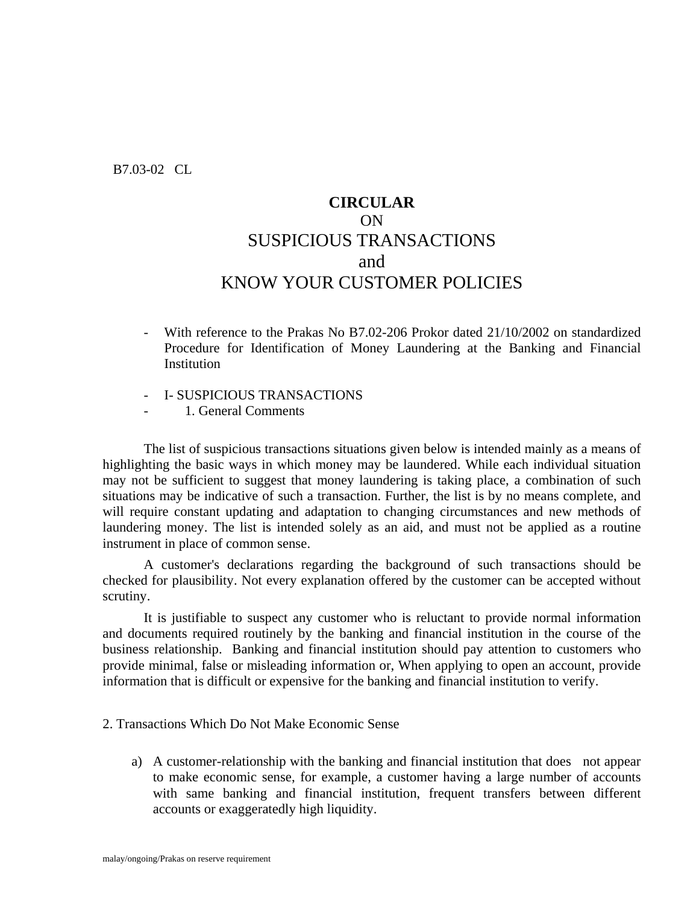B7.03-02 CL

# CIRCULAR
## ON
## SUSPICIOUS TRANSACTIONS
## and
## KNOW YOUR CUSTOMER POLICIES

- With reference to the Prakas No B7.02-206 Prokor dated 21/10/2002 on standardized Procedure for Identification of Money Laundering at the Banking and Financial Institution

- I- SUSPICIOUS TRANSACTIONS
- 1. General Comments

The list of suspicious transactions situations given below is intended mainly as a means of highlighting the basic ways in which money may be laundered. While each individual situation may not be sufficient to suggest that money laundering is taking place, a combination of such situations may be indicative of such a transaction. Further, the list is by no means complete, and will require constant updating and adaptation to changing circumstances and new methods of laundering money. The list is intended solely as an aid, and must not be applied as a routine instrument in place of common sense.

A customer's declarations regarding the background of such transactions should be checked for plausibility. Not every explanation offered by the customer can be accepted without scrutiny.

It is justifiable to suspect any customer who is reluctant to provide normal information and documents required routinely by the banking and financial institution in the course of the business relationship. Banking and financial institution should pay attention to customers who provide minimal, false or misleading information or, When applying to open an account, provide information that is difficult or expensive for the banking and financial institution to verify.

2. Transactions Which Do Not Make Economic Sense

a) A customer-relationship with the banking and financial institution that does not appear to make economic sense, for example, a customer having a large number of accounts with same banking and financial institution, frequent transfers between different accounts or exaggeratedly high liquidity.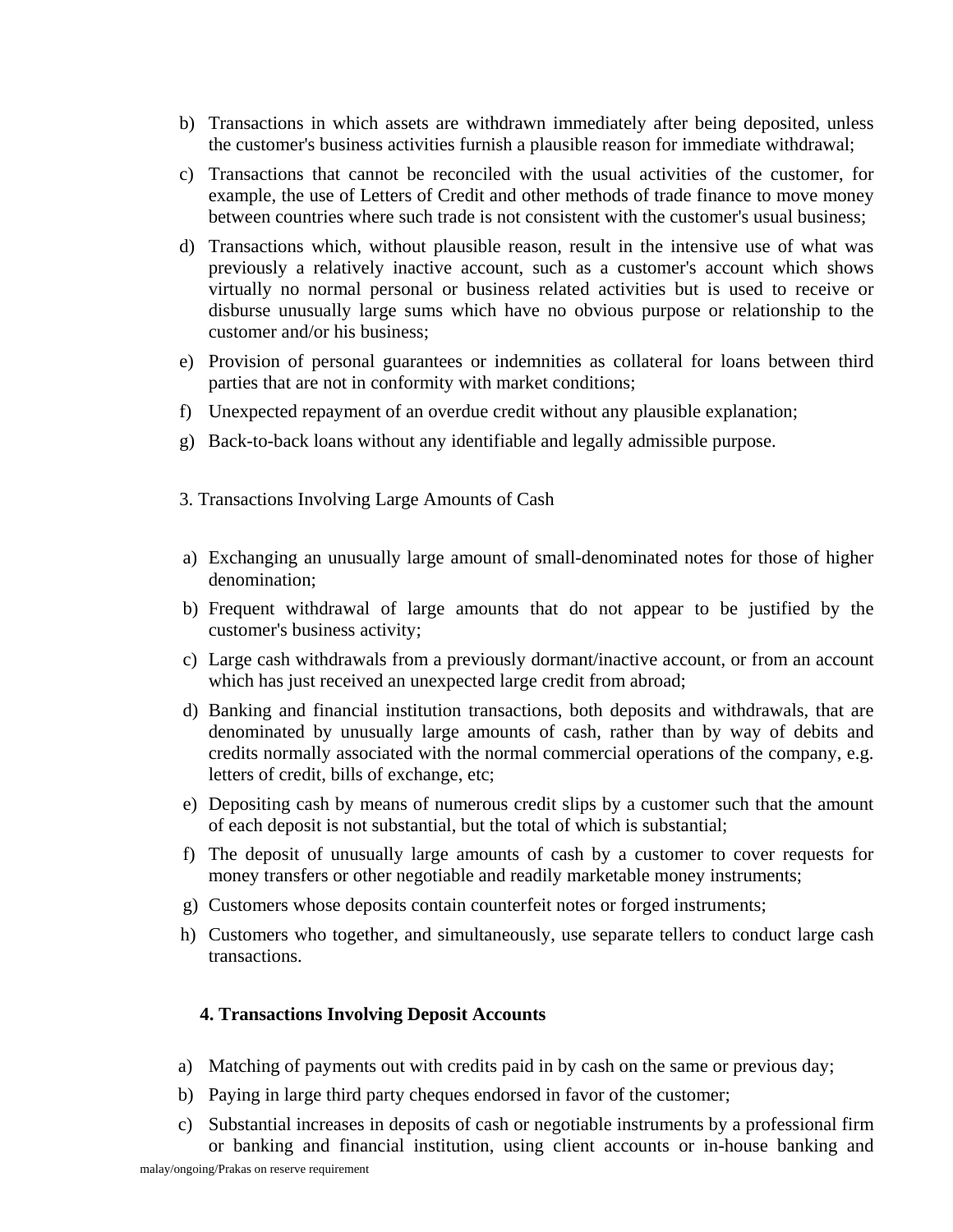b) Transactions in which assets are withdrawn immediately after being deposited, unless the customer's business activities furnish a plausible reason for immediate withdrawal;

c) Transactions that cannot be reconciled with the usual activities of the customer, for example, the use of Letters of Credit and other methods of trade finance to move money between countries where such trade is not consistent with the customer's usual business;

d) Transactions which, without plausible reason, result in the intensive use of what was previously a relatively inactive account, such as a customer's account which shows virtually no normal personal or business related activities but is used to receive or disburse unusually large sums which have no obvious purpose or relationship to the customer and/or his business;

e) Provision of personal guarantees or indemnities as collateral for loans between third parties that are not in conformity with market conditions;

f) Unexpected repayment of an overdue credit without any plausible explanation;

g) Back-to-back loans without any identifiable and legally admissible purpose.

3. Transactions Involving Large Amounts of Cash

a) Exchanging an unusually large amount of small-denominated notes for those of higher denomination;

b) Frequent withdrawal of large amounts that do not appear to be justified by the customer's business activity;

c) Large cash withdrawals from a previously dormant/inactive account, or from an account which has just received an unexpected large credit from abroad;

d) Banking and financial institution transactions, both deposits and withdrawals, that are denominated by unusually large amounts of cash, rather than by way of debits and credits normally associated with the normal commercial operations of the company, e.g. letters of credit, bills of exchange, etc;

e) Depositing cash by means of numerous credit slips by a customer such that the amount of each deposit is not substantial, but the total of which is substantial;

f) The deposit of unusually large amounts of cash by a customer to cover requests for money transfers or other negotiable and readily marketable money instruments;

g) Customers whose deposits contain counterfeit notes or forged instruments;

h) Customers who together, and simultaneously, use separate tellers to conduct large cash transactions.

**4. Transactions Involving Deposit Accounts**

a) Matching of payments out with credits paid in by cash on the same or previous day;

b) Paying in large third party cheques endorsed in favor of the customer;

c) Substantial increases in deposits of cash or negotiable instruments by a professional firm or banking and financial institution, using client accounts or in-house banking and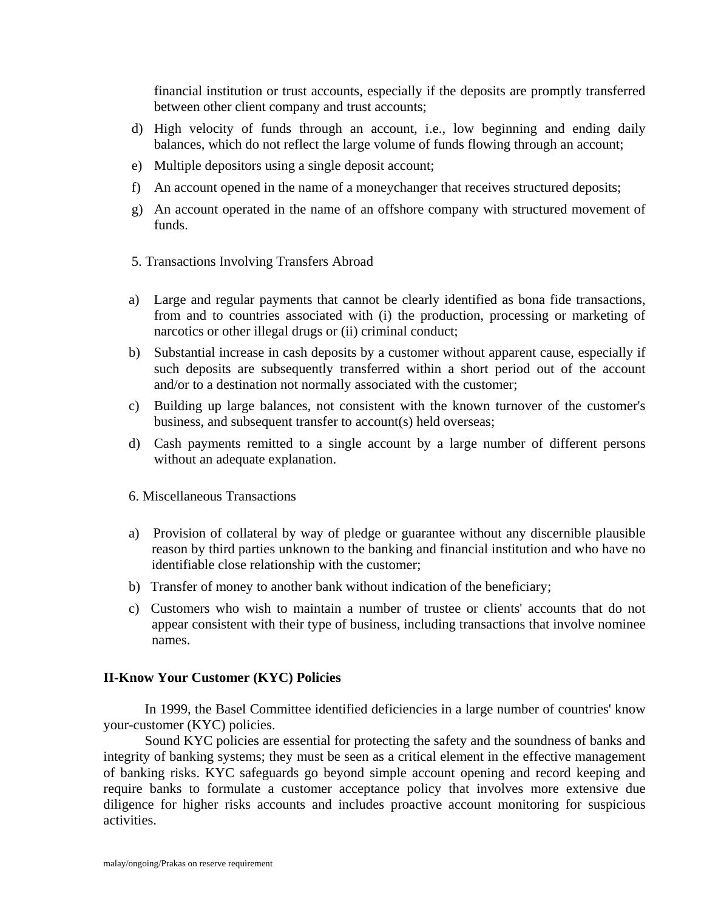financial institution or trust accounts, especially if the deposits are promptly transferred between other client company and trust accounts;

d) High velocity of funds through an account, i.e., low beginning and ending daily balances, which do not reflect the large volume of funds flowing through an account;

e) Multiple depositors using a single deposit account;

f) An account opened in the name of a moneychanger that receives structured deposits;

g) An account operated in the name of an offshore company with structured movement of funds.

5. Transactions Involving Transfers Abroad

a) Large and regular payments that cannot be clearly identified as bona fide transactions, from and to countries associated with (i) the production, processing or marketing of narcotics or other illegal drugs or (ii) criminal conduct;

b) Substantial increase in cash deposits by a customer without apparent cause, especially if such deposits are subsequently transferred within a short period out of the account and/or to a destination not normally associated with the customer;

c) Building up large balances, not consistent with the known turnover of the customer's business, and subsequent transfer to account(s) held overseas;

d) Cash payments remitted to a single account by a large number of different persons without an adequate explanation.

6. Miscellaneous Transactions

a) Provision of collateral by way of pledge or guarantee without any discernible plausible reason by third parties unknown to the banking and financial institution and who have no identifiable close relationship with the customer;

b) Transfer of money to another bank without indication of the beneficiary;

c) Customers who wish to maintain a number of trustee or clients' accounts that do not appear consistent with their type of business, including transactions that involve nominee names.

**II-Know Your Customer (KYC) Policies**

In 1999, the Basel Committee identified deficiencies in a large number of countries' know your-customer (KYC) policies.

Sound KYC policies are essential for protecting the safety and the soundness of banks and integrity of banking systems; they must be seen as a critical element in the effective management of banking risks. KYC safeguards go beyond simple account opening and record keeping and require banks to formulate a customer acceptance policy that involves more extensive due diligence for higher risks accounts and includes proactive account monitoring for suspicious activities.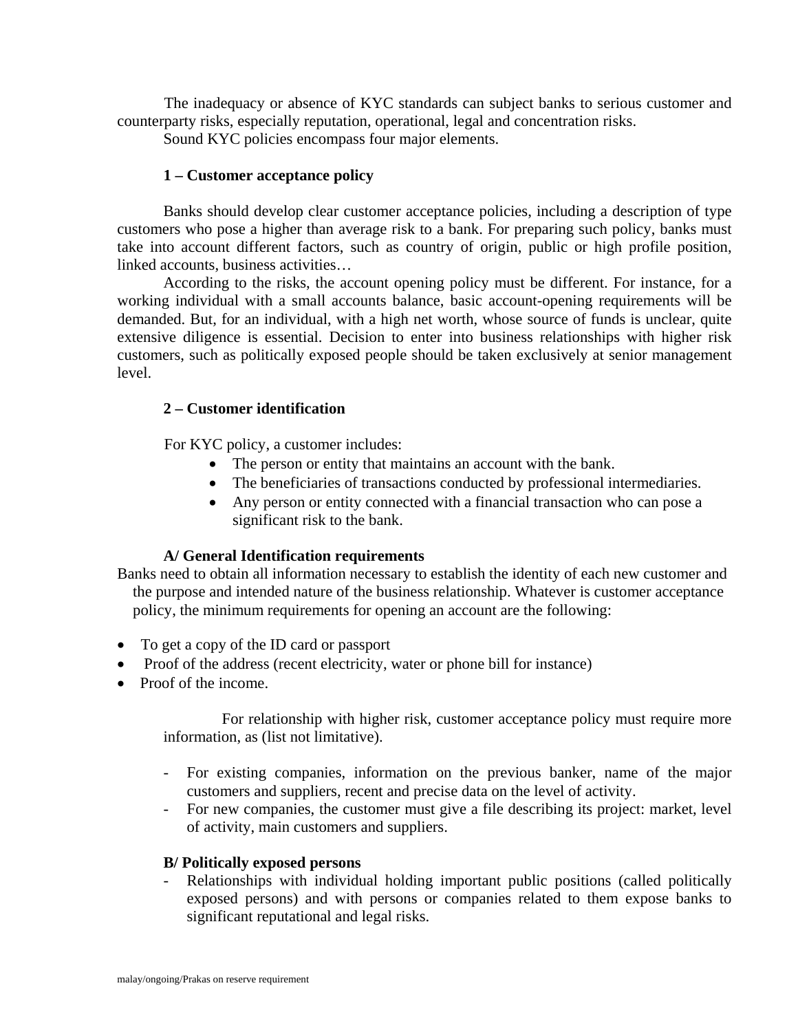The inadequacy or absence of KYC standards can subject banks to serious customer and counterparty risks, especially reputation, operational, legal and concentration risks.

Sound KYC policies encompass four major elements.

**1 – Customer acceptance policy**

Banks should develop clear customer acceptance policies, including a description of type customers who pose a higher than average risk to a bank. For preparing such policy, banks must take into account different factors, such as country of origin, public or high profile position, linked accounts, business activities…

According to the risks, the account opening policy must be different. For instance, for a working individual with a small accounts balance, basic account-opening requirements will be demanded. But, for an individual, with a high net worth, whose source of funds is unclear, quite extensive diligence is essential. Decision to enter into business relationships with higher risk customers, such as politically exposed people should be taken exclusively at senior management level.

**2 – Customer identification**

For KYC policy, a customer includes:

- The person or entity that maintains an account with the bank.
- The beneficiaries of transactions conducted by professional intermediaries.
- Any person or entity connected with a financial transaction who can pose a significant risk to the bank.

**A/ General Identification requirements**

Banks need to obtain all information necessary to establish the identity of each new customer and the purpose and intended nature of the business relationship. Whatever is customer acceptance policy, the minimum requirements for opening an account are the following:

- To get a copy of the ID card or passport
- Proof of the address (recent electricity, water or phone bill for instance)
- Proof of the income.

For relationship with higher risk, customer acceptance policy must require more information, as (list not limitative).

- For existing companies, information on the previous banker, name of the major customers and suppliers, recent and precise data on the level of activity.
- For new companies, the customer must give a file describing its project: market, level of activity, main customers and suppliers.

**B/ Politically exposed persons**

- Relationships with individual holding important public positions (called politically exposed persons) and with persons or companies related to them expose banks to significant reputational and legal risks.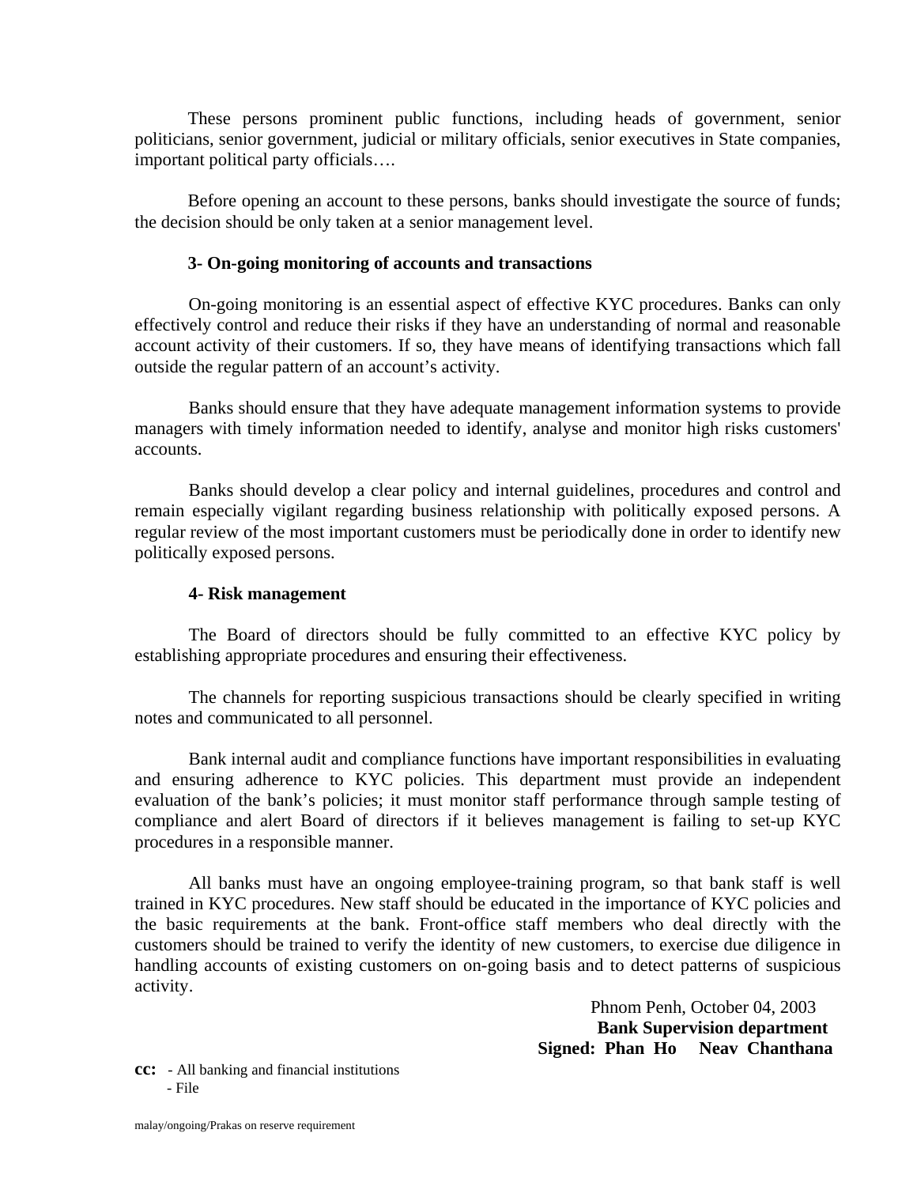These persons prominent public functions, including heads of government, senior politicians, senior government, judicial or military officials, senior executives in State companies, important political party officials….

Before opening an account to these persons, banks should investigate the source of funds; the decision should be only taken at a senior management level.

**3- On-going monitoring of accounts and transactions**

On-going monitoring is an essential aspect of effective KYC procedures. Banks can only effectively control and reduce their risks if they have an understanding of normal and reasonable account activity of their customers. If so, they have means of identifying transactions which fall outside the regular pattern of an account's activity.

Banks should ensure that they have adequate management information systems to provide managers with timely information needed to identify, analyse and monitor high risks customers' accounts.

Banks should develop a clear policy and internal guidelines, procedures and control and remain especially vigilant regarding business relationship with politically exposed persons. A regular review of the most important customers must be periodically done in order to identify new politically exposed persons.

**4- Risk management**

The Board of directors should be fully committed to an effective KYC policy by establishing appropriate procedures and ensuring their effectiveness.

The channels for reporting suspicious transactions should be clearly specified in writing notes and communicated to all personnel.

Bank internal audit and compliance functions have important responsibilities in evaluating and ensuring adherence to KYC policies. This department must provide an independent evaluation of the bank's policies; it must monitor staff performance through sample testing of compliance and alert Board of directors if it believes management is failing to set-up KYC procedures in a responsible manner.

All banks must have an ongoing employee-training program, so that bank staff is well trained in KYC procedures. New staff should be educated in the importance of KYC policies and the basic requirements at the bank. Front-office staff members who deal directly with the customers should be trained to verify the identity of new customers, to exercise due diligence in handling accounts of existing customers on on-going basis and to detect patterns of suspicious activity.

Phnom Penh, October 04, 2003

**Bank Supervision department**

**Signed: Phan Ho Neav Chanthana**

**cc:** - All banking and financial institutions
- File

malay/ongoing/Prakas on reserve requirement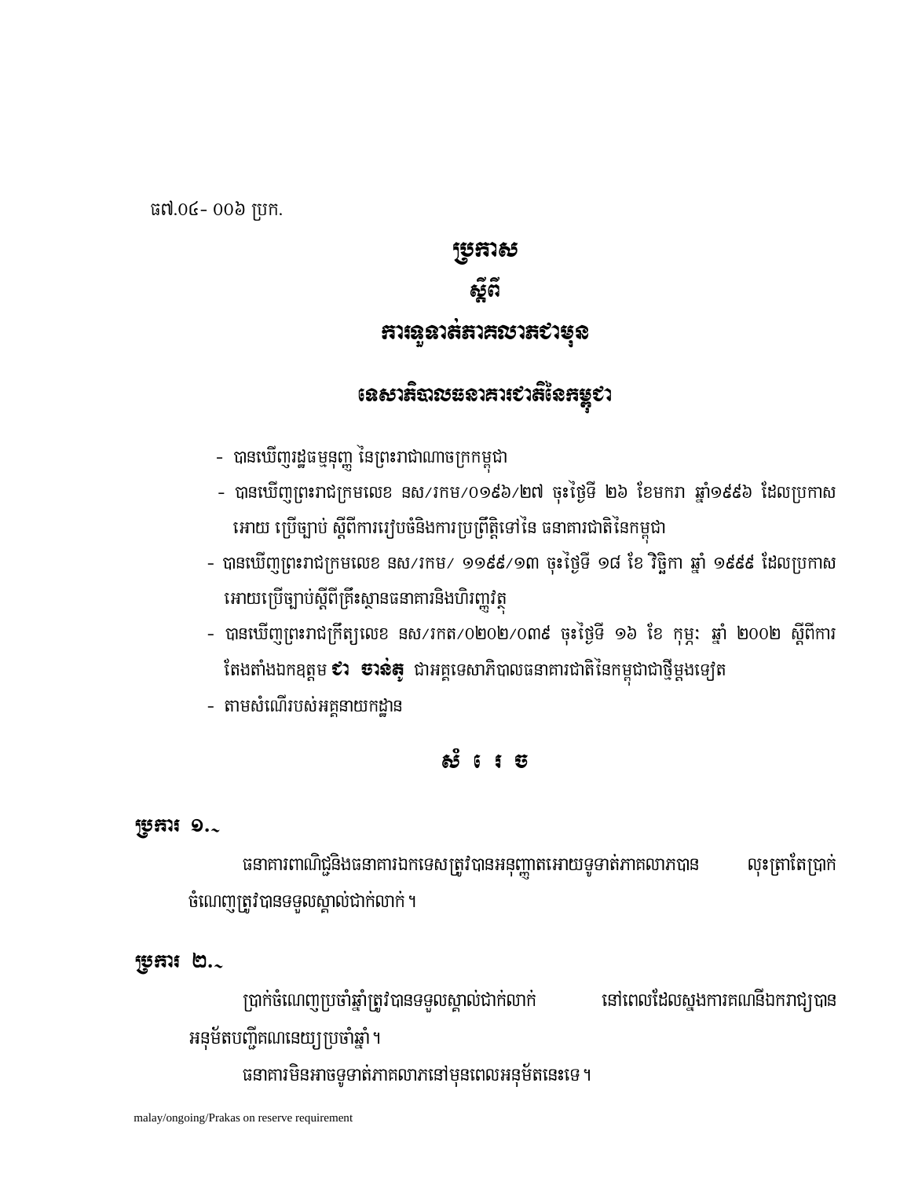ធ៧.០៤- ០០៦ ប្រក.

# ប្រកាស
# ស្តីពី
# ការទូទាត់ភាគលាភជាមុន

## ទេសាភិបាលធនាគារជាតិនៃកម្ពុជា

- បានឃើញរដ្ឋធម្មនុញ្ញ នៃព្រះរាជាណាចក្រកម្ពុជា
- បានឃើញព្រះរាជក្រមលេខ នស/រកម/០១៩៦/២៧ ចុះថ្ងៃទី ២៦ ខែមករា ឆ្នាំ១៩៩៦ ដែលប្រកាសអោយ ប្រើច្បាប់ ស្តីពីការរៀបចំនិងការប្រព្រឹត្តិទៅនៃ ធនាគារជាតិនៃកម្ពុជា
- បានឃើញព្រះរាជក្រមលេខ នស/រកម/ ១១៩៩/១៣ ចុះថ្ងៃទី ១៨ ខែ វិច្ឆិកា ឆ្នាំ ១៩៩៩ ដែលប្រកាសអោយប្រើច្បាប់ស្តីពីគ្រឹះស្ថានធនាគារនិងហិរញ្ញវត្ថុ
- បានឃើញព្រះរាជក្រឹត្យលេខ នស/រកត/០២០២/០៣៩ ចុះថ្ងៃទី ១៦ ខែ កុម្ភៈ ឆ្នាំ ២០០២ ស្តីពីការតែងតាំងឯកឧត្តម **ជា ចាន់តូ** ជាអគ្គទេសាភិបាលធនាគារជាតិនៃកម្ពុជាជាថ្មីម្តងទៀត
- តាមសំណើរបស់អគ្គនាយកដ្ឋាន

## ស ំ រ េ ច

**ប្រការ ១.-**

ធនាគារពាណិជ្ជនិងធនាគារឯកទេសត្រូវបានអនុញ្ញាតអោយទូទាត់ភាគលាភបាន លុះត្រាតែប្រាក់ចំណេញត្រូវបានទទួលស្គាល់ជាក់លាក់។

**ប្រការ ២.-**

ប្រាក់ចំណេញប្រចាំឆ្នាំត្រូវបានទទួលស្គាល់ជាក់លាក់ នៅពេលដែលស្នងការគណនីឯករាជ្យបានអនុម័តបញ្ជីគណនេយ្យប្រចាំឆ្នាំ។

ធនាគារមិនអាចទូទាត់ភាគលាភនៅមុនពេលអនុម័តនេះទេ។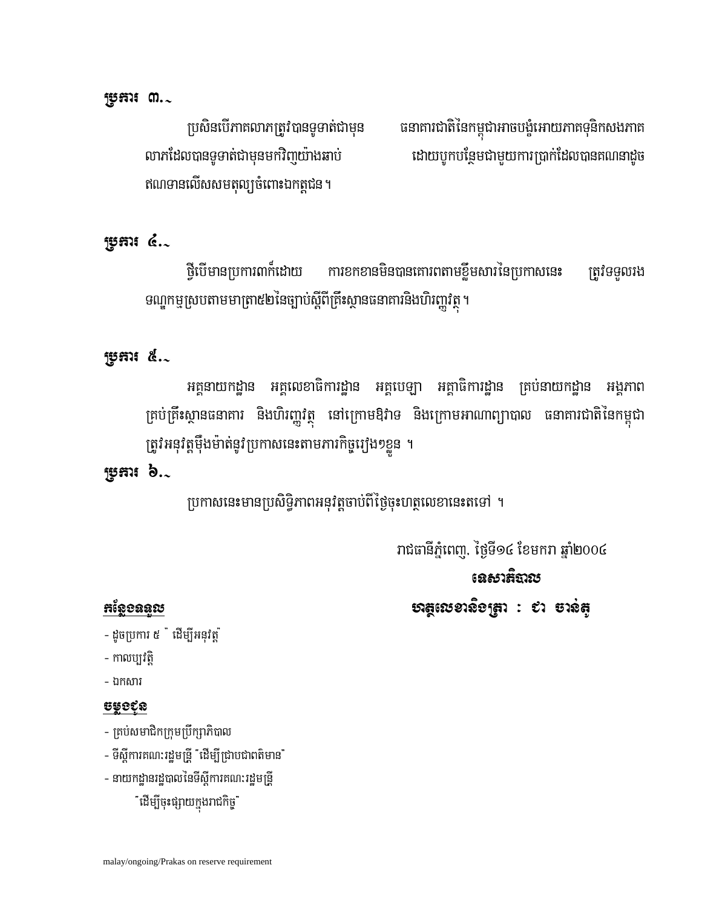**ប្រការ ៣.**–

ប្រសិនបើភាគលាភត្រូវបានទូទាត់ជាមុន ធនាគារជាតិនៃកម្ពុជាអាចបង្គំអោយភាគទុនិកសងភាគលាភដែលបានទូទាត់ជាមុនមកវិញយ៉ាងឆាប់ ដោយបូកបន្ថែមជាមួយការប្រាក់ដែលបានគណនាដូចឥណទានលើសសមតុល្យចំពោះឯកត្តជន។

**ប្រការ ៤.**–

ថ្វីបើមានប្រការពាក់ដោយ ការខកខានមិនបានគោរពតាមខ្លឹមសារនៃប្រកាសនេះ ត្រូវទទួលរងទណ្ឌកម្មស្របតាមមាត្រា៥២នៃច្បាប់ស្តីពីគ្រឹះស្ថានធនាគារនិងហិរញ្ញវត្ថុ។

**ប្រការ ៥.**–

អគ្គនាយកដ្ឋាន អគ្គលេខាធិការដ្ឋាន អគ្គបេឡា អគ្គាធិការដ្ឋាន គ្រប់នាយកដ្ឋាន អង្គភាពគ្រប់គ្រឹះស្ថានធនាគារ និងហិរញ្ញវត្ថុ នៅក្រោមឱវាទ និងក្រោមអាណាព្យាបាល ធនាគារជាតិនៃកម្ពុជា ត្រូវអនុវត្តម៉ឺងម៉ាត់នូវប្រកាសនេះតាមភារកិច្ចរៀងៗខ្លួន ។

**ប្រការ ៦.**–

ប្រកាសនេះមានប្រសិទ្ធិភាពអនុវត្តចាប់ពីថ្ងៃចុះហត្ថលេខានេះតទៅ ។

រាជធានីភ្នំពេញ, ថ្ងៃទី១៤ ខែមករា ឆ្នាំ២០០៤

**ទេសាភិបាល**

**ហត្ថលេខានិងត្រា : ជា ចាន់តូ**

**<u>កន្លែងទទួល</u>**

- ដូចប្រការ ៥ " ដើម្បីអនុវត្ត"
- កាលប្បវត្តិ
- ឯកសារ

**<u>ចម្លងជូន</u>**

- គ្រប់សមាជិកក្រុមប្រឹក្សាភិបាល
- ទីស្តីការគណៈរដ្ឋមន្ត្រី "ដើម្បីជ្រាបជាពត៌មាន"
- នាយកដ្ឋានរដ្ឋបាលនៃទីស្តីការគណៈរដ្ឋមន្ត្រី "ដើម្បីចុះផ្សាយក្នុងរាជកិច្ច"

malay/ongoing/Prakas on reserve requirement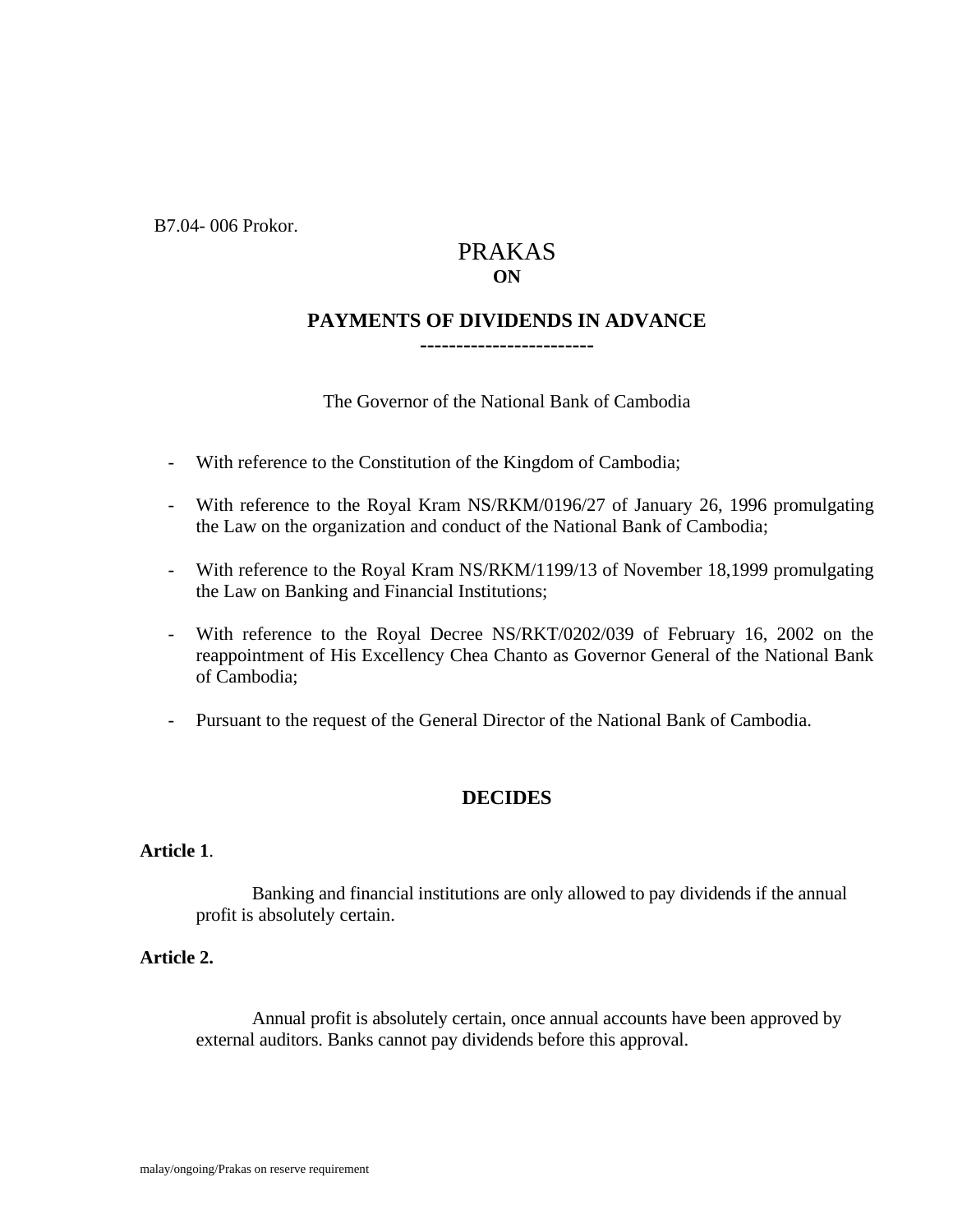B7.04- 006 Prokor.

# PRAKAS
## ON

## PAYMENTS OF DIVIDENDS IN ADVANCE

------------------------

The Governor of the National Bank of Cambodia

- With reference to the Constitution of the Kingdom of Cambodia;
- With reference to the Royal Kram NS/RKM/0196/27 of January 26, 1996 promulgating the Law on the organization and conduct of the National Bank of Cambodia;
- With reference to the Royal Kram NS/RKM/1199/13 of November 18,1999 promulgating the Law on Banking and Financial Institutions;
- With reference to the Royal Decree NS/RKT/0202/039 of February 16, 2002 on the reappointment of His Excellency Chea Chanto as Governor General of the National Bank of Cambodia;
- Pursuant to the request of the General Director of the National Bank of Cambodia.

## DECIDES

**Article 1**.

Banking and financial institutions are only allowed to pay dividends if the annual profit is absolutely certain.

**Article 2.**

Annual profit is absolutely certain, once annual accounts have been approved by external auditors. Banks cannot pay dividends before this approval.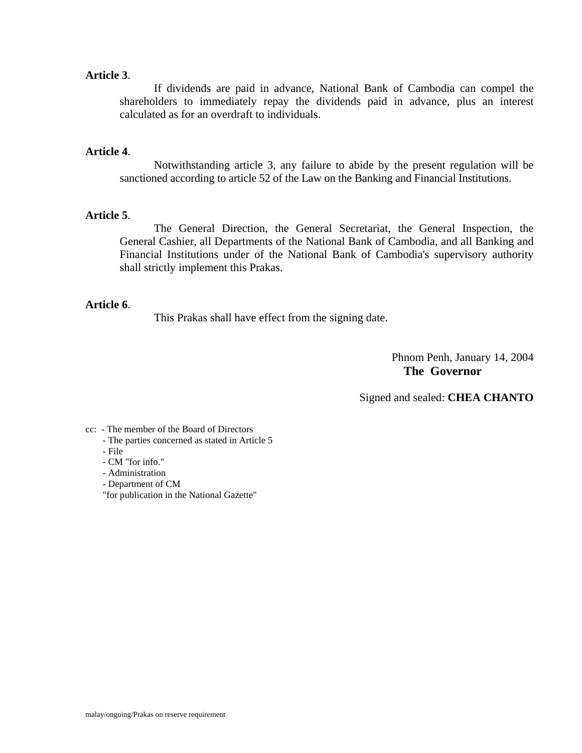**Article 3**.

If dividends are paid in advance, National Bank of Cambodia can compel the shareholders to immediately repay the dividends paid in advance, plus an interest calculated as for an overdraft to individuals.

**Article 4**.

Notwithstanding article 3, any failure to abide by the present regulation will be sanctioned according to article 52 of the Law on the Banking and Financial Institutions.

**Article 5**.

The General Direction, the General Secretariat, the General Inspection, the General Cashier, all Departments of the National Bank of Cambodia, and all Banking and Financial Institutions under of the National Bank of Cambodia's supervisory authority shall strictly implement this Prakas.

**Article 6**.

This Prakas shall have effect from the signing date.

Phnom Penh, January 14, 2004

**The Governor**

Signed and sealed: **CHEA CHANTO**

cc: - The member of the Board of Directors
- The parties concerned as stated in Article 5
- File
- CM "for info."
- Administration
- Department of CM
"for publication in the National Gazette"

malay/ongoing/Prakas on reserve requirement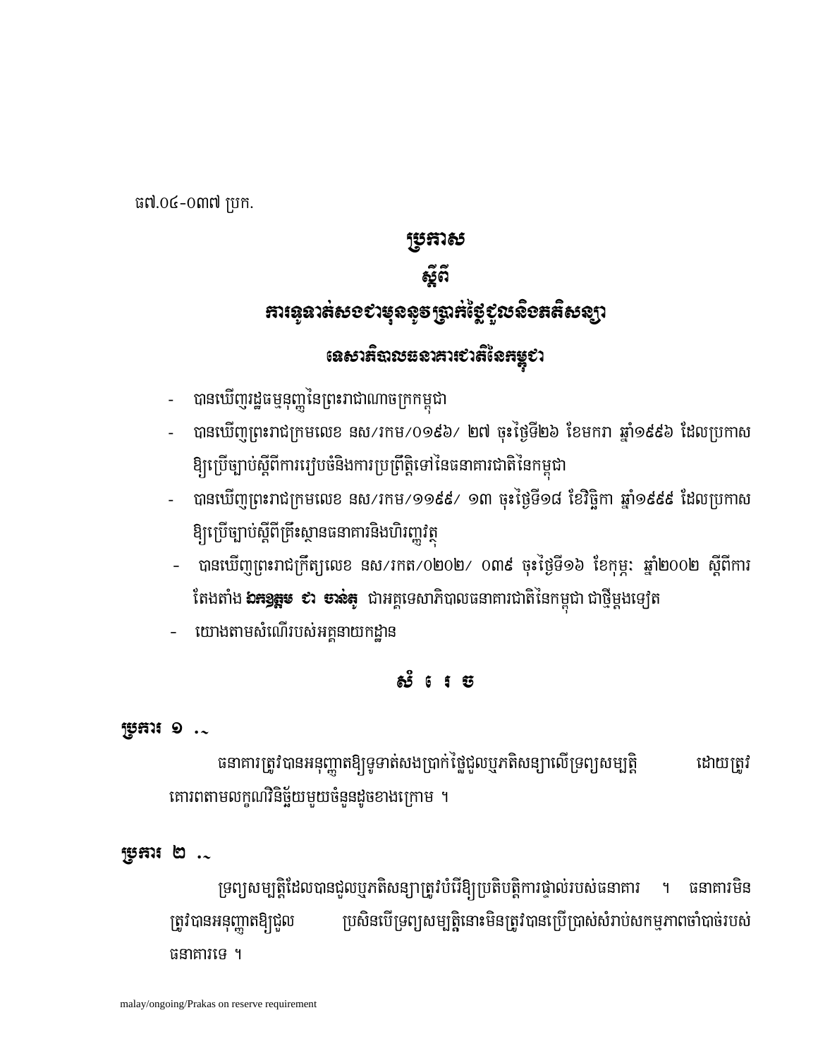ធ៧.០៤-០៣៧ ប្រក.

# ប្រកាស
# ស្តីពី
# ការទូទាត់សងជាមុននូវប្រាក់ថ្លៃជួលនិងភតិសន្យា
## ទេសាភិបាលធនាគារជាតិនៃកម្ពុជា

- បានឃើញរដ្ឋធម្មនុញ្ញនៃព្រះរាជាណាចក្រកម្ពុជា
- បានឃើញព្រះរាជក្រមលេខ នស/រកម/០១៩៦/ ២៧ ចុះថ្ងៃទី២៦ ខែមករា ឆ្នាំ១៩៩៦ ដែលប្រកាសឱ្យប្រើច្បាប់ស្តីពីការរៀបចំនិងការប្រព្រឹត្តទៅនៃធនាគារជាតិនៃកម្ពុជា
- បានឃើញព្រះរាជក្រមលេខ នស/រកម/១១៩៩/ ១៣ ចុះថ្ងៃទី១៨ ខែវិច្ឆិកា ឆ្នាំ១៩៩៩ ដែលប្រកាសឱ្យប្រើច្បាប់ស្តីពីគ្រឹះស្ថានធនាគារនិងហិរញ្ញវត្ថុ
- បានឃើញព្រះរាជក្រឹត្យលេខ នស/រកត/០២០២/ ០៣៩ ចុះថ្ងៃទី១៦ ខែកុម្ភៈ ឆ្នាំ២០០២ ស្តីពីការតែងតាំង **ឯកឧត្តម ជា ចាន់តូ** ជាអគ្គទេសាភិបាលធនាគារជាតិនៃកម្ពុជា ជាថ្មីម្តងទៀត
- យោងតាមសំណើរបស់អគ្គនាយកដ្ឋាន

## សំ រេ ច

**ប្រការ ១ .-**

ធនាគារត្រូវបានអនុញ្ញាតឱ្យទូទាត់សងប្រាក់ថ្លៃជួលឬភតិសន្យាលើទ្រព្យសម្បត្តិ ដោយត្រូវគោរពតាមលក្ខណវិនិច្ឆ័យមួយចំនួនដូចខាងក្រោម ។

**ប្រការ ២ .-**

ទ្រព្យសម្បត្តិដែលបានជួលឬភតិសន្យាត្រូវបំរើឱ្យប្រតិបត្តិការផ្ទាល់របស់ធនាគារ ។ ធនាគារមិនត្រូវបានអនុញ្ញាតឱ្យជួល ប្រសិនបើទ្រព្យសម្បត្តិនោះមិនត្រូវបានប្រើប្រាស់សំរាប់សកម្មភាពចាំបាច់របស់ធនាគារទេ ។

malay/ongoing/Prakas on reserve requirement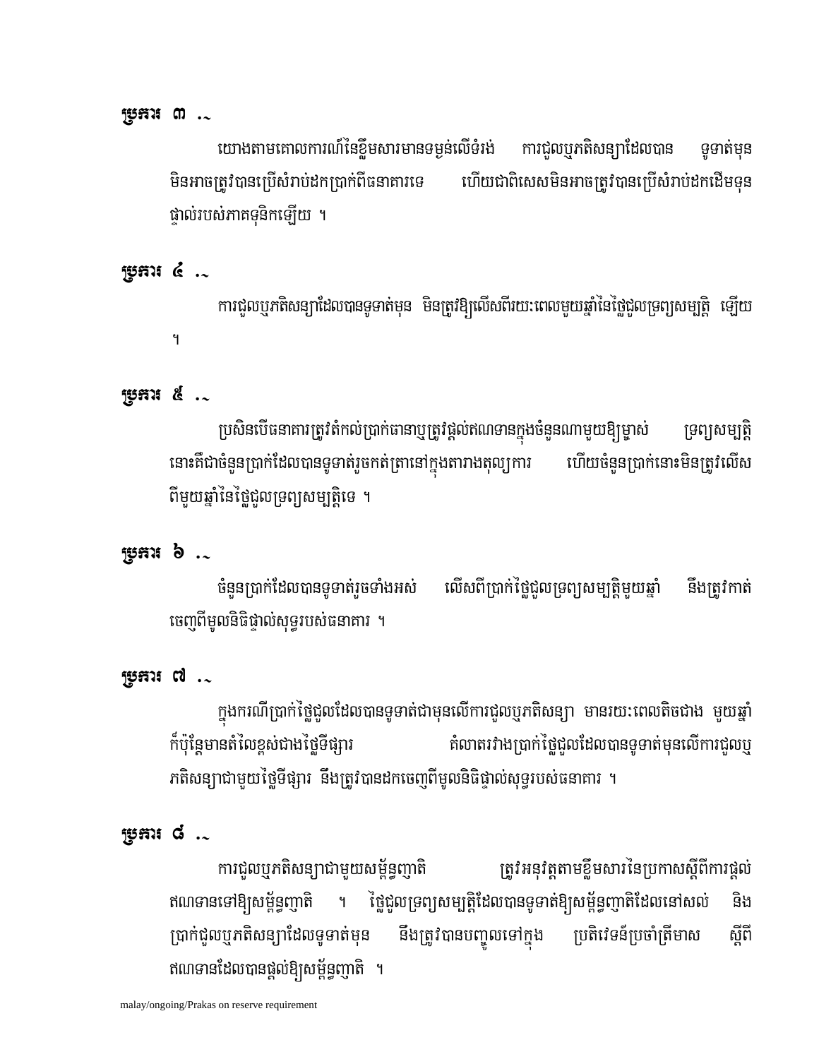**ប្រការ ៣ .-**

យោងតាមគោលការណ៍នៃខ្លឹមសារមានទម្ងន់លើទំរង់ ការជួលឬភតិសន្យាដែលបាន ទូទាត់មុន មិនអាចត្រូវបានប្រើសំរាប់ដកប្រាក់ពីធនាគារទេ ហើយជាពិសេសមិនអាចត្រូវបានប្រើសំរាប់ដកដើមទុនផ្ទាល់របស់ភាគទុនិកឡើយ ។

**ប្រការ ៤ .-**

ការជួលឬភតិសន្យាដែលបានទូទាត់មុន មិនត្រូវឱ្យលើសពីរយៈពេលមួយឆ្នាំនៃថ្លៃជួលទ្រព្យសម្បត្តិ ឡើយ ។

**ប្រការ ៥ .-**

ប្រសិនបើធនាគារត្រូវតំកល់ប្រាក់ធានាឬត្រូវផ្តល់ឥណទានក្នុងចំនួនណាមួយឱ្យម្ចាស់ ទ្រព្យសម្បត្តិនោះគឺជាចំនួនប្រាក់ដែលបានទូទាត់រួចកត់ត្រានៅក្នុងតារាងតុល្យការ ហើយចំនួនប្រាក់នោះមិនត្រូវលើសពីមួយឆ្នាំនៃថ្លៃជួលទ្រព្យសម្បត្តិទេ ។

**ប្រការ ៦ .-**

ចំនួនប្រាក់ដែលបានទូទាត់រួចទាំងអស់ លើសពីប្រាក់ថ្លៃជួលទ្រព្យសម្បត្តិមួយឆ្នាំ នឹងត្រូវកាត់ចេញពីមូលនិធិផ្ទាល់សុទ្ធរបស់ធនាគារ ។

**ប្រការ ៧ .-**

ក្នុងករណីប្រាក់ថ្លៃជួលដែលបានទូទាត់ជាមុនលើការជួលឬភតិសន្យា មានរយៈពេលតិចជាង មួយឆ្នាំ ក៏ប៉ុន្តែមានតំលៃខ្ពស់ជាងថ្លៃទីផ្សារ គំលាតរវាងប្រាក់ថ្លៃជួលដែលបានទូទាត់មុនលើការជួលឬភតិសន្យាជាមួយថ្លៃទីផ្សារ នឹងត្រូវបានដកចេញពីមូលនិធិផ្ទាល់សុទ្ធរបស់ធនាគារ ។

**ប្រការ ៨ .-**

ការជួលឬភតិសន្យាជាមួយសម្ព័ន្ធញាតិ ត្រូវអនុវត្តតាមខ្លឹមសារនៃប្រកាសស្តីពីការផ្តល់ឥណទានទៅឱ្យសម្ព័ន្ធញាតិ ។ ថ្លៃជួលទ្រព្យសម្បត្តិដែលបានទូទាត់ឱ្យសម្ព័ន្ធញាតិដែលនៅសល់ និងប្រាក់ជួលឬភតិសន្យាដែលទូទាត់មុន នឹងត្រូវបានបញ្ចូលទៅក្នុង ប្រតិវេទន៍ប្រចាំត្រីមាស ស្តីពីឥណទានដែលបានផ្តល់ឱ្យសម្ព័ន្ធញាតិ ។

malay/ongoing/Prakas on reserve requirement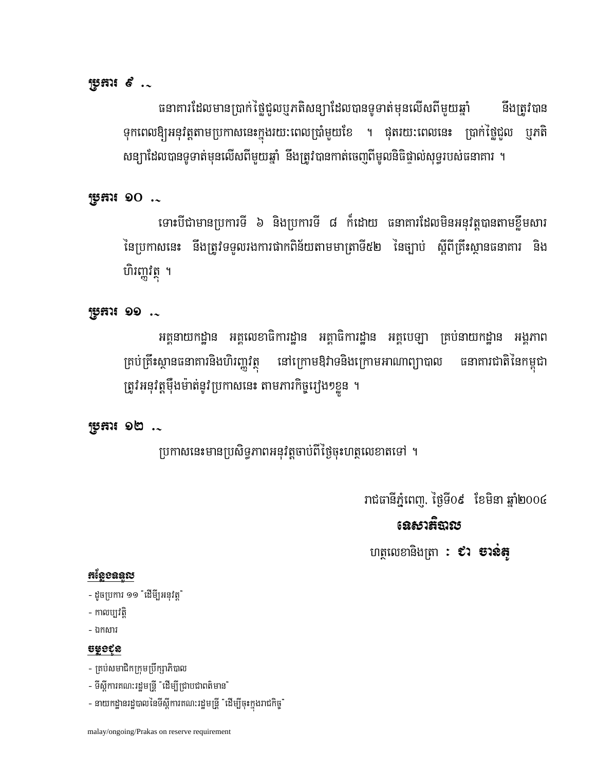**ប្រការ ៩ ៈ**

ធនាគារដែលមានប្រាក់ថ្លៃជួលឬភតិសន្យាដែលបានទូទាត់មុនលើសពីមួយឆ្នាំ នឹងត្រូវបានទុកពេលឱ្យអនុវត្តតាមប្រកាសនេះក្នុងរយៈពេលប្រាំមួយខែ ។ ផុតរយៈពេលនេះ ប្រាក់ថ្លៃជួល ឬភតិសន្យាដែលបានទូទាត់មុនលើសពីមួយឆ្នាំ នឹងត្រូវបានកាត់ចេញពីមូលនិធិផ្ទាល់សុទ្ធរបស់ធនាគារ ។

**ប្រការ ១០ ៈ**

ទោះបីជាមានប្រការទី ៦ និងប្រការទី ៨ ក៏ដោយ ធនាគារដែលមិនអនុវត្តបានតាមខ្លឹមសារនៃប្រកាសនេះ នឹងត្រូវទទួលរងការដាក់ពិន័យតាមមាត្រាទី៥២ នៃច្បាប់ ស្តីពីគ្រឹះស្ថានធនាគារ និងហិរញ្ញវត្ថុ ។

**ប្រការ ១១ ៈ**

អគ្គនាយកដ្ឋាន អគ្គលេខាធិការដ្ឋាន អគ្គាធិការដ្ឋាន អគ្គបេឡា គ្រប់នាយកដ្ឋាន អង្គភាពគ្រប់គ្រឹះស្ថានធនាគារនិងហិរញ្ញវត្ថុ នៅក្រោមឱវាទនិងក្រោមអាណាព្យាបាល ធនាគារជាតិនៃកម្ពុជា ត្រូវអនុវត្តម៉ឺងម៉ាត់នូវប្រកាសនេះ តាមភារកិច្ចរៀងៗខ្លួន ។

**ប្រការ ១២ ៈ**

ប្រកាសនេះមានប្រសិទ្ធភាពអនុវត្តចាប់ពីថ្ងៃចុះហត្ថលេខាតទៅ ។

រាជធានីភ្នំពេញ, ថ្ងៃទី០៩ ខែមិនា ឆ្នាំ២០០៤

**ទេសាភិបាល**

ហត្ថលេខានិងត្រា **: ជា ចាន់តូ**

***កន្លែងទទួល***

- ដូចប្រការ ១១ "ដើម្បីអនុវត្ត"
- កាលប្បវត្តិ
- ឯកសារ

***ចម្លងជូន***

- គ្រប់សមាជិកក្រុមប្រឹក្សាភិបាល
- ទីស្តីការគណៈរដ្ឋមន្ត្រី "ដើម្បីជ្រាបជាពត៌មាន"
- នាយកដ្ឋានរដ្ឋបាលនៃទីស្តីការគណៈរដ្ឋមន្ត្រី "ដើម្បីចុះក្នុងរាជកិច្ច"

malay/ongoing/Prakas on reserve requirement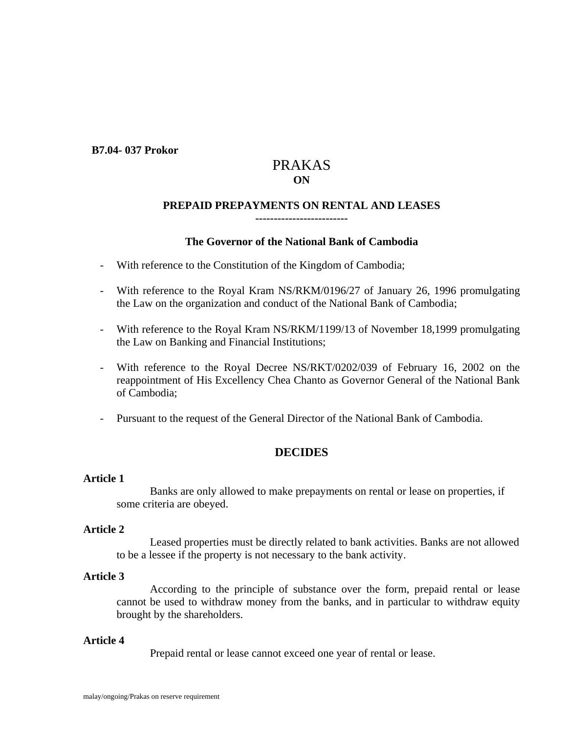**B7.04- 037 Prokor**

# PRAKAS

**ON**

## PREPAID PREPAYMENTS ON RENTAL AND LEASES

-------------------------

### The Governor of the National Bank of Cambodia

- With reference to the Constitution of the Kingdom of Cambodia;
- With reference to the Royal Kram NS/RKM/0196/27 of January 26, 1996 promulgating the Law on the organization and conduct of the National Bank of Cambodia;
- With reference to the Royal Kram NS/RKM/1199/13 of November 18,1999 promulgating the Law on Banking and Financial Institutions;
- With reference to the Royal Decree NS/RKT/0202/039 of February 16, 2002 on the reappointment of His Excellency Chea Chanto as Governor General of the National Bank of Cambodia;
- Pursuant to the request of the General Director of the National Bank of Cambodia.

## DECIDES

**Article 1**

Banks are only allowed to make prepayments on rental or lease on properties, if some criteria are obeyed.

**Article 2**

Leased properties must be directly related to bank activities. Banks are not allowed to be a lessee if the property is not necessary to the bank activity.

**Article 3**

According to the principle of substance over the form, prepaid rental or lease cannot be used to withdraw money from the banks, and in particular to withdraw equity brought by the shareholders.

**Article 4**

Prepaid rental or lease cannot exceed one year of rental or lease.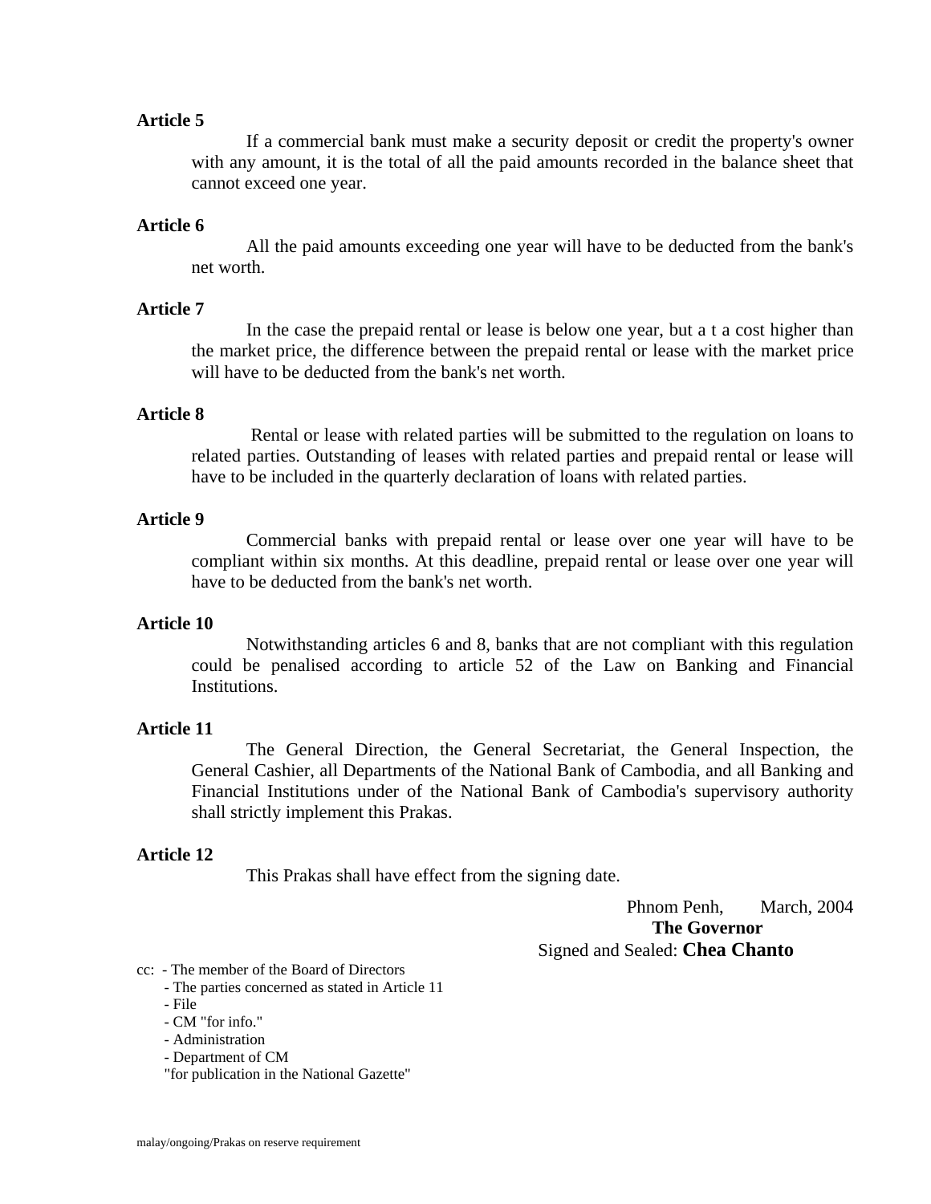**Article 5**

If a commercial bank must make a security deposit or credit the property's owner with any amount, it is the total of all the paid amounts recorded in the balance sheet that cannot exceed one year.

**Article 6**

All the paid amounts exceeding one year will have to be deducted from the bank's net worth.

**Article 7**

In the case the prepaid rental or lease is below one year, but a t a cost higher than the market price, the difference between the prepaid rental or lease with the market price will have to be deducted from the bank's net worth.

**Article 8**

Rental or lease with related parties will be submitted to the regulation on loans to related parties. Outstanding of leases with related parties and prepaid rental or lease will have to be included in the quarterly declaration of loans with related parties.

**Article 9**

Commercial banks with prepaid rental or lease over one year will have to be compliant within six months. At this deadline, prepaid rental or lease over one year will have to be deducted from the bank's net worth.

**Article 10**

Notwithstanding articles 6 and 8, banks that are not compliant with this regulation could be penalised according to article 52 of the Law on Banking and Financial Institutions.

**Article 11**

The General Direction, the General Secretariat, the General Inspection, the General Cashier, all Departments of the National Bank of Cambodia, and all Banking and Financial Institutions under of the National Bank of Cambodia's supervisory authority shall strictly implement this Prakas.

**Article 12**

This Prakas shall have effect from the signing date.

Phnom Penh, March, 2004

**The Governor**

Signed and Sealed: **Chea Chanto**

cc: - The member of the Board of Directors
- The parties concerned as stated in Article 11
- File
- CM "for info."
- Administration
- Department of CM
"for publication in the National Gazette"

malay/ongoing/Prakas on reserve requirement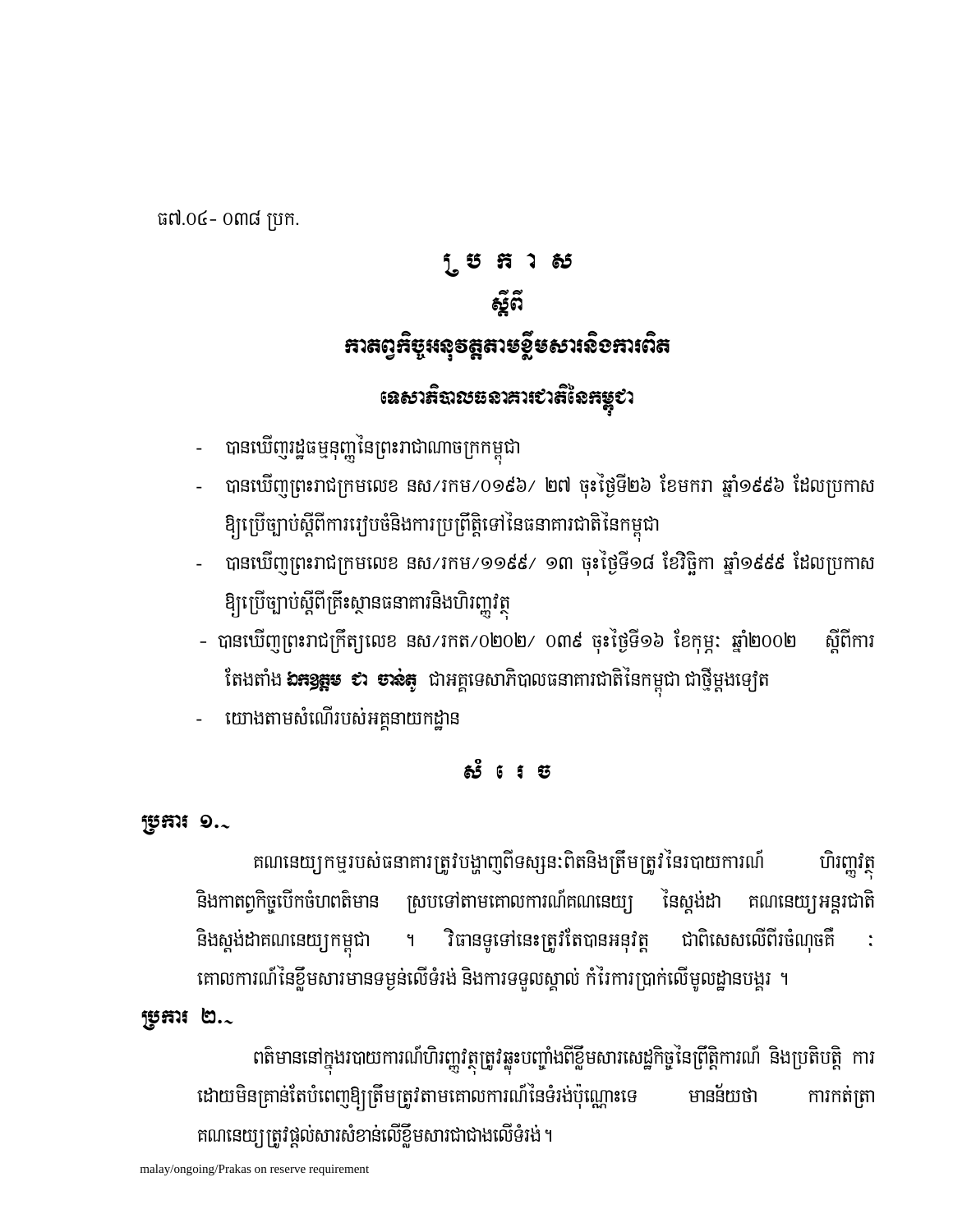ធ៧.០៤- ០៣៨ ប្រក.

# ប្រកាស

## ស្តីពី

## ភាពព្វកិច្ចអនុវត្តតាមខ្លឹមសារនិងការពិត

## ទេសាភិបាលធនាគារជាតិនៃកម្ពុជា

- បានឃើញរដ្ឋធម្មនុញ្ញនៃព្រះរាជាណាចក្រកម្ពុជា
- បានឃើញព្រះរាជក្រមលេខ នស/រកម/០១៩៦/ ២៧ ចុះថ្ងៃទី២៦ ខែមករា ឆ្នាំ១៩៩៦ ដែលប្រកាសឱ្យប្រើច្បាប់ស្តីពីការរៀបចំនិងការប្រព្រឹត្តទៅនៃធនាគារជាតិនៃកម្ពុជា
- បានឃើញព្រះរាជក្រមលេខ នស/រកម/១១៩៩/ ១៣ ចុះថ្ងៃទី១៨ ខែវិច្ឆិកា ឆ្នាំ១៩៩៩ ដែលប្រកាសឱ្យប្រើច្បាប់ស្តីពីគ្រឹះស្ថានធនាគារនិងហិរញ្ញវត្ថុ
- បានឃើញព្រះរាជក្រឹត្យលេខ នស/រកត/០២០២/ ០៣៩ ចុះថ្ងៃទី១៦ ខែកុម្ភៈ ឆ្នាំ២០០២ ស្តីពីការតែងតាំង **ឯកឧត្តម ជា ចាន់តូ** ជាអគ្គទេសាភិបាលធនាគារជាតិនៃកម្ពុជា ជាថ្មីម្តងទៀត
- យោងតាមសំណើរបស់អគ្គនាយកដ្ឋាន

## សំរេច

**ប្រការ ១.-**

គណនេយ្យកម្មរបស់ធនាគារត្រូវបង្ហាញពីទស្សនៈពិតនិងត្រឹមត្រូវនៃរបាយការណ៍ ហិរញ្ញវត្ថុ និងកាតព្វកិច្ចបើកចំហពតិមាន ស្របទៅតាមគោលការណ៍គណនេយ្យ នៃស្តង់ដា គណនេយ្យអន្តរជាតិ និងស្តង់ដាគណនេយ្យកម្ពុជា ។ វិធានទូទៅនេះត្រូវតែបានអនុវត្ត ជាពិសេសលើពីរចំណុចគឺ : គោលការណ៍នៃខ្លឹមសារមានទម្ងន់លើទំរង់ និងការទទួលស្គាល់ កំរៃការប្រាក់លើមូលដ្ឋានបង្គរ ។

**ប្រការ ២.-**

ពតិមាននៅក្នុងរបាយការណ៍ហិរញ្ញវត្ថុត្រូវឆ្លុះបញ្ចាំងពីខ្លឹមសារសេដ្ឋកិច្ចនៃព្រឹត្តិការណ៍ និងប្រតិបត្តិ ការ ដោយមិនគ្រាន់តែបំពេញឱ្យត្រឹមត្រូវតាមគោលការណ៍នៃទំរង់ប៉ុណ្ណោះទេ មានន័យថា ការកត់ត្រាគណនេយ្យត្រូវផ្តល់សារសំខាន់លើខ្លឹមសារជាជាងលើទំរង់។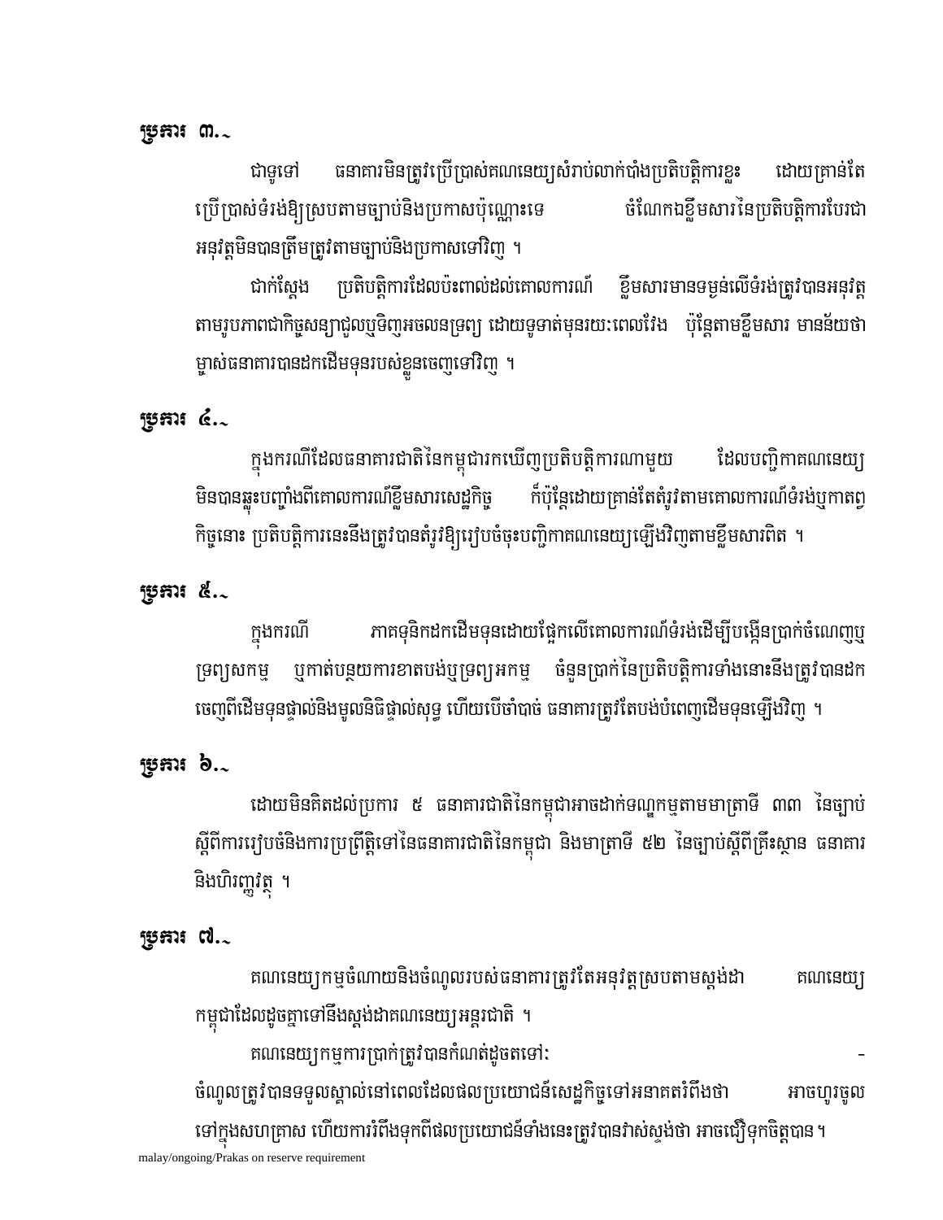**ប្រការ ៣.~**

ជាទូទៅ ធនាគារមិនត្រូវប្រើប្រាស់គណនេយ្យសំរាប់លាក់បាំងប្រតិបត្តិការខ្លះ ដោយគ្រាន់តែប្រើប្រាស់ទំរង់ឱ្យស្របតាមច្បាប់និងប្រកាសប៉ុណ្ណោះទេ ចំណែកឯខ្លឹមសារនៃប្រតិបត្តិការបែរជាអនុវត្តមិនបានត្រឹមត្រូវតាមច្បាប់និងប្រកាសទៅវិញ ។

ជាក់ស្តែង ប្រតិបត្តិការដែលប៉ះពាល់ដល់គោលការណ៍ ខ្លឹមសារមានទម្ងន់លើទំរង់ត្រូវបានអនុវត្តតាមរូបភាពជាកិច្ចសន្យាជួលឬទិញអចលនទ្រព្យ ដោយទូទាត់មុនរយៈពេលវែង ប៉ុន្តែតាមខ្លឹមសារ មានន័យថាម្ចាស់ធនាគារបានដកដើមទុនរបស់ខ្លួនចេញទៅវិញ ។

**ប្រការ ៤.~**

ក្នុងករណីដែលធនាគារជាតិនៃកម្ពុជារកឃើញប្រតិបត្តិការណាមួយ ដែលបញ្ជិកាគណនេយ្យមិនបានឆ្លុះបញ្ចាំងពីគោលការណ៍ខ្លឹមសារសេដ្ឋកិច្ច ក៏ប៉ុន្តែដោយគ្រាន់តែតំរូវតាមគោលការណ៍ទំរង់ឬកាតព្វកិច្ចនោះ ប្រតិបត្តិការនេះនឹងត្រូវបានតំរូវឱ្យរៀបចំចុះបញ្ជិកាគណនេយ្យឡើងវិញតាមខ្លឹមសារពិត ។

**ប្រការ ៥.~**

ក្នុងករណី ភាគទុនិកដកដើមទុនដោយផ្អែកលើគោលការណ៍ទំរង់ដើម្បីបង្កើនប្រាក់ចំណេញឬទ្រព្យសកម្ម ឬកាត់បន្ថយការខាតបង់ឬទ្រព្យអកម្ម ចំនួនប្រាក់នៃប្រតិបត្តិការទាំងនោះនឹងត្រូវបានដកចេញពីដើមទុនផ្ទាល់និងមូលនិធិផ្ទាល់សុទ្ធ ហើយបើចាំបាច់ ធនាគារត្រូវតែបង់បំពេញដើមទុនឡើងវិញ ។

**ប្រការ ៦.~**

ដោយមិនគិតដល់ប្រការ ៥ ធនាគារជាតិនៃកម្ពុជាអាចដាក់ទណ្ឌកម្មតាមមាត្រាទី ៣៣ នៃច្បាប់ស្តីពីការរៀបចំនិងការប្រព្រឹត្តិទៅនៃធនាគារជាតិនៃកម្ពុជា និងមាត្រាទី ៥២ នៃច្បាប់ស្តីពីគ្រឹះស្ថាន ធនាគារនិងហិរញ្ញវត្ថុ ។

**ប្រការ ៧.~**

គណនេយ្យកម្មចំណាយនិងចំណូលរបស់ធនាគារត្រូវតែអនុវត្តស្របតាមស្តង់ដា គណនេយ្យកម្ពុជាដែលដូចគ្នាទៅនឹងស្តង់ដាគណនេយ្យអន្តរជាតិ ។

គណនេយ្យកម្មការប្រាក់ត្រូវបានកំណត់ដូចតទៅ: -

ចំណូលត្រូវបានទទួលស្គាល់នៅពេលដែលផលប្រយោជន៍សេដ្ឋកិច្ចទៅអនាគតរំពឹងថា អាចហូរចូលទៅក្នុងសហគ្រាស ហើយការរំពឹងទុកពីផលប្រយោជន៍ទាំងនេះត្រូវបានវាស់ស្ទង់ថា អាចជឿទុកចិត្តបាន។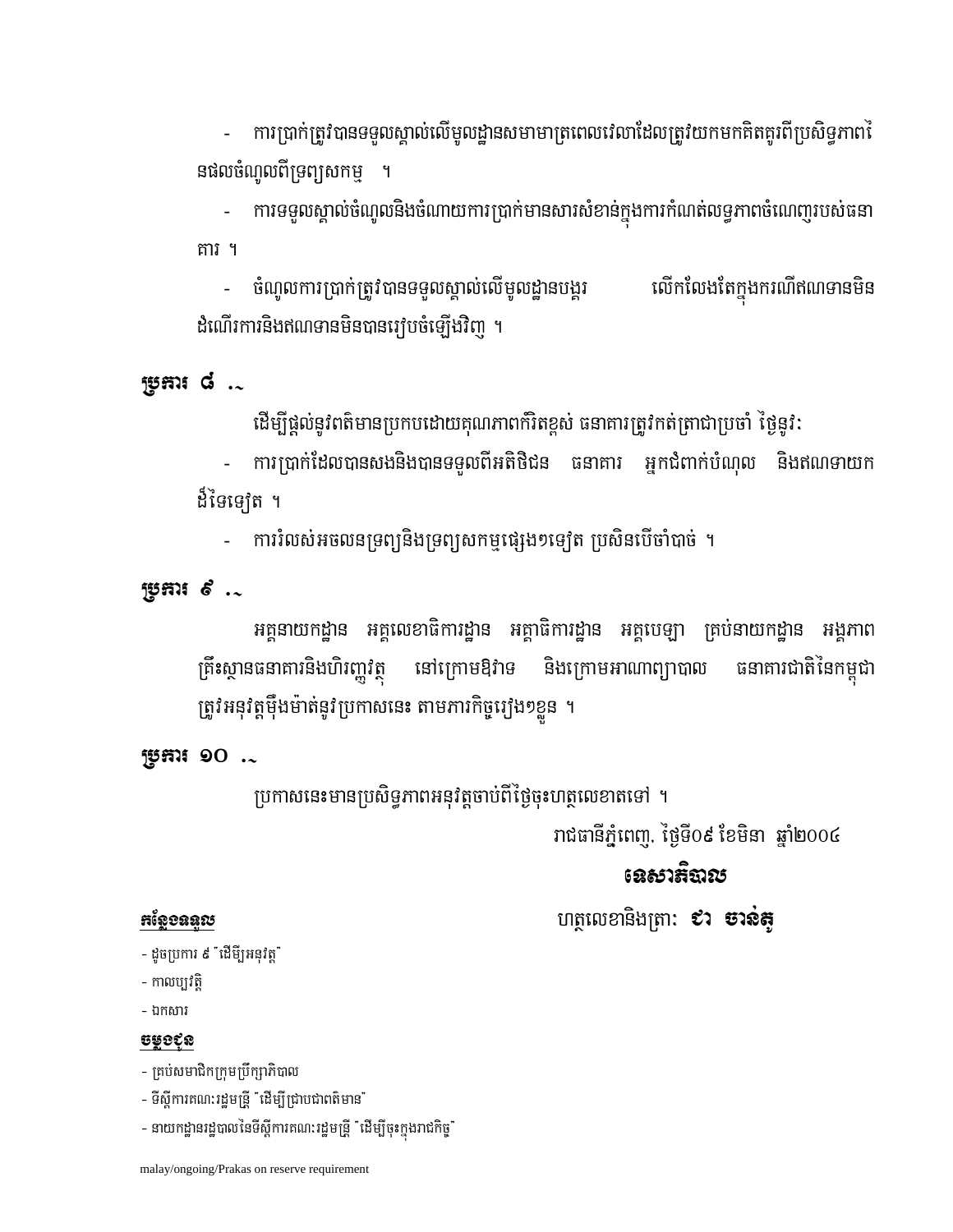- ការប្រាក់ត្រូវបានទទួលស្គាល់លើមូលដ្ឋានសមាមាត្រពេលវេលាដែលត្រូវយកមកគិតគូរពីប្រសិទ្ធភាពនៃផលចំណូលពីទ្រព្យសកម្ម ។

- ការទទួលស្គាល់ចំណូលនិងចំណាយការប្រាក់មានសារសំខាន់ក្នុងការកំណត់លទ្ធភាពចំណេញរបស់ធនាគារ ។

- ចំណូលការប្រាក់ត្រូវបានទទួលស្គាល់លើមូលដ្ឋានបង្គរ លើកលែងតែក្នុងករណីឥណទានមិនដំណើរការនិងឥណទានមិនបានរៀបចំឡើងវិញ ។

**ប្រការ ៨ .-**

ដើម្បីផ្តល់នូវពត៌មានប្រកបដោយគុណភាពកំរិតខ្ពស់ ធនាគារត្រូវកត់ត្រាជាប្រចាំ ថ្ងៃនូវ:

- ការប្រាក់ដែលបានសងនិងបានទទួលពីអតិថិជន ធនាគារ អ្នកជំពាក់បំណុល និងឥណទាយកដទៃទៀត ។

- ការរំលស់អចលនទ្រព្យនិងទ្រព្យសកម្មផ្សេងៗទៀត ប្រសិនបើចាំបាច់ ។

**ប្រការ ៩ .-**

អគ្គនាយកដ្ឋាន អគ្គលេខាធិការដ្ឋាន អគ្គាធិការដ្ឋាន អគ្គបេឡា គ្រប់នាយកដ្ឋាន អង្គភាពគ្រឹះស្ថានធនាគារនិងហិរញ្ញវត្ថុ នៅក្រោមឱវាទ និងក្រោមអាណាព្យាបាល ធនាគារជាតិនៃកម្ពុជាត្រូវអនុវត្តម៉ឺងម៉ាត់នូវប្រកាសនេះ តាមភារកិច្ចរៀងៗខ្លួន ។

**ប្រការ ១០ .-**

ប្រកាសនេះមានប្រសិទ្ធភាពអនុវត្តចាប់ពីថ្ងៃចុះហត្ថលេខាតទៅ ។

រាជធានីភ្នំពេញ, ថ្ងៃទី០៩ ខែមិនា ឆ្នាំ២០០៤

**ទេសាភិបាល**

ហត្ថលេខានិងត្រា: **ជា ចាន់តូ**

**កន្លែងទទួល**

- ដូចប្រការ ៩ "ដើម្បីអនុវត្ត"
- កាលប្បវត្តិ
- ឯកសារ

**ចម្លងជូន**

- គ្រប់សមាជិកក្រុមប្រឹក្សាភិបាល
- ទីស្តីការគណៈរដ្ឋមន្ត្រី "ដើម្បីជ្រាបជាពត៌មាន"
- នាយកដ្ឋានរដ្ឋបាលនៃទីស្តីការគណៈរដ្ឋមន្ត្រី "ដើម្បីចុះក្នុងរាជកិច្ច"

malay/ongoing/Prakas on reserve requirement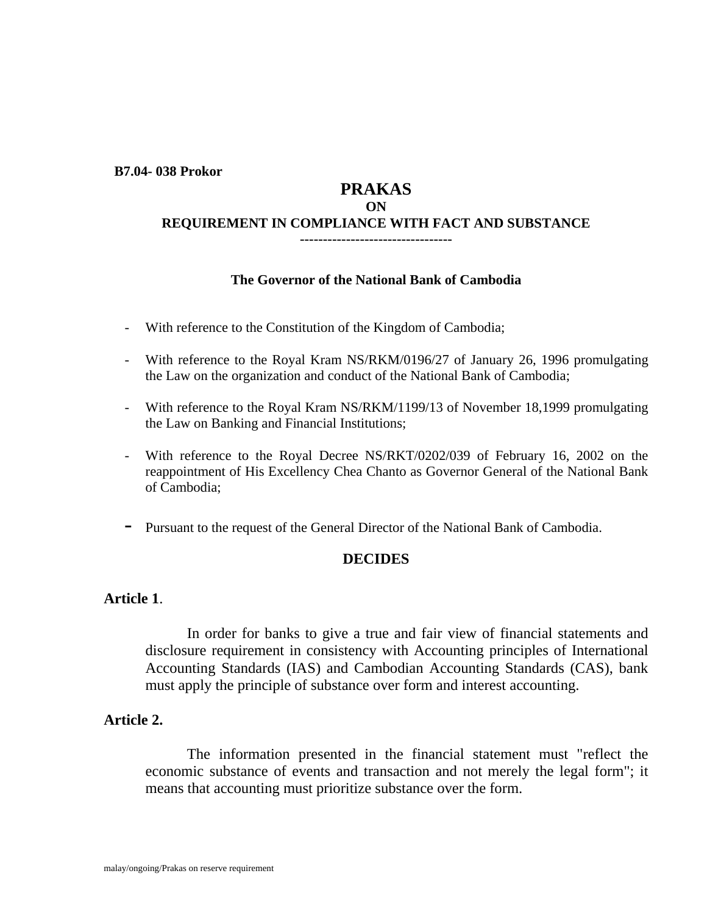**B7.04- 038 Prokor**

# PRAKAS
## ON
## REQUIREMENT IN COMPLIANCE WITH FACT AND SUBSTANCE

---------------------------------

**The Governor of the National Bank of Cambodia**

- With reference to the Constitution of the Kingdom of Cambodia;
- With reference to the Royal Kram NS/RKM/0196/27 of January 26, 1996 promulgating the Law on the organization and conduct of the National Bank of Cambodia;
- With reference to the Royal Kram NS/RKM/1199/13 of November 18,1999 promulgating the Law on Banking and Financial Institutions;
- With reference to the Royal Decree NS/RKT/0202/039 of February 16, 2002 on the reappointment of His Excellency Chea Chanto as Governor General of the National Bank of Cambodia;
- Pursuant to the request of the General Director of the National Bank of Cambodia.

**DECIDES**

**Article 1**.

In order for banks to give a true and fair view of financial statements and disclosure requirement in consistency with Accounting principles of International Accounting Standards (IAS) and Cambodian Accounting Standards (CAS), bank must apply the principle of substance over form and interest accounting.

**Article 2.**

The information presented in the financial statement must "reflect the economic substance of events and transaction and not merely the legal form"; it means that accounting must prioritize substance over the form.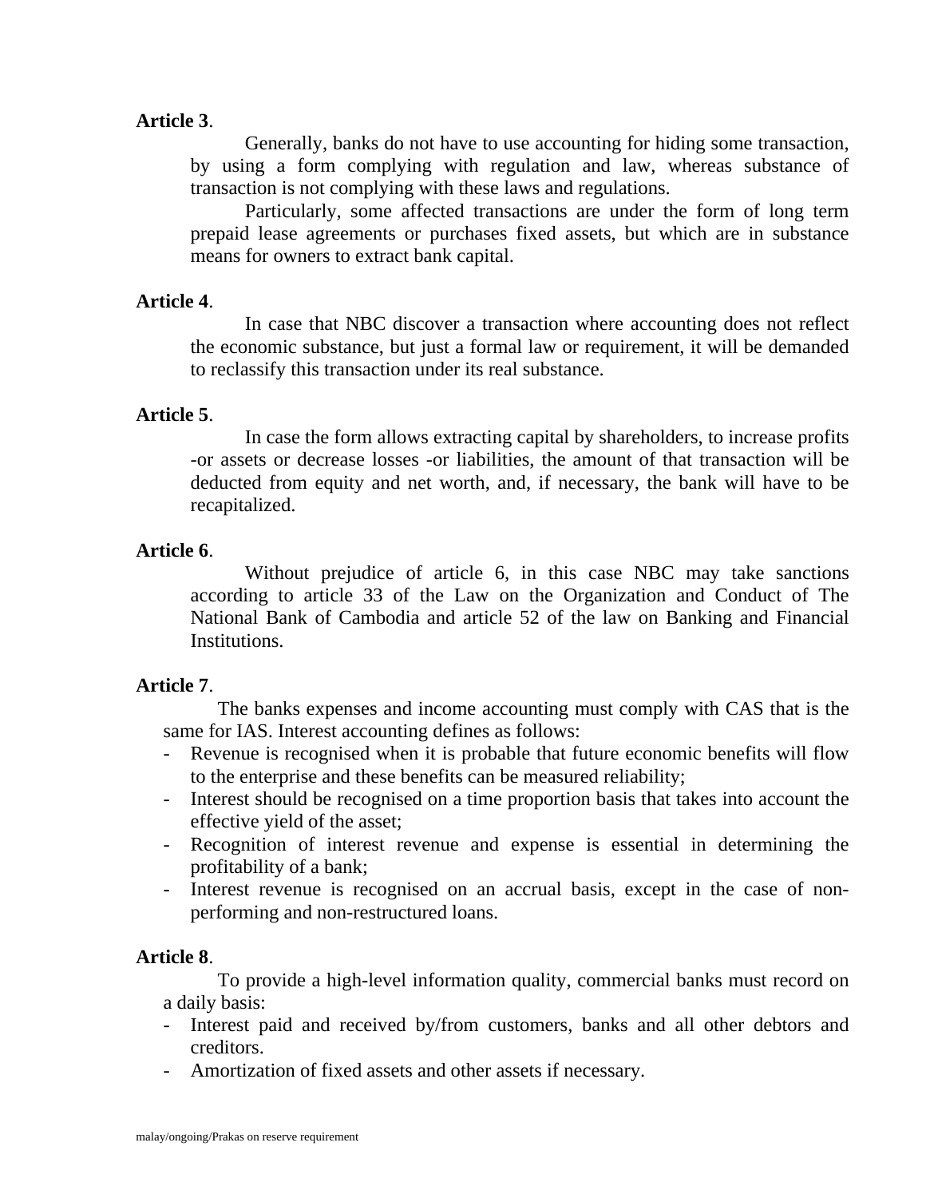**Article 3**.

Generally, banks do not have to use accounting for hiding some transaction, by using a form complying with regulation and law, whereas substance of transaction is not complying with these laws and regulations.

Particularly, some affected transactions are under the form of long term prepaid lease agreements or purchases fixed assets, but which are in substance means for owners to extract bank capital.

**Article 4**.

In case that NBC discover a transaction where accounting does not reflect the economic substance, but just a formal law or requirement, it will be demanded to reclassify this transaction under its real substance.

**Article 5**.

In case the form allows extracting capital by shareholders, to increase profits -or assets or decrease losses -or liabilities, the amount of that transaction will be deducted from equity and net worth, and, if necessary, the bank will have to be recapitalized.

**Article 6**.

Without prejudice of article 6, in this case NBC may take sanctions according to article 33 of the Law on the Organization and Conduct of The National Bank of Cambodia and article 52 of the law on Banking and Financial Institutions.

**Article 7**.

The banks expenses and income accounting must comply with CAS that is the same for IAS. Interest accounting defines as follows:

- Revenue is recognised when it is probable that future economic benefits will flow to the enterprise and these benefits can be measured reliability;
- Interest should be recognised on a time proportion basis that takes into account the effective yield of the asset;
- Recognition of interest revenue and expense is essential in determining the profitability of a bank;
- Interest revenue is recognised on an accrual basis, except in the case of non-performing and non-restructured loans.

**Article 8**.

To provide a high-level information quality, commercial banks must record on a daily basis:

- Interest paid and received by/from customers, banks and all other debtors and creditors.
- Amortization of fixed assets and other assets if necessary.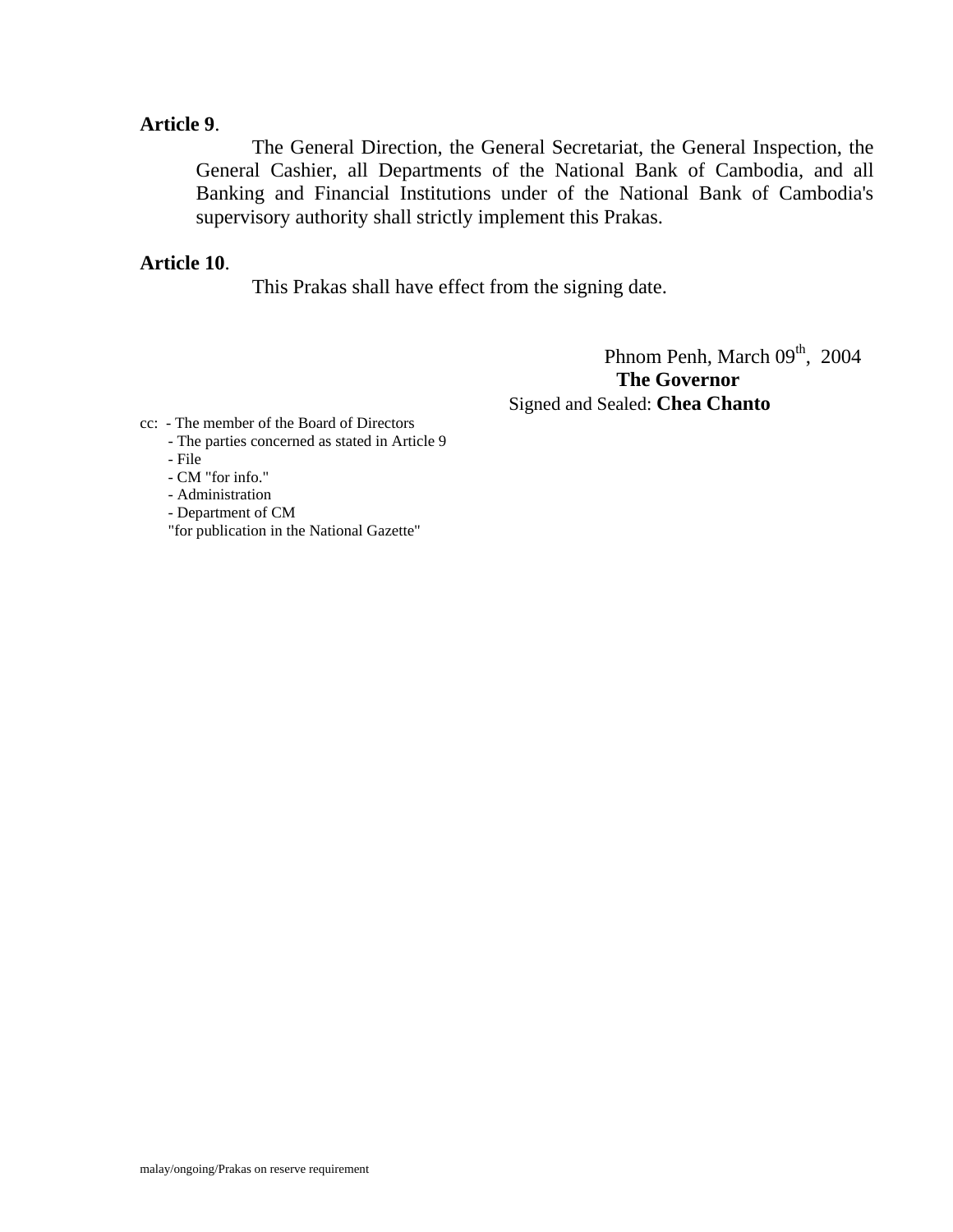**Article 9**.

The General Direction, the General Secretariat, the General Inspection, the General Cashier, all Departments of the National Bank of Cambodia, and all Banking and Financial Institutions under of the National Bank of Cambodia's supervisory authority shall strictly implement this Prakas.

**Article 10**.

This Prakas shall have effect from the signing date.

Phnom Penh, March 09th, 2004

**The Governor**

Signed and Sealed: **Chea Chanto**

cc: - The member of the Board of Directors
- The parties concerned as stated in Article 9
- File
- CM "for info."
- Administration
- Department of CM
"for publication in the National Gazette"

malay/ongoing/Prakas on reserve requirement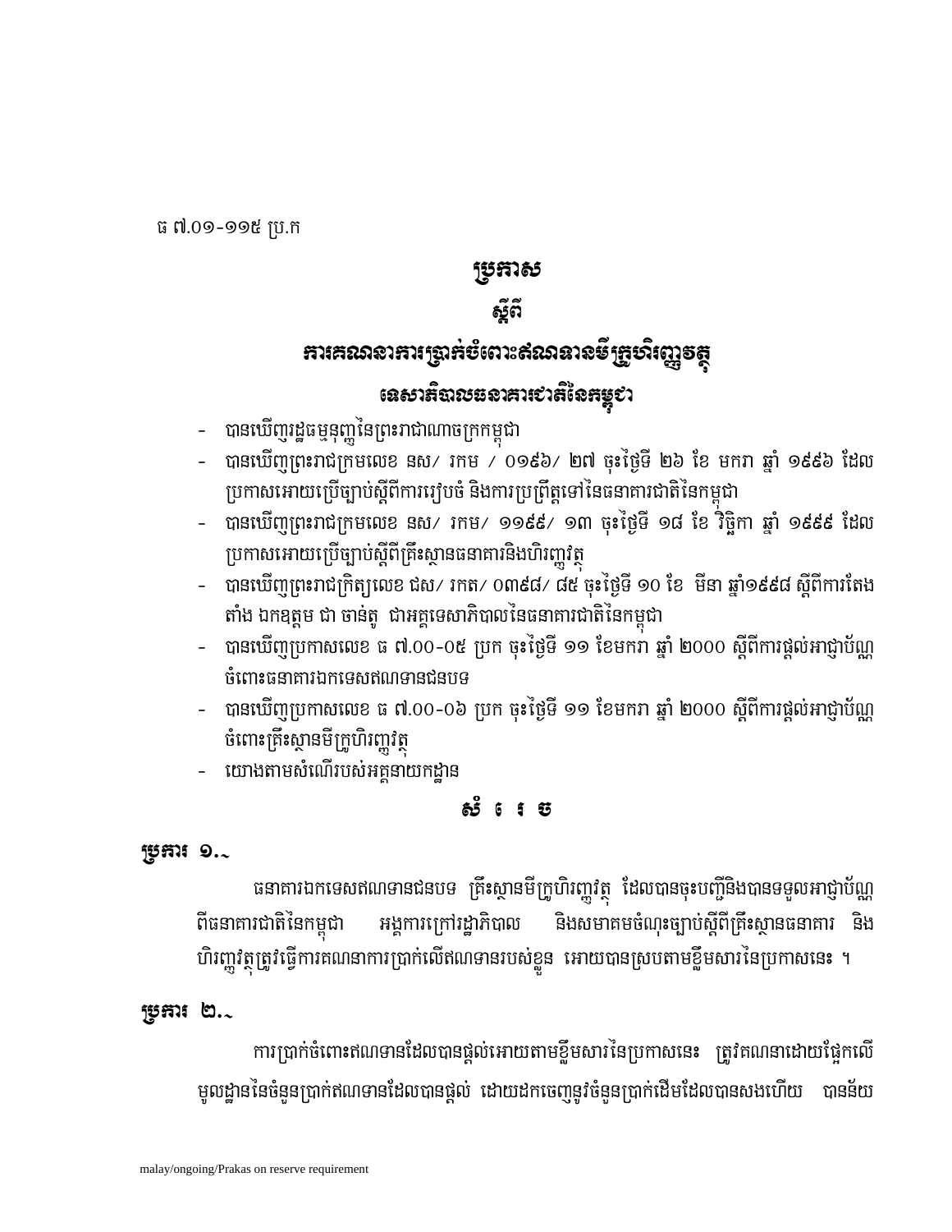ធ ៧.០១-១១៥ ប្រ.ក

# ប្រកាស

## ស្តីពី

## ការគណនាការប្រាក់ចំពោះឥណទានមីក្រូហិរញ្ញវត្ថុ

## ទេសាភិបាលធនាគារជាតិនៃកម្ពុជា

- បានឃើញរដ្ឋធម្មនុញ្ញនៃព្រះរាជាណាចក្រកម្ពុជា
- បានឃើញព្រះរាជក្រមលេខ នស/ រកម / ០១៩៦/ ២៧ ចុះថ្ងៃទី ២៦ ខែ មករា ឆ្នាំ ១៩៩៦ ដែលប្រកាសអោយប្រើច្បាប់ស្តីពីការរៀបចំ និងការប្រព្រឹត្តទៅនៃធនាគារជាតិនៃកម្ពុជា
- បានឃើញព្រះរាជក្រមលេខ នស/ រកម/ ១១៩៩/ ១៣ ចុះថ្ងៃទី ១៨ ខែ វិច្ឆិកា ឆ្នាំ ១៩៩៩ ដែលប្រកាសអោយប្រើច្បាប់ស្តីពីគ្រឹះស្ថានធនាគារនិងហិរញ្ញវត្ថុ
- បានឃើញព្រះរាជក្រិត្យលេខ ជស/ រកត/ ០៣៩៨/ ៨៥ ចុះថ្ងៃទី ១០ ខែ មីនា ឆ្នាំ១៩៩៨ ស្តីពីការតែងតាំង ឯកឧត្តម ជា ចាន់តូ ជាអគ្គទេសាភិបាលនៃធនាគារជាតិនៃកម្ពុជា
- បានឃើញប្រកាសលេខ ធ ៧.០០-០៥ ប្រក ចុះថ្ងៃទី ១១ ខែមករា ឆ្នាំ ២០០០ ស្តីពីការផ្តល់អាជ្ញាប័ណ្ណចំពោះធនាគារឯកទេសឥណទានជនបទ
- បានឃើញប្រកាសលេខ ធ ៧.០០-០៦ ប្រក ចុះថ្ងៃទី ១១ ខែមករា ឆ្នាំ ២០០០ ស្តីពីការផ្តល់អាជ្ញាប័ណ្ណចំពោះគ្រឹះស្ថានមីក្រូហិរញ្ញវត្ថុ
- យោងតាមសំណើរបស់អគ្គនាយកដ្ឋាន

## សំរេច

**ប្រការ ១.-**

ធនាគារឯកទេសឥណទានជនបទ គ្រឹះស្ថានមីក្រូហិរញ្ញវត្ថុ ដែលបានចុះបញ្ជីនិងបានទទួលអាជ្ញាប័ណ្ណពីធនាគារជាតិនៃកម្ពុជា អង្គការក្រៅរដ្ឋាភិបាល និងសមាគមចំណុះច្បាប់ស្តីពីគ្រឹះស្ថានធនាគារ និងហិរញ្ញវត្ថុត្រូវធ្វើការគណនាការប្រាក់លើឥណទានរបស់ខ្លួន អោយបានស្របតាមខ្លឹមសារនៃប្រកាសនេះ ។

**ប្រការ ២.-**

ការប្រាក់ចំពោះឥណទានដែលបានផ្តល់អោយតាមខ្លឹមសារនៃប្រកាសនេះ ត្រូវតែគណនាដោយផ្អែកលើមូលដ្ឋាននៃចំនួនប្រាក់ឥណទានដែលបានផ្តល់ ដោយដកចេញនូវចំនួនប្រាក់ដើមដែលបានសងហើយ បានន័យ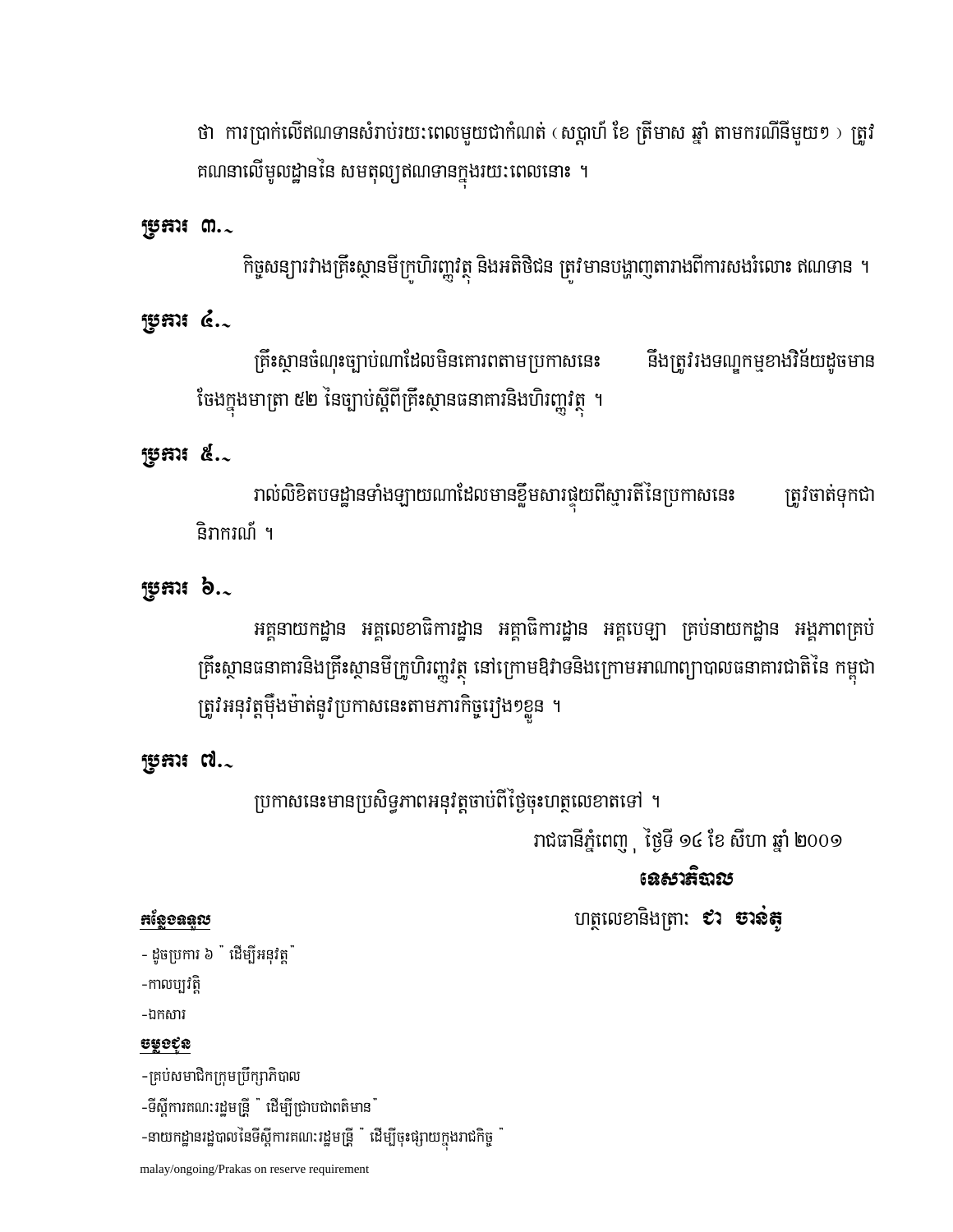ថា ការប្រាក់លើឥណទានសំរាប់រយៈពេលមួយជាកំណត់ (សប្តាហ៍ ខែ ត្រីមាស ឆ្នាំ តាមករណីនីមួយៗ) ត្រូវគណនាលើមូលដ្ឋាននៃ សមតុល្យឥណទានក្នុងរយៈពេលនោះ ។

**ប្រការ ៣.-**

កិច្ចសន្យារវាងគ្រឹះស្ថានមីក្រូហិរញ្ញវត្ថុ និងអតិថិជន ត្រូវមានបង្ហាញតារាងពីការសងរំលោះ ឥណទាន ។

**ប្រការ ៤.-**

គ្រឹះស្ថានចំណុះច្បាប់ណាដែលមិនគោរពតាមប្រកាសនេះ នឹងត្រូវរងទណ្ឌកម្មខាងវិន័យដូចមានចែងក្នុងមាត្រា ៥២ នៃច្បាប់ស្តីពីគ្រឹះស្ថានធនាគារនិងហិរញ្ញវត្ថុ ។

**ប្រការ ៥.-**

រាល់លិខិតបទដ្ឋានទាំងឡាយណាដែលមានខ្លឹមសារផ្ទុយពីស្មារតីនៃប្រកាសនេះ ត្រូវចាត់ទុកជានិរាករណ៍ ។

**ប្រការ ៦.-**

អគ្គនាយកដ្ឋាន អគ្គលេខាធិការដ្ឋាន អគ្គាធិការដ្ឋាន អគ្គបេឡា គ្រប់នាយកដ្ឋាន អង្គភាពគ្រប់គ្រឹះស្ថានធនាគារនិងគ្រឹះស្ថានមីក្រូហិរញ្ញវត្ថុ នៅក្រោមឱវាទនិងក្រោមអាណាព្យាបាលធនាគារជាតិនៃ កម្ពុជា ត្រូវអនុវត្តម៉ឺងម៉ាត់នូវប្រកាសនេះតាមភារកិច្ចរៀងៗខ្លួន ។

**ប្រការ ៧.-**

ប្រកាសនេះមានប្រសិទ្ធភាពអនុវត្តចាប់ពីថ្ងៃចុះហត្ថលេខាតទៅ ។

រាជធានីភ្នំពេញ ថ្ងៃទី ១៤ ខែ សីហា ឆ្នាំ ២០០១

**ទេសាភិបាល**

ហត្ថលេខានិងត្រា: **ជា ចាន់តូ**

**កន្លែងទទួល**

- ដូចប្រការ ៦ " ដើម្បីអនុវត្ត"
- កាលប្បវត្តិ
- ឯកសារ

**ចម្លងជូន**

- គ្រប់សមាជិកក្រុមប្រឹក្សាភិបាល
- ទីស្តីការគណៈរដ្ឋមន្ត្រី " ដើម្បីជ្រាបជាពត៌មាន"
- នាយកដ្ឋានរដ្ឋបាលនៃទីស្តីការគណៈរដ្ឋមន្ត្រី " ដើម្បីចុះផ្សាយក្នុងរាជកិច្ច "

malay/ongoing/Prakas on reserve requirement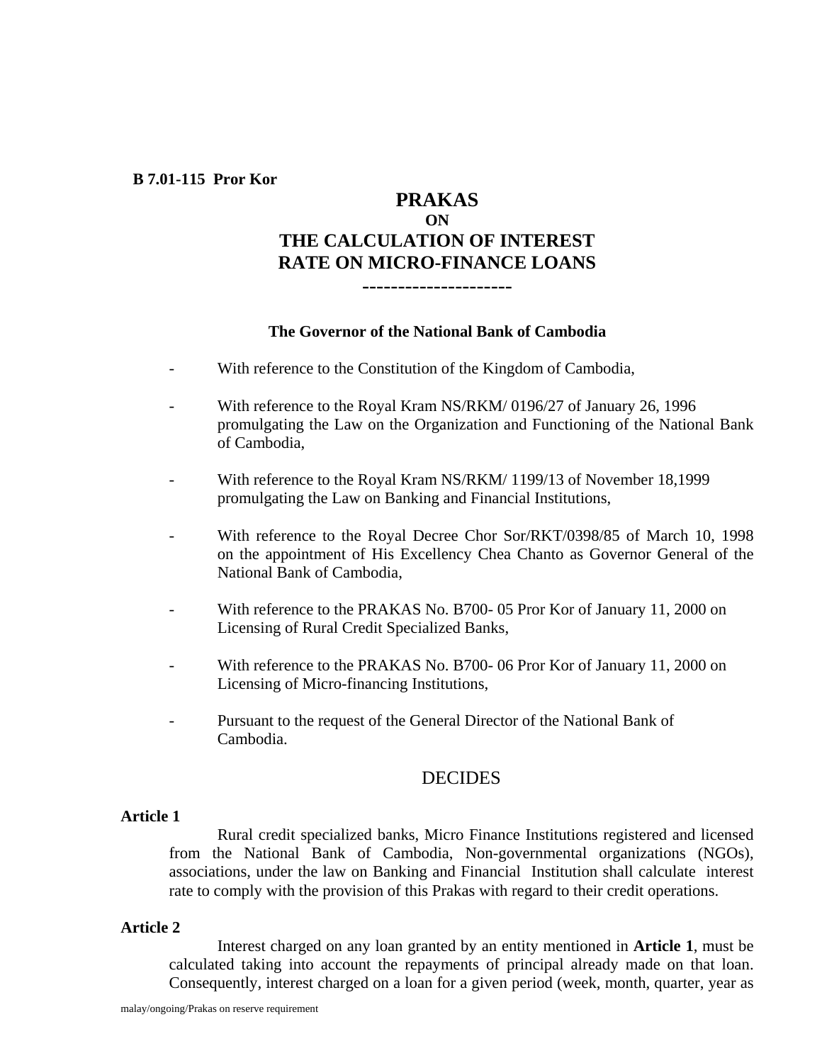**B 7.01-115 Pror Kor**

# PRAKAS
## ON
# THE CALCULATION OF INTEREST RATE ON MICRO-FINANCE LOANS

---------------------

**The Governor of the National Bank of Cambodia**

- With reference to the Constitution of the Kingdom of Cambodia,
- With reference to the Royal Kram NS/RKM/ 0196/27 of January 26, 1996 promulgating the Law on the Organization and Functioning of the National Bank of Cambodia,
- With reference to the Royal Kram NS/RKM/ 1199/13 of November 18,1999 promulgating the Law on Banking and Financial Institutions,
- With reference to the Royal Decree Chor Sor/RKT/0398/85 of March 10, 1998 on the appointment of His Excellency Chea Chanto as Governor General of the National Bank of Cambodia,
- With reference to the PRAKAS No. B700- 05 Pror Kor of January 11, 2000 on Licensing of Rural Credit Specialized Banks,
- With reference to the PRAKAS No. B700- 06 Pror Kor of January 11, 2000 on Licensing of Micro-financing Institutions,
- Pursuant to the request of the General Director of the National Bank of Cambodia.

DECIDES

**Article 1**

Rural credit specialized banks, Micro Finance Institutions registered and licensed from the National Bank of Cambodia, Non-governmental organizations (NGOs), associations, under the law on Banking and Financial Institution shall calculate interest rate to comply with the provision of this Prakas with regard to their credit operations.

**Article 2**

Interest charged on any loan granted by an entity mentioned in **Article 1**, must be calculated taking into account the repayments of principal already made on that loan. Consequently, interest charged on a loan for a given period (week, month, quarter, year as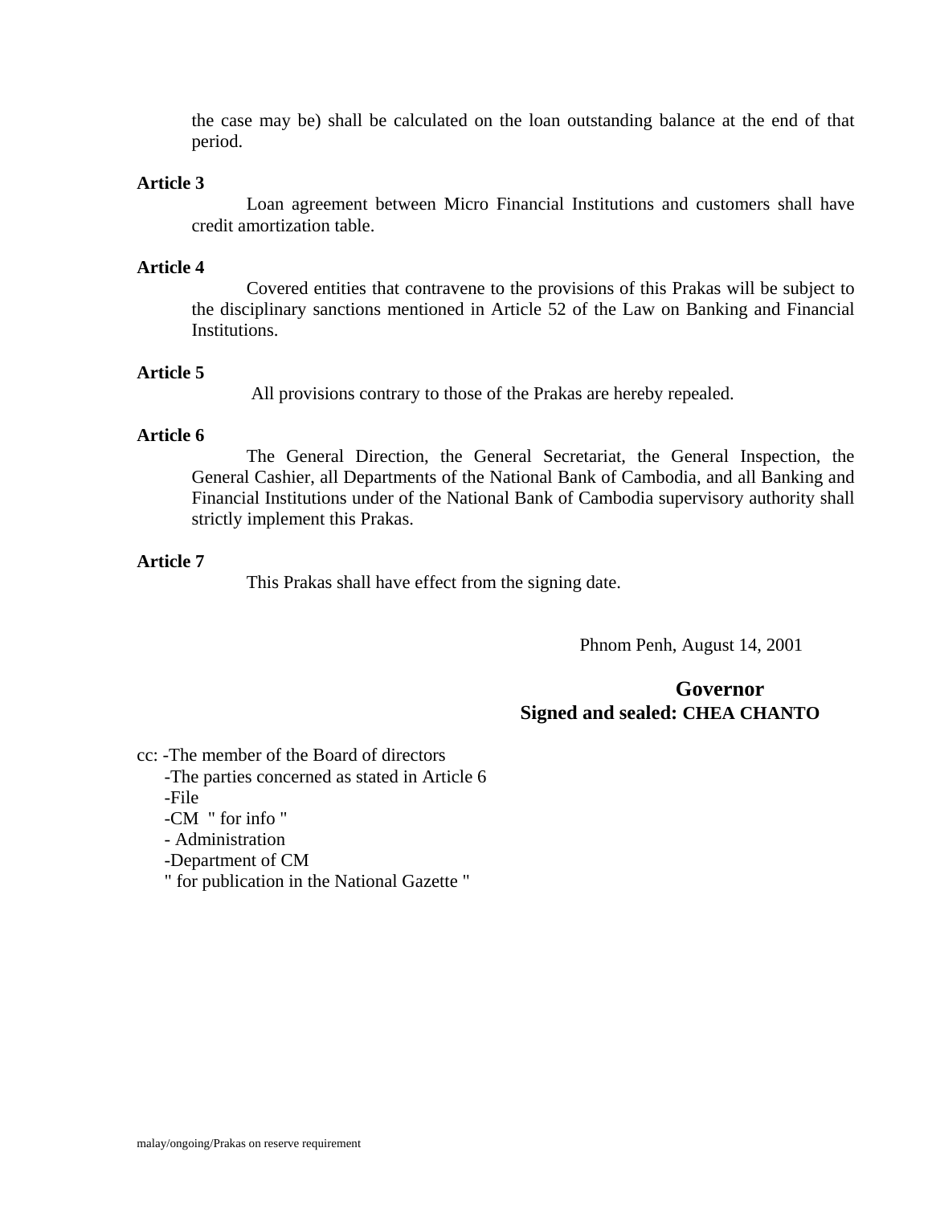the case may be) shall be calculated on the loan outstanding balance at the end of that period.

**Article 3**

Loan agreement between Micro Financial Institutions and customers shall have credit amortization table.

**Article 4**

Covered entities that contravene to the provisions of this Prakas will be subject to the disciplinary sanctions mentioned in Article 52 of the Law on Banking and Financial Institutions.

**Article 5**

All provisions contrary to those of the Prakas are hereby repealed.

**Article 6**

The General Direction, the General Secretariat, the General Inspection, the General Cashier, all Departments of the National Bank of Cambodia, and all Banking and Financial Institutions under of the National Bank of Cambodia supervisory authority shall strictly implement this Prakas.

**Article 7**

This Prakas shall have effect from the signing date.

Phnom Penh, August 14, 2001

**Governor**
**Signed and sealed: CHEA CHANTO**

cc: -The member of the Board of directors
-The parties concerned as stated in Article 6
-File
-CM " for info "
- Administration
-Department of CM
" for publication in the National Gazette "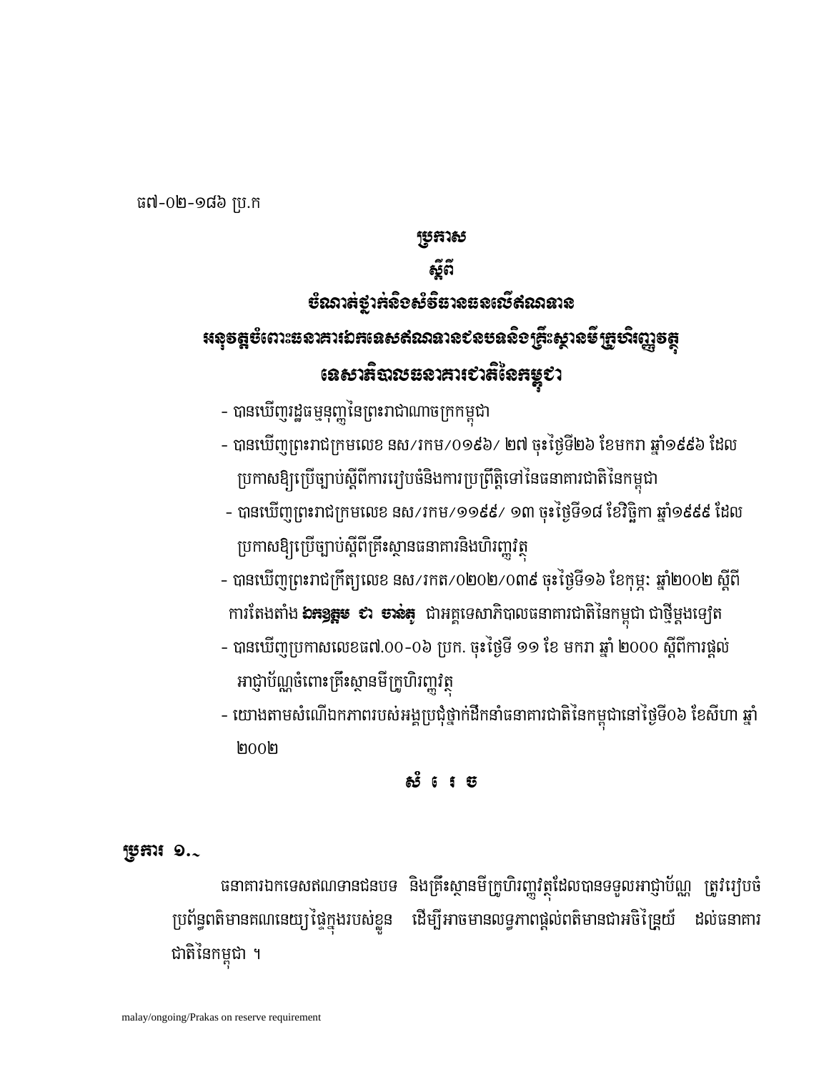ធ៧-០២-១៨៦ ប្រ.ក

# ប្រកាស

## ស្តីពី

## ចំណាត់ថ្នាក់និងសំវិធានធនលើឥណទាន

## អនុវត្តចំពោះធនាគារឯកទេសឥណទានជនបទនិងគ្រឹះស្ថានមីក្រូហិរញ្ញវត្ថុ

## ទេសាភិបាលធនាគារជាតិនៃកម្ពុជា

- បានឃើញរដ្ឋធម្មនុញ្ញនៃព្រះរាជាណាចក្រកម្ពុជា
- បានឃើញព្រះរាជក្រមលេខ នស/រកម/០១៩៦/ ២៧ ចុះថ្ងៃទី២៦ ខែមករា ឆ្នាំ១៩៩៦ ដែលប្រកាសឱ្យប្រើច្បាប់ស្តីពីការរៀបចំនិងការប្រព្រឹត្តទៅនៃធនាគារជាតិនៃកម្ពុជា
- បានឃើញព្រះរាជក្រមលេខ នស/រកម/១១៩៩/ ១៣ ចុះថ្ងៃទី១៨ ខែវិច្ឆិកា ឆ្នាំ១៩៩៩ ដែលប្រកាសឱ្យប្រើច្បាប់ស្តីពីគ្រឹះស្ថានធនាគារនិងហិរញ្ញវត្ថុ
- បានឃើញព្រះរាជក្រឹត្យលេខ នស/រកត/០២០២/០៣៩ ចុះថ្ងៃទី១៦ ខែកុម្ភៈ ឆ្នាំ២០០២ ស្តីពីការតែងតាំង **ឯកឧត្តម ជា ចាន់តូ** ជាអគ្គទេសាភិបាលធនាគារជាតិនៃកម្ពុជា ជាថ្មីម្តងទៀត
- បានឃើញប្រកាសលេខធ៧.០០-០៦ ប្រក. ចុះថ្ងៃទី ១១ ខែ មករា ឆ្នាំ ២០០០ ស្តីពីការផ្តល់អាជ្ញាប័ណ្ណចំពោះគ្រឹះស្ថានមីក្រូហិរញ្ញវត្ថុ
- យោងតាមសំណើឯកភាពរបស់អង្គប្រជុំថ្នាក់ដឹកនាំធនាគារជាតិនៃកម្ពុជានៅថ្ងៃទី០៦ ខែសីហា ឆ្នាំ២០០២

## សំរេច

### ប្រការ ១.-

ធនាគារឯកទេសឥណទានជនបទ និងគ្រឹះស្ថានមីក្រូហិរញ្ញវត្ថុដែលបានទទួលអាជ្ញាប័ណ្ណ ត្រូវរៀបចំប្រព័ន្ធពត៌មានគណនេយ្យផ្ទៃក្នុងរបស់ខ្លួន ដើម្បីអាចមានលទ្ធភាពផ្តល់ពត៌មានជាអចិន្ត្រៃយ៍ ដល់ធនាគារជាតិនៃកម្ពុជា ។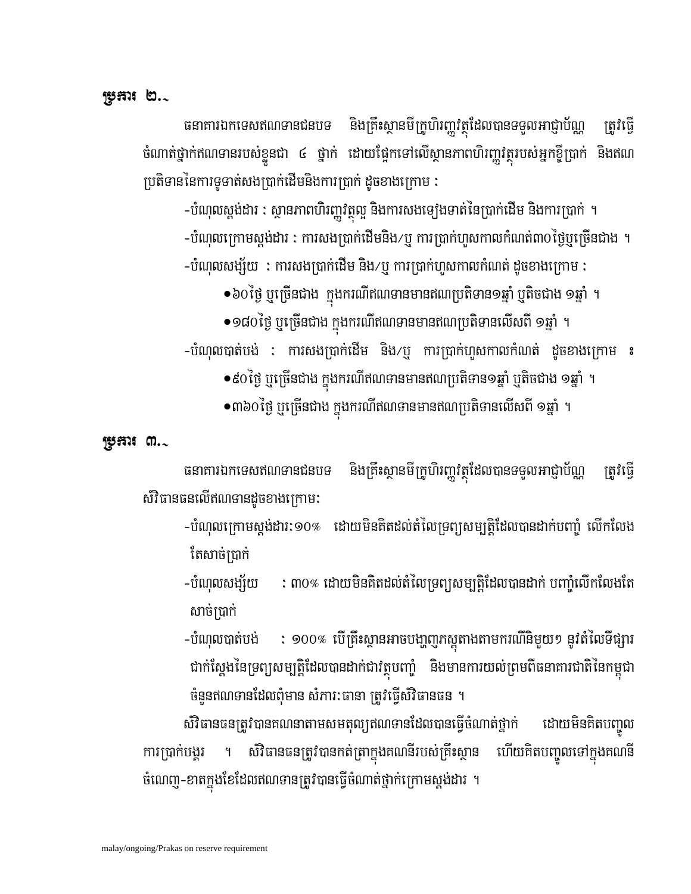**ប្រការ ២.-**

ធនាគារឯកទេសឥណទានជនបទ និងគ្រឹះស្ថានមីក្រូហិរញ្ញវត្ថុដែលបានទទួលអាជ្ញាប័ណ្ណ ត្រូវធ្វើចំណាត់ថ្នាក់ឥណទានរបស់ខ្លួនជា ៤ ថ្នាក់ ដោយផ្អែកទៅលើស្ថានភាពហិរញ្ញវត្ថុរបស់អ្នកខ្ចីប្រាក់ និងឥណប្រតិទាននៃការទូទាត់សងប្រាក់ដើមនិងការប្រាក់ ដូចខាងក្រោម :

-បំណុលស្តង់ដារ : ស្ថានភាពហិរញ្ញវត្ថុល្អ និងការសងទៀងទាត់នៃប្រាក់ដើម និងការប្រាក់ ។

-បំណុលក្រោមស្តង់ដារ : ការសងប្រាក់ដើមនិង/ឬ ការប្រាក់ហួសកាលកំណត់៣០ថ្ងៃឬច្រើនជាង ។

-បំណុលសង្ស័យ : ការសងប្រាក់ដើម និង/ឬ ការប្រាក់ហួសកាលកំណត់ ដូចខាងក្រោម :

- ៦០ថ្ងៃ ឬច្រើនជាង ក្នុងករណីឥណទានមានឥណប្រតិទាន១ឆ្នាំ ឬតិចជាង ១ឆ្នាំ ។
- ១៨០ថ្ងៃ ឬច្រើនជាង ក្នុងករណីឥណទានមានឥណប្រតិទានលើសពី ១ឆ្នាំ ។

-បំណុលបាត់បង់ : ការសងប្រាក់ដើម និង/ឬ ការប្រាក់ហួសកាលកំណត់ ដូចខាងក្រោម ៖

- ៩០ថ្ងៃ ឬច្រើនជាង ក្នុងករណីឥណទានមានឥណប្រតិទាន១ឆ្នាំ ឬតិចជាង ១ឆ្នាំ ។
- ៣៦០ថ្ងៃ ឬច្រើនជាង ក្នុងករណីឥណទានមានឥណប្រតិទានលើសពី ១ឆ្នាំ ។

**ប្រការ ៣.-**

ធនាគារឯកទេសឥណទានជនបទ និងគ្រឹះស្ថានមីក្រូហិរញ្ញវត្ថុដែលបានទទួលអាជ្ញាប័ណ្ណ ត្រូវធ្វើសំវិធានធនលើឥណទានដូចខាងក្រោមៈ

-បំណុលក្រោមស្តង់ដារៈ១០% ដោយមិនគិតដល់តំលៃទ្រព្យសម្បត្តិដែលបានដាក់បញ្ចាំ លើកលែងតែសាច់ប្រាក់

-បំណុលសង្ស័យ : ៣០% ដោយមិនគិតដល់តំលៃទ្រព្យសម្បត្តិដែលបានដាក់ បញ្ចាំលើកលែងតែសាច់ប្រាក់

-បំណុលបាត់បង់ : ១០០% បើគ្រឹះស្ថានអាចបង្ហាញភស្តុតាងតាមករណីនិមួយៗ នូវតំលៃទីផ្សារជាក់ស្តែងនៃទ្រព្យសម្បត្តិដែលបានដាក់ជាវត្ថុបញ្ចាំ និងមានការយល់ព្រមពីធនាគារជាតិនៃកម្ពុជា ចំនួនឥណទានដែលពុំមាន សំភារៈធានា ត្រូវធ្វើសំវិធានធន ។

សំវិធានធនត្រូវបានគណនាតាមសមតុល្យឥណទានដែលបានធ្វើចំណាត់ថ្នាក់ ដោយមិនគិតបញ្ចូលការប្រាក់បង្គរ ។ សំវិធានធនត្រូវបានកត់ត្រាក្នុងគណនីរបស់គ្រឹះស្ថាន ហើយគិតបញ្ចូលទៅក្នុងគណនីចំណេញ-ខាតក្នុងខែដែលឥណទានត្រូវបានធ្វើចំណាត់ថ្នាក់ក្រោមស្តង់ដារ ។

malay/ongoing/Prakas on reserve requirement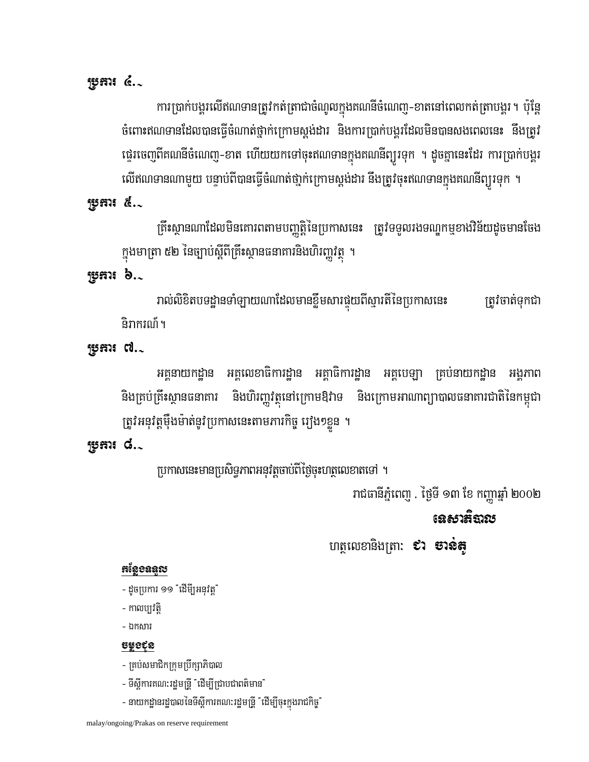**ប្រការ ៤.-**

ការប្រាក់បង្គរលើឥណទានត្រូវកត់ត្រាជាចំណូលក្នុងគណនីចំណេញ-ខាតនៅពេលកត់ត្រាបង្គរ ។ ប៉ុន្តែចំពោះឥណទានដែលបានធ្វើចំណាត់ថ្នាក់ក្រោមស្តង់ដារ និងការប្រាក់បង្គរដែលមិនបានសងពេលនេះ នឹងត្រូវផ្ទេរចេញពីគណនីចំណេញ-ខាត ហើយយកទៅចុះឥណទានក្នុងគណនីព្យួរទុក ។ ដូចគ្នានេះដែរ ការប្រាក់បង្គរលើឥណទានណាមួយ បន្ទាប់ពីបានធ្វើចំណាត់ថ្នាក់ក្រោមស្តង់ដារ នឹងត្រូវចុះឥណទានក្នុងគណនីព្យួរទុក ។

**ប្រការ ៥.-**

គ្រឹះស្ថានណាដែលមិនគោរពតាមបញ្ញត្តិនៃប្រកាសនេះ ត្រូវទទួលរងទណ្ឌកម្មខាងវិន័យដូចមានចែងក្នុងមាត្រា ៥២ នៃច្បាប់ស្តីពីគ្រឹះស្ថានធនាគារនិងហិរញ្ញវត្ថុ ។

**ប្រការ ៦.-**

រាល់លិខិតបទដ្ឋានទាំងឡាយណាដែលមានខ្លឹមសារផ្ទុយពីស្មារតីនៃប្រកាសនេះ ត្រូវចាត់ទុកជានិរាករណ៍ ។

**ប្រការ ៧.-**

អគ្គនាយកដ្ឋាន អគ្គលេខាធិការដ្ឋាន អគ្គាធិការដ្ឋាន អគ្គបេឡា គ្រប់នាយកដ្ឋាន អង្គភាព និងគ្រប់គ្រឹះស្ថានធនាគារ និងហិរញ្ញវត្ថុនៅក្រោមឱវាទ និងក្រោមអាណាព្យាបាលធនាគារជាតិនៃកម្ពុជា ត្រូវអនុវត្តម៉ឺងម៉ាត់នូវប្រកាសនេះតាមភារកិច្ច រៀងៗខ្លួន ។

**ប្រការ ៨.-**

ប្រកាសនេះមានប្រសិទ្ធភាពអនុវត្តចាប់ពីថ្ងៃចុះហត្ថលេខាតទៅ ។

រាជធានីភ្នំពេញ , ថ្ងៃទី ១៣ ខែ កញ្ញា ឆ្នាំ ២០០២

**ទេសាភិបាល**

ហត្ថលេខានិងត្រា: **ជា ចាន់តូ**

**កន្លែងទទួល**

- ដូចប្រការ ១១ "ដើម្បីអនុវត្ត"
- កាលប្បវត្តិ
- ឯកសារ

**ចម្លងជូន**

- គ្រប់សមាជិកក្រុមប្រឹក្សាភិបាល
- ទីស្តីការគណៈរដ្ឋមន្ត្រី "ដើម្បីជ្រាបជាពត៌មាន"
- នាយកដ្ឋានរដ្ឋបាលនៃទីស្តីការគណៈរដ្ឋមន្ត្រី "ដើម្បីចុះក្នុងរាជកិច្ច"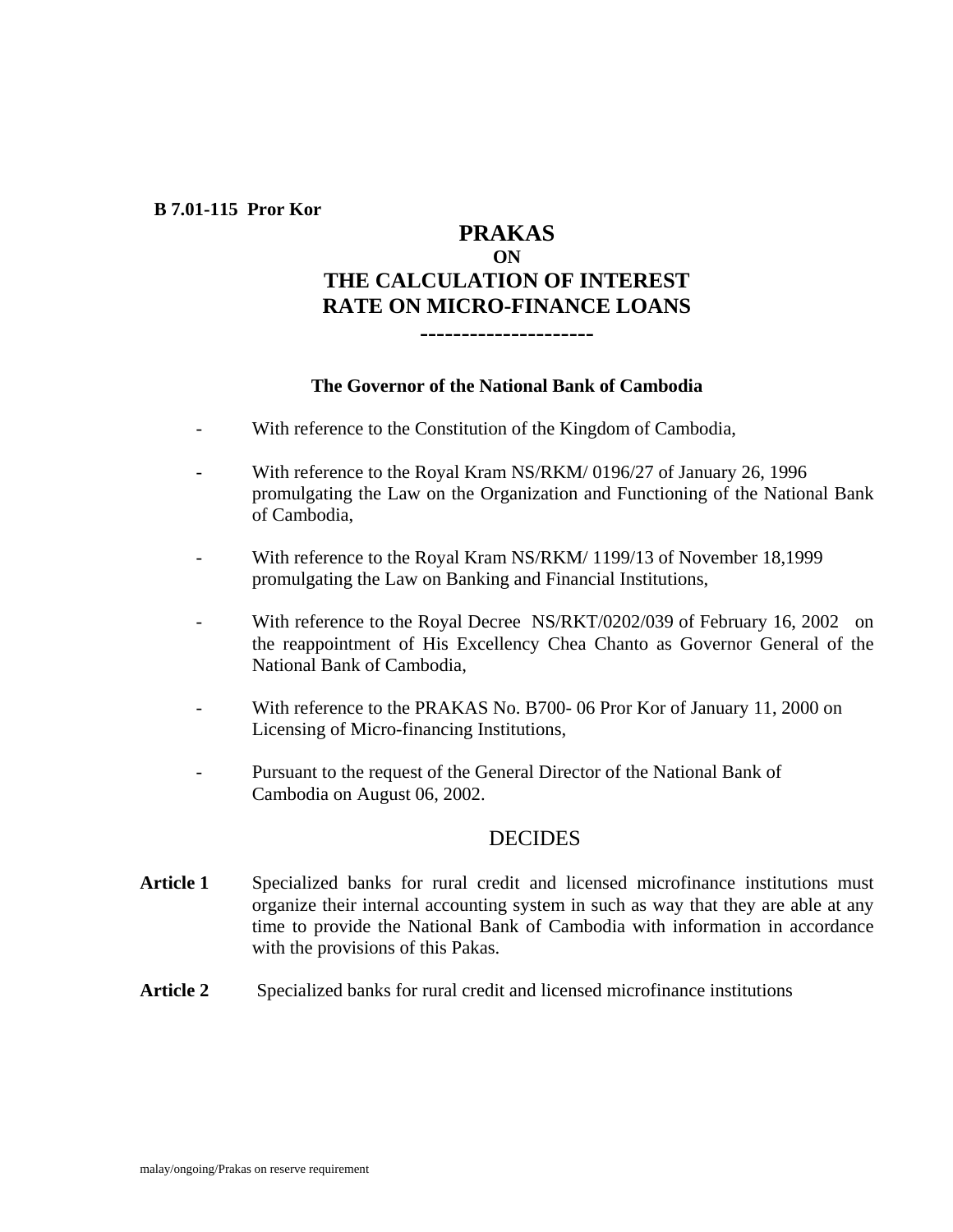**B 7.01-115 Pror Kor**

# PRAKAS
## ON
## THE CALCULATION OF INTEREST RATE ON MICRO-FINANCE LOANS

---------------------

**The Governor of the National Bank of Cambodia**

- With reference to the Constitution of the Kingdom of Cambodia,
- With reference to the Royal Kram NS/RKM/ 0196/27 of January 26, 1996 promulgating the Law on the Organization and Functioning of the National Bank of Cambodia,
- With reference to the Royal Kram NS/RKM/ 1199/13 of November 18,1999 promulgating the Law on Banking and Financial Institutions,
- With reference to the Royal Decree NS/RKT/0202/039 of February 16, 2002 on the reappointment of His Excellency Chea Chanto as Governor General of the National Bank of Cambodia,
- With reference to the PRAKAS No. B700- 06 Pror Kor of January 11, 2000 on Licensing of Micro-financing Institutions,
- Pursuant to the request of the General Director of the National Bank of Cambodia on August 06, 2002.

DECIDES

**Article 1** Specialized banks for rural credit and licensed microfinance institutions must organize their internal accounting system in such as way that they are able at any time to provide the National Bank of Cambodia with information in accordance with the provisions of this Pakas.

**Article 2** Specialized banks for rural credit and licensed microfinance institutions

malay/ongoing/Prakas on reserve requirement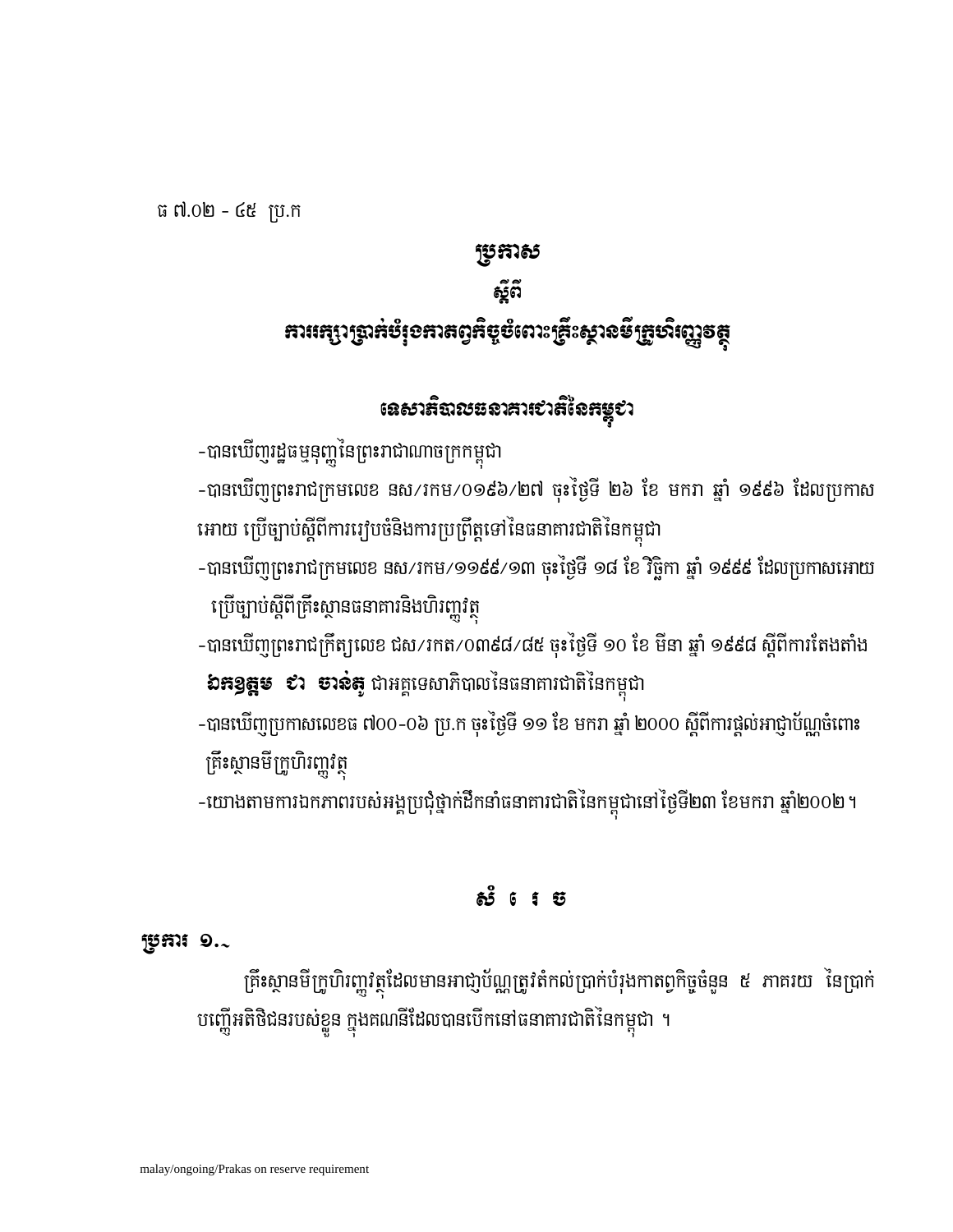ធ ៧.០២ - ៤៥ ប្រ.ក

# ប្រកាស

## ស្តីពី

## ការរក្សាប្រាក់បំរុងកាតព្វកិច្ចចំពោះគ្រឹះស្ថានមីក្រូហិរញ្ញវត្ថុ

## ទេសាភិបាលធនាគារជាតិនៃកម្ពុជា

-បានឃើញរដ្ឋធម្មនុញ្ញនៃព្រះរាជាណាចក្រកម្ពុជា

-បានឃើញព្រះរាជក្រមលេខ នស/រកម/០១៩៦/២៧ ចុះថ្ងៃទី ២៦ ខែ មករា ឆ្នាំ ១៩៩៦ ដែលប្រកាសអោយ ប្រើច្បាប់ស្តីពីការរៀបចំនិងការប្រព្រឹត្តទៅនៃធនាគារជាតិនៃកម្ពុជា

-បានឃើញព្រះរាជក្រមលេខ នស/រកម/១១៩៩/១៣ ចុះថ្ងៃទី ១៨ ខែ វិច្ឆិកា ឆ្នាំ ១៩៩៩ ដែលប្រកាសអោយ ប្រើច្បាប់ស្តីពីគ្រឹះស្ថានធនាគារនិងហិរញ្ញវត្ថុ

-បានឃើញព្រះរាជក្រឹត្យលេខ ជស/រកត/០៣៩៨/៨៥ ចុះថ្ងៃទី ១០ ខែ មីនា ឆ្នាំ ១៩៩៨ ស្តីពីការតែងតាំង **ឯកឧត្តម ជា ចាន់តូ** ជាអគ្គទេសាភិបាលនៃធនាគារជាតិនៃកម្ពុជា

-បានឃើញប្រកាសលេខធ ៧០០-០៦ ប្រ.ក ចុះថ្ងៃទី ១១ ខែ មករា ឆ្នាំ ២០០០ ស្តីពីការផ្តល់អាជ្ញាប័ណ្ណចំពោះ គ្រឹះស្ថានមីក្រូហិរញ្ញវត្ថុ

-យោងតាមការឯកភាពរបស់អង្គប្រជុំថ្នាក់ដឹកនាំធនាគារជាតិនៃកម្ពុជានៅថ្ងៃទី២៣ ខែមករា ឆ្នាំ២០០២។

## សំ រេ ច

**ប្រការ ១.-**

គ្រឹះស្ថានមីក្រូហិរញ្ញវត្ថុដែលមានអាជ្ញាប័ណ្ណត្រូវតំកល់ប្រាក់បំរុងកាតព្វកិច្ចចំនួន ៥ ភាគរយ នៃប្រាក់បញ្ញើអតិថិជនរបស់ខ្លួន ក្នុងគណនីដែលបានបើកនៅធនាគារជាតិនៃកម្ពុជា ។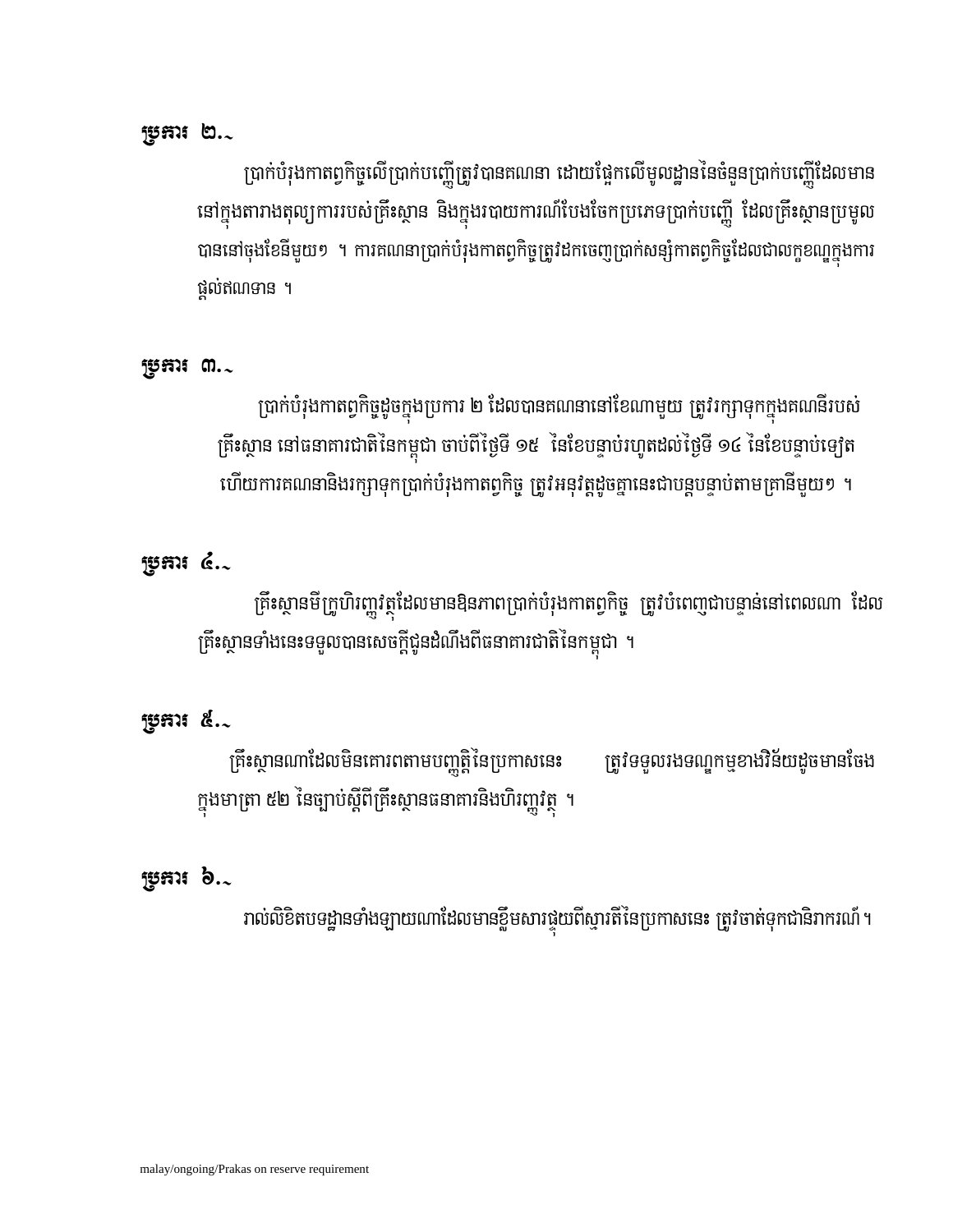**ប្រការ ២.-**

ប្រាក់បំរុងកាតព្វកិច្ចលើប្រាក់បញ្ញើត្រូវបានគណនា ដោយផ្អែកលើមូលដ្ឋាននៃចំនួនប្រាក់បញ្ញើដែលមាននៅក្នុងតារាងតុល្យការរបស់គ្រឹះស្ថាន និងក្នុងរបាយការណ៍បែងចែកប្រភេទប្រាក់បញ្ញើ ដែលគ្រឹះស្ថានប្រមូលបាននៅចុងខែនីមួយៗ ។ ការគណនាប្រាក់បំរុងកាតព្វកិច្ចត្រូវដកចេញប្រាក់សន្សំកាតព្វកិច្ចដែលជាលក្ខខណ្ឌក្នុងការផ្តល់ឥណទាន ។

**ប្រការ ៣.-**

ប្រាក់បំរុងកាតព្វកិច្ចដូចក្នុងប្រការ ២ ដែលបានគណនានៅខែណាមួយ ត្រូវរក្សាទុកក្នុងគណនីរបស់គ្រឹះស្ថាន នៅធនាគារជាតិនៃកម្ពុជា ចាប់ពីថ្ងៃទី ១៥ នៃខែបន្ទាប់រហូតដល់ថ្ងៃទី ១៤ នៃខែបន្ទាប់ទៀត ហើយការគណនានិងរក្សាទុកប្រាក់បំរុងកាតព្វកិច្ច ត្រូវអនុវត្តដូចគ្នានេះជាបន្តបន្ទាប់តាមគ្រានីមួយៗ ។

**ប្រការ ៤.-**

គ្រឹះស្ថានមីក្រូហិរញ្ញវត្ថុដែលមានឱនភាពប្រាក់បំរុងកាតព្វកិច្ច ត្រូវបំពេញជាបន្ទាន់នៅពេលណា ដែលគ្រឹះស្ថានទាំងនេះទទួលបានសេចក្តីជូនដំណឹងពីធនាគារជាតិនៃកម្ពុជា ។

**ប្រការ ៥.-**

គ្រឹះស្ថានណាដែលមិនគោរពតាមបញ្ញត្តិនៃប្រកាសនេះ ត្រូវទទួលរងទណ្ឌកម្មខាងវិន័យដូចមានចែងក្នុងមាត្រា ៥២ នៃច្បាប់ស្តីពីគ្រឹះស្ថានធនាគារនិងហិរញ្ញវត្ថុ ។

**ប្រការ ៦.-**

រាល់លិខិតបទដ្ឋានទាំងឡាយណាដែលមានខ្លឹមសារផ្ទុយពីស្មារតីនៃប្រកាសនេះ ត្រូវចាត់ទុកជានិរាករណ៍ ។

malay/ongoing/Prakas on reserve requirement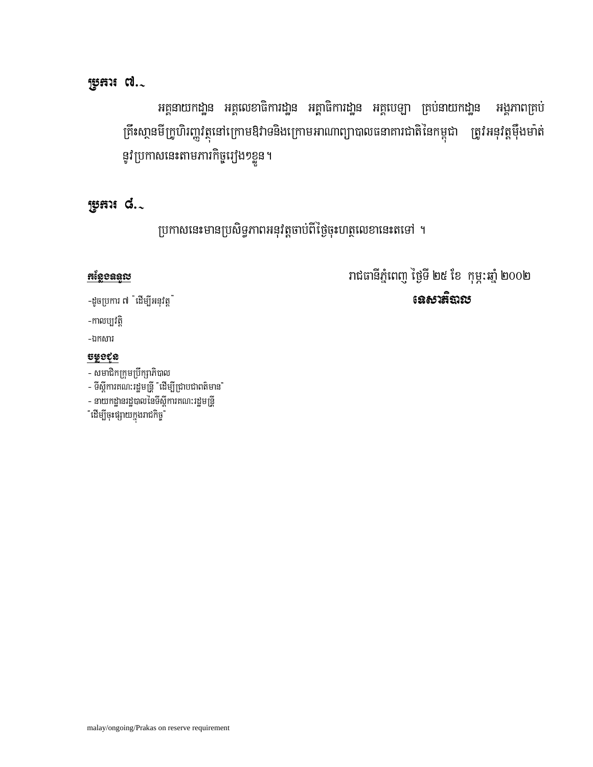**ប្រការ ៧.-**

អគ្គនាយកដ្ឋាន អគ្គលេខាធិការដ្ឋាន អគ្គាធិការដ្ឋាន អគ្គបេឡា គ្រប់នាយកដ្ឋាន អង្គភាពគ្រប់គ្រឹះស្ថានមីក្រូហិរញ្ញវត្ថុនៅក្រោមឱវាទនិងក្រោមអាណាព្យាបាលធនាគារជាតិនៃកម្ពុជា ត្រូវអនុវត្តម៉ឺងម៉ាត់នូវប្រកាសនេះតាមភារកិច្ចរៀងៗខ្លួន។

**ប្រការ ៨.-**

ប្រកាសនេះមានប្រសិទ្ធភាពអនុវត្តចាប់ពីថ្ងៃចុះហត្ថលេខានេះតទៅ ។

រាជធានីភ្នំពេញ ថ្ងៃទី ២៥ ខែ កុម្ភៈឆ្នាំ ២០០២

**ទេសាភិបាល**

***កន្លែងទទួល***

-ដូចប្រការ ៧ "ដើម្បីអនុវត្ត"

-កាលប្បវត្តិ

-ឯកសារ

**ចម្លងជូន**

- សមាជិកក្រុមប្រឹក្សាភិបាល
- ទីស្តីការគណៈរដ្ឋមន្ត្រី "ដើម្បីជ្រាបជាពតិមាន"
- នាយកដ្ឋានរដ្ឋបាលនៃទីស្តីការគណៈរដ្ឋមន្ត្រី "ដើម្បីចុះផ្សាយក្នុងរាជកិច្ច"

malay/ongoing/Prakas on reserve requirement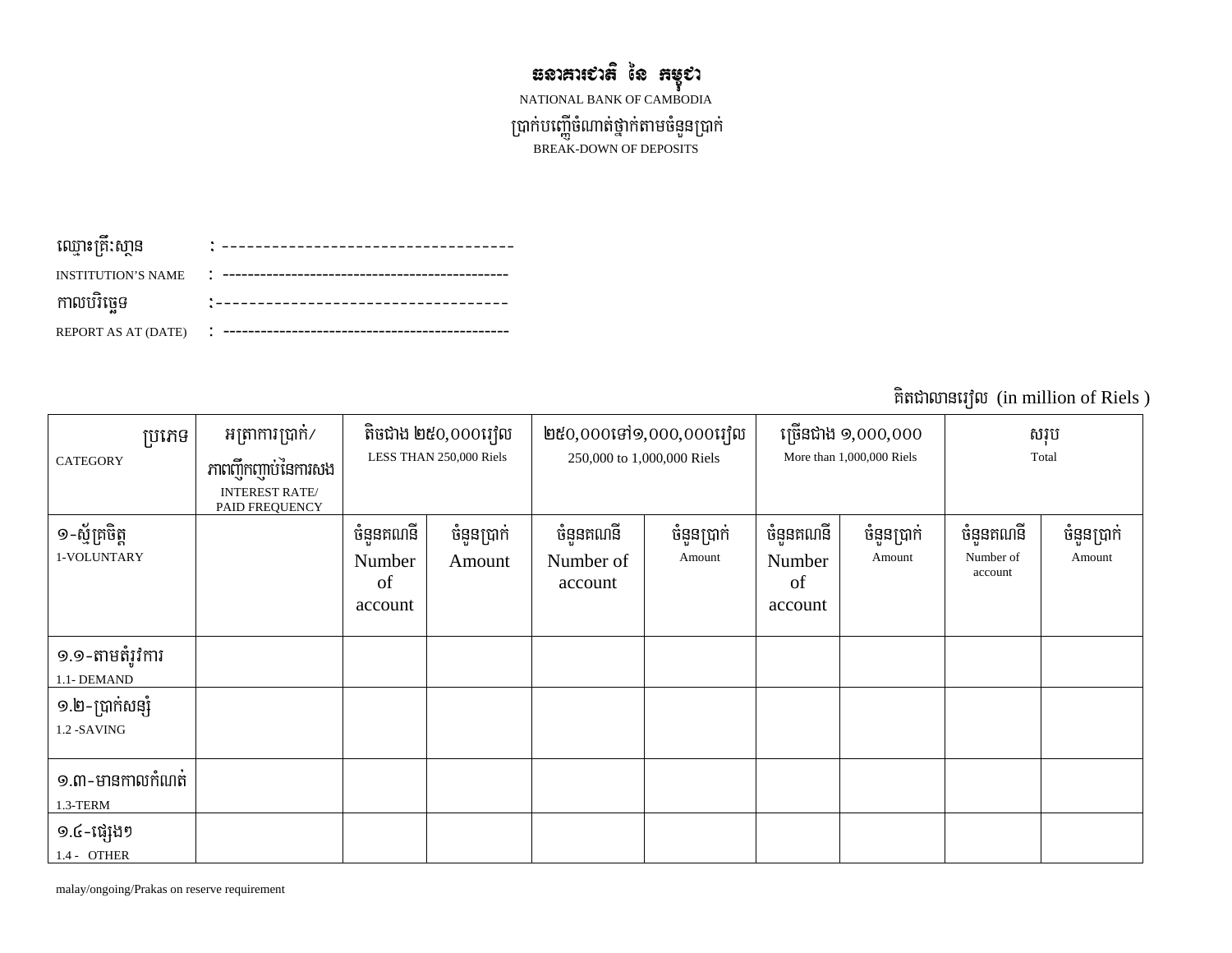# ធនាគារជាតិ នៃ កម្ពុជា

NATIONAL BANK OF CAMBODIA

ប្រាក់បញ្ញើចំណាត់ថ្នាក់តាមចំនួនប្រាក់

BREAK-DOWN OF DEPOSITS

ឈ្មោះគ្រឹះស្ថាន : ----------------------------------

INSTITUTION'S NAME : ---------------------------------------------

កាលបរិច្ឆេទ :----------------------------------

REPORT AS AT (DATE) : ---------------------------------------------

គិតជាលានរៀល (in million of Riels )

| ប្រភេទ CATEGORY | អត្រាការប្រាក់/ ភាពញឹកញាប់នៃការសង INTEREST RATE/ PAID FREQUENCY | តិចជាង ២៥០,០០០រៀល LESS THAN 250,000 Riels | | ២៥០,០០០ទៅ១,០០០,០០០រៀល 250,000 to 1,000,000 Riels | | ច្រើនជាង ១,០០០,០០០ More than 1,000,000 Riels | | សរុប Total | |
|---|---|---|---|---|---|---|---|---|---|
| ១-ស្ម័គ្រចិត្ត 1-VOLUNTARY | | ចំនួនគណនី Number of account | ចំនួនប្រាក់ Amount | ចំនួនគណនី Number of account | ចំនួនប្រាក់ Amount | ចំនួនគណនី Number of account | ចំនួនប្រាក់ Amount | ចំនួនគណនី Number of account | ចំនួនប្រាក់ Amount |
| ១.១-តាមតំរូវការ 1.1- DEMAND | | | | | | | | | |
| ១.២-ប្រាក់សន្សំ 1.2 -SAVING | | | | | | | | | |
| ១.៣-មានកាលកំណត់ 1.3-TERM | | | | | | | | | |
| ១.៤-ផ្សេងៗ 1.4 - OTHER | | | | | | | | | |

malay/ongoing/Prakas on reserve requirement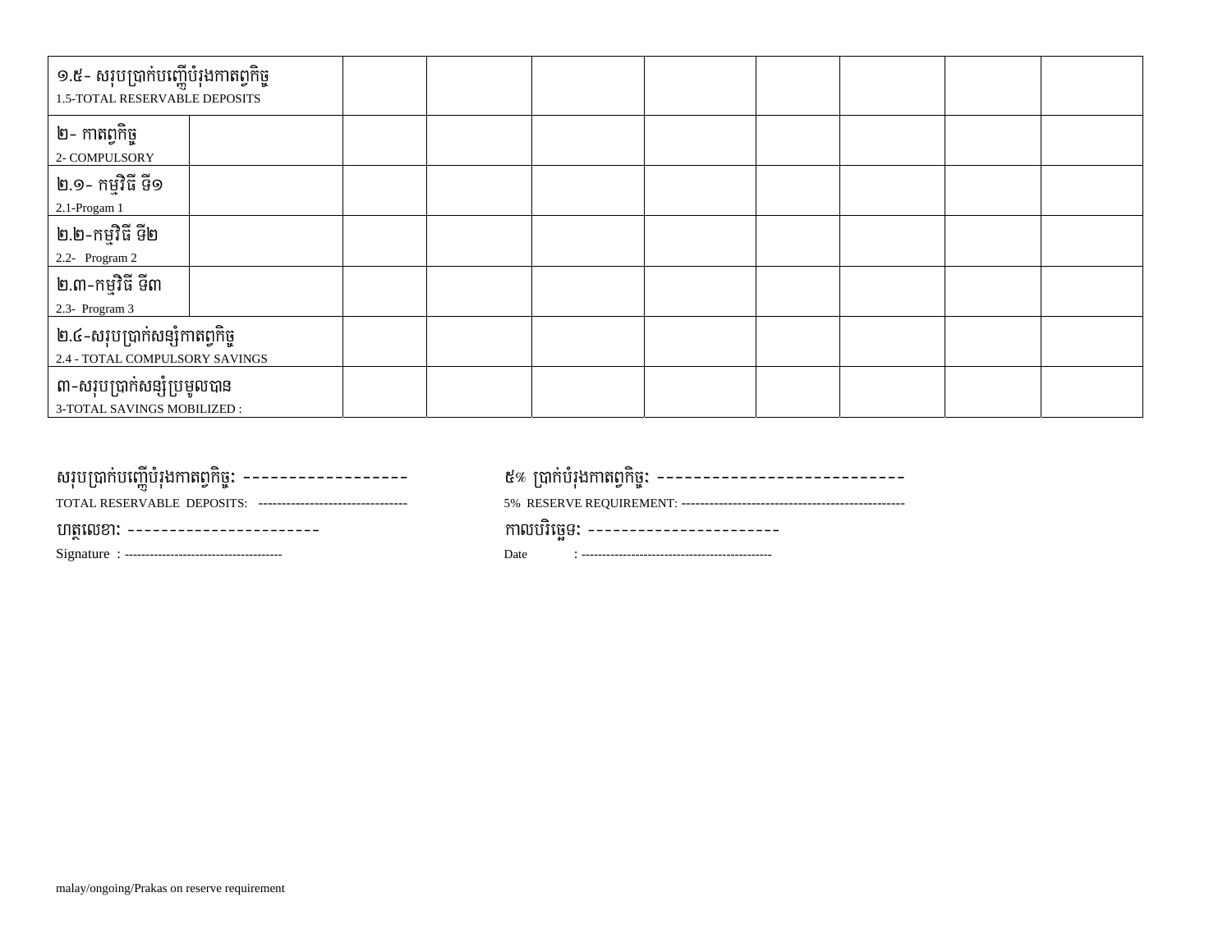| ១.៥- សរុបប្រាក់បញ្ញើបំរុងកាតព្វកិច្ច<br>1.5-TOTAL RESERVABLE DEPOSITS | | | | | | | | | |
|---|---|---|---|---|---|---|---|---|---|
| ២- កាតព្វកិច្ច<br>2- COMPULSORY | | | | | | | | | |
| ២.១- កម្មវិធី ទី១<br>2.1-Progam 1 | | | | | | | | | |
| ២.២-កម្មវិធី ទី២<br>2.2- Program 2 | | | | | | | | | |
| ២.៣-កម្មវិធី ទី៣<br>2.3- Program 3 | | | | | | | | | |
| ២.៤-សរុបប្រាក់សន្សំកាតព្វកិច្ច<br>2.4 - TOTAL COMPULSORY SAVINGS | | | | | | | | | |
| ៣-សរុបប្រាក់សន្សំប្រមូលបាន<br>3-TOTAL SAVINGS MOBILIZED : | | | | | | | | | |

សរុបប្រាក់បញ្ញើបំរុងកាតព្វកិច្ច: ------------------

TOTAL RESERVABLE DEPOSITS: ---------------------------------

៥% ប្រាក់បំរុងកាតព្វកិច្ច: ---------------------------

5% RESERVE REQUIREMENT: -------------------------------------------------

ហត្ថលេខា: -----------------------

Signature : -------------------------------------

កាលបរិច្ឆេទ: -----------------------

Date : ---------------------------------------------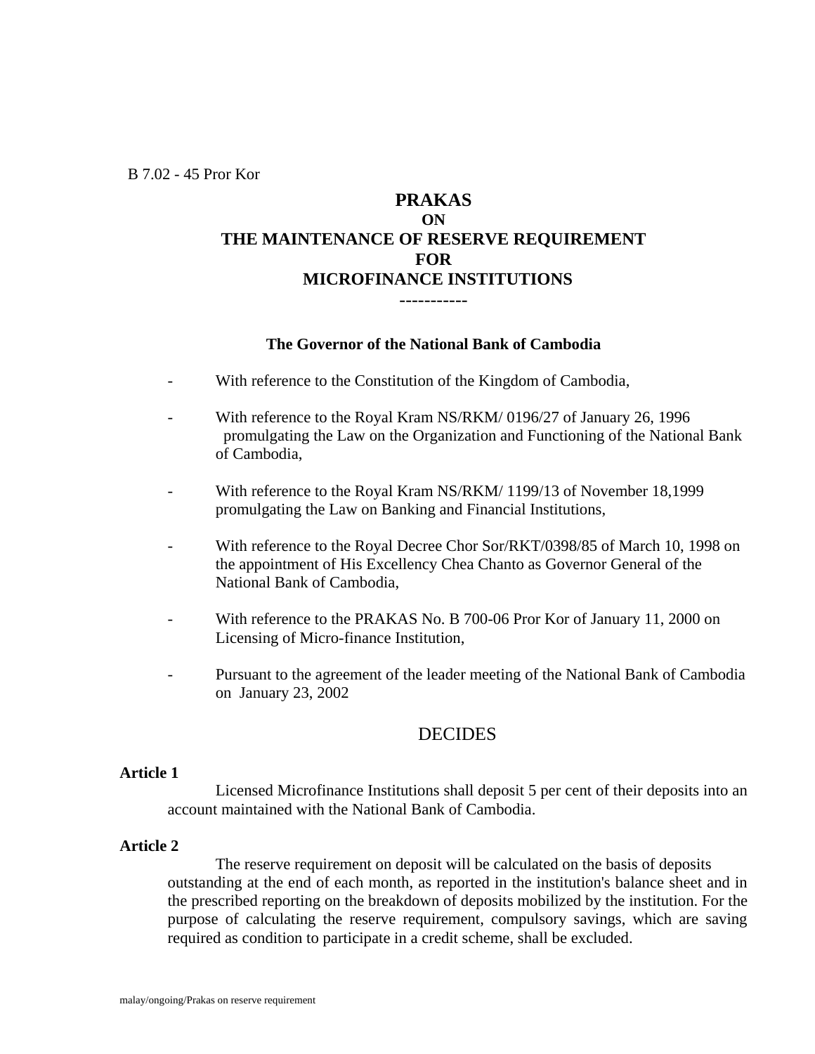B 7.02 - 45 Pror Kor

# PRAKAS
## ON
## THE MAINTENANCE OF RESERVE REQUIREMENT
## FOR
## MICROFINANCE INSTITUTIONS

-----------

**The Governor of the National Bank of Cambodia**

- With reference to the Constitution of the Kingdom of Cambodia,
- With reference to the Royal Kram NS/RKM/ 0196/27 of January 26, 1996 promulgating the Law on the Organization and Functioning of the National Bank of Cambodia,
- With reference to the Royal Kram NS/RKM/ 1199/13 of November 18,1999 promulgating the Law on Banking and Financial Institutions,
- With reference to the Royal Decree Chor Sor/RKT/0398/85 of March 10, 1998 on the appointment of His Excellency Chea Chanto as Governor General of the National Bank of Cambodia,
- With reference to the PRAKAS No. B 700-06 Pror Kor of January 11, 2000 on Licensing of Micro-finance Institution,
- Pursuant to the agreement of the leader meeting of the National Bank of Cambodia on January 23, 2002

DECIDES

**Article 1**

Licensed Microfinance Institutions shall deposit 5 per cent of their deposits into an account maintained with the National Bank of Cambodia.

**Article 2**

The reserve requirement on deposit will be calculated on the basis of deposits outstanding at the end of each month, as reported in the institution's balance sheet and in the prescribed reporting on the breakdown of deposits mobilized by the institution. For the purpose of calculating the reserve requirement, compulsory savings, which are saving required as condition to participate in a credit scheme, shall be excluded.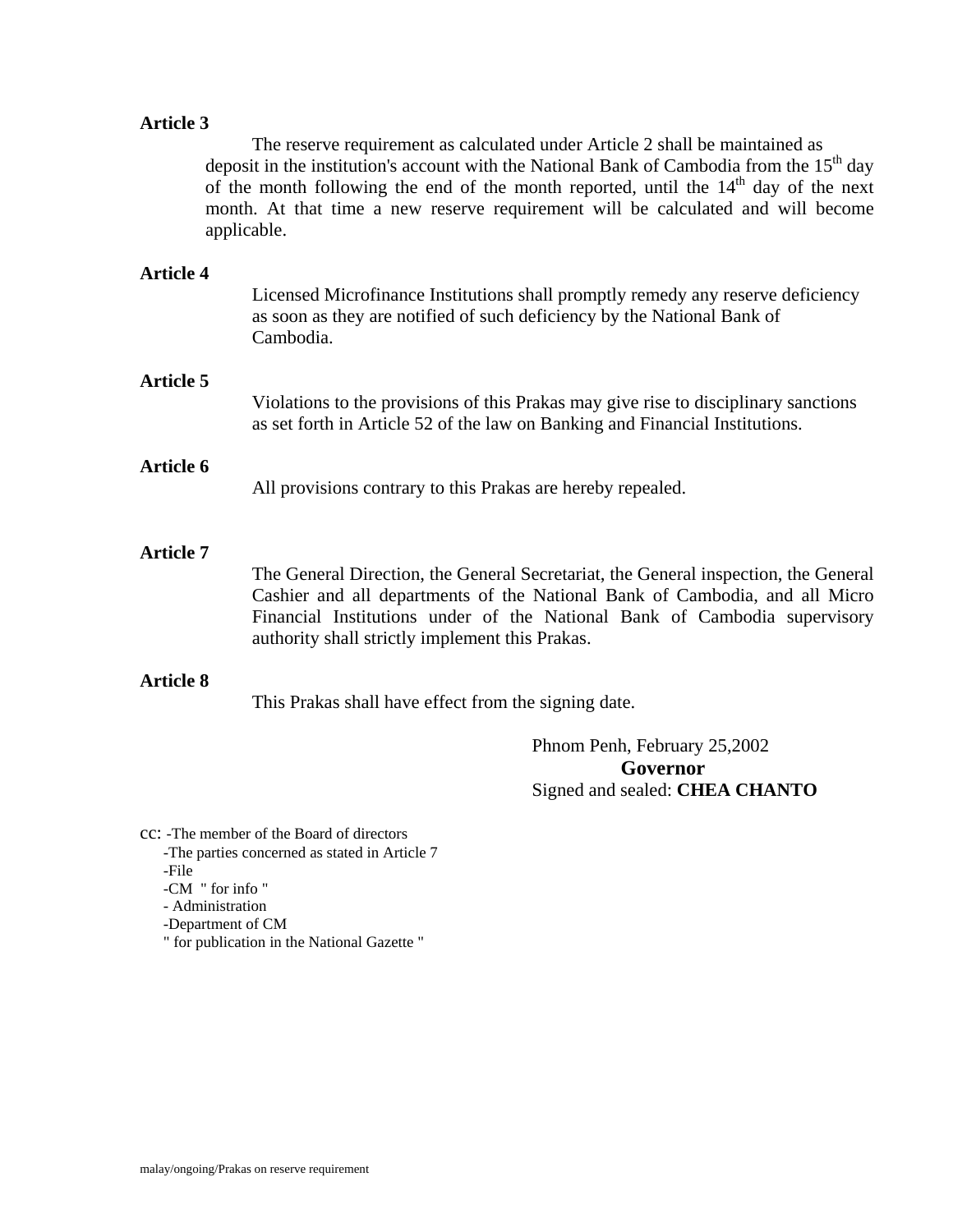**Article 3**

The reserve requirement as calculated under Article 2 shall be maintained as deposit in the institution's account with the National Bank of Cambodia from the 15th day of the month following the end of the month reported, until the 14th day of the next month. At that time a new reserve requirement will be calculated and will become applicable.

**Article 4**

Licensed Microfinance Institutions shall promptly remedy any reserve deficiency as soon as they are notified of such deficiency by the National Bank of Cambodia.

**Article 5**

Violations to the provisions of this Prakas may give rise to disciplinary sanctions as set forth in Article 52 of the law on Banking and Financial Institutions.

**Article 6**

All provisions contrary to this Prakas are hereby repealed.

**Article 7**

The General Direction, the General Secretariat, the General inspection, the General Cashier and all departments of the National Bank of Cambodia, and all Micro Financial Institutions under of the National Bank of Cambodia supervisory authority shall strictly implement this Prakas.

**Article 8**

This Prakas shall have effect from the signing date.

Phnom Penh, February 25,2002
**Governor**
Signed and sealed: **CHEA CHANTO**

cc: -The member of the Board of directors
-The parties concerned as stated in Article 7
-File
-CM " for info "
- Administration
-Department of CM
" for publication in the National Gazette "

malay/ongoing/Prakas on reserve requirement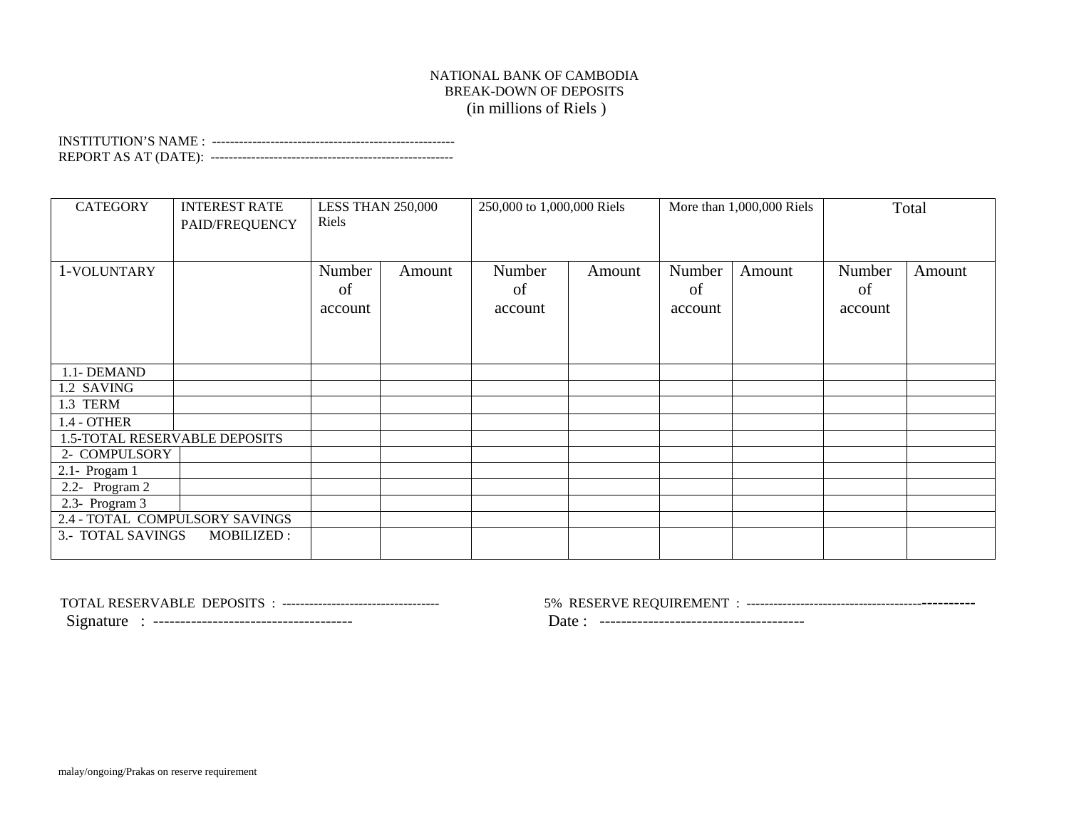NATIONAL BANK OF CAMBODIA
BREAK-DOWN OF DEPOSITS
(in millions of Riels )

INSTITUTION'S NAME : -----------------------------------------------------
REPORT AS AT (DATE): -----------------------------------------------------

| CATEGORY | INTEREST RATE PAID/FREQUENCY | LESS THAN 250,000 Riels | | 250,000 to 1,000,000 Riels | | More than 1,000,000 Riels | | Total | |
|---|---|---|---|---|---|---|---|---|---|
| 1-VOLUNTARY | | Number of account | Amount | Number of account | Amount | Number of account | Amount | Number of account | Amount |
| 1.1- DEMAND | | | | | | | | | |
| 1.2 SAVING | | | | | | | | | |
| 1.3 TERM | | | | | | | | | |
| 1.4 - OTHER | | | | | | | | | |
| 1.5-TOTAL RESERVABLE DEPOSITS | | | | | | | | | |
| 2- COMPULSORY | | | | | | | | | |
| 2.1- Progam 1 | | | | | | | | | |
| 2.2- Program 2 | | | | | | | | | |
| 2.3- Program 3 | | | | | | | | | |
| 2.4 - TOTAL COMPULSORY SAVINGS | | | | | | | | | |
| 3.- TOTAL SAVINGS MOBILIZED : | | | | | | | | | |

TOTAL RESERVABLE DEPOSITS : ----------------------------------

5% RESERVE REQUIREMENT : -----------------------------------------------

Signature : -------------------------------------

Date : --------------------------------------

malay/ongoing/Prakas on reserve requirement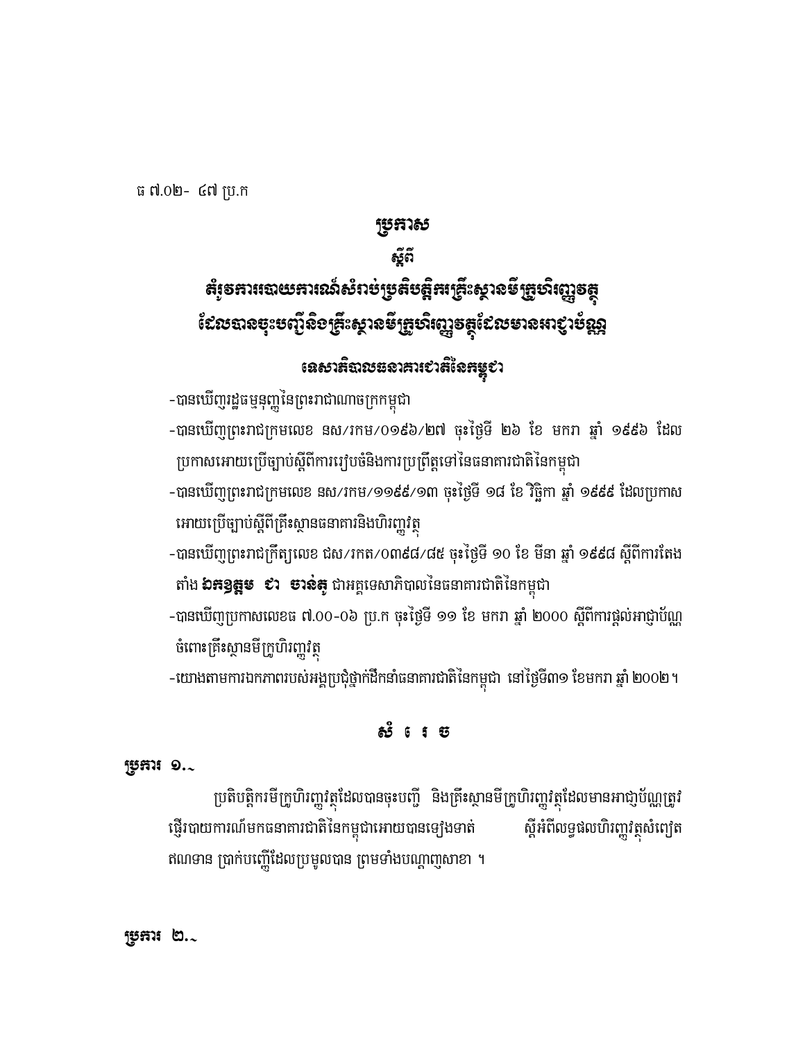ធ ៧.០២- ៤៧ ប្រ.ក

# ប្រកាស

## ស្តីពី

## គំរូការរបាយការណ៍សំរាប់ប្រតិបត្តិករគ្រឹះស្ថានមីក្រូហិរញ្ញវត្ថុ ដែលបានចុះបញ្ជីនិងគ្រឹះស្ថានមីក្រូហិរញ្ញវត្ថុដែលមានអាជ្ញាប័ណ្ណ

## ទេសាភិបាលធនាគារជាតិនៃកម្ពុជា

- បានឃើញរដ្ឋធម្មនុញ្ញនៃព្រះរាជាណាចក្រកម្ពុជា
- បានឃើញព្រះរាជក្រមលេខ នស/រកម/០១៩៦/២៧ ចុះថ្ងៃទី ២៦ ខែ មករា ឆ្នាំ ១៩៩៦ ដែលប្រកាសអោយប្រើច្បាប់ស្តីពីការរៀបចំនិងការប្រព្រឹត្តទៅនៃធនាគារជាតិនៃកម្ពុជា
- បានឃើញព្រះរាជក្រមលេខ នស/រកម/១១៩៩/១៣ ចុះថ្ងៃទី ១៨ ខែ វិច្ឆិកា ឆ្នាំ ១៩៩៩ ដែលប្រកាសអោយប្រើច្បាប់ស្តីពីគ្រឹះស្ថានធនាគារនិងហិរញ្ញវត្ថុ
- បានឃើញព្រះរាជក្រឹត្យលេខ ជស/រកត/០៣៩៨/៨៥ ចុះថ្ងៃទី ១០ ខែ មីនា ឆ្នាំ ១៩៩៨ ស្តីពីការតែងតាំង **ឯកឧត្តម ជា ចាន់តូ** ជាអគ្គទេសាភិបាលនៃធនាគារជាតិនៃកម្ពុជា
- បានឃើញប្រកាសលេខធ ៧.០០-០៦ ប្រ.ក ចុះថ្ងៃទី ១១ ខែ មករា ឆ្នាំ ២០០០ ស្តីពីការផ្តល់អាជ្ញាប័ណ្ណចំពោះគ្រឹះស្ថានមីក្រូហិរញ្ញវត្ថុ
- យោងតាមការឯកភាពរបស់អង្គប្រជុំថ្នាក់ដឹកនាំធនាគារជាតិនៃកម្ពុជា នៅថ្ងៃទី៣១ ខែមករា ឆ្នាំ ២០០២។

## សំរេច

**ប្រការ ១.-**

ប្រតិបត្តិករមីក្រូហិរញ្ញវត្ថុដែលបានចុះបញ្ជី និងគ្រឹះស្ថានមីក្រូហិរញ្ញវត្ថុដែលមានអាជ្ញាប័ណ្ណត្រូវផ្ញើរបាយការណ៍មកធនាគារជាតិនៃកម្ពុជាអោយបានទៀងទាត់ ស្តីអំពីលទ្ធផលហិរញ្ញវត្ថុសំញៀតឥណទាន ប្រាក់បញ្ញើដែលប្រមូលបាន ព្រមទាំងបណ្តាញសាខា ។

**ប្រការ ២.-**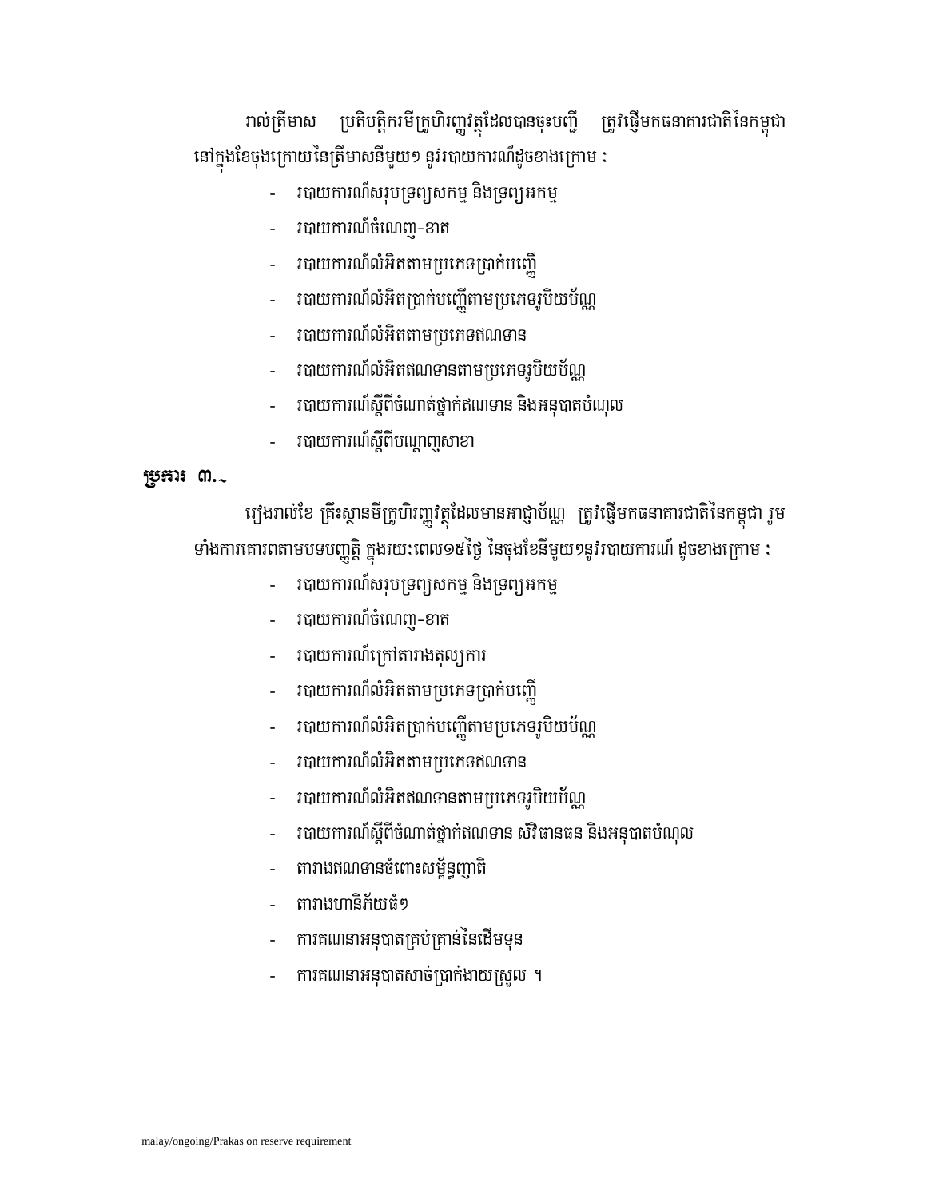រាល់ត្រីមាស ប្រតិបត្តិករមីក្រូហិរញ្ញវត្ថុដែលបានចុះបញ្ជី ត្រូវផ្ញើមកធនាគារជាតិនៃកម្ពុជា នៅក្នុងខែចុងក្រោយនៃត្រីមាសនីមួយៗ នូវរបាយការណ៍ដូចខាងក្រោម ៖

- របាយការណ៍សរុបទ្រព្យសកម្ម និងទ្រព្យអកម្ម
- របាយការណ៍ចំណេញ-ខាត
- របាយការណ៍លំអិតតាមប្រភេទប្រាក់បញ្ញើ
- របាយការណ៍លំអិតប្រាក់បញ្ញើតាមប្រភេទរូបិយប័ណ្ណ
- របាយការណ៍លំអិតតាមប្រភេទឥណទាន
- របាយការណ៍លំអិតឥណទានតាមប្រភេទរូបិយប័ណ្ណ
- របាយការណ៍ស្តីពីចំណាត់ថ្នាក់ឥណទាន និងអនុបាតបំណុល
- របាយការណ៍ស្តីពីបណ្តាញសាខា

**ប្រការ ៣.-**

រៀងរាល់ខែ គ្រឹះស្ថានមីក្រូហិរញ្ញវត្ថុដែលមានអាជ្ញាប័ណ្ណ ត្រូវផ្ញើមកធនាគារជាតិនៃកម្ពុជា រួមទាំងការគោរពតាមបទបញ្ញត្តិ ក្នុងរយៈពេល១៥ថ្ងៃ នៃចុងខែនីមួយៗនូវរបាយការណ៍ ដូចខាងក្រោម ៖

- របាយការណ៍សរុបទ្រព្យសកម្ម និងទ្រព្យអកម្ម
- របាយការណ៍ចំណេញ-ខាត
- របាយការណ៍ក្រៅតារាងតុល្យការ
- របាយការណ៍លំអិតតាមប្រភេទប្រាក់បញ្ញើ
- របាយការណ៍លំអិតប្រាក់បញ្ញើតាមប្រភេទរូបិយប័ណ្ណ
- របាយការណ៍លំអិតតាមប្រភេទឥណទាន
- របាយការណ៍លំអិតឥណទានតាមប្រភេទរូបិយប័ណ្ណ
- របាយការណ៍ស្តីពីចំណាត់ថ្នាក់ឥណទាន សំវិធានធន និងអនុបាតបំណុល
- តារាងឥណទានចំពោះសម្ព័ន្ធញាតិ
- តារាងហានិភ័យធំៗ
- ការគណនាអនុបាតគ្រប់គ្រាន់នៃដើមទុន
- ការគណនាអនុបាតសាច់ប្រាក់ងាយស្រួល ។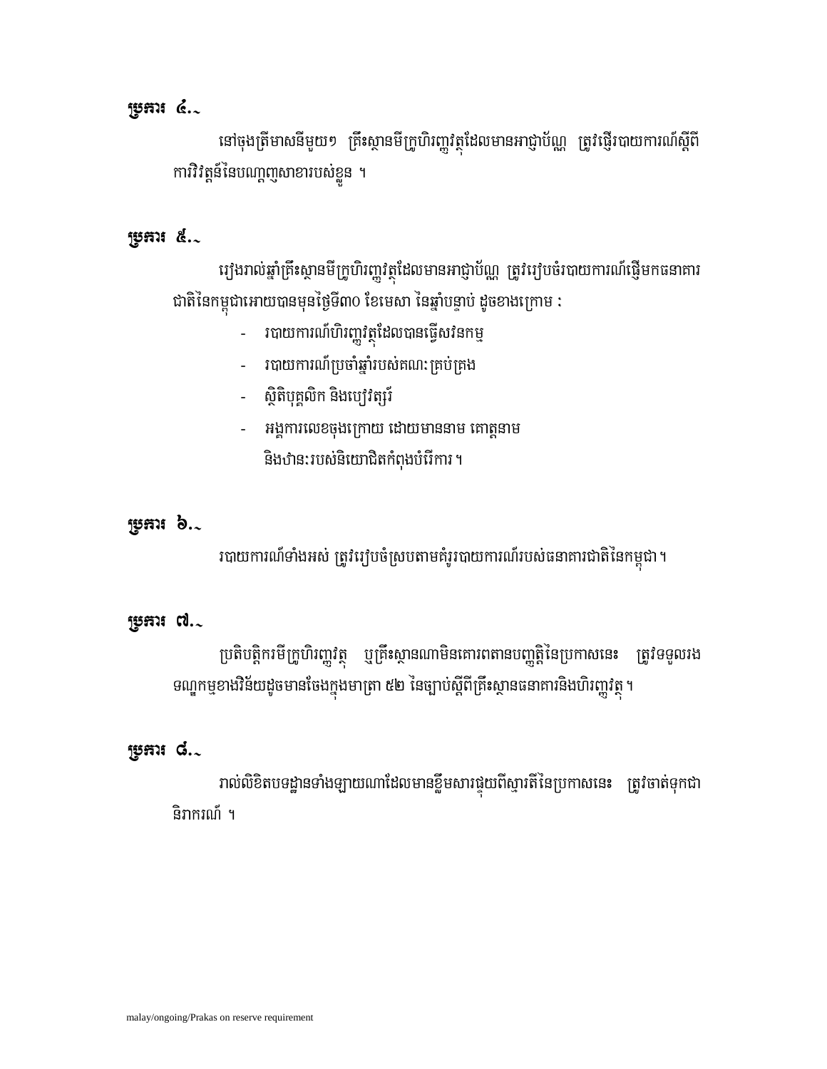**ប្រការ ៤.-**

នៅចុងត្រីមាសនីមួយៗ គ្រឹះស្ថានមីក្រូហិរញ្ញវត្ថុដែលមានអាជ្ញាប័ណ្ណ ត្រូវផ្ញើរបាយការណ៍ស្តីពីការវិវត្តន៍នៃបណ្តាញសាខារបស់ខ្លួន ។

**ប្រការ ៥.-**

រៀងរាល់ឆ្នាំគ្រឹះស្ថានមីក្រូហិរញ្ញវត្ថុដែលមានអាជ្ញាប័ណ្ណ ត្រូវរៀបចំរបាយការណ៍ផ្ញើមកធនាគារជាតិនៃកម្ពុជាអោយបានមុនថ្ងៃទី៣០ ខែមេសា នៃឆ្នាំបន្ទាប់ ដូចខាងក្រោម :

- របាយការណ៍ហិរញ្ញវត្ថុដែលបានធ្វើសវនកម្ម
- របាយការណ៍ប្រចាំឆ្នាំរបស់គណៈគ្រប់គ្រង
- ស្ថិតិបុគ្គលិក និងបៀវត្សរ៍
- អង្គការលេខចុងក្រោយ ដោយមាននាម គោត្តនាម និងឋានៈរបស់និយោជិតកំពុងបំរើការ ។

**ប្រការ ៦.-**

របាយការណ៍ទាំងអស់ ត្រូវរៀបចំស្របតាមគំរូរបាយការណ៍របស់ធនាគារជាតិនៃកម្ពុជា។

**ប្រការ ៧.-**

ប្រតិបត្តិករមីក្រូហិរញ្ញវត្ថុ ឬគ្រឹះស្ថានណាមិនគោរពតានបញ្ញត្តិនៃប្រកាសនេះ ត្រូវទទួលរងទណ្ឌកម្មខាងវិន័យដូចមានចែងក្នុងមាត្រា ៥២ នៃច្បាប់ស្តីពីគ្រឹះស្ថានធនាគារនិងហិរញ្ញវត្ថុ។

**ប្រការ ៨.-**

រាល់លិខិតបទដ្ឋានទាំងឡាយណាដែលមានខ្លឹមសារផ្ទុយពីស្មារតីនៃប្រកាសនេះ ត្រូវចាត់ទុកជានិរាករណ៍ ។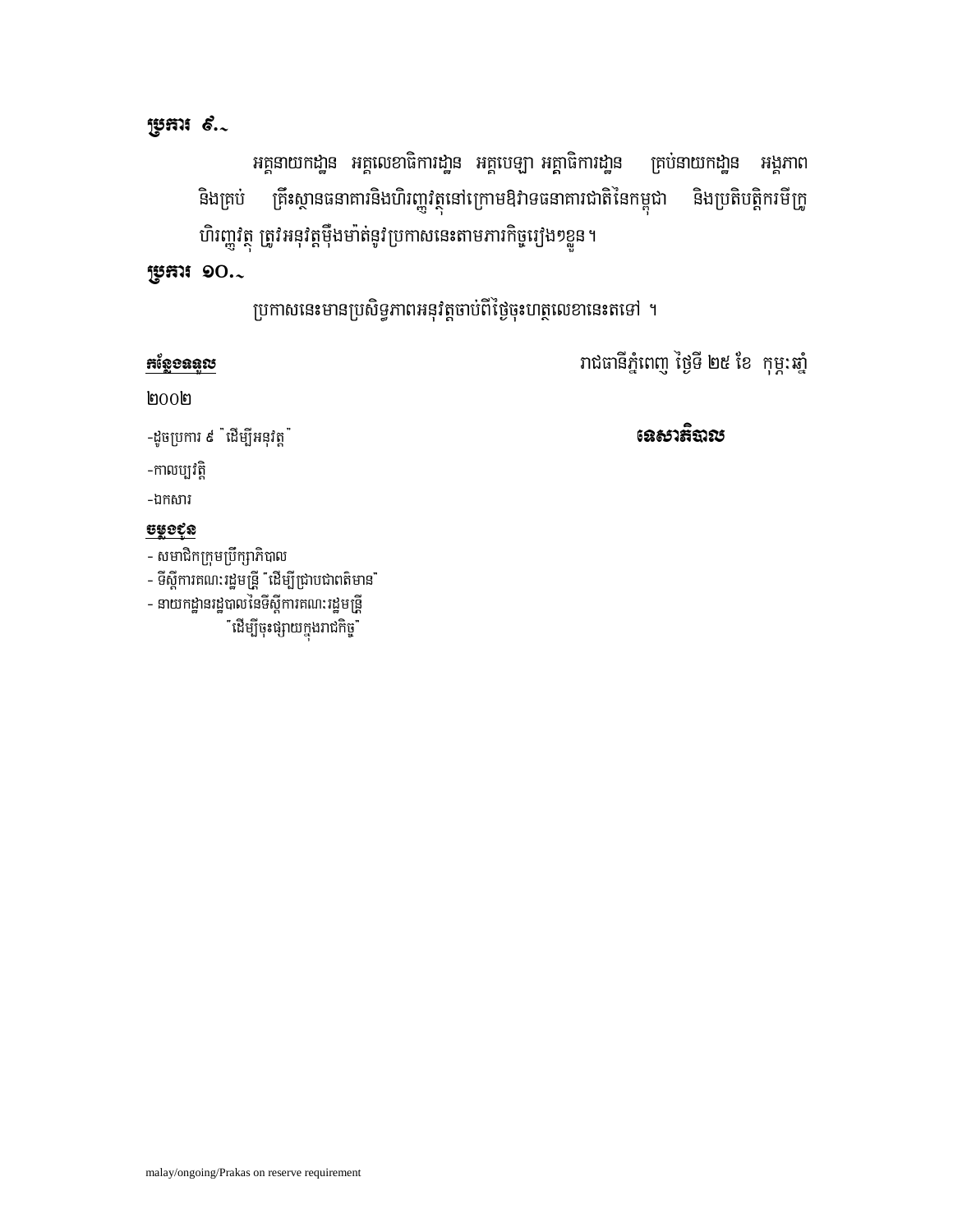**ប្រការ ៩.-**

អគ្គនាយកដ្ឋាន អគ្គលេខាធិការដ្ឋាន អគ្គបេឡា អគ្គាធិការដ្ឋាន គ្រប់នាយកដ្ឋាន អង្គភាព និងគ្រប់ គ្រឹះស្ថានធនាគារនិងហិរញ្ញវត្ថុនៅក្រោមឱវាទធនាគារជាតិនៃកម្ពុជា និងប្រតិបត្តិករមីក្រូហិរញ្ញវត្ថុ ត្រូវអនុវត្តម៉ឺងម៉ាត់នូវប្រកាសនេះតាមភារកិច្ចរៀងៗខ្លួន។

**ប្រការ ១០.-**

ប្រកាសនេះមានប្រសិទ្ធភាពអនុវត្តចាប់ពីថ្ងៃចុះហត្ថលេខានេះតទៅ ។

រាជធានីភ្នំពេញ ថ្ងៃទី ២៥ ខែ កុម្ភៈឆ្នាំ ២០០២

**ទេសាភិបាល**

**កន្លែងទទួល**

-ដូចប្រការ ៩ "ដើម្បីអនុវត្ត"

-កាលប្បវត្តិ

-ឯកសារ

**ចម្លងជូន**

- សមាជិកក្រុមប្រឹក្សាភិបាល
- ទីស្តីការគណៈរដ្ឋមន្ត្រី "ដើម្បីជ្រាបជាពត៌មាន"
- នាយកដ្ឋានរដ្ឋបាលនៃទីស្តីការគណៈរដ្ឋមន្ត្រី "ដើម្បីចុះផ្សាយក្នុងរាជកិច្ច"

malay/ongoing/Prakas on reserve requirement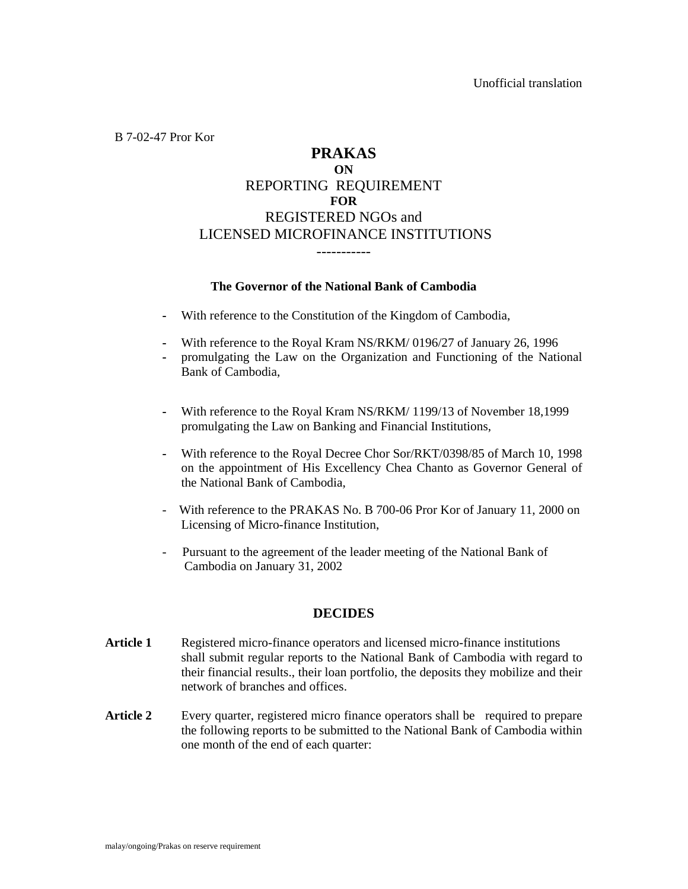Unofficial translation

B 7-02-47 Pror Kor

# PRAKAS
**ON**
REPORTING REQUIREMENT
**FOR**
REGISTERED NGOs and
LICENSED MICROFINANCE INSTITUTIONS

-----------

**The Governor of the National Bank of Cambodia**

- With reference to the Constitution of the Kingdom of Cambodia,
- With reference to the Royal Kram NS/RKM/ 0196/27 of January 26, 1996
- promulgating the Law on the Organization and Functioning of the National Bank of Cambodia,
- With reference to the Royal Kram NS/RKM/ 1199/13 of November 18,1999 promulgating the Law on Banking and Financial Institutions,
- With reference to the Royal Decree Chor Sor/RKT/0398/85 of March 10, 1998 on the appointment of His Excellency Chea Chanto as Governor General of the National Bank of Cambodia,
- With reference to the PRAKAS No. B 700-06 Pror Kor of January 11, 2000 on Licensing of Micro-finance Institution,
- Pursuant to the agreement of the leader meeting of the National Bank of Cambodia on January 31, 2002

## DECIDES

**Article 1** Registered micro-finance operators and licensed micro-finance institutions shall submit regular reports to the National Bank of Cambodia with regard to their financial results., their loan portfolio, the deposits they mobilize and their network of branches and offices.

**Article 2** Every quarter, registered micro finance operators shall be required to prepare the following reports to be submitted to the National Bank of Cambodia within one month of the end of each quarter:

malay/ongoing/Prakas on reserve requirement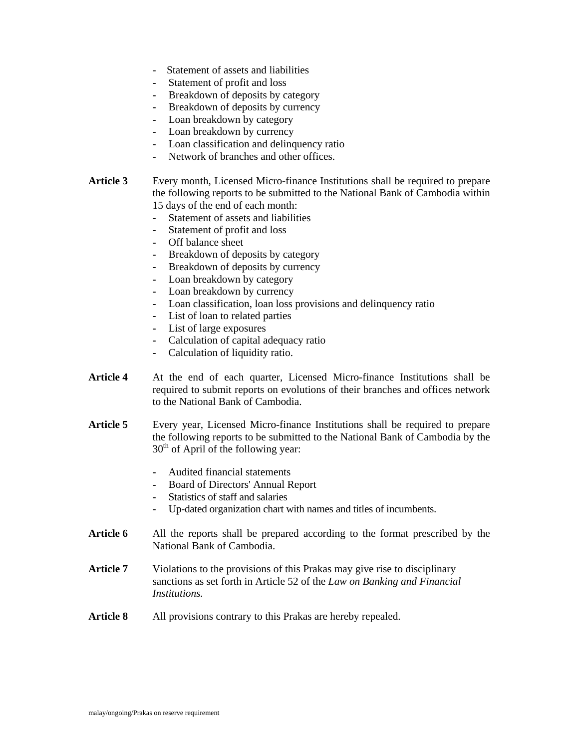- Statement of assets and liabilities
- Statement of profit and loss
- Breakdown of deposits by category
- Breakdown of deposits by currency
- Loan breakdown by category
- Loan breakdown by currency
- Loan classification and delinquency ratio
- Network of branches and other offices.

**Article 3** Every month, Licensed Micro-finance Institutions shall be required to prepare the following reports to be submitted to the National Bank of Cambodia within 15 days of the end of each month:

- Statement of assets and liabilities
- Statement of profit and loss
- Off balance sheet
- Breakdown of deposits by category
- Breakdown of deposits by currency
- Loan breakdown by category
- Loan breakdown by currency
- Loan classification, loan loss provisions and delinquency ratio
- List of loan to related parties
- List of large exposures
- Calculation of capital adequacy ratio
- Calculation of liquidity ratio.

**Article 4** At the end of each quarter, Licensed Micro-finance Institutions shall be required to submit reports on evolutions of their branches and offices network to the National Bank of Cambodia.

**Article 5** Every year, Licensed Micro-finance Institutions shall be required to prepare the following reports to be submitted to the National Bank of Cambodia by the 30th of April of the following year:

- Audited financial statements
- Board of Directors' Annual Report
- Statistics of staff and salaries
- Up-dated organization chart with names and titles of incumbents.

**Article 6** All the reports shall be prepared according to the format prescribed by the National Bank of Cambodia.

**Article 7** Violations to the provisions of this Prakas may give rise to disciplinary sanctions as set forth in Article 52 of the *Law on Banking and Financial Institutions.*

**Article 8** All provisions contrary to this Prakas are hereby repealed.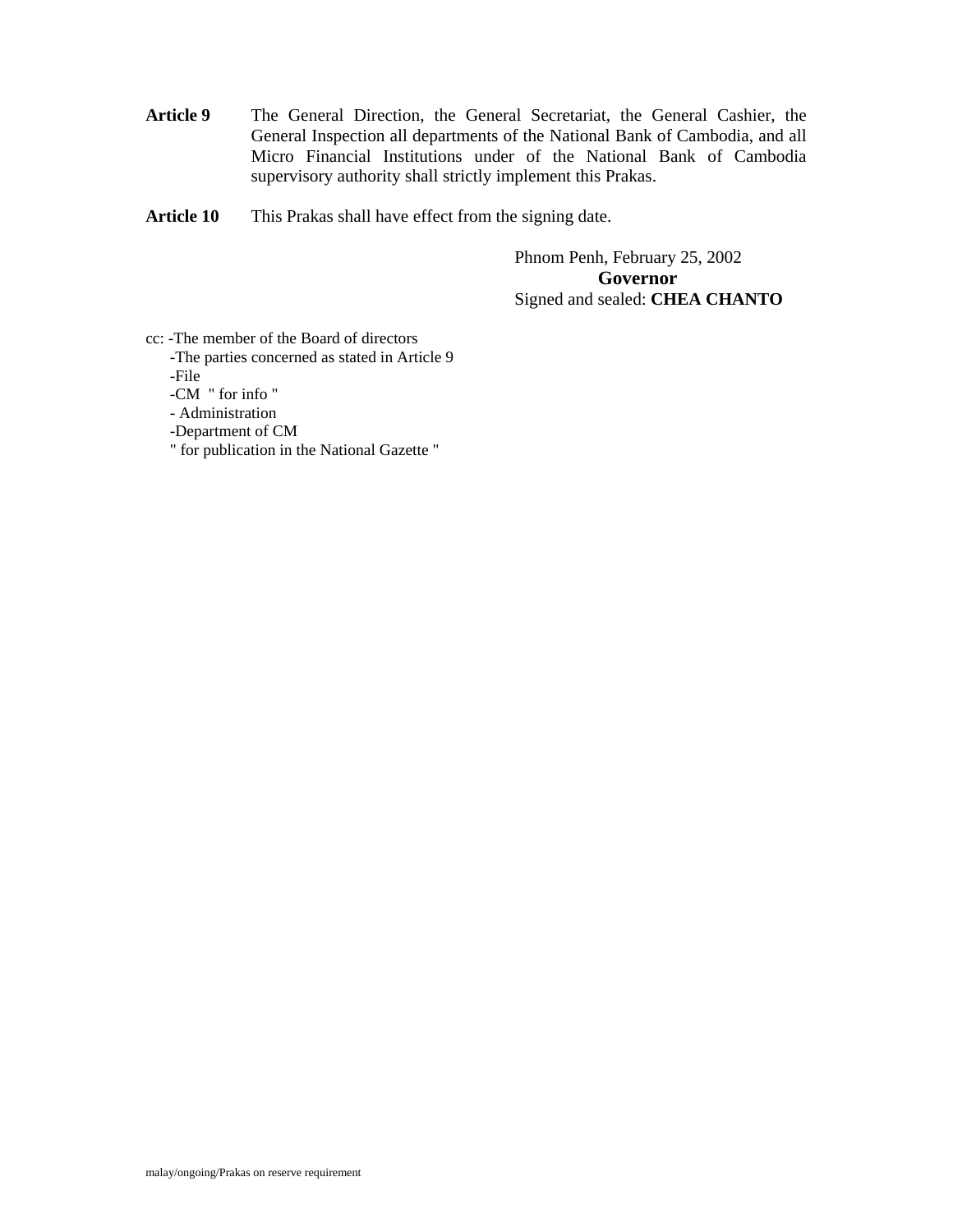**Article 9** The General Direction, the General Secretariat, the General Cashier, the General Inspection all departments of the National Bank of Cambodia, and all Micro Financial Institutions under of the National Bank of Cambodia supervisory authority shall strictly implement this Prakas.

**Article 10** This Prakas shall have effect from the signing date.

Phnom Penh, February 25, 2002

**Governor**

Signed and sealed: **CHEA CHANTO**

cc: -The member of the Board of directors
- -The parties concerned as stated in Article 9
- -File
- -CM " for info "
- - Administration
- -Department of CM
- " for publication in the National Gazette "

malay/ongoing/Prakas on reserve requirement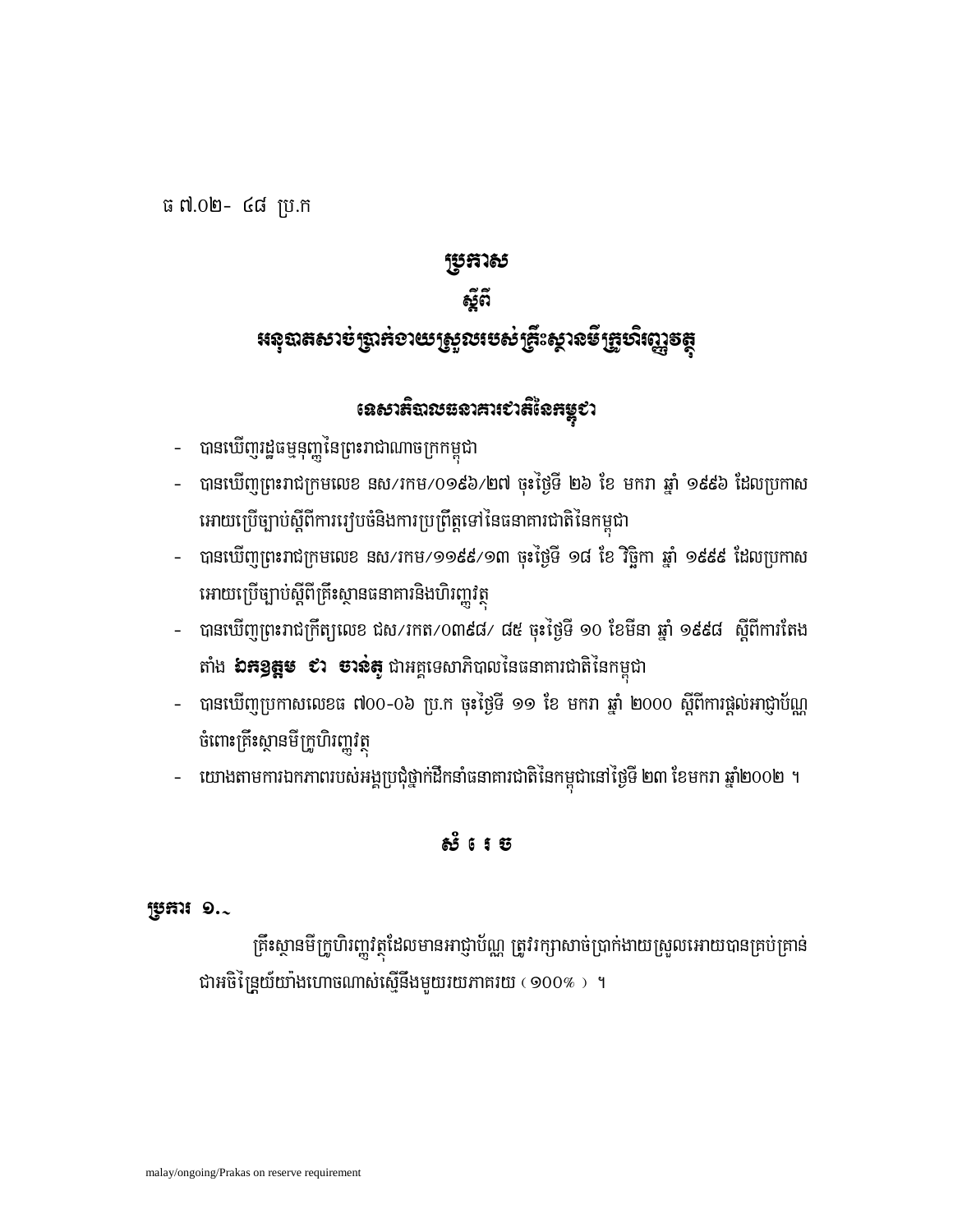ធ ៧.០២- ៤៨ ប្រ.ក

# ប្រកាស

## ស្តីពី

## អនុបាតសាច់ប្រាក់ងាយស្រួលរបស់គ្រឹះស្ថានមីក្រូហិរញ្ញវត្ថុ

### ទេសាភិបាលធនាគារជាតិនៃកម្ពុជា

- បានឃើញរដ្ឋធម្មនុញ្ញនៃព្រះរាជាណាចក្រកម្ពុជា
- បានឃើញព្រះរាជក្រមលេខ នស/រកម/០១៩៦/២៧ ចុះថ្ងៃទី ២៦ ខែ មករា ឆ្នាំ ១៩៩៦ ដែលប្រកាសអោយប្រើច្បាប់ស្តីពីការរៀបចំនិងការប្រព្រឹត្តទៅនៃធនាគារជាតិនៃកម្ពុជា
- បានឃើញព្រះរាជក្រមលេខ នស/រកម/១១៩៩/១៣ ចុះថ្ងៃទី ១៨ ខែ វិច្ឆិកា ឆ្នាំ ១៩៩៩ ដែលប្រកាសអោយប្រើច្បាប់ស្តីពីគ្រឹះស្ថានធនាគារនិងហិរញ្ញវត្ថុ
- បានឃើញព្រះរាជក្រឹត្យលេខ ជស/រកត/០៣៩៨/ ៨៥ ចុះថ្ងៃទី ១០ ខែមីនា ឆ្នាំ ១៩៩៨ ស្តីពីការតែងតាំង **ឯកឧត្តម ជា ចាន់តូ** ជាអគ្គទេសាភិបាលនៃធនាគារជាតិនៃកម្ពុជា
- បានឃើញប្រកាសលេខធ ៧០០-០៦ ប្រ.ក ចុះថ្ងៃទី ១១ ខែ មករា ឆ្នាំ ២០០០ ស្តីពីការផ្តល់អាជ្ញាប័ណ្ណចំពោះគ្រឹះស្ថានមីក្រូហិរញ្ញវត្ថុ
- យោងតាមការឯកភាពរបស់អង្គប្រជុំថ្នាក់ដឹកនាំធនាគារជាតិនៃកម្ពុជានៅថ្ងៃទី ២៣ ខែមករា ឆ្នាំ២០០២ ។

### សំរេច

**ប្រការ ១.-**

គ្រឹះស្ថានមីក្រូហិរញ្ញវត្ថុដែលមានអាជ្ញាប័ណ្ណ ត្រូវរក្សាសាច់ប្រាក់ងាយស្រួលអោយបានគ្រប់គ្រាន់ជាអចិន្ត្រៃយ៍យ៉ាងហោចណាស់ស្មើនឹងមួយរយភាគរយ ( ១០០% ) ។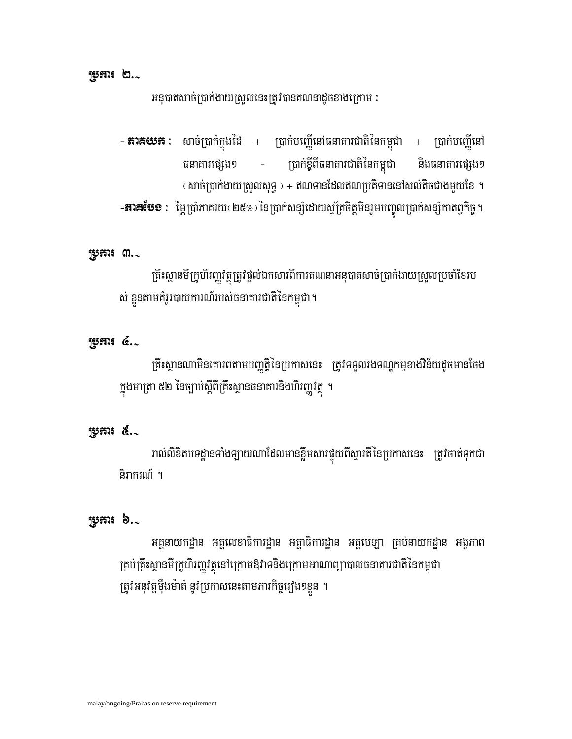**ប្រការ ២.-**

អនុបាតសាច់ប្រាក់ងាយស្រួលនេះត្រូវបានគណនាដូចខាងក្រោម :

- **ភាគយក :** សាច់ប្រាក់ក្នុងដៃ + ប្រាក់បញ្ញើនៅធនាគារជាតិនៃកម្ពុជា + ប្រាក់បញ្ញើនៅធនាគារផ្សេងៗ - ប្រាក់ខ្ចីពីធនាគារជាតិនៃកម្ពុជា និងធនាគារផ្សេងៗ (សាច់ប្រាក់ងាយស្រួលសុទ្ធ) + ឥណទានដែលឥណប្រតិទាននៅសល់តិចជាងមួយខែ ។

-**ភាគបែង :** ម្ភៃប្រាំភាគរយ (២៥%) នៃប្រាក់សន្សំដោយស្ម័គ្រចិត្តមិនរួមបញ្ចូលប្រាក់សន្សំកាតព្វកិច្ច ។

**ប្រការ ៣.-**

គ្រឹះស្ថានមីក្រូហិរញ្ញវត្ថុត្រូវផ្តល់ឯកសារពីការគណនាអនុបាតសាច់ប្រាក់ងាយស្រួលប្រចាំខែរបស់ ខ្លួនតាមគំរូរបាយការណ៍របស់ធនាគារជាតិនៃកម្ពុជា ។

**ប្រការ ៤.-**

គ្រឹះស្ថានណាមិនគោរពតាមបញ្ញត្តិនៃប្រកាសនេះ ត្រូវទទួលរងទណ្ឌកម្មខាងវិន័យដូចមានចែងក្នុងមាត្រា ៥២ នៃច្បាប់ស្តីពីគ្រឹះស្ថានធនាគារនិងហិរញ្ញវត្ថុ ។

**ប្រការ ៥.-**

រាល់លិខិតបទដ្ឋានទាំងឡាយណាដែលមានខ្លឹមសារផ្ទុយពីស្មារតីនៃប្រកាសនេះ ត្រូវចាត់ទុកជានិរាករណ៍ ។

**ប្រការ ៦.-**

អគ្គនាយកដ្ឋាន អគ្គលេខាធិការដ្ឋាន អគ្គាធិការដ្ឋាន អគ្គបេឡា គ្រប់នាយកដ្ឋាន អង្គភាព គ្រប់គ្រឹះស្ថានមីក្រូហិរញ្ញវត្ថុនៅក្រោមឱវាទនិងក្រោមអាណាព្យាបាលធនាគារជាតិនៃកម្ពុជា ត្រូវអនុវត្តម៉ឺងម៉ាត់ នូវប្រកាសនេះតាមភារកិច្ចរៀងៗខ្លួន ។

malay/ongoing/Prakas on reserve requirement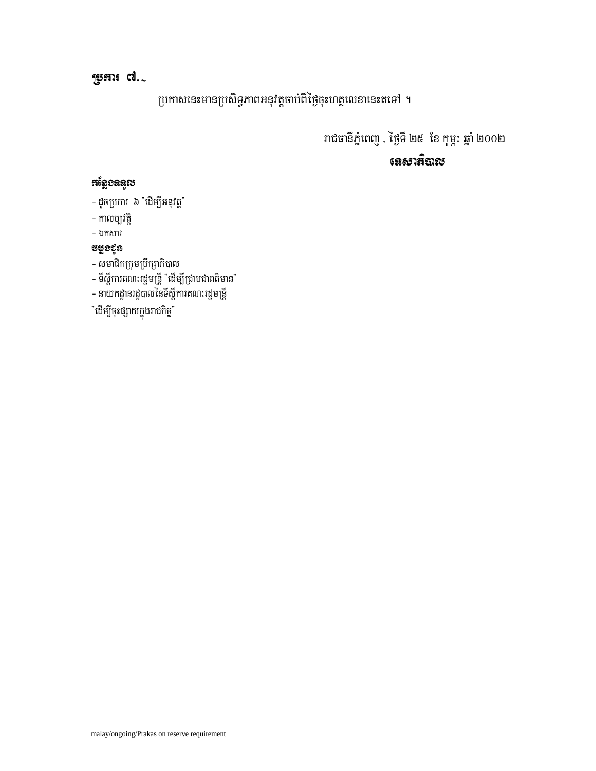**ប្រការ ៧.-**

ប្រកាសនេះមានប្រសិទ្ធភាពអនុវត្តចាប់ពីថ្ងៃចុះហត្ថលេខានេះតទៅ ។

រាជធានីភ្នំពេញ , ថ្ងៃទី ២៥ ខែ កុម្ភៈ ឆ្នាំ ២០០២

**ទេសាភិបាល**

**<u>កន្លែងទទួល</u>**

- ដូចប្រការ ៦ "ដើម្បីអនុវត្ត"
- កាលប្បវត្តិ
- ឯកសារ

**<u>ចម្លងជូន</u>**

- សមាជិកក្រុមប្រឹក្សាភិបាល
- ទីស្តីការគណៈរដ្ឋមន្ត្រី "ដើម្បីជ្រាបជាពត៌មាន"
- នាយកដ្ឋានរដ្ឋបាលនៃទីស្តីការគណៈរដ្ឋមន្ត្រី

"ដើម្បីចុះផ្សាយក្នុងរាជកិច្ច"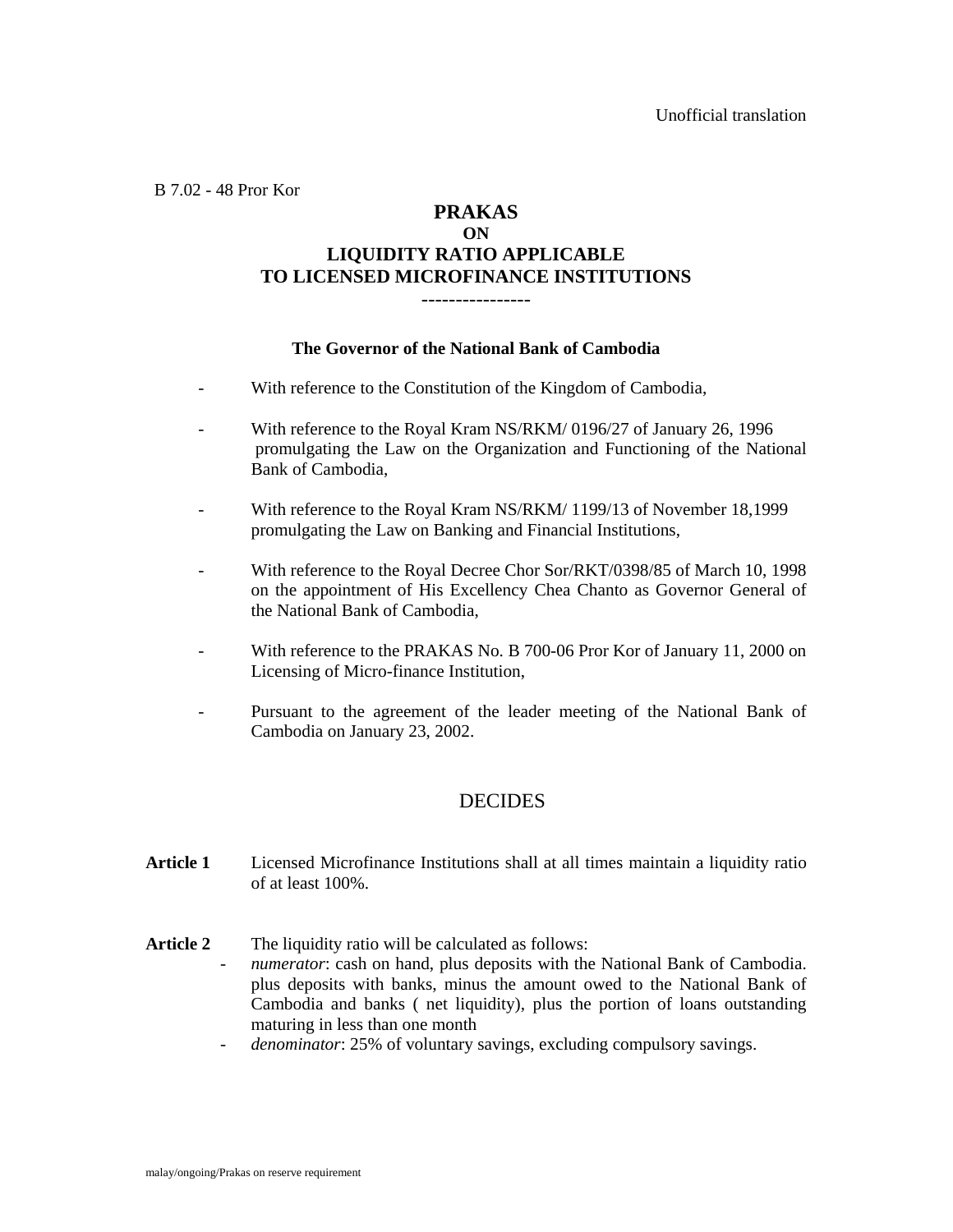Unofficial translation

B 7.02 - 48 Pror Kor

# PRAKAS
## ON
## LIQUIDITY RATIO APPLICABLE TO LICENSED MICROFINANCE INSTITUTIONS

----------------

**The Governor of the National Bank of Cambodia**

- With reference to the Constitution of the Kingdom of Cambodia,
- With reference to the Royal Kram NS/RKM/ 0196/27 of January 26, 1996 promulgating the Law on the Organization and Functioning of the National Bank of Cambodia,
- With reference to the Royal Kram NS/RKM/ 1199/13 of November 18,1999 promulgating the Law on Banking and Financial Institutions,
- With reference to the Royal Decree Chor Sor/RKT/0398/85 of March 10, 1998 on the appointment of His Excellency Chea Chanto as Governor General of the National Bank of Cambodia,
- With reference to the PRAKAS No. B 700-06 Pror Kor of January 11, 2000 on Licensing of Micro-finance Institution,
- Pursuant to the agreement of the leader meeting of the National Bank of Cambodia on January 23, 2002.

DECIDES

**Article 1** Licensed Microfinance Institutions shall at all times maintain a liquidity ratio of at least 100%.

**Article 2** The liquidity ratio will be calculated as follows:

- *numerator*: cash on hand, plus deposits with the National Bank of Cambodia. plus deposits with banks, minus the amount owed to the National Bank of Cambodia and banks ( net liquidity), plus the portion of loans outstanding maturing in less than one month
- *denominator*: 25% of voluntary savings, excluding compulsory savings.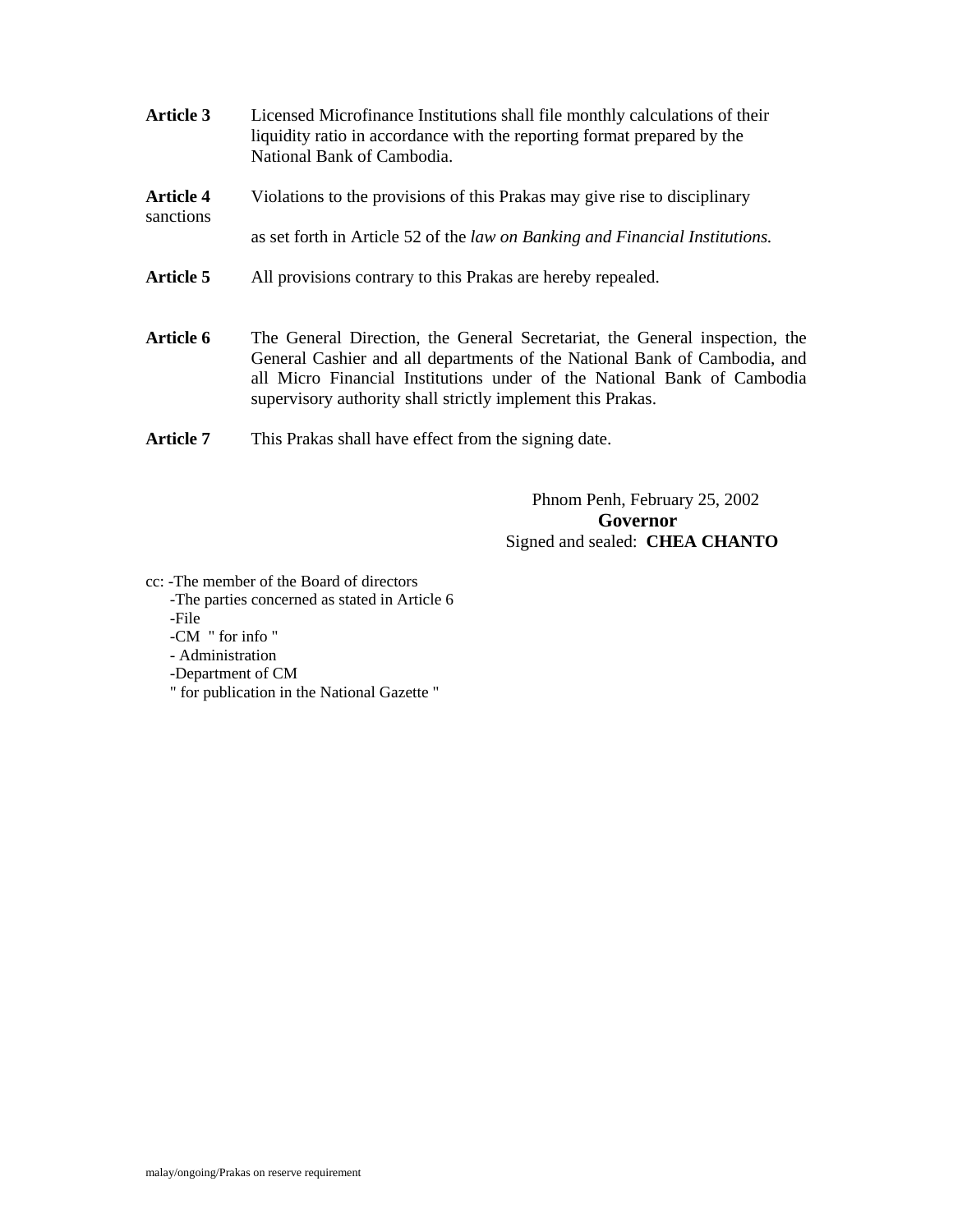**Article 3** Licensed Microfinance Institutions shall file monthly calculations of their liquidity ratio in accordance with the reporting format prepared by the National Bank of Cambodia.

**Article 4** Violations to the provisions of this Prakas may give rise to disciplinary sanctions as set forth in Article 52 of the *law on Banking and Financial Institutions.*

**Article 5** All provisions contrary to this Prakas are hereby repealed.

**Article 6** The General Direction, the General Secretariat, the General inspection, the General Cashier and all departments of the National Bank of Cambodia, and all Micro Financial Institutions under of the National Bank of Cambodia supervisory authority shall strictly implement this Prakas.

**Article 7** This Prakas shall have effect from the signing date.

Phnom Penh, February 25, 2002

**Governor**

Signed and sealed: **CHEA CHANTO**

cc: -The member of the Board of directors
-The parties concerned as stated in Article 6
-File
-CM " for info "
- Administration
-Department of CM
" for publication in the National Gazette "

malay/ongoing/Prakas on reserve requirement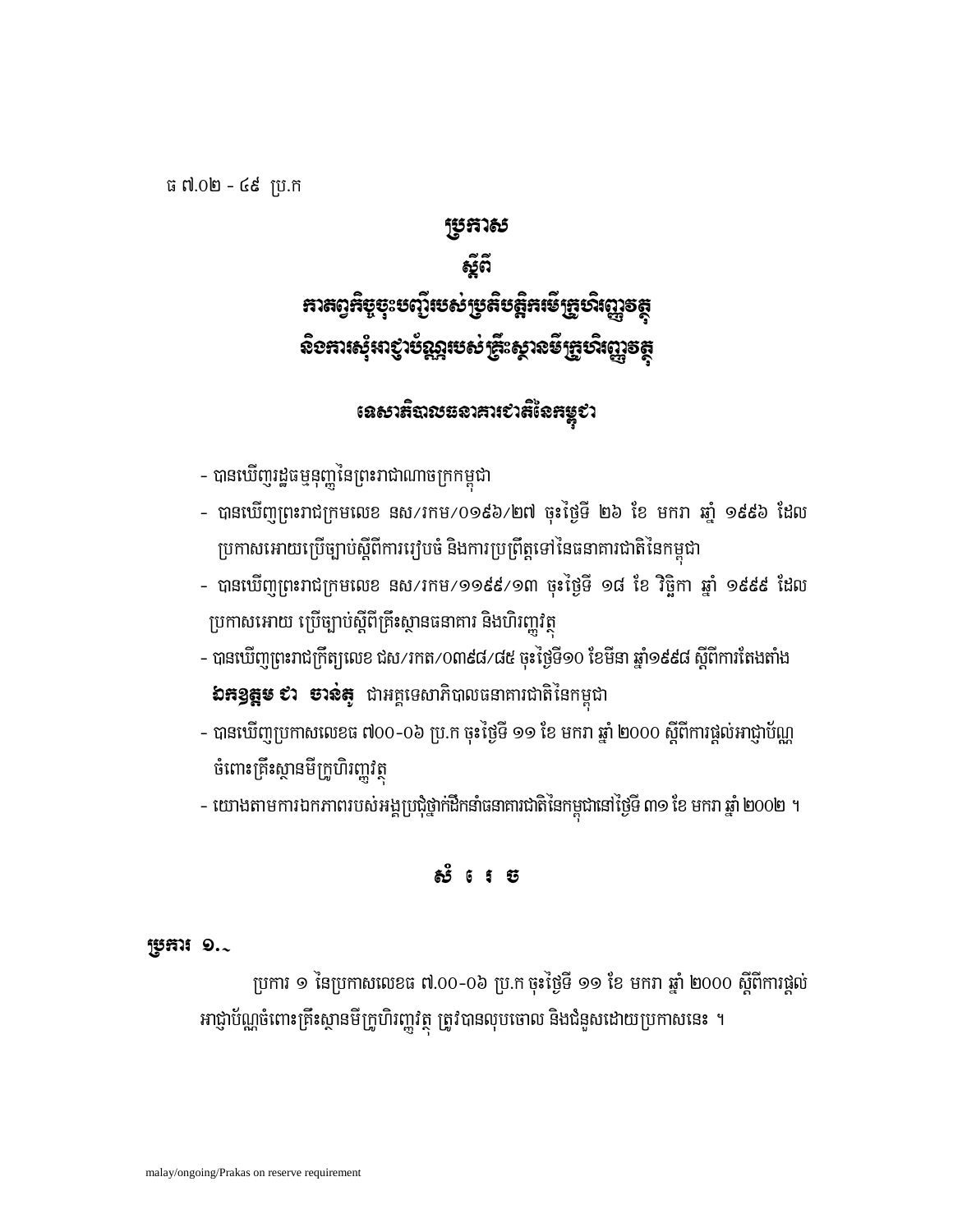ធ ៧.០២ - ៤៩ ប្រ.ក

# ប្រកាស

## ស្តីពី

## ការព្យួរកិច្ចចុះបញ្ជីរបស់ប្រតិបត្តិករមីក្រូហិរញ្ញវត្ថុ និងការសុំអាជ្ញាប័ណ្ណរបស់គ្រឹះស្ថានមីក្រូហិរញ្ញវត្ថុ

## ទេសាភិបាលធនាគារជាតិនៃកម្ពុជា

- បានឃើញរដ្ឋធម្មនុញ្ញនៃព្រះរាជាណាចក្រកម្ពុជា
- បានឃើញព្រះរាជក្រមលេខ នស/រកម/០១៩៦/២៧ ចុះថ្ងៃទី ២៦ ខែ មករា ឆ្នាំ ១៩៩៦ ដែលប្រកាសអោយប្រើច្បាប់ស្តីពីការរៀបចំ និងការប្រព្រឹត្តទៅនៃធនាគារជាតិនៃកម្ពុជា
- បានឃើញព្រះរាជក្រមលេខ នស/រកម/១១៩៩/១៣ ចុះថ្ងៃទី ១៨ ខែ វិច្ឆិកា ឆ្នាំ ១៩៩៩ ដែលប្រកាសអោយ ប្រើច្បាប់ស្តីពីគ្រឹះស្ថានធនាគារ និងហិរញ្ញវត្ថុ
- បានឃើញព្រះរាជក្រឹត្យលេខ ជស/រកត/០៣៩៨/៨៥ ចុះថ្ងៃទី១០ ខែមីនា ឆ្នាំ១៩៩៨ ស្តីពីការតែងតាំង **ឯកឧត្តម ជា ចាន់តូ** ជាអគ្គទេសាភិបាលធនាគារជាតិនៃកម្ពុជា
- បានឃើញប្រកាសលេខធ ៧០០-០៦ ប្រ.ក ចុះថ្ងៃទី ១១ ខែ មករា ឆ្នាំ ២០០០ ស្តីពីការផ្តល់អាជ្ញាប័ណ្ណចំពោះគ្រឹះស្ថានមីក្រូហិរញ្ញវត្ថុ
- យោងតាមការឯកភាពរបស់អង្គប្រជុំថ្នាក់ដឹកនាំធនាគារជាតិនៃកម្ពុជានៅថ្ងៃទី ៣១ ខែ មករា ឆ្នាំ ២០០២ ។

## សំរេច

**ប្រការ ១.-**

ប្រការ ១ នៃប្រកាសលេខធ ៧.០០-០៦ ប្រ.ក ចុះថ្ងៃទី ១១ ខែ មករា ឆ្នាំ ២០០០ ស្តីពីការផ្តល់អាជ្ញាប័ណ្ណចំពោះគ្រឹះស្ថានមីក្រូហិរញ្ញវត្ថុ ត្រូវបានលុបចោល និងជំនួសដោយប្រកាសនេះ ។

malay/ongoing/Prakas on reserve requirement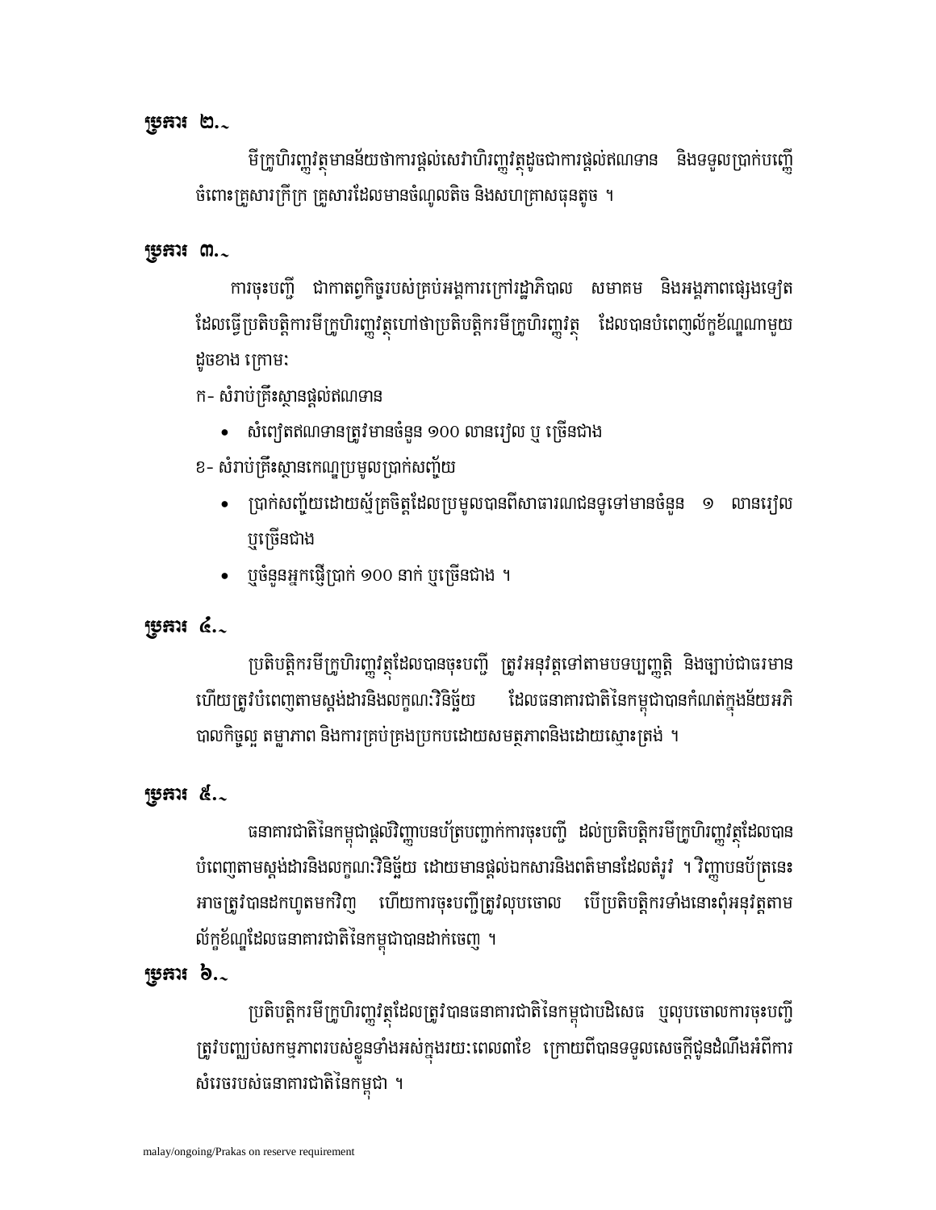**ប្រការ ២.-**

មីក្រូហិរញ្ញវត្ថុមានន័យថាការផ្តល់សេវាហិរញ្ញវត្ថុដូចជាការផ្តល់ឥណទាន និងទទួលប្រាក់បញ្ញើ ចំពោះគ្រួសារក្រីក្រ គ្រួសារដែលមានចំណូលតិច និងសហគ្រាសធុនតូច ។

**ប្រការ ៣.-**

ការចុះបញ្ជី ជាកាតព្វកិច្ចរបស់គ្រប់អង្គការក្រៅរដ្ឋាភិបាល សមាគម និងអង្គភាពផ្សេងទៀត ដែលធ្វើប្រតិបត្តិការមីក្រូហិរញ្ញវត្ថុហៅថាប្រតិបត្តិករមីក្រូហិរញ្ញវត្ថុ ដែលបានបំពេញល័ក្ខខ័ណ្ឌណាមួយ ដូចខាង ក្រោម:

ក- សំរាប់គ្រឹះស្ថានផ្តល់ឥណទាន

- សំពៀតឥណទានត្រូវមានចំនួន ១០០ លានរៀល ឬ ច្រើនជាង

ខ- សំរាប់គ្រឹះស្ថានកេណ្ឌប្រមូលប្រាក់សញ្ច័យ

- ប្រាក់សញ្ច័យដោយស្ម័គ្រចិត្តដែលប្រមូលបានពីសាធារណជនទូទៅមានចំនួន ១ លានរៀល ឬច្រើនជាង
- ឬចំនួនអ្នកផ្ញើប្រាក់ ១០០ នាក់ ឬច្រើនជាង ។

**ប្រការ ៤.-**

ប្រតិបត្តិករមីក្រូហិរញ្ញវត្ថុដែលបានចុះបញ្ជី ត្រូវអនុវត្តទៅតាមបទប្បញ្ញត្តិ និងច្បាប់ជាធរមាន ហើយត្រូវបំពេញតាមស្តង់ដារនិងលក្ខណៈវិនិច្ឆ័យ ដែលធនាគារជាតិនៃកម្ពុជាបានកំណត់ក្នុងន័យអភិបាលកិច្ចល្អ តម្លាភាព និងការគ្រប់គ្រងប្រកបដោយសមត្ថភាពនិងដោយស្មោះត្រង់ ។

**ប្រការ ៥.-**

ធនាគារជាតិនៃកម្ពុជាផ្តល់វិញ្ញាបនប័ត្របញ្ជាក់ការចុះបញ្ជី ដល់ប្រតិបត្តិករមីក្រូហិរញ្ញវត្ថុដែលបាន បំពេញតាមស្តង់ដារនិងលក្ខណៈវិនិច្ឆ័យ ដោយមានផ្តល់ឯកសារនិងពត៌មានដែលតំរូវ ។ វិញ្ញាបនប័ត្រនេះ អាចត្រូវបានដកហូតមកវិញ ហើយការចុះបញ្ជីត្រូវលុបចោល បើប្រតិបត្តិករទាំងនោះពុំអនុវត្តតាម ល័ក្ខខ័ណ្ឌដែលធនាគារជាតិនៃកម្ពុជាបានដាក់ចេញ ។

**ប្រការ ៦.-**

ប្រតិបត្តិករមីក្រូហិរញ្ញវត្ថុដែលត្រូវបានធនាគារជាតិនៃកម្ពុជាបដិសេធ ឬលុបចោលការចុះបញ្ជី ត្រូវបញ្ឈប់សកម្មភាពរបស់ខ្លួនទាំងអស់ក្នុងរយៈពេល៣ខែ ក្រោយពីបានទទួលសេចក្តីជូនដំណឹងអំពីការ សំរេចរបស់ធនាគារជាតិនៃកម្ពុជា ។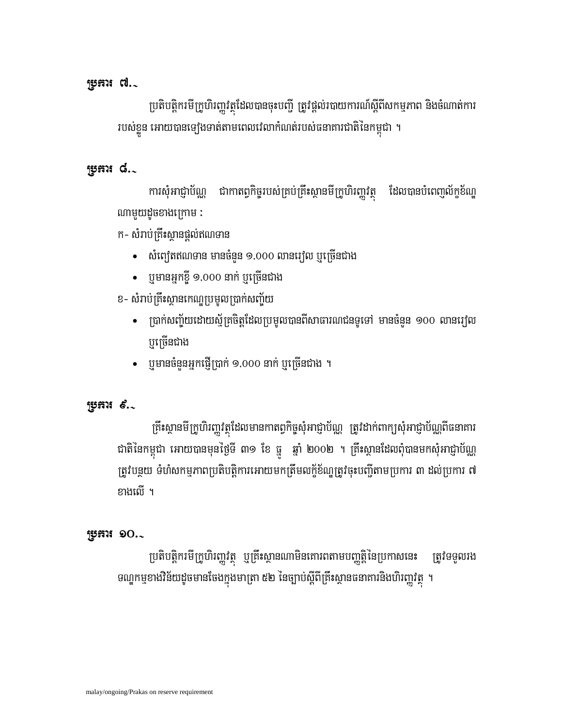## ប្រការ ៧.-

ប្រតិបត្តិករមីក្រូហិរញ្ញវត្ថុដែលបានចុះបញ្ជី ត្រូវផ្តល់របាយការណ៍ស្តីពីសកម្មភាព និងចំណាត់ការរបស់ខ្លួន អោយបានទៀងទាត់តាមពេលវេលាកំណត់របស់ធនាគារជាតិនៃកម្ពុជា ។

## ប្រការ ៨.-

ការសុំអាជ្ញាប័ណ្ណ ជាកាតព្វកិច្ចរបស់គ្រប់គ្រឹះស្ថានមីក្រូហិរញ្ញវត្ថុ ដែលបានបំពេញល័ក្ខខ័ណ្ឌណាមួយដូចខាងក្រោម :

ក- សំរាប់គ្រឹះស្ថានផ្តល់ឥណទាន

- សំពៀតឥណទាន មានចំនួន ១,០០០ លានរៀល ឬច្រើនជាង
- ឬមានអ្នកខ្ចី ១,០០០ នាក់ ឬច្រើនជាង

ខ- សំរាប់គ្រឹះស្ថានកេណ្ឌប្រមូលប្រាក់សញ្ញើ

- ប្រាក់សញ្ញើដោយស្ម័គ្រចិត្តដែលប្រមូលបានពីសាធារណជនទូទៅ មានចំនួន ១០០ លានរៀល ឬច្រើនជាង
- ឬមានចំនួនអ្នកផ្ញើប្រាក់ ១,០០០ នាក់ ឬច្រើនជាង ។

## ប្រការ ៩.-

គ្រឹះស្ថានមីក្រូហិរញ្ញវត្ថុដែលមានកាតព្វកិច្ចសុំអាជ្ញាប័ណ្ណ ត្រូវដាក់ពាក្យសុំអាជ្ញាប័ណ្ណពីធនាគារជាតិនៃកម្ពុជា អោយបានមុនថ្ងៃទី ៣១ ខែ ធ្នូ ឆ្នាំ ២០០២ ។ គ្រឹះស្ថានដែលពុំបានមកសុំអាជ្ញាប័ណ្ណ ត្រូវបន្ថយ ទំហំសកម្មភាពប្រតិបត្តិការអោយមកត្រឹមលក្ខខ័ណ្ឌត្រូវចុះបញ្ជីតាមប្រការ ៣ ដល់ប្រការ ៧ ខាងលើ ។

## ប្រការ ១០.-

ប្រតិបត្តិករមីក្រូហិរញ្ញវត្ថុ ឬគ្រឹះស្ថានណាមិនគោរពតាមបញ្ញត្តិនៃប្រកាសនេះ ត្រូវទទួលរងទណ្ឌកម្មខាងវិន័យដូចមានចែងក្នុងមាត្រា ៥២ នៃច្បាប់ស្តីពីគ្រឹះស្ថានធនាគារនិងហិរញ្ញវត្ថុ ។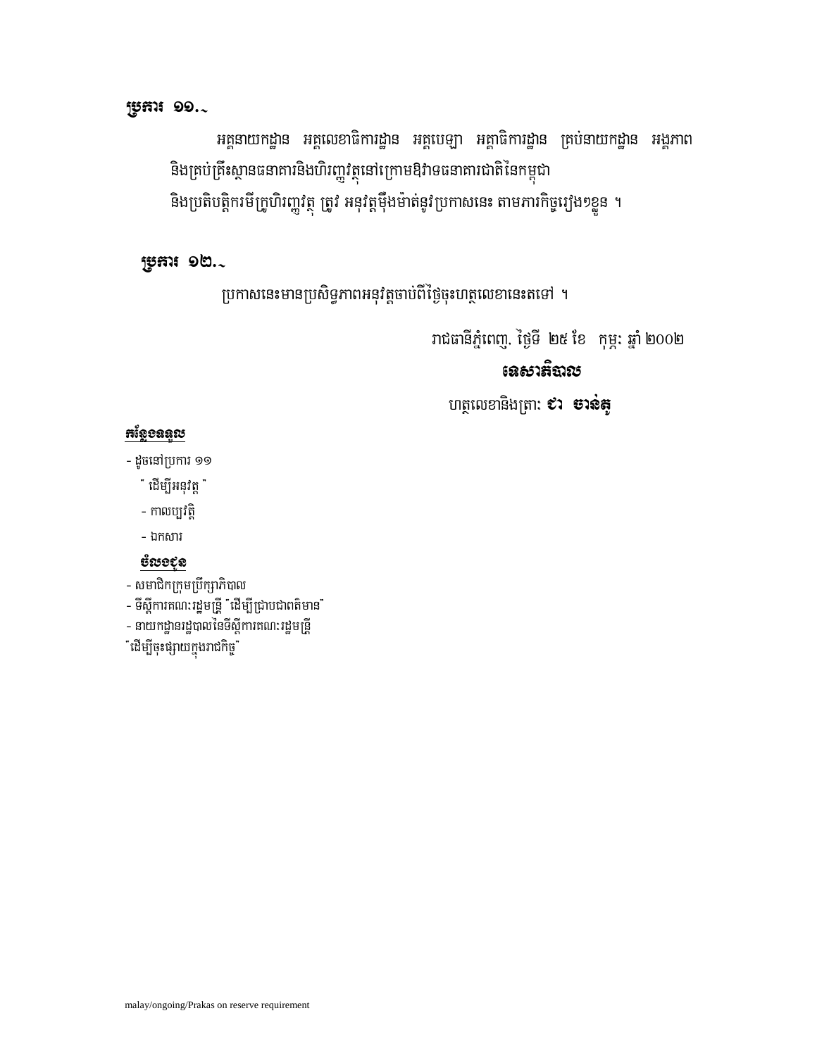**ប្រការ ១១.-**

អគ្គនាយកដ្ឋាន អគ្គលេខាធិការដ្ឋាន អគ្គបេឡា អគ្គាធិការដ្ឋាន គ្រប់នាយកដ្ឋាន អង្គភាព និងគ្រប់គ្រឹះស្ថានធនាគារនិងហិរញ្ញវត្ថុនៅក្រោមឱវាទធនាគារជាតិនៃកម្ពុជា និងប្រតិបត្តិករមីក្រូហិរញ្ញវត្ថុ ត្រូវ អនុវត្តម៉ឺងម៉ាត់នូវប្រកាសនេះ តាមភារកិច្ចរៀងៗខ្លួន ។

**ប្រការ ១២.-**

ប្រកាសនេះមានប្រសិទ្ធភាពអនុវត្តចាប់ពីថ្ងៃចុះហត្ថលេខានេះតទៅ ។

រាជធានីភ្នំពេញ, ថ្ងៃទី ២៥ ខែ កុម្ភៈ ឆ្នាំ ២០០២

**ទេសាភិបាល**

ហត្ថលេខានិងត្រា: **ជា ចាន់តូ**

**កន្លែងទទួល**

- ដូចនៅប្រការ ១១
  "ដើម្បីអនុវត្ត"
  - កាលប្បវត្តិ
  - ឯកសារ

**ចំលងជូន**

- សមាជិកក្រុមប្រឹក្សាភិបាល
- ទីស្តីការគណៈរដ្ឋមន្ត្រី "ដើម្បីជ្រាបជាពត៌មាន"
- នាយកដ្ឋានរដ្ឋបាលនៃទីស្តីការគណៈរដ្ឋមន្ត្រី
"ដើម្បីចុះផ្សាយក្នុងរាជកិច្ច"

malay/ongoing/Prakas on reserve requirement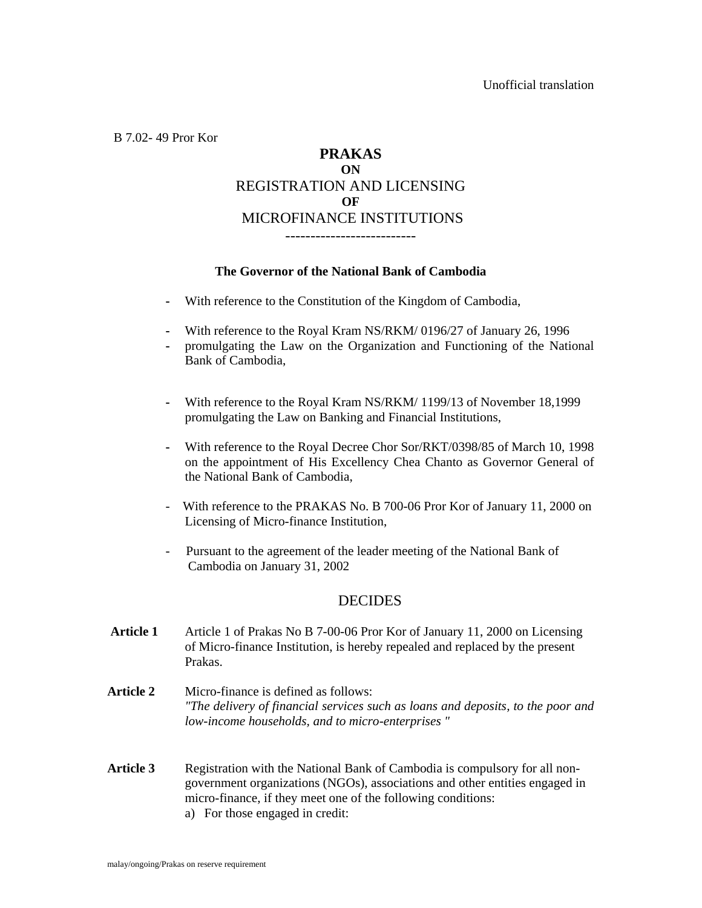Unofficial translation

B 7.02- 49 Pror Kor

# PRAKAS
## ON
## REGISTRATION AND LICENSING
## OF
## MICROFINANCE INSTITUTIONS

--------------------------

**The Governor of the National Bank of Cambodia**

- With reference to the Constitution of the Kingdom of Cambodia,
- With reference to the Royal Kram NS/RKM/ 0196/27 of January 26, 1996
- promulgating the Law on the Organization and Functioning of the National Bank of Cambodia,
- With reference to the Royal Kram NS/RKM/ 1199/13 of November 18,1999 promulgating the Law on Banking and Financial Institutions,
- With reference to the Royal Decree Chor Sor/RKT/0398/85 of March 10, 1998 on the appointment of His Excellency Chea Chanto as Governor General of the National Bank of Cambodia,
- With reference to the PRAKAS No. B 700-06 Pror Kor of January 11, 2000 on Licensing of Micro-finance Institution,
- Pursuant to the agreement of the leader meeting of the National Bank of Cambodia on January 31, 2002

DECIDES

**Article 1** Article 1 of Prakas No B 7-00-06 Pror Kor of January 11, 2000 on Licensing of Micro-finance Institution, is hereby repealed and replaced by the present Prakas.

**Article 2** Micro-finance is defined as follows:
*"The delivery of financial services such as loans and deposits, to the poor and low-income households, and to micro-enterprises "*

**Article 3** Registration with the National Bank of Cambodia is compulsory for all non-government organizations (NGOs), associations and other entities engaged in micro-finance, if they meet one of the following conditions:

a) For those engaged in credit:

malay/ongoing/Prakas on reserve requirement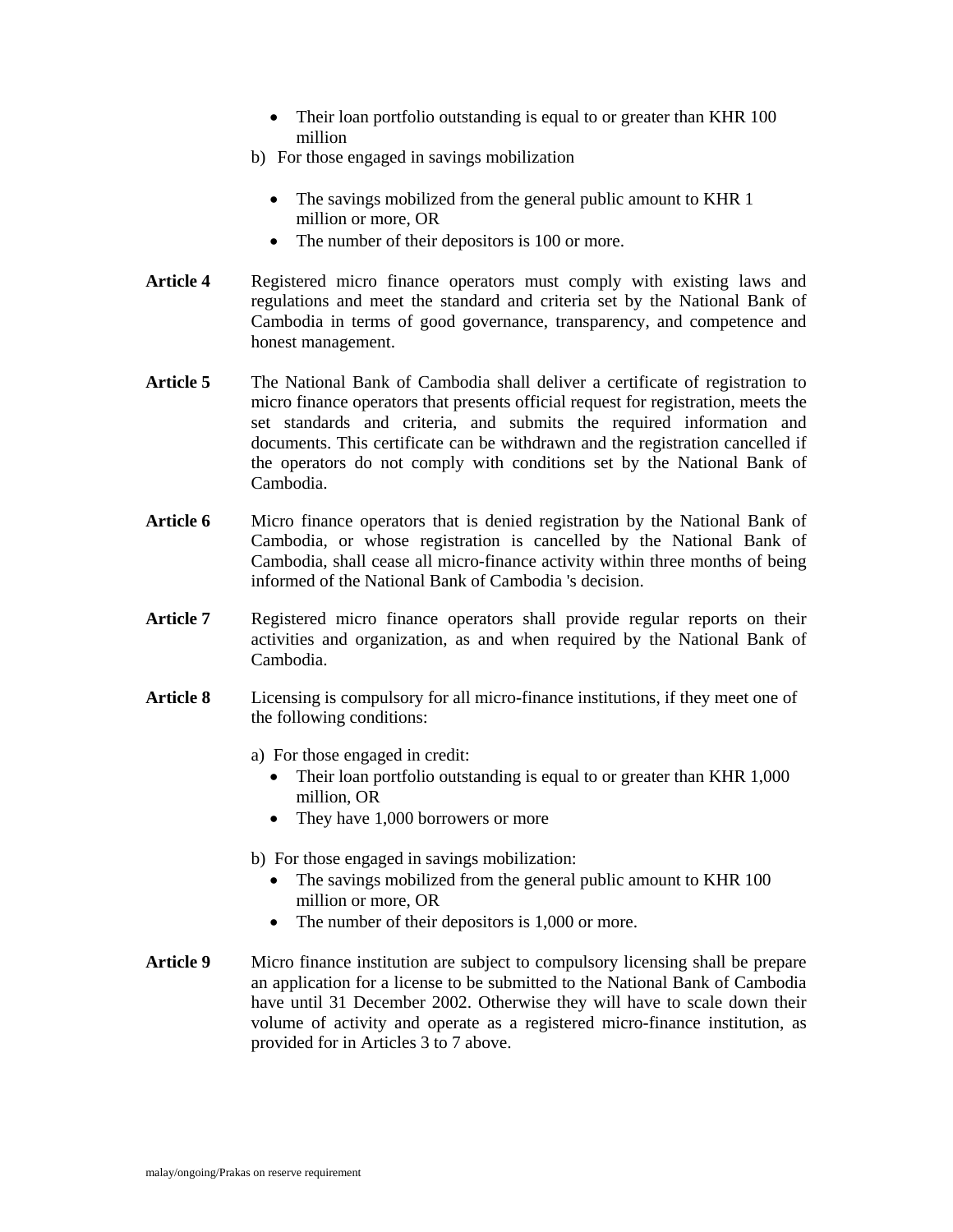- Their loan portfolio outstanding is equal to or greater than KHR 100 million

b) For those engaged in savings mobilization

- The savings mobilized from the general public amount to KHR 1 million or more, OR
- The number of their depositors is 100 or more.

**Article 4** Registered micro finance operators must comply with existing laws and regulations and meet the standard and criteria set by the National Bank of Cambodia in terms of good governance, transparency, and competence and honest management.

**Article 5** The National Bank of Cambodia shall deliver a certificate of registration to micro finance operators that presents official request for registration, meets the set standards and criteria, and submits the required information and documents. This certificate can be withdrawn and the registration cancelled if the operators do not comply with conditions set by the National Bank of Cambodia.

**Article 6** Micro finance operators that is denied registration by the National Bank of Cambodia, or whose registration is cancelled by the National Bank of Cambodia, shall cease all micro-finance activity within three months of being informed of the National Bank of Cambodia 's decision.

**Article 7** Registered micro finance operators shall provide regular reports on their activities and organization, as and when required by the National Bank of Cambodia.

**Article 8** Licensing is compulsory for all micro-finance institutions, if they meet one of the following conditions:

a) For those engaged in credit:

- Their loan portfolio outstanding is equal to or greater than KHR 1,000 million, OR
- They have 1,000 borrowers or more

b) For those engaged in savings mobilization:

- The savings mobilized from the general public amount to KHR 100 million or more, OR
- The number of their depositors is 1,000 or more.

**Article 9** Micro finance institution are subject to compulsory licensing shall be prepare an application for a license to be submitted to the National Bank of Cambodia have until 31 December 2002. Otherwise they will have to scale down their volume of activity and operate as a registered micro-finance institution, as provided for in Articles 3 to 7 above.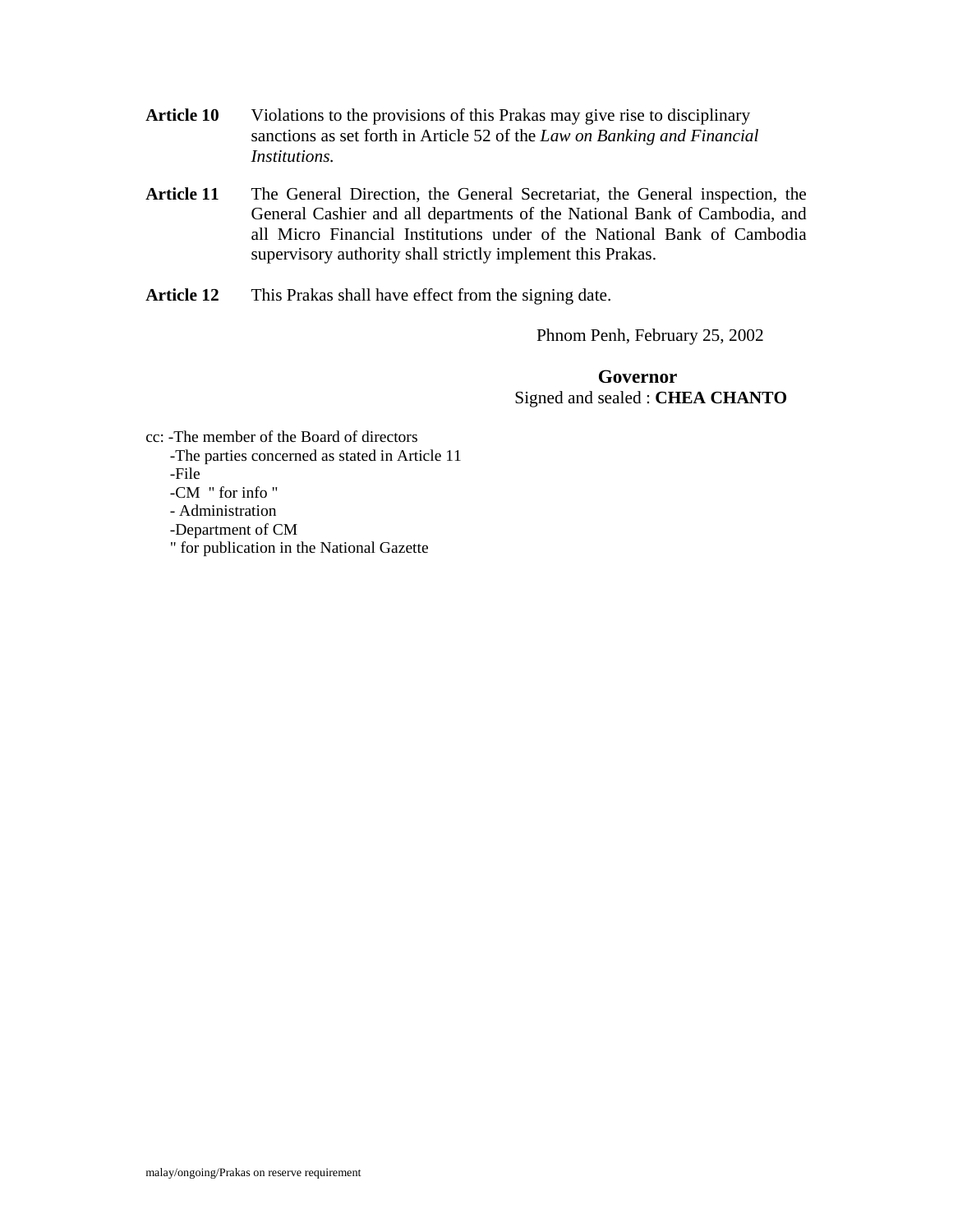**Article 10** Violations to the provisions of this Prakas may give rise to disciplinary sanctions as set forth in Article 52 of the *Law on Banking and Financial Institutions.*

**Article 11** The General Direction, the General Secretariat, the General inspection, the General Cashier and all departments of the National Bank of Cambodia, and all Micro Financial Institutions under of the National Bank of Cambodia supervisory authority shall strictly implement this Prakas.

**Article 12** This Prakas shall have effect from the signing date.

Phnom Penh, February 25, 2002

**Governor**
Signed and sealed : **CHEA CHANTO**

cc: -The member of the Board of directors
-The parties concerned as stated in Article 11
-File
-CM " for info "
- Administration
-Department of CM
" for publication in the National Gazette

malay/ongoing/Prakas on reserve requirement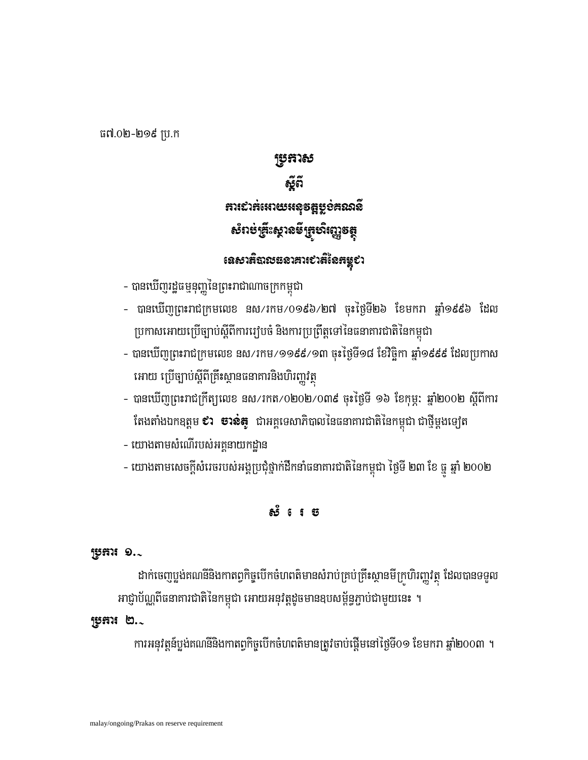ធ៧.០២-២១៩ ប្រ.ក

# ប្រកាស
# ស្តីពី
# ការដាក់អោយអនុវត្តប្លង់គណនី
# សំរាប់គ្រឹះស្ថានមីក្រូហិរញ្ញវត្ថុ

## ទេសាភិបាលធនាគារជាតិនៃកម្ពុជា

- បានឃើញរដ្ឋធម្មនុញ្ញនៃព្រះរាជាណាចក្រកម្ពុជា
- បានឃើញព្រះរាជក្រមលេខ នស/រកម/០១៩៦/២៧ ចុះថ្ងៃទី២៦ ខែមករា ឆ្នាំ១៩៩៦ ដែលប្រកាសអោយប្រើច្បាប់ស្តីពីការរៀបចំ និងការប្រព្រឹត្តទៅនៃធនាគារជាតិនៃកម្ពុជា
- បានឃើញព្រះរាជក្រមលេខ នស/រកម/១១៩៩/១៣ ចុះថ្ងៃទី១៨ ខែវិច្ឆិកា ឆ្នាំ១៩៩៩ ដែលប្រកាសអោយ ប្រើច្បាប់ស្តីពីគ្រឹះស្ថានធនាគារនិងហិរញ្ញវត្ថុ
- បានឃើញព្រះរាជក្រឹត្យលេខ នស/រកត/០២០២/០៣៩ ចុះថ្ងៃទី ១៦ ខែកុម្ភៈ ឆ្នាំ២០០២ ស្តីពីការតែងតាំងឯកឧត្តម **ជា ចាន់ត្ន** ជាអគ្គទេសាភិបាលនៃធនាគារជាតិនៃកម្ពុជា ជាថ្មីម្តងទៀត
- យោងតាមសំណើរបស់អគ្គនាយកដ្ឋាន
- យោងតាមសេចក្តីសំរេចរបស់អង្គប្រជុំថ្នាក់ដឹកនាំធនាគារជាតិនៃកម្ពុជា ថ្ងៃទី ២៣ ខែ ធ្នូ ឆ្នាំ ២០០២

## សំ រេ ច

**ប្រការ ១.-**

ដាក់ចេញប្លង់គណនីនិងកាតព្វកិច្ចបើកចំហពត៌មានសំរាប់គ្រប់គ្រឹះស្ថានមីក្រូហិរញ្ញវត្ថុ ដែលបានទទួលអាជ្ញាប័ណ្ណពីធនាគារជាតិនៃកម្ពុជា អោយអនុវត្តដូចមានឧបសម្ព័ន្ធភ្ជាប់ជាមួយនេះ ។

**ប្រការ ២.-**

ការអនុវត្តន៍ប្លង់គណនីនិងកាតព្វកិច្ចបើកចំហពត៌មានត្រូវចាប់ផ្តើមនៅថ្ងៃទី០១ ខែមករា ឆ្នាំ២០០៣ ។

malay/ongoing/Prakas on reserve requirement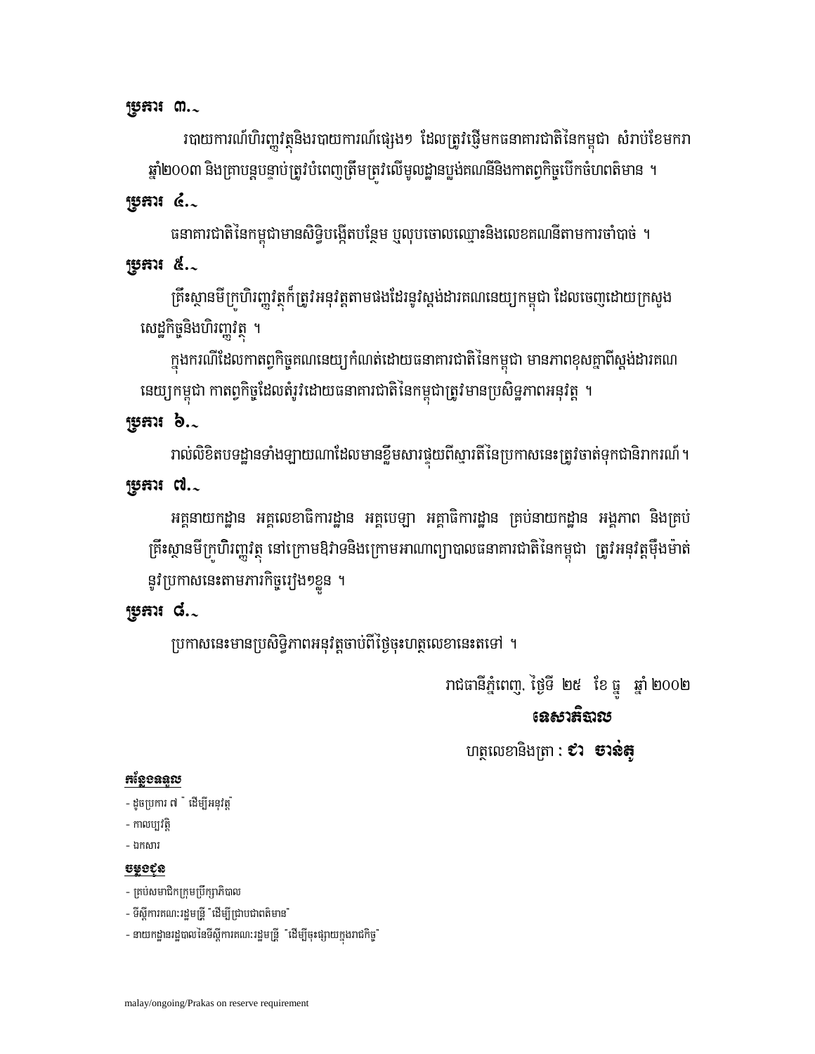**ប្រការ ៣.-**

របាយការណ៍ហិរញ្ញវត្ថុនិងរបាយការណ៍ផ្សេងៗ ដែលត្រូវផ្ញើមកធនាគារជាតិនៃកម្ពុជា សំរាប់ខែមករា ឆ្នាំ២០០៣ និងគ្រាបន្តបន្ទាប់ត្រូវបំពេញត្រឹមត្រូវលើមូលដ្ឋានប្លង់គណនីនិងកាតព្វកិច្ចបើកចំហពតិមាន ។

**ប្រការ ៤.-**

ធនាគារជាតិនៃកម្ពុជាមានសិទ្ធិបង្កើតបន្ថែម ឬលុបចោលឈ្មោះនិងលេខគណនីតាមការចាំបាច់ ។

**ប្រការ ៥.-**

គ្រឹះស្ថានមីក្រូហិរញ្ញវត្ថុក៏ត្រូវអនុវត្តតាមផងដែរនូវស្តង់ដារគណនេយ្យកម្ពុជា ដែលចេញដោយក្រសួងសេដ្ឋកិច្ចនិងហិរញ្ញវត្ថុ ។

ក្នុងករណីដែលកាតព្វកិច្ចគណនេយ្យកំណត់ដោយធនាគារជាតិនៃកម្ពុជា មានភាពខុសគ្នាពីស្តង់ដារគណនេយ្យកម្ពុជា កាតព្វកិច្ចដែលតំរូវដោយធនាគារជាតិនៃកម្ពុជាត្រូវមានប្រសិទ្ធភាពអនុវត្ត ។

**ប្រការ ៦.-**

រាល់លិខិតបទដ្ឋានទាំងឡាយណាដែលមានខ្លឹមសារផ្ទុយពីស្មារតីនៃប្រកាសនេះត្រូវចាត់ទុកជានិរាករណ៍ ។

**ប្រការ ៧.-**

អគ្គនាយកដ្ឋាន អគ្គលេខាធិការដ្ឋាន អគ្គបេឡា អគ្គាធិការដ្ឋាន គ្រប់នាយកដ្ឋាន អង្គភាព និងគ្រប់គ្រឹះស្ថានមីក្រូហិរញ្ញវត្ថុ នៅក្រោមឱវាទនិងក្រោមអាណាព្យាបាលធនាគារជាតិនៃកម្ពុជា ត្រូវអនុវត្តម៉ឺងម៉ាត់នូវប្រកាសនេះតាមភារកិច្ចរៀងៗខ្លួន ។

**ប្រការ ៨.-**

ប្រកាសនេះមានប្រសិទ្ធិភាពអនុវត្តចាប់ពីថ្ងៃចុះហត្ថលេខានេះតទៅ ។

រាជធានីភ្នំពេញ, ថ្ងៃទី ២៥ ខែ ធ្នូ ឆ្នាំ ២០០២

**ទេសាភិបាល**

ហត្ថលេខានិងត្រា : **ជា ចាន់តូ**

**កន្លែងទទួល**

- ដូចប្រការ ៧ " ដើម្បីអនុវត្ត"
- កាលប្បវត្តិ
- ឯកសារ

**ចម្លងជូន**

- គ្រប់សមាជិកក្រុមប្រឹក្សាភិបាល
- ទីស្តីការគណៈរដ្ឋមន្ត្រី "ដើម្បីជ្រាបជាពតិមាន"
- នាយកដ្ឋានរដ្ឋបាលនៃទីស្តីការគណៈរដ្ឋមន្ត្រី "ដើម្បីចុះផ្សាយក្នុងរាជកិច្ច"

malay/ongoing/Prakas on reserve requirement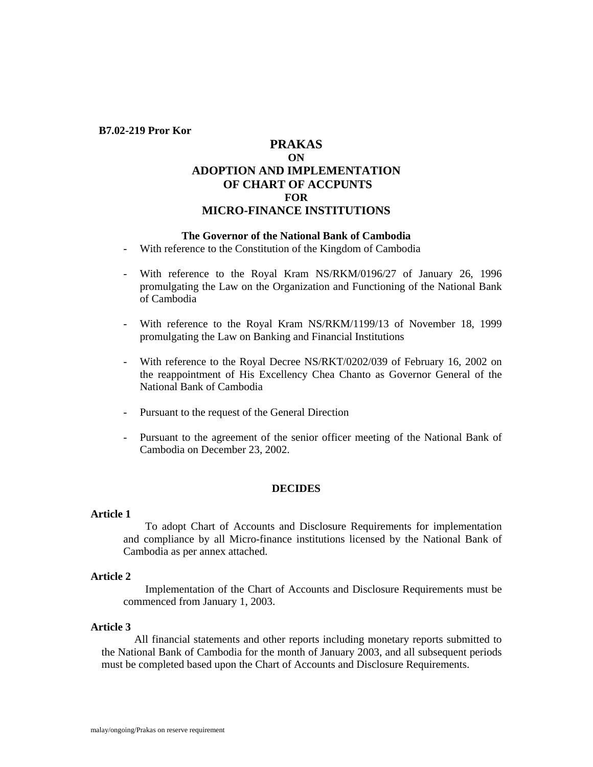**B7.02-219 Pror Kor**

# PRAKAS
## ON
## ADOPTION AND IMPLEMENTATION OF CHART OF ACCPUNTS
## FOR
## MICRO-FINANCE INSTITUTIONS

**The Governor of the National Bank of Cambodia**

- With reference to the Constitution of the Kingdom of Cambodia
- With reference to the Royal Kram NS/RKM/0196/27 of January 26, 1996 promulgating the Law on the Organization and Functioning of the National Bank of Cambodia
- With reference to the Royal Kram NS/RKM/1199/13 of November 18, 1999 promulgating the Law on Banking and Financial Institutions
- With reference to the Royal Decree NS/RKT/0202/039 of February 16, 2002 on the reappointment of His Excellency Chea Chanto as Governor General of the National Bank of Cambodia
- Pursuant to the request of the General Direction
- Pursuant to the agreement of the senior officer meeting of the National Bank of Cambodia on December 23, 2002.

**DECIDES**

**Article 1**

To adopt Chart of Accounts and Disclosure Requirements for implementation and compliance by all Micro-finance institutions licensed by the National Bank of Cambodia as per annex attached.

**Article 2**

Implementation of the Chart of Accounts and Disclosure Requirements must be commenced from January 1, 2003.

**Article 3**

All financial statements and other reports including monetary reports submitted to the National Bank of Cambodia for the month of January 2003, and all subsequent periods must be completed based upon the Chart of Accounts and Disclosure Requirements.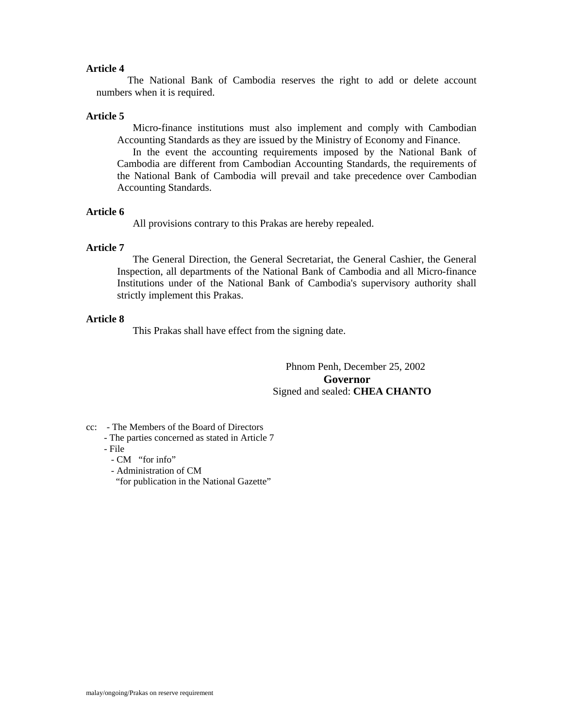**Article 4**

The National Bank of Cambodia reserves the right to add or delete account numbers when it is required.

**Article 5**

Micro-finance institutions must also implement and comply with Cambodian Accounting Standards as they are issued by the Ministry of Economy and Finance.

In the event the accounting requirements imposed by the National Bank of Cambodia are different from Cambodian Accounting Standards, the requirements of the National Bank of Cambodia will prevail and take precedence over Cambodian Accounting Standards.

**Article 6**

All provisions contrary to this Prakas are hereby repealed.

**Article 7**

The General Direction, the General Secretariat, the General Cashier, the General Inspection, all departments of the National Bank of Cambodia and all Micro-finance Institutions under of the National Bank of Cambodia's supervisory authority shall strictly implement this Prakas.

**Article 8**

This Prakas shall have effect from the signing date.

Phnom Penh, December 25, 2002

**Governor**

Signed and sealed: **CHEA CHANTO**

cc: - The Members of the Board of Directors
- The parties concerned as stated in Article 7
- File
  - CM "for info"
  - Administration of CM
    "for publication in the National Gazette"

malay/ongoing/Prakas on reserve requirement